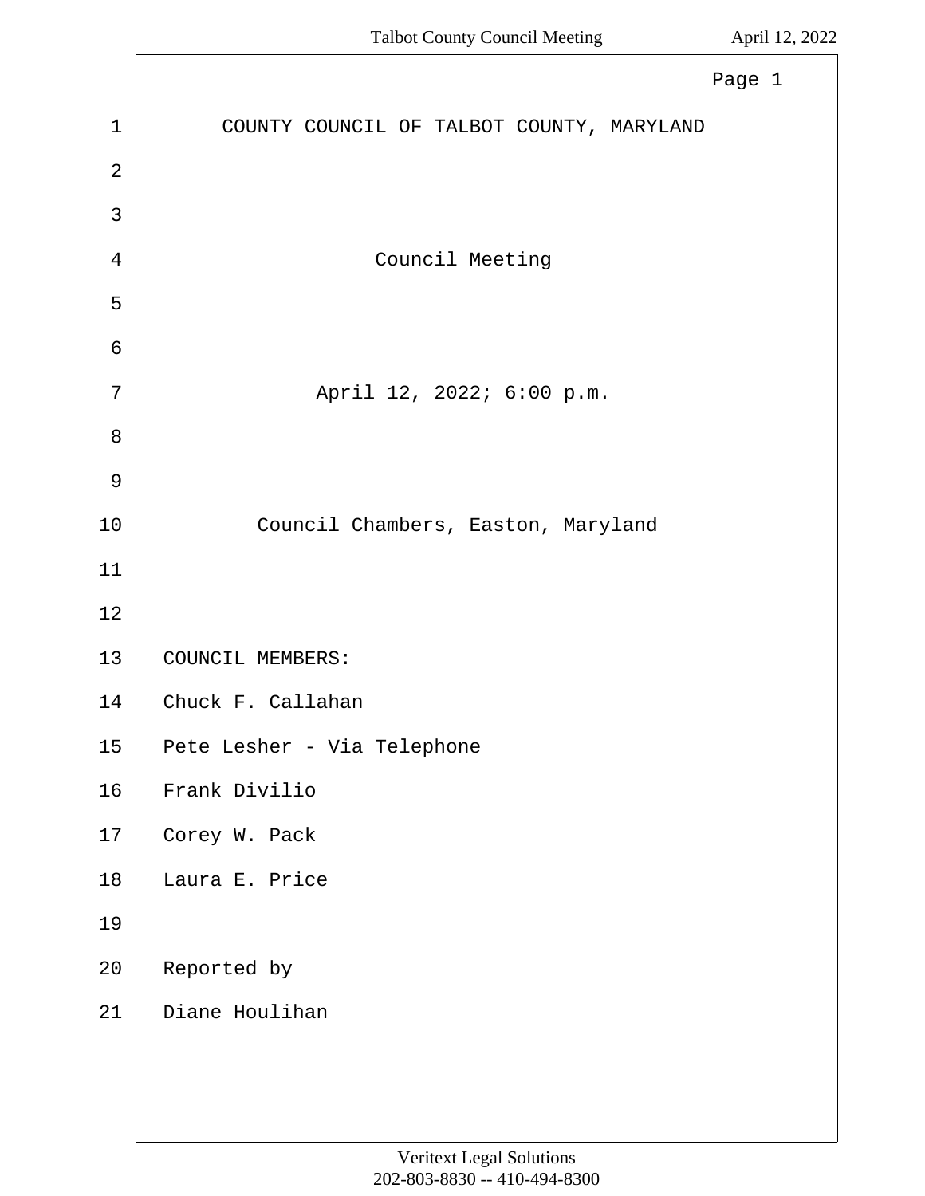# COUNTY COUNCIL OF TALBOT COUNTY, MARYLAND

## Council Meeting

April 12, 2022; 6:00 p.m.

Council Chambers, Easton, Maryland

COUNCIL MEMBERS:

Chuck F. Callahan

Pete Lesher - Via Telephone

Frank Divilio

Corey W. Pack

Laura E. Price

Reported by

Diane Houlihan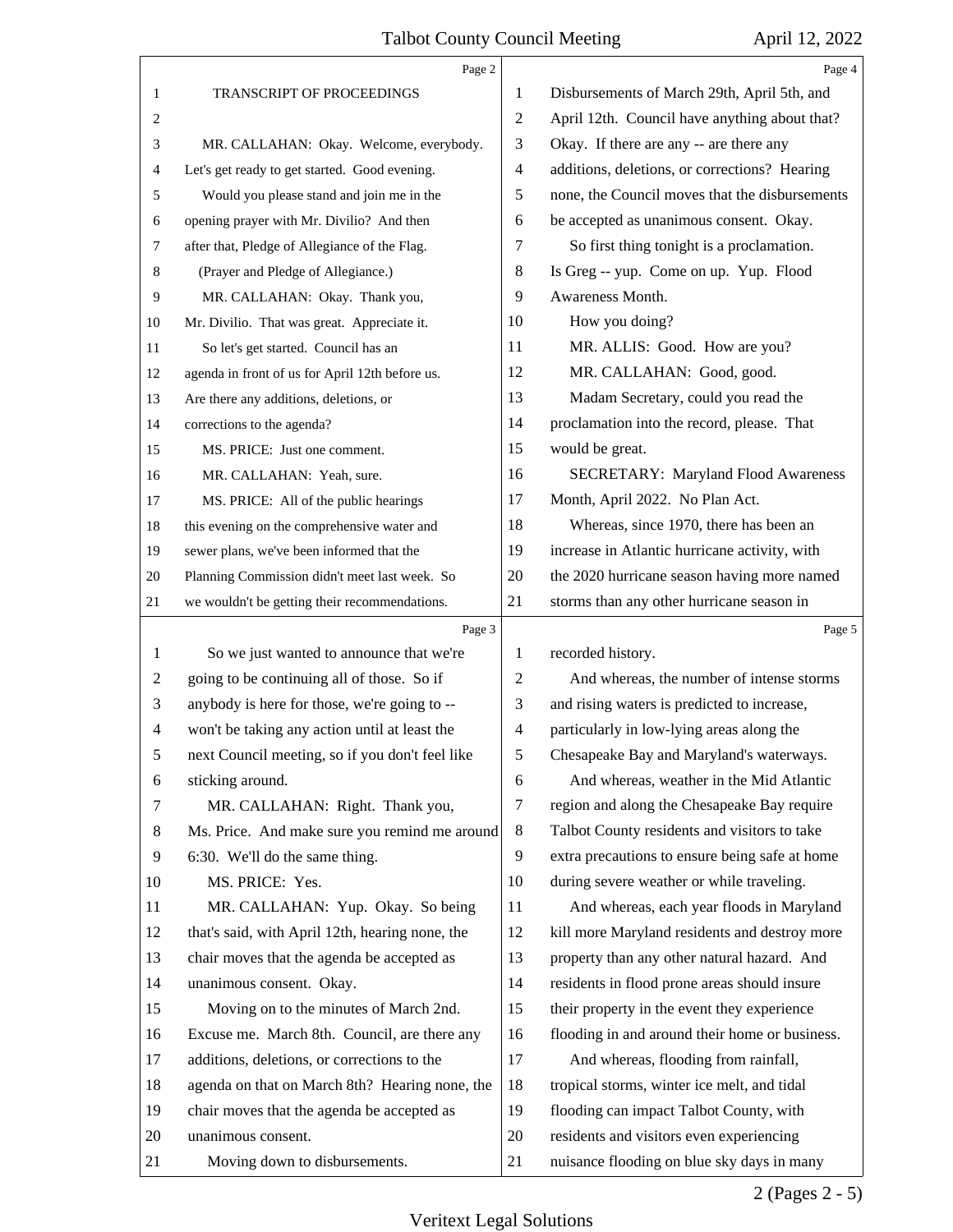TRANSCRIPT OF PROCEEDINGS

MR. CALLAHAN: Okay. Welcome, everybody. Let's get ready to get started. Good evening.

Would you please stand and join me in the opening prayer with Mr. Divilio? And then after that, Pledge of Allegiance of the Flag.

(Prayer and Pledge of Allegiance.)

MR. CALLAHAN: Okay. Thank you, Mr. Divilio. That was great. Appreciate it.

So let's get started. Council has an agenda in front of us for April 12th before us. Are there any additions, deletions, or corrections to the agenda?

MS. PRICE: Just one comment.

MR. CALLAHAN: Yeah, sure.

MS. PRICE: All of the public hearings this evening on the comprehensive water and sewer plans, we've been informed that the Planning Commission didn't meet last week. So we wouldn't be getting their recommendations. So we just wanted to announce that we're going to be continuing all of those. So if anybody is here for those, we're going to -- won't be taking any action until at least the next Council meeting, so if you don't feel like sticking around.

MR. CALLAHAN: Right. Thank you, Ms. Price. And make sure you remind me around 6:30. We'll do the same thing.

MS. PRICE: Yes.

MR. CALLAHAN: Yup. Okay. So being that's said, with April 12th, hearing none, the chair moves that the agenda be accepted as unanimous consent. Okay.

Moving on to the minutes of March 2nd. Excuse me. March 8th. Council, are there any additions, deletions, or corrections to the agenda on that on March 8th? Hearing none, the chair moves that the agenda be accepted as unanimous consent.

Moving down to disbursements. Disbursements of March 29th, April 5th, and April 12th. Council have anything about that? Okay. If there are any -- are there any additions, deletions, or corrections? Hearing none, the Council moves that the disbursements be accepted as unanimous consent. Okay.

So first thing tonight is a proclamation. Is Greg -- yup. Come on up. Yup. Flood Awareness Month.

How you doing?

MR. ALLIS: Good. How are you?

MR. CALLAHAN: Good, good.

Madam Secretary, could you read the proclamation into the record, please. That would be great.

SECRETARY: Maryland Flood Awareness Month, April 2022. No Plan Act.

Whereas, since 1970, there has been an increase in Atlantic hurricane activity, with the 2020 hurricane season having more named storms than any other hurricane season in recorded history.

And whereas, the number of intense storms and rising waters is predicted to increase, particularly in low-lying areas along the Chesapeake Bay and Maryland's waterways.

And whereas, weather in the Mid Atlantic region and along the Chesapeake Bay require Talbot County residents and visitors to take extra precautions to ensure being safe at home during severe weather or while traveling.

And whereas, each year floods in Maryland kill more Maryland residents and destroy more property than any other natural hazard. And residents in flood prone areas should insure their property in the event they experience flooding in and around their home or business.

And whereas, flooding from rainfall, tropical storms, winter ice melt, and tidal flooding can impact Talbot County, with residents and visitors even experiencing nuisance flooding on blue sky days in many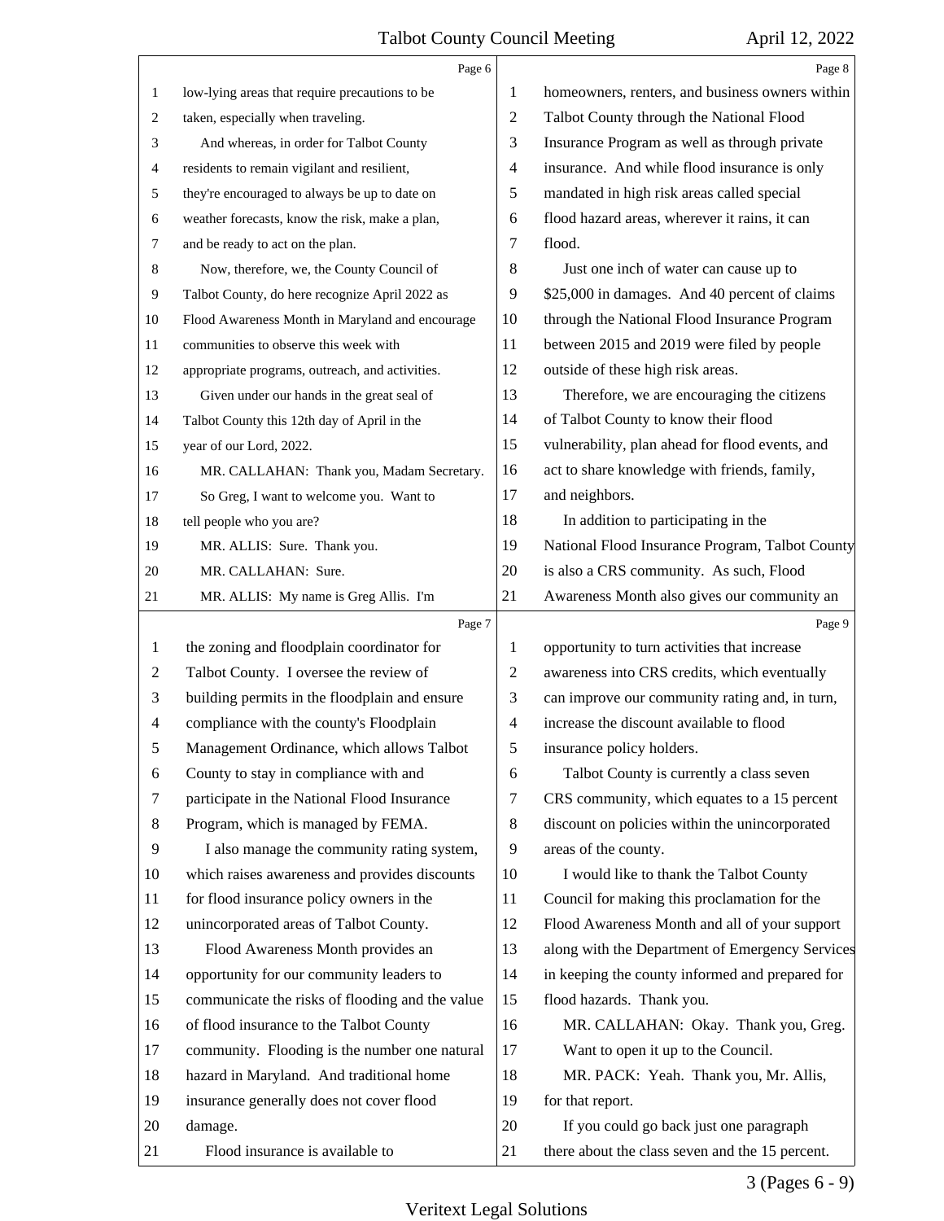low-lying areas that require precautions to be taken, especially when traveling.

And whereas, in order for Talbot County residents to remain vigilant and resilient, they're encouraged to always be up to date on weather forecasts, know the risk, make a plan, and be ready to act on the plan.

Now, therefore, we, the County Council of Talbot County, do here recognize April 2022 as Flood Awareness Month in Maryland and encourage communities to observe this week with appropriate programs, outreach, and activities.

Given under our hands in the great seal of Talbot County this 12th day of April in the year of our Lord, 2022.

MR. CALLAHAN: Thank you, Madam Secretary.

So Greg, I want to welcome you. Want to tell people who you are?

MR. ALLIS: Sure. Thank you.

MR. CALLAHAN: Sure.

MR. ALLIS: My name is Greg Allis. I'm the zoning and floodplain coordinator for Talbot County. I oversee the review of building permits in the floodplain and ensure compliance with the county's Floodplain Management Ordinance, which allows Talbot County to stay in compliance with and participate in the National Flood Insurance Program, which is managed by FEMA.

I also manage the community rating system, which raises awareness and provides discounts for flood insurance policy owners in the unincorporated areas of Talbot County.

Flood Awareness Month provides an opportunity for our community leaders to communicate the risks of flooding and the value of flood insurance to the Talbot County community. Flooding is the number one natural hazard in Maryland. And traditional home insurance generally does not cover flood damage.

Flood insurance is available to homeowners, renters, and business owners within Talbot County through the National Flood Insurance Program as well as through private insurance. And while flood insurance is only mandated in high risk areas called special flood hazard areas, wherever it rains, it can flood.

Just one inch of water can cause up to $25,000 in damages. And 40 percent of claims through the National Flood Insurance Program between 2015 and 2019 were filed by people outside of these high risk areas.

Therefore, we are encouraging the citizens of Talbot County to know their flood vulnerability, plan ahead for flood events, and act to share knowledge with friends, family, and neighbors.

In addition to participating in the National Flood Insurance Program, Talbot County is also a CRS community. As such, Flood Awareness Month also gives our community an opportunity to turn activities that increase awareness into CRS credits, which eventually can improve our community rating and, in turn, increase the discount available to flood insurance policy holders.

Talbot County is currently a class seven CRS community, which equates to a 15 percent discount on policies within the unincorporated areas of the county.

I would like to thank the Talbot County Council for making this proclamation for the Flood Awareness Month and all of your support along with the Department of Emergency Services in keeping the county informed and prepared for flood hazards. Thank you.

MR. CALLAHAN: Okay. Thank you, Greg.

Want to open it up to the Council.

MR. PACK: Yeah. Thank you, Mr. Allis, for that report.

If you could go back just one paragraph there about the class seven and the 15 percent.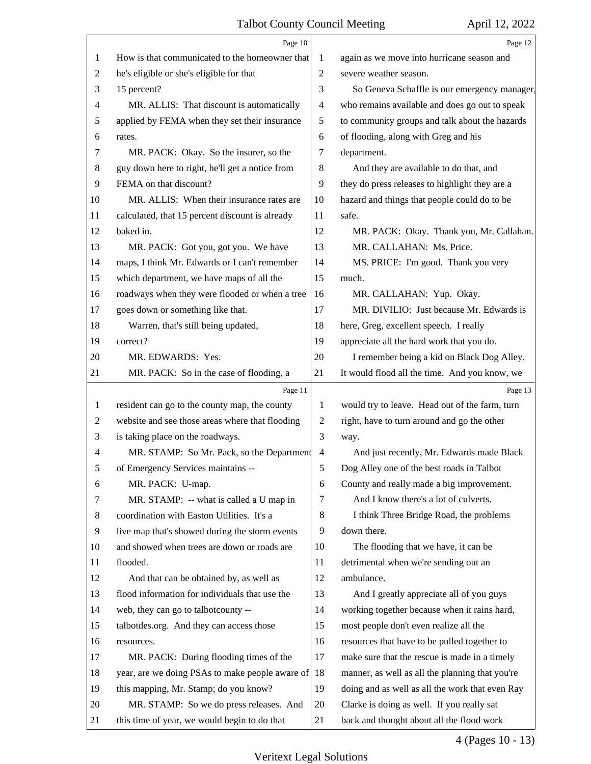How is that communicated to the homeowner that he's eligible or she's eligible for that 15 percent?

MR. ALLIS: That discount is automatically applied by FEMA when they set their insurance rates.

MR. PACK: Okay. So the insurer, so the guy down here to right, he'll get a notice from FEMA on that discount?

MR. ALLIS: When their insurance rates are calculated, that 15 percent discount is already baked in.

MR. PACK: Got you, got you. We have maps, I think Mr. Edwards or I can't remember which department, we have maps of all the roadways when they were flooded or when a tree goes down or something like that.

Warren, that's still being updated, correct?

MR. EDWARDS: Yes.

MR. PACK: So in the case of flooding, a resident can go to the county map, the county website and see those areas where that flooding is taking place on the roadways.

MR. STAMP: So Mr. Pack, so the Department of Emergency Services maintains --

MR. PACK: U-map.

MR. STAMP: -- what is called a U map in coordination with Easton Utilities. It's a live map that's showed during the storm events and showed when trees are down or roads are flooded.

And that can be obtained by, as well as flood information for individuals that use the web, they can go to talbotcounty -- talbotdes.org. And they can access those resources.

MR. PACK: During flooding times of the year, are we doing PSAs to make people aware of this mapping, Mr. Stamp; do you know?

MR. STAMP: So we do press releases. And this time of year, we would begin to do that again as we move into hurricane season and severe weather season.

So Geneva Schaffle is our emergency manager, who remains available and does go out to speak to community groups and talk about the hazards of flooding, along with Greg and his department.

And they are available to do that, and they do press releases to highlight they are a hazard and things that people could do to be safe.

MR. PACK: Okay. Thank you, Mr. Callahan.

MR. CALLAHAN: Ms. Price.

MS. PRICE: I'm good. Thank you very much.

MR. CALLAHAN: Yup. Okay.

MR. DIVILIO: Just because Mr. Edwards is here, Greg, excellent speech. I really appreciate all the hard work that you do.

I remember being a kid on Black Dog Alley. It would flood all the time. And you know, we would try to leave. Head out of the farm, turn right, have to turn around and go the other way.

And just recently, Mr. Edwards made Black Dog Alley one of the best roads in Talbot County and really made a big improvement.

And I know there's a lot of culverts.

I think Three Bridge Road, the problems down there.

The flooding that we have, it can be detrimental when we're sending out an ambulance.

And I greatly appreciate all of you guys working together because when it rains hard, most people don't even realize all the resources that have to be pulled together to make sure that the rescue is made in a timely manner, as well as all the planning that you're doing and as well as all the work that even Ray Clarke is doing as well. If you really sat back and thought about all the flood work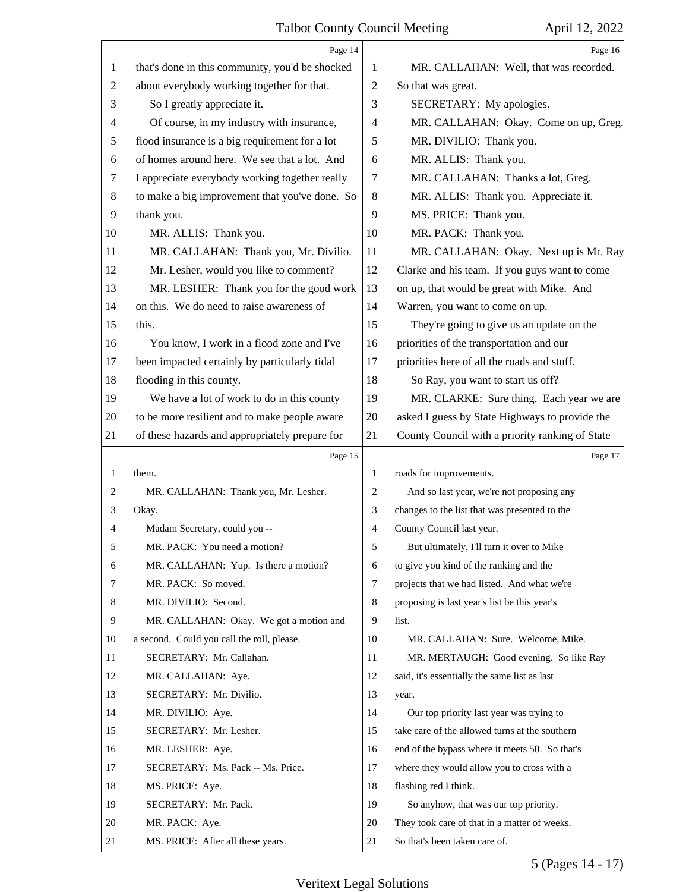that's done in this community, you'd be shocked about everybody working together for that.

So I greatly appreciate it.

Of course, in my industry with insurance, flood insurance is a big requirement for a lot of homes around here. We see that a lot. And I appreciate everybody working together really to make a big improvement that you've done. So thank you.

MR. ALLIS: Thank you.

MR. CALLAHAN: Thank you, Mr. Divilio.

Mr. Lesher, would you like to comment?

MR. LESHER: Thank you for the good work on this. We do need to raise awareness of this.

You know, I work in a flood zone and I've been impacted certainly by particularly tidal flooding in this county.

We have a lot of work to do in this county to be more resilient and to make people aware of these hazards and appropriately prepare for them.

MR. CALLAHAN: Thank you, Mr. Lesher. Okay.

Madam Secretary, could you --

MR. PACK: You need a motion?

MR. CALLAHAN: Yup. Is there a motion?

MR. PACK: So moved.

MR. DIVILIO: Second.

MR. CALLAHAN: Okay. We got a motion and a second. Could you call the roll, please.

SECRETARY: Mr. Callahan.

MR. CALLAHAN: Aye.

SECRETARY: Mr. Divilio.

MR. DIVILIO: Aye.

SECRETARY: Mr. Lesher.

MR. LESHER: Aye.

SECRETARY: Ms. Pack -- Ms. Price.

MS. PRICE: Aye.

SECRETARY: Mr. Pack.

MR. PACK: Aye.

MS. PRICE: After all these years.

MR. CALLAHAN: Well, that was recorded. So that was great.

SECRETARY: My apologies.

MR. CALLAHAN: Okay. Come on up, Greg.

MR. DIVILIO: Thank you.

MR. ALLIS: Thank you.

MR. CALLAHAN: Thanks a lot, Greg.

MR. ALLIS: Thank you. Appreciate it.

MS. PRICE: Thank you.

MR. PACK: Thank you.

MR. CALLAHAN: Okay. Next up is Mr. Ray Clarke and his team. If you guys want to come on up, that would be great with Mike. And Warren, you want to come on up.

They're going to give us an update on the priorities of the transportation and our priorities here of all the roads and stuff.

So Ray, you want to start us off?

MR. CLARKE: Sure thing. Each year we are asked I guess by State Highways to provide the County Council with a priority ranking of State roads for improvements.

And so last year, we're not proposing any changes to the list that was presented to the County Council last year.

But ultimately, I'll turn it over to Mike to give you kind of the ranking and the projects that we had listed. And what we're proposing is last year's list be this year's list.

MR. CALLAHAN: Sure. Welcome, Mike.

MR. MERTAUGH: Good evening. So like Ray said, it's essentially the same list as last year.

Our top priority last year was trying to take care of the allowed turns at the southern end of the bypass where it meets 50. So that's where they would allow you to cross with a flashing red I think.

So anyhow, that was our top priority. They took care of that in a matter of weeks. So that's been taken care of.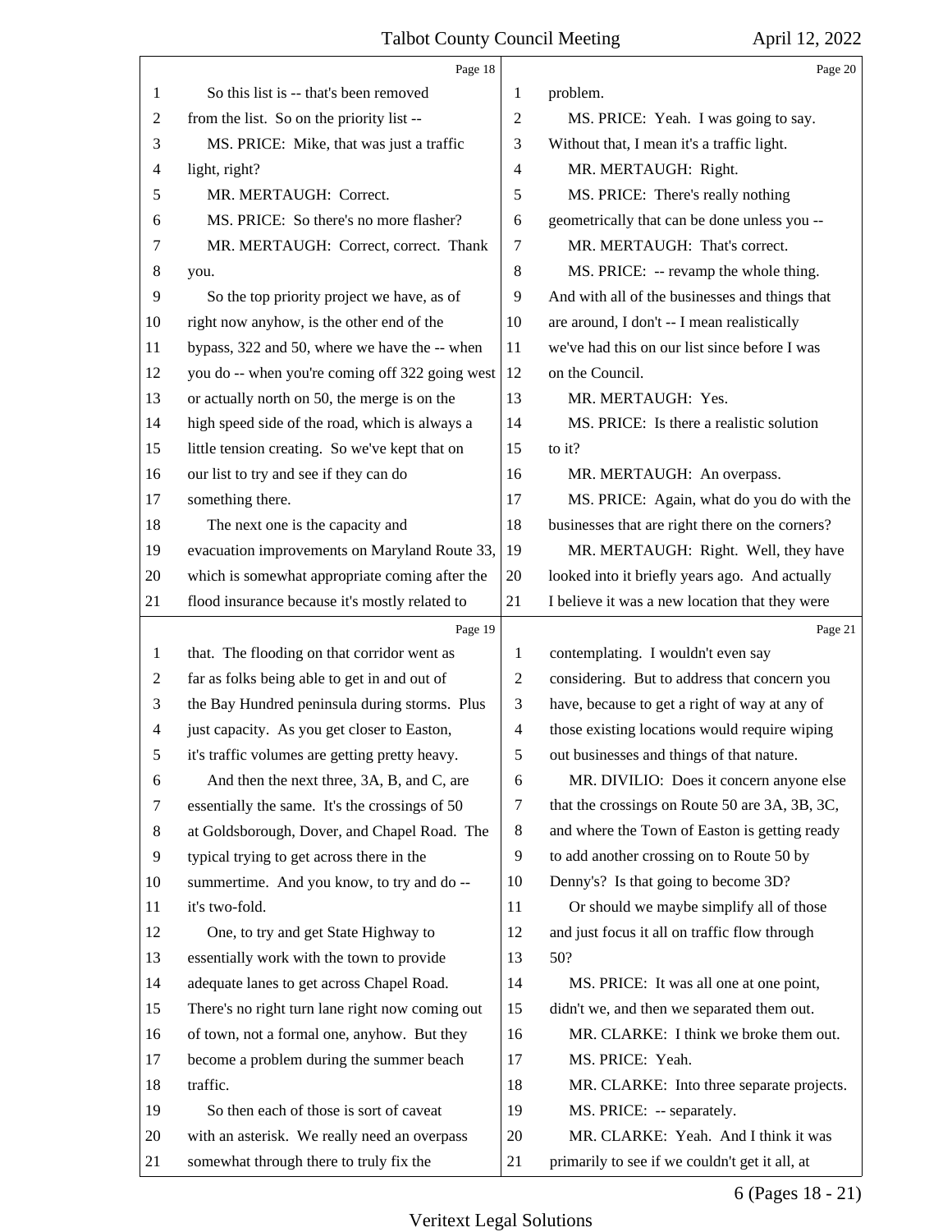So this list is -- that's been removed from the list. So on the priority list --

MS. PRICE: Mike, that was just a traffic light, right?

MR. MERTAUGH: Correct.

MS. PRICE: So there's no more flasher?

MR. MERTAUGH: Correct, correct. Thank you.

So the top priority project we have, as of right now anyhow, is the other end of the bypass, 322 and 50, where we have the -- when you do -- when you're coming off 322 going west or actually north on 50, the merge is on the high speed side of the road, which is always a little tension creating. So we've kept that on our list to try and see if they can do something there.

The next one is the capacity and evacuation improvements on Maryland Route 33, which is somewhat appropriate coming after the flood insurance because it's mostly related to that. The flooding on that corridor went as far as folks being able to get in and out of the Bay Hundred peninsula during storms. Plus just capacity. As you get closer to Easton, it's traffic volumes are getting pretty heavy.

And then the next three, 3A, B, and C, are essentially the same. It's the crossings of 50 at Goldsborough, Dover, and Chapel Road. The typical trying to get across there in the summertime. And you know, to try and do -- it's two-fold.

One, to try and get State Highway to essentially work with the town to provide adequate lanes to get across Chapel Road. There's no right turn lane right now coming out of town, not a formal one, anyhow. But they become a problem during the summer beach traffic.

So then each of those is sort of caveat with an asterisk. We really need an overpass somewhat through there to truly fix the problem.

MS. PRICE: Yeah. I was going to say. Without that, I mean it's a traffic light.

MR. MERTAUGH: Right.

MS. PRICE: There's really nothing geometrically that can be done unless you --

MR. MERTAUGH: That's correct.

MS. PRICE: -- revamp the whole thing. And with all of the businesses and things that are around, I don't -- I mean realistically we've had this on our list since before I was on the Council.

MR. MERTAUGH: Yes.

MS. PRICE: Is there a realistic solution to it?

MR. MERTAUGH: An overpass.

MS. PRICE: Again, what do you do with the businesses that are right there on the corners?

MR. MERTAUGH: Right. Well, they have looked into it briefly years ago. And actually I believe it was a new location that they were contemplating. I wouldn't even say considering. But to address that concern you have, because to get a right of way at any of those existing locations would require wiping out businesses and things of that nature.

MR. DIVILIO: Does it concern anyone else that the crossings on Route 50 are 3A, 3B, 3C, and where the Town of Easton is getting ready to add another crossing on to Route 50 by Denny's? Is that going to become 3D?

Or should we maybe simplify all of those and just focus it all on traffic flow through 50?

MS. PRICE: It was all one at one point, didn't we, and then we separated them out.

MR. CLARKE: I think we broke them out.

MS. PRICE: Yeah.

MR. CLARKE: Into three separate projects.

MS. PRICE: -- separately.

MR. CLARKE: Yeah. And I think it was primarily to see if we couldn't get it all, at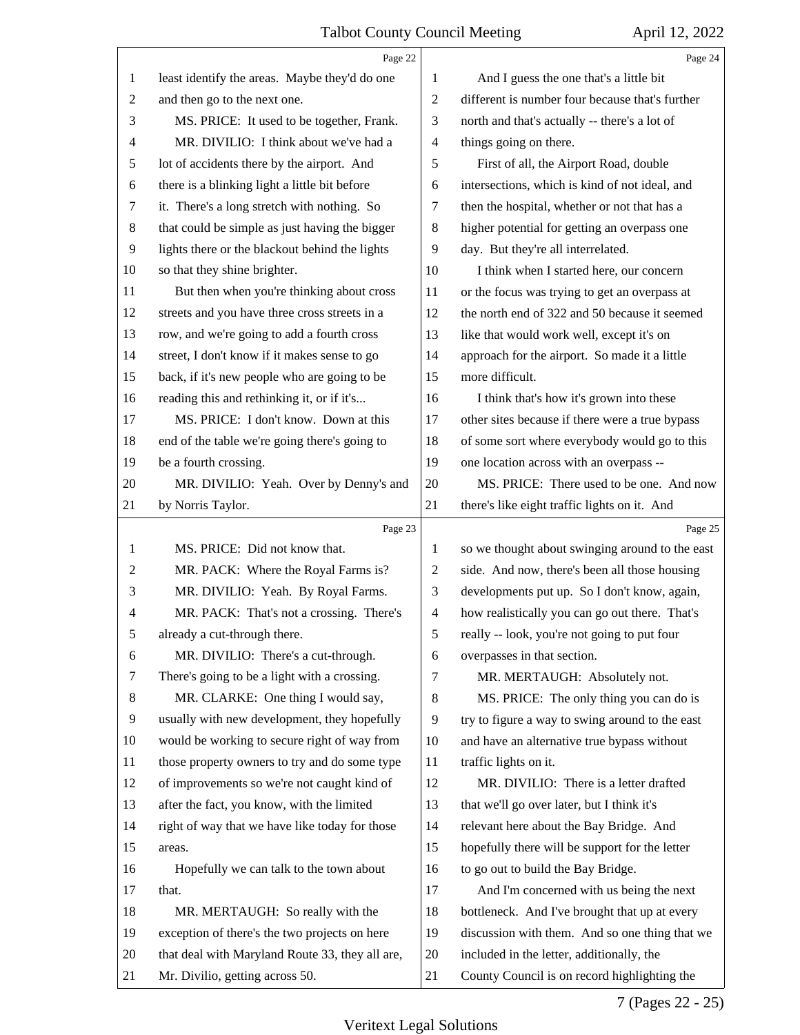least identify the areas. Maybe they'd do one and then go to the next one.

MS. PRICE: It used to be together, Frank.

MR. DIVILIO: I think about we've had a lot of accidents there by the airport. And there is a blinking light a little bit before it. There's a long stretch with nothing. So that could be simple as just having the bigger lights there or the blackout behind the lights so that they shine brighter.

But then when you're thinking about cross streets and you have three cross streets in a row, and we're going to add a fourth cross street, I don't know if it makes sense to go back, if it's new people who are going to be reading this and rethinking it, or if it's...

MS. PRICE: I don't know. Down at this end of the table we're going there's going to be a fourth crossing.

MR. DIVILIO: Yeah. Over by Denny's and by Norris Taylor.

MS. PRICE: Did not know that.

MR. PACK: Where the Royal Farms is?

MR. DIVILIO: Yeah. By Royal Farms.

MR. PACK: That's not a crossing. There's already a cut-through there.

MR. DIVILIO: There's a cut-through. There's going to be a light with a crossing.

MR. CLARKE: One thing I would say, usually with new development, they hopefully would be working to secure right of way from those property owners to try and do some type of improvements so we're not caught kind of after the fact, you know, with the limited right of way that we have like today for those areas.

Hopefully we can talk to the town about that.

MR. MERTAUGH: So really with the exception of there's the two projects on here that deal with Maryland Route 33, they all are, Mr. Divilio, getting across 50.

And I guess the one that's a little bit different is number four because that's further north and that's actually -- there's a lot of things going on there.

First of all, the Airport Road, double intersections, which is kind of not ideal, and then the hospital, whether or not that has a higher potential for getting an overpass one day. But they're all interrelated.

I think when I started here, our concern or the focus was trying to get an overpass at the north end of 322 and 50 because it seemed like that would work well, except it's on approach for the airport. So made it a little more difficult.

I think that's how it's grown into these other sites because if there were a true bypass of some sort where everybody would go to this one location across with an overpass --

MS. PRICE: There used to be one. And now there's like eight traffic lights on it. And so we thought about swinging around to the east side. And now, there's been all those housing developments put up. So I don't know, again, how realistically you can go out there. That's really -- look, you're not going to put four overpasses in that section.

MR. MERTAUGH: Absolutely not.

MS. PRICE: The only thing you can do is try to figure a way to swing around to the east and have an alternative true bypass without traffic lights on it.

MR. DIVILIO: There is a letter drafted that we'll go over later, but I think it's relevant here about the Bay Bridge. And hopefully there will be support for the letter to go out to build the Bay Bridge.

And I'm concerned with us being the next bottleneck. And I've brought that up at every discussion with them. And so one thing that we included in the letter, additionally, the County Council is on record highlighting the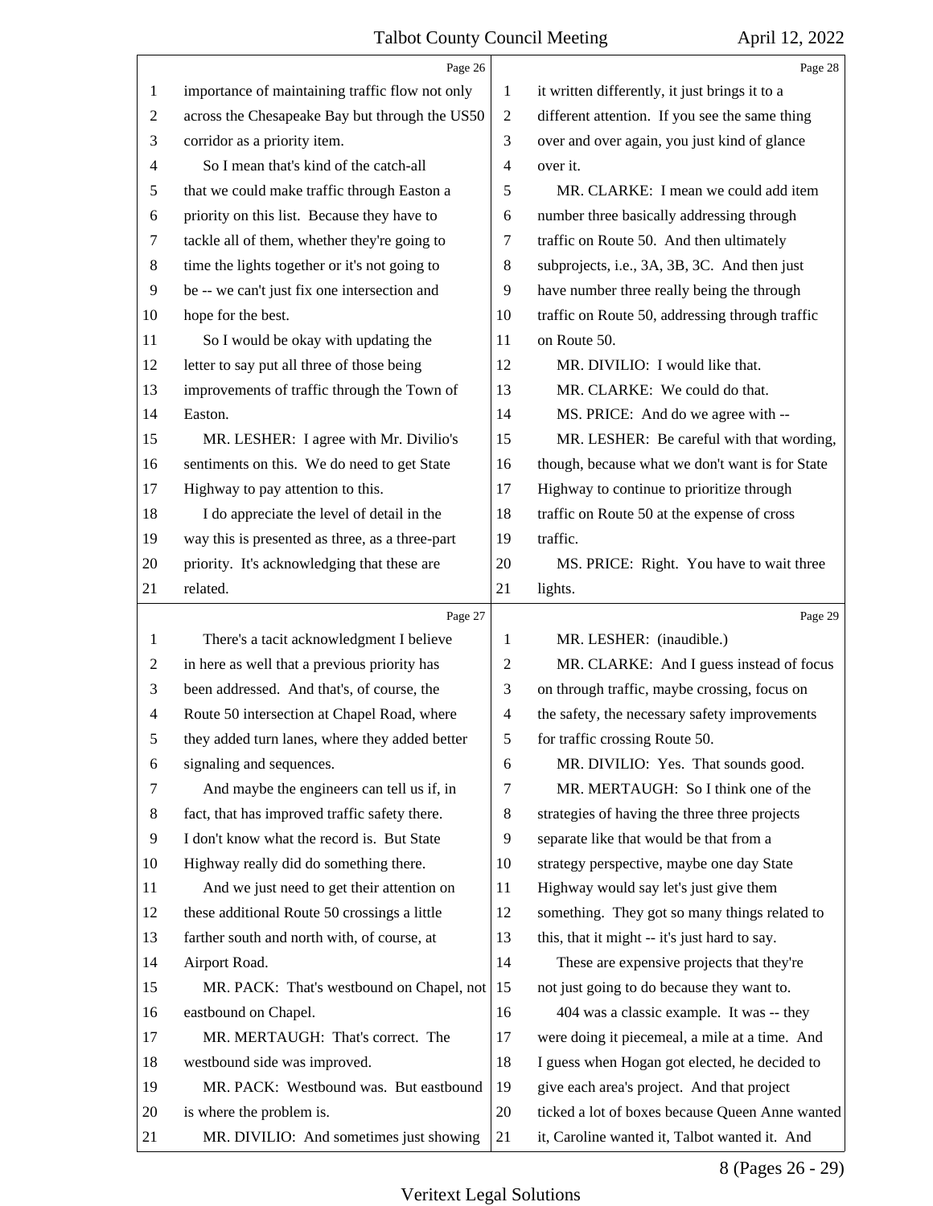importance of maintaining traffic flow not only across the Chesapeake Bay but through the US50 corridor as a priority item.

So I mean that's kind of the catch-all that we could make traffic through Easton a priority on this list. Because they have to tackle all of them, whether they're going to time the lights together or it's not going to be -- we can't just fix one intersection and hope for the best.

So I would be okay with updating the letter to say put all three of those being improvements of traffic through the Town of Easton.

MR. LESHER: I agree with Mr. Divilio's sentiments on this. We do need to get State Highway to pay attention to this.

I do appreciate the level of detail in the way this is presented as three, as a three-part priority. It's acknowledging that these are related.

There's a tacit acknowledgment I believe in here as well that a previous priority has been addressed. And that's, of course, the Route 50 intersection at Chapel Road, where they added turn lanes, where they added better signaling and sequences.

And maybe the engineers can tell us if, in fact, that has improved traffic safety there. I don't know what the record is. But State Highway really did do something there.

And we just need to get their attention on these additional Route 50 crossings a little farther south and north with, of course, at Airport Road.

MR. PACK: That's westbound on Chapel, not eastbound on Chapel.

MR. MERTAUGH: That's correct. The westbound side was improved.

MR. PACK: Westbound was. But eastbound is where the problem is.

MR. DIVILIO: And sometimes just showing it written differently, it just brings it to a different attention. If you see the same thing over and over again, you just kind of glance over it.

MR. CLARKE: I mean we could add item number three basically addressing through traffic on Route 50. And then ultimately subprojects, i.e., 3A, 3B, 3C. And then just have number three really being the through traffic on Route 50, addressing through traffic on Route 50.

MR. DIVILIO: I would like that.

MR. CLARKE: We could do that.

MS. PRICE: And do we agree with --

MR. LESHER: Be careful with that wording, though, because what we don't want is for State Highway to continue to prioritize through traffic on Route 50 at the expense of cross traffic.

MS. PRICE: Right. You have to wait three lights.

MR. LESHER: (inaudible.)

MR. CLARKE: And I guess instead of focus on through traffic, maybe crossing, focus on the safety, the necessary safety improvements for traffic crossing Route 50.

MR. DIVILIO: Yes. That sounds good.

MR. MERTAUGH: So I think one of the strategies of having the three three projects separate like that would be that from a strategy perspective, maybe one day State Highway would say let's just give them something. They got so many things related to this, that it might -- it's just hard to say.

These are expensive projects that they're not just going to do because they want to.

404 was a classic example. It was -- they were doing it piecemeal, a mile at a time. And I guess when Hogan got elected, he decided to give each area's project. And that project ticked a lot of boxes because Queen Anne wanted it, Caroline wanted it, Talbot wanted it. And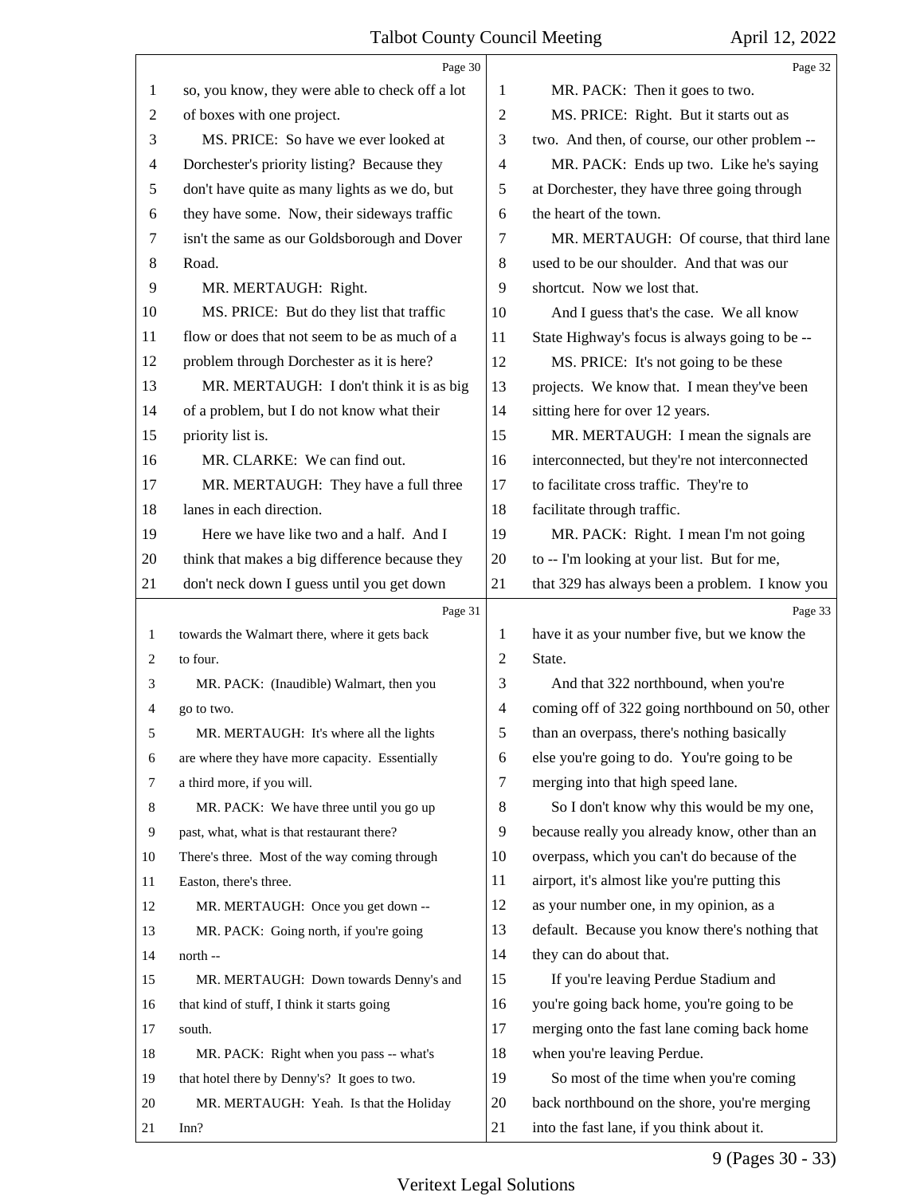Page 30

so, you know, they were able to check off a lot of boxes with one project.

MS. PRICE: So have we ever looked at Dorchester's priority listing? Because they don't have quite as many lights as we do, but they have some. Now, their sideways traffic isn't the same as our Goldsborough and Dover Road.

MR. MERTAUGH: Right.

MS. PRICE: But do they list that traffic flow or does that not seem to be as much of a problem through Dorchester as it is here?

MR. MERTAUGH: I don't think it is as big of a problem, but I do not know what their priority list is.

MR. CLARKE: We can find out.

MR. MERTAUGH: They have a full three lanes in each direction.

Here we have like two and a half. And I think that makes a big difference because they don't neck down I guess until you get down

Page 31

towards the Walmart there, where it gets back to four.

MR. PACK: (Inaudible) Walmart, then you go to two.

MR. MERTAUGH: It's where all the lights are where they have more capacity. Essentially a third more, if you will.

MR. PACK: We have three until you go up past, what, what is that restaurant there? There's three. Most of the way coming through Easton, there's three.

MR. MERTAUGH: Once you get down --

MR. PACK: Going north, if you're going north --

MR. MERTAUGH: Down towards Denny's and that kind of stuff, I think it starts going south.

MR. PACK: Right when you pass -- what's that hotel there by Denny's? It goes to two.

MR. MERTAUGH: Yeah. Is that the Holiday Inn?

Page 32

MR. PACK: Then it goes to two.

MS. PRICE: Right. But it starts out as two. And then, of course, our other problem --

MR. PACK: Ends up two. Like he's saying at Dorchester, they have three going through the heart of the town.

MR. MERTAUGH: Of course, that third lane used to be our shoulder. And that was our shortcut. Now we lost that.

And I guess that's the case. We all know State Highway's focus is always going to be --

MS. PRICE: It's not going to be these projects. We know that. I mean they've been sitting here for over 12 years.

MR. MERTAUGH: I mean the signals are interconnected, but they're not interconnected to facilitate cross traffic. They're to facilitate through traffic.

MR. PACK: Right. I mean I'm not going to -- I'm looking at your list. But for me, that 329 has always been a problem. I know you

Page 33

have it as your number five, but we know the State.

And that 322 northbound, when you're coming off of 322 going northbound on 50, other than an overpass, there's nothing basically else you're going to do. You're going to be merging into that high speed lane.

So I don't know why this would be my one, because really you already know, other than an overpass, which you can't do because of the airport, it's almost like you're putting this as your number one, in my opinion, as a default. Because you know there's nothing that they can do about that.

If you're leaving Perdue Stadium and you're going back home, you're going to be merging onto the fast lane coming back home when you're leaving Perdue.

So most of the time when you're coming back northbound on the shore, you're merging into the fast lane, if you think about it.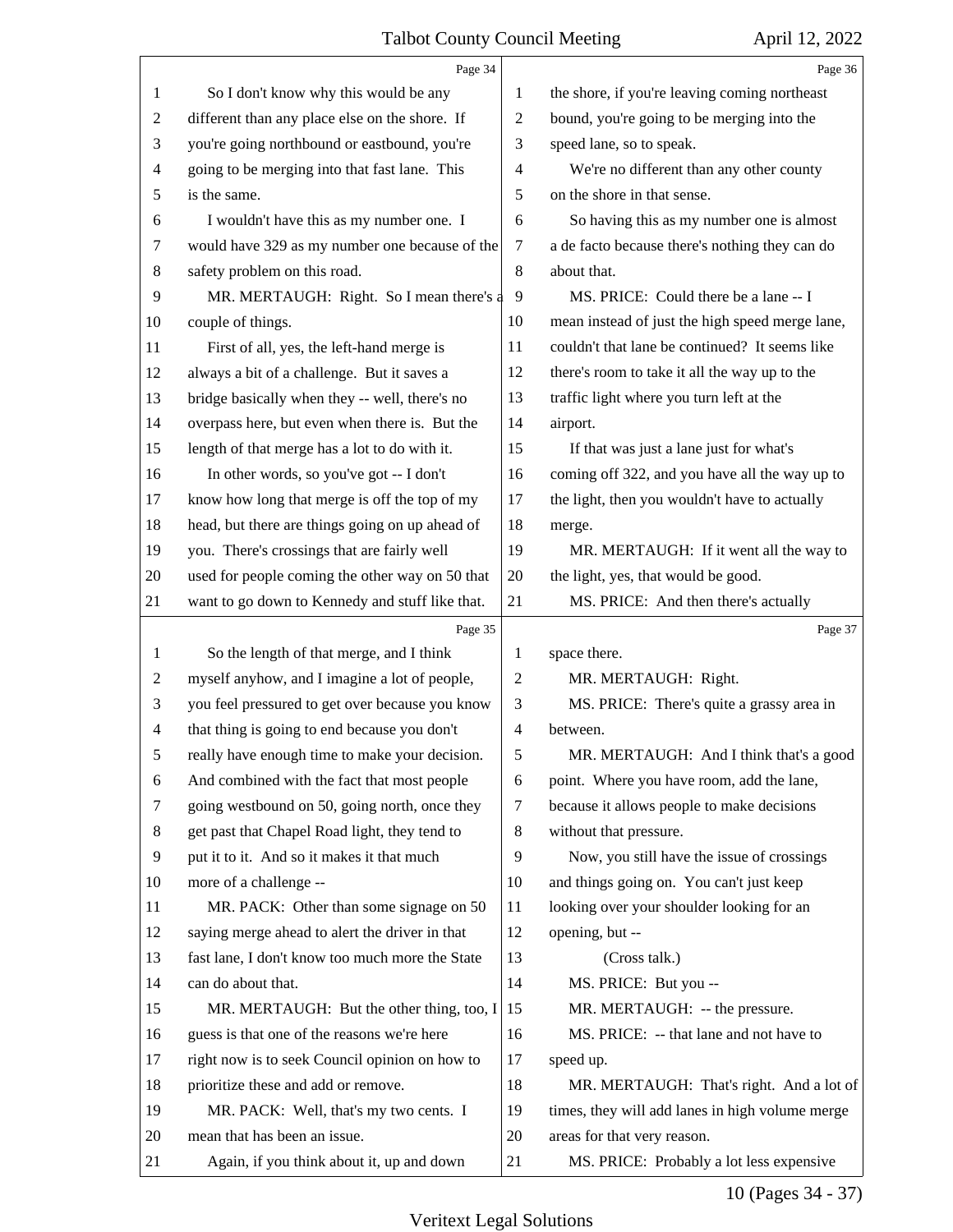So I don't know why this would be any different than any place else on the shore. If you're going northbound or eastbound, you're going to be merging into that fast lane. This is the same.

I wouldn't have this as my number one. I would have 329 as my number one because of the safety problem on this road.

MR. MERTAUGH: Right. So I mean there's a couple of things.

First of all, yes, the left-hand merge is always a bit of a challenge. But it saves a bridge basically when they -- well, there's no overpass here, but even when there is. But the length of that merge has a lot to do with it.

In other words, so you've got -- I don't know how long that merge is off the top of my head, but there are things going on up ahead of you. There's crossings that are fairly well used for people coming the other way on 50 that want to go down to Kennedy and stuff like that.

So the length of that merge, and I think myself anyhow, and I imagine a lot of people, you feel pressured to get over because you know that thing is going to end because you don't really have enough time to make your decision. And combined with the fact that most people going westbound on 50, going north, once they get past that Chapel Road light, they tend to put it to it. And so it makes it that much more of a challenge --

MR. PACK: Other than some signage on 50 saying merge ahead to alert the driver in that fast lane, I don't know too much more the State can do about that.

MR. MERTAUGH: But the other thing, too, I guess is that one of the reasons we're here right now is to seek Council opinion on how to prioritize these and add or remove.

MR. PACK: Well, that's my two cents. I mean that has been an issue.

Again, if you think about it, up and down the shore, if you're leaving coming northeast bound, you're going to be merging into the speed lane, so to speak.

We're no different than any other county on the shore in that sense.

So having this as my number one is almost a de facto because there's nothing they can do about that.

MS. PRICE: Could there be a lane -- I mean instead of just the high speed merge lane, couldn't that lane be continued? It seems like there's room to take it all the way up to the traffic light where you turn left at the airport.

If that was just a lane just for what's coming off 322, and you have all the way up to the light, then you wouldn't have to actually merge.

MR. MERTAUGH: If it went all the way to the light, yes, that would be good.

MS. PRICE: And then there's actually space there.

MR. MERTAUGH: Right.

MS. PRICE: There's quite a grassy area in between.

MR. MERTAUGH: And I think that's a good point. Where you have room, add the lane, because it allows people to make decisions without that pressure.

Now, you still have the issue of crossings and things going on. You can't just keep looking over your shoulder looking for an opening, but --

(Cross talk.)

MS. PRICE: But you --

MR. MERTAUGH: -- the pressure.

MS. PRICE: -- that lane and not have to speed up.

MR. MERTAUGH: That's right. And a lot of times, they will add lanes in high volume merge areas for that very reason.

MS. PRICE: Probably a lot less expensive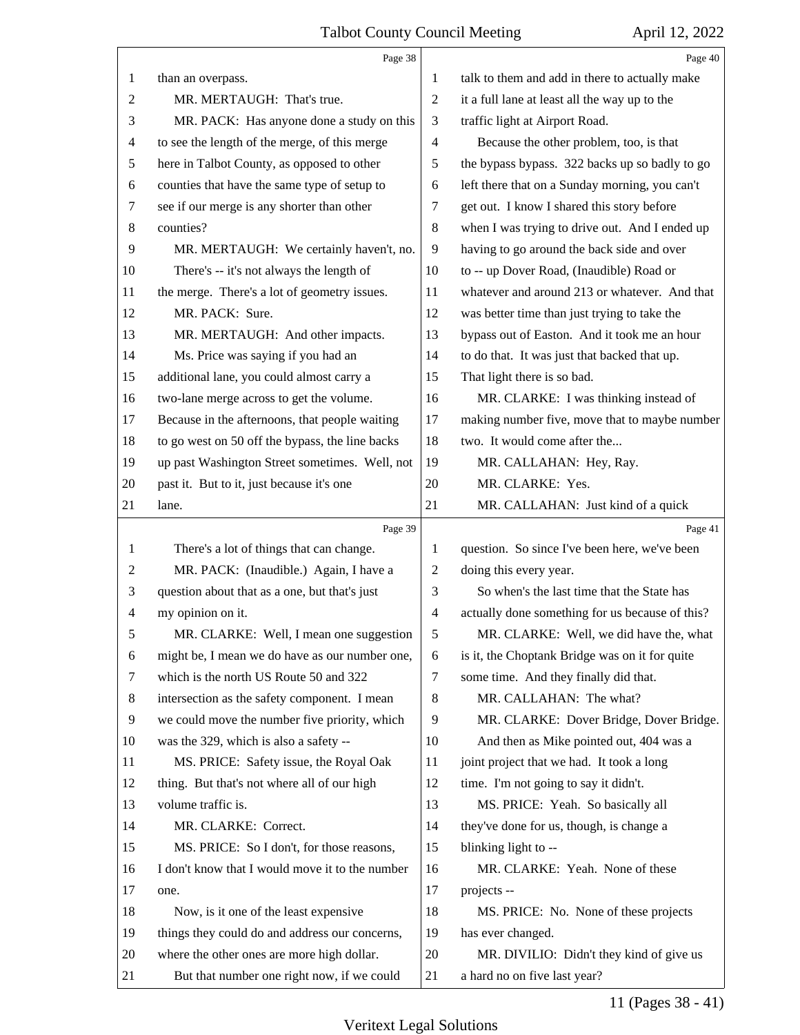than an overpass.

MR. MERTAUGH: That's true.

MR. PACK: Has anyone done a study on this to see the length of the merge, of this merge here in Talbot County, as opposed to other counties that have the same type of setup to see if our merge is any shorter than other counties?

MR. MERTAUGH: We certainly haven't, no. There's -- it's not always the length of the merge. There's a lot of geometry issues.

MR. PACK: Sure.

MR. MERTAUGH: And other impacts.

Ms. Price was saying if you had an additional lane, you could almost carry a two-lane merge across to get the volume. Because in the afternoons, that people waiting to go west on 50 off the bypass, the line backs up past Washington Street sometimes. Well, not past it. But to it, just because it's one lane.

There's a lot of things that can change.

MR. PACK: (Inaudible.) Again, I have a question about that as a one, but that's just my opinion on it.

MR. CLARKE: Well, I mean one suggestion might be, I mean we do have as our number one, which is the north US Route 50 and 322 intersection as the safety component. I mean we could move the number five priority, which was the 329, which is also a safety --

MS. PRICE: Safety issue, the Royal Oak thing. But that's not where all of our high volume traffic is.

MR. CLARKE: Correct.

MS. PRICE: So I don't, for those reasons, I don't know that I would move it to the number one.

Now, is it one of the least expensive things they could do and address our concerns, where the other ones are more high dollar.

But that number one right now, if we could talk to them and add in there to actually make it a full lane at least all the way up to the traffic light at Airport Road.

Because the other problem, too, is that the bypass bypass. 322 backs up so badly to go left there that on a Sunday morning, you can't get out. I know I shared this story before when I was trying to drive out. And I ended up having to go around the back side and over to -- up Dover Road, (Inaudible) Road or whatever and around 213 or whatever. And that was better time than just trying to take the bypass out of Easton. And it took me an hour to do that. It was just that backed that up. That light there is so bad.

MR. CLARKE: I was thinking instead of making number five, move that to maybe number two. It would come after the...

MR. CALLAHAN: Hey, Ray.

MR. CLARKE: Yes.

MR. CALLAHAN: Just kind of a quick question. So since I've been here, we've been doing this every year.

So when's the last time that the State has actually done something for us because of this?

MR. CLARKE: Well, we did have the, what is it, the Choptank Bridge was on it for quite some time. And they finally did that.

MR. CALLAHAN: The what?

MR. CLARKE: Dover Bridge, Dover Bridge.

And then as Mike pointed out, 404 was a joint project that we had. It took a long time. I'm not going to say it didn't.

MS. PRICE: Yeah. So basically all they've done for us, though, is change a blinking light to --

MR. CLARKE: Yeah. None of these projects --

MS. PRICE: No. None of these projects has ever changed.

MR. DIVILIO: Didn't they kind of give us a hard no on five last year?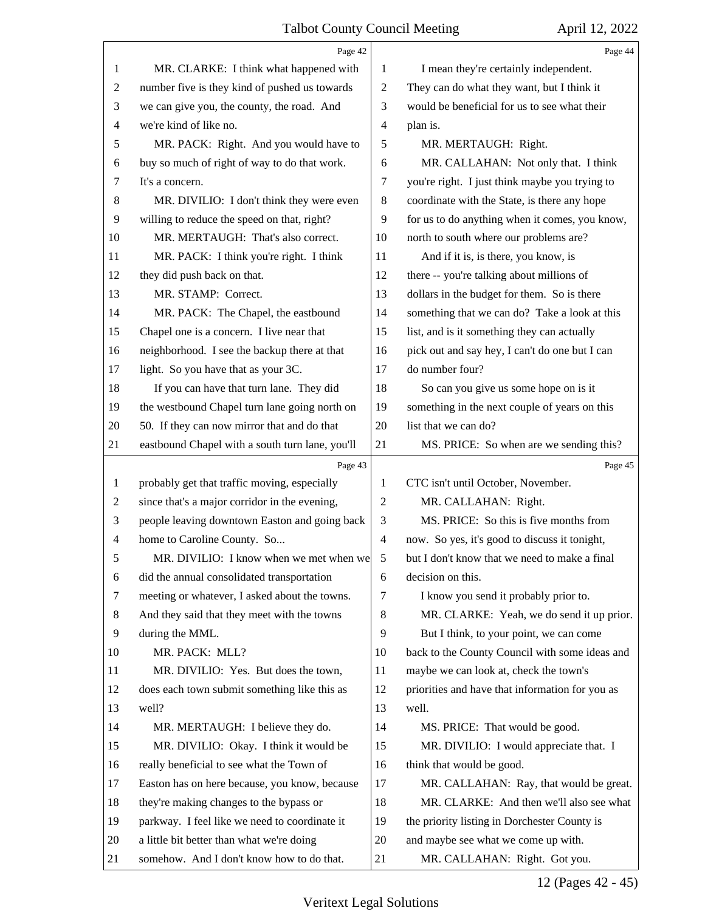MR. CLARKE: I think what happened with number five is they kind of pushed us towards we can give you, the county, the road. And we're kind of of like no.

MR. PACK: Right. And you would have to buy so much of right of way to do that work. It's a concern.

MR. DIVILIO: I don't think they were even willing to reduce the speed on that, right?

MR. MERTAUGH: That's also correct.

MR. PACK: I think you're right. I think they did push back on that.

MR. STAMP: Correct.

MR. PACK: The Chapel, the eastbound Chapel one is a concern. I live near that neighborhood. I see the backup there at that light. So you have that as your 3C.

If you can have that turn lane. They did the westbound Chapel turn lane going north on 50. If they can now mirror that and do that eastbound Chapel with a south turn lane, you'll probably get that traffic moving, especially since that's a major corridor in the evening, people leaving downtown Easton and going back home to Caroline County. So...

MR. DIVILIO: I know when we met when we did the annual consolidated transportation meeting or whatever, I asked about the towns. And they said that they meet with the towns during the MML.

MR. PACK: MLL?

MR. DIVILIO: Yes. But does the town, does each town submit something like this as well?

MR. MERTAUGH: I believe they do.

MR. DIVILIO: Okay. I think it would be really beneficial to see what the Town of Easton has on here because, you know, because they're making changes to the bypass or parkway. I feel like we need to coordinate it a little bit better than what we're doing somehow. And I don't know how to do that.

I mean they're certainly independent. They can do what they want, but I think it would be beneficial for us to see what their plan is.

MR. MERTAUGH: Right.

MR. CALLAHAN: Not only that. I think you're right. I just think maybe you trying to coordinate with the State, is there any hope for us to do anything when it comes, you know, north to south where our problems are?

And if it is, is there, you know, is there -- you're talking about millions of dollars in the budget for them. So is there something that we can do? Take a look at this list, and is it something they can actually pick out and say hey, I can't do one but I can do number four?

So can you give us some hope on is it something in the next couple of years on this list that we can do?

MS. PRICE: So when are we sending this? CTC isn't until October, November.

MR. CALLAHAN: Right.

MS. PRICE: So this is five months from now. So yes, it's good to discuss it tonight, but I don't know that we need to make a final decision on this.

I know you send it probably prior to.

MR. CLARKE: Yeah, we do send it up prior.

But I think, to your point, we can come back to the County Council with some ideas and maybe we can look at, check the town's priorities and have that information for you as well.

MS. PRICE: That would be good.

MR. DIVILIO: I would appreciate that. I think that would be good.

MR. CALLAHAN: Ray, that would be great.

MR. CLARKE: And then we'll also see what the priority listing in Dorchester County is and maybe see what we come up with.

MR. CALLAHAN: Right. Got you.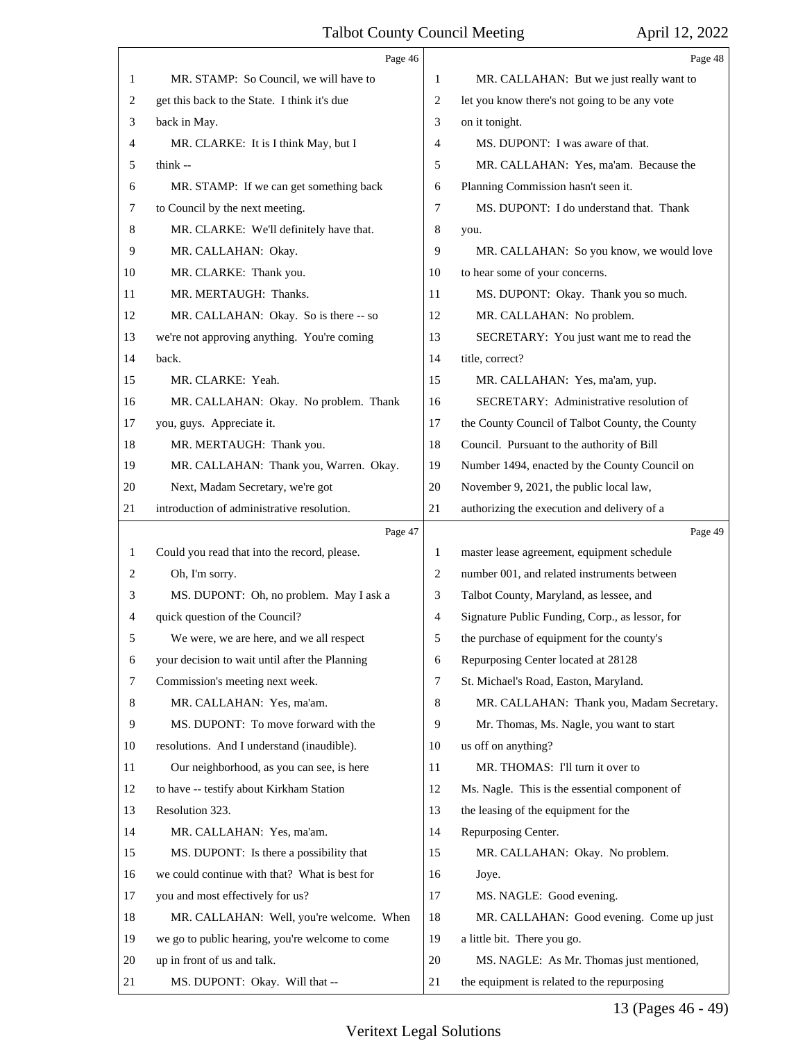Page 46

1 MR. STAMP: So Council, we will have to
2 get this back to the State. I think it's due
3 back in May.
4 MR. CLARKE: It is I think May, but I
5 think --
6 MR. STAMP: If we can get something back
7 to Council by the next meeting.
8 MR. CLARKE: We'll definitely have that.
9 MR. CALLAHAN: Okay.
10 MR. CLARKE: Thank you.
11 MR. MERTAUGH: Thanks.
12 MR. CALLAHAN: Okay. So is there -- so
13 we're not approving anything. You're coming
14 back.
15 MR. CLARKE: Yeah.
16 MR. CALLAHAN: Okay. No problem. Thank
17 you, guys. Appreciate it.
18 MR. MERTAUGH: Thank you.
19 MR. CALLAHAN: Thank you, Warren. Okay.
20 Next, Madam Secretary, we're got
21 introduction of administrative resolution.

Page 47

1 Could you read that into the record, please.
2 Oh, I'm sorry.
3 MS. DUPONT: Oh, no problem. May I ask a
4 quick question of the Council?
5 We were, we are here, and we all respect
6 your decision to wait until after the Planning
7 Commission's meeting next week.
8 MR. CALLAHAN: Yes, ma'am.
9 MS. DUPONT: To move forward with the
10 resolutions. And I understand (inaudible).
11 Our neighborhood, as you can see, is here
12 to have -- testify about Kirkham Station
13 Resolution 323.
14 MR. CALLAHAN: Yes, ma'am.
15 MS. DUPONT: Is there a possibility that
16 we could continue with that? What is best for
17 you and most effectively for us?
18 MR. CALLAHAN: Well, you're welcome. When
19 we go to public hearing, you're welcome to come
20 up in front of us and talk.
21 MS. DUPONT: Okay. Will that --

Page 48

1 MR. CALLAHAN: But we just really want to
2 let you know there's not going to be any vote
3 on it tonight.
4 MS. DUPONT: I was aware of that.
5 MR. CALLAHAN: Yes, ma'am. Because the
6 Planning Commission hasn't seen it.
7 MS. DUPONT: I do understand that. Thank
8 you.
9 MR. CALLAHAN: So you know, we would love
10 to hear some of your concerns.
11 MS. DUPONT: Okay. Thank you so much.
12 MR. CALLAHAN: No problem.
13 SECRETARY: You just want me to read the
14 title, correct?
15 MR. CALLAHAN: Yes, ma'am, yup.
16 SECRETARY: Administrative resolution of
17 the County Council of Talbot County, the County
18 Council. Pursuant to the authority of Bill
19 Number 1494, enacted by the County Council on
20 November 9, 2021, the public local law,
21 authorizing the execution and delivery of a

Page 49

1 master lease agreement, equipment schedule
2 number 001, and related instruments between
3 Talbot County, Maryland, as lessee, and
4 Signature Public Funding, Corp., as lessor, for
5 the purchase of equipment for the county's
6 Repurposing Center located at 28128
7 St. Michael's Road, Easton, Maryland.
8 MR. CALLAHAN: Thank you, Madam Secretary.
9 Mr. Thomas, Ms. Nagle, you want to start
10 us off on anything?
11 MR. THOMAS: I'll turn it over to
12 Ms. Nagle. This is the essential component of
13 the leasing of the equipment for the
14 Repurposing Center.
15 MR. CALLAHAN: Okay. No problem.
16 Joye.
17 MS. NAGLE: Good evening.
18 MR. CALLAHAN: Good evening. Come up just
19 a little bit. There you go.
20 MS. NAGLE: As Mr. Thomas just mentioned,
21 the equipment is related to the repurposing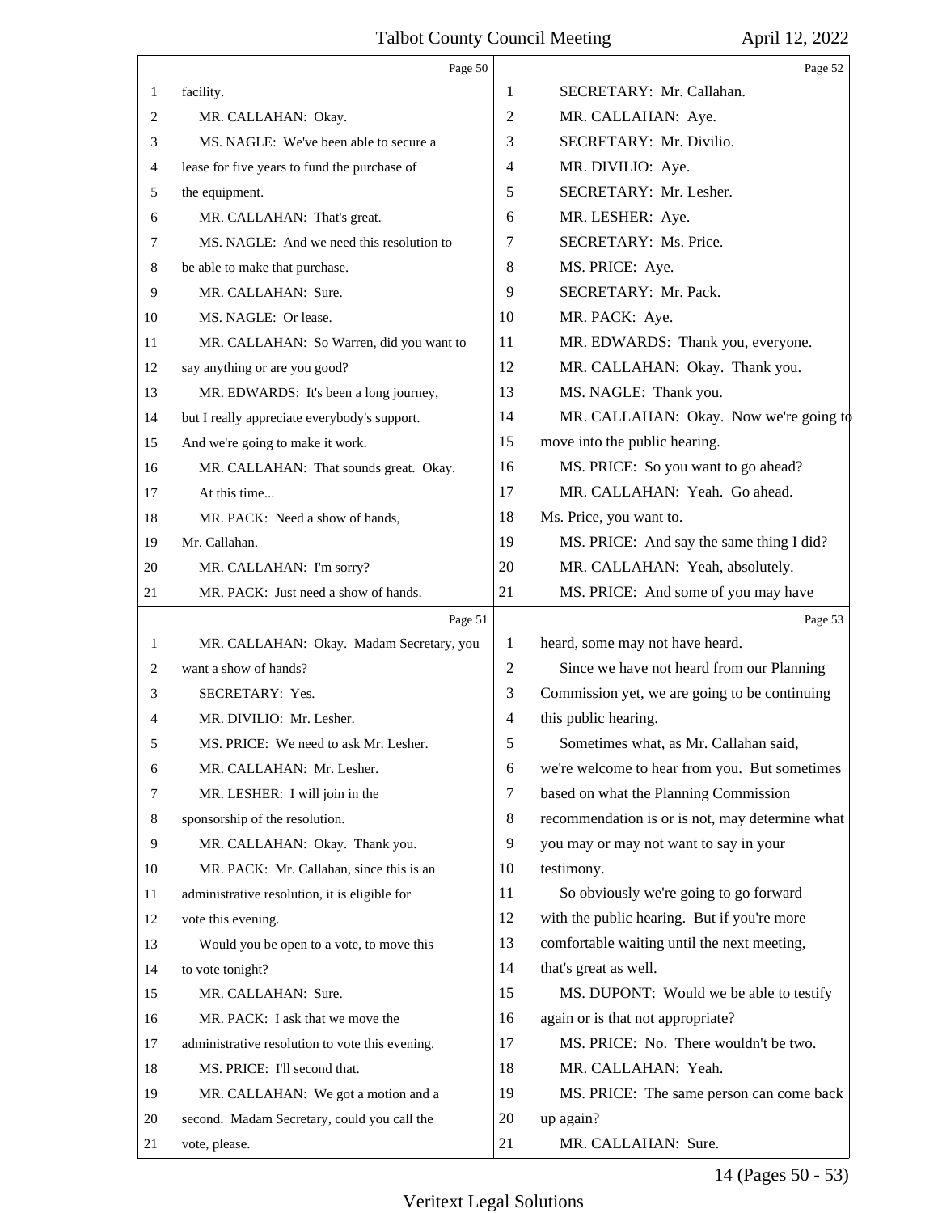Page 50

1 facility.
2 MR. CALLAHAN: Okay.
3 MS. NAGLE: We've been able to secure a
4 lease for five years to fund the purchase of
5 the equipment.
6 MR. CALLAHAN: That's great.
7 MS. NAGLE: And we need this resolution to
8 be able to make that purchase.
9 MR. CALLAHAN: Sure.
10 MS. NAGLE: Or lease.
11 MR. CALLAHAN: So Warren, did you want to
12 say anything or are you good?
13 MR. EDWARDS: It's been a long journey,
14 but I really appreciate everybody's support.
15 And we're going to make it work.
16 MR. CALLAHAN: That sounds great. Okay.
17 At this time...
18 MR. PACK: Need a show of hands,
19 Mr. Callahan.
20 MR. CALLAHAN: I'm sorry?
21 MR. PACK: Just need a show of hands.

Page 51

1 MR. CALLAHAN: Okay. Madam Secretary, you
2 want a show of hands?
3 SECRETARY: Yes.
4 MR. DIVILIO: Mr. Lesher.
5 MS. PRICE: We need to ask Mr. Lesher.
6 MR. CALLAHAN: Mr. Lesher.
7 MR. LESHER: I will join in the
8 sponsorship of the resolution.
9 MR. CALLAHAN: Okay. Thank you.
10 MR. PACK: Mr. Callahan, since this is an
11 administrative resolution, it is eligible for
12 vote this evening.
13 Would you be open to a vote, to move this
14 to vote tonight?
15 MR. CALLAHAN: Sure.
16 MR. PACK: I ask that we move the
17 administrative resolution to vote this evening.
18 MS. PRICE: I'll second that.
19 MR. CALLAHAN: We got a motion and a
20 second. Madam Secretary, could you call the
21 vote, please.

Page 52

1 SECRETARY: Mr. Callahan.
2 MR. CALLAHAN: Aye.
3 SECRETARY: Mr. Divilio.
4 MR. DIVILIO: Aye.
5 SECRETARY: Mr. Lesher.
6 MR. LESHER: Aye.
7 SECRETARY: Ms. Price.
8 MS. PRICE: Aye.
9 SECRETARY: Mr. Pack.
10 MR. PACK: Aye.
11 MR. EDWARDS: Thank you, everyone.
12 MR. CALLAHAN: Okay. Thank you.
13 MS. NAGLE: Thank you.
14 MR. CALLAHAN: Okay. Now we're going to
15 move into the public hearing.
16 MS. PRICE: So you want to go ahead?
17 MR. CALLAHAN: Yeah. Go ahead.
18 Ms. Price, you want to.
19 MS. PRICE: And say the same thing I did?
20 MR. CALLAHAN: Yeah, absolutely.
21 MS. PRICE: And some of you may have

Page 53

1 heard, some may not have heard.
2 Since we have not heard from our Planning
3 Commission yet, we are going to be continuing
4 this public hearing.
5 Sometimes what, as Mr. Callahan said,
6 we're welcome to hear from you. But sometimes
7 based on what the Planning Commission
8 recommendation is or is not, may determine what
9 you may or may not want to say in your
10 testimony.
11 So obviously we're going to go forward
12 with the public hearing. But if you're more
13 comfortable waiting until the next meeting,
14 that's great as well.
15 MS. DUPONT: Would we be able to testify
16 again or is that not appropriate?
17 MS. PRICE: No. There wouldn't be two.
18 MR. CALLAHAN: Yeah.
19 MS. PRICE: The same person can come back
20 up again?
21 MR. CALLAHAN: Sure.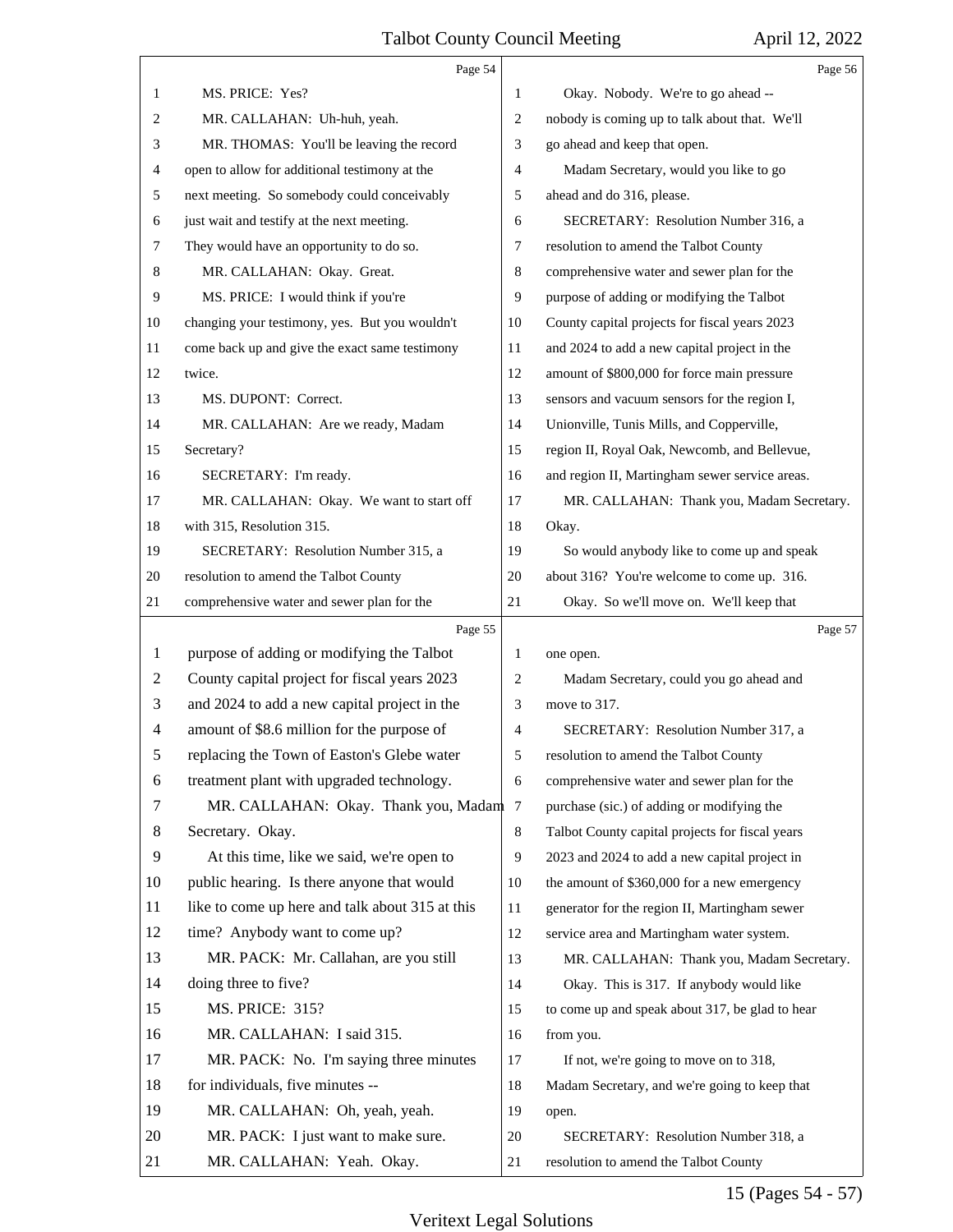Page 54

MS. PRICE: Yes?

MR. CALLAHAN: Uh-huh, yeah.

MR. THOMAS: You'll be leaving the record open to allow for additional testimony at the next meeting. So somebody could conceivably just wait and testify at the next meeting. They would have an opportunity to do so.

MR. CALLAHAN: Okay. Great.

MS. PRICE: I would think if you're changing your testimony, yes. But you wouldn't come back up and give the exact same testimony twice.

MS. DUPONT: Correct.

MR. CALLAHAN: Are we ready, Madam Secretary?

SECRETARY: I'm ready.

MR. CALLAHAN: Okay. We want to start off with 315, Resolution 315.

SECRETARY: Resolution Number 315, a resolution to amend the Talbot County comprehensive water and sewer plan for the

Page 55

purpose of adding or modifying the Talbot County capital project for fiscal years 2023 and 2024 to add a new capital project in the amount of $8.6 million for the purpose of replacing the Town of Easton's Glebe water treatment plant with upgraded technology.

MR. CALLAHAN: Okay. Thank you, Madam Secretary. Okay.

At this time, like we said, we're open to public hearing. Is there anyone that would like to come up here and talk about 315 at this time? Anybody want to come up?

MR. PACK: Mr. Callahan, are you still doing three to five?

MS. PRICE: 315?

MR. CALLAHAN: I said 315.

MR. PACK: No. I'm saying three minutes for individuals, five minutes --

MR. CALLAHAN: Oh, yeah, yeah.

MR. PACK: I just want to make sure.

MR. CALLAHAN: Yeah. Okay.

Page 56

Okay. Nobody. We're to go ahead -- nobody is coming up to talk about that. We'll go ahead and keep that open.

Madam Secretary, would you like to go ahead and do 316, please.

SECRETARY: Resolution Number 316, a resolution to amend the Talbot County comprehensive water and sewer plan for the purpose of adding or modifying the Talbot County capital projects for fiscal years 2023 and 2024 to add a new capital project in the amount of $800,000 for force main pressure sensors and vacuum sensors for the region I, Unionville, Tunis Mills, and Copperville, region II, Royal Oak, Newcomb, and Bellevue, and region II, Martingham sewer service areas.

MR. CALLAHAN: Thank you, Madam Secretary. Okay.

So would anybody like to come up and speak about 316? You're welcome to come up. 316.

Okay. So we'll move on. We'll keep that

Page 57

one open.

Madam Secretary, could you go ahead and move to 317.

SECRETARY: Resolution Number 317, a resolution to amend the Talbot County comprehensive water and sewer plan for the purchase (sic.) of adding or modifying the Talbot County capital projects for fiscal years 2023 and 2024 to add a new capital project in the amount of $360,000 for a new emergency generator for the region II, Martingham sewer service area and Martingham water system.

MR. CALLAHAN: Thank you, Madam Secretary.

Okay. This is 317. If anybody would like to come up and speak about 317, be glad to hear from you.

If not, we're going to move on to 318, Madam Secretary, and we're going to keep that open.

SECRETARY: Resolution Number 318, a resolution to amend the Talbot County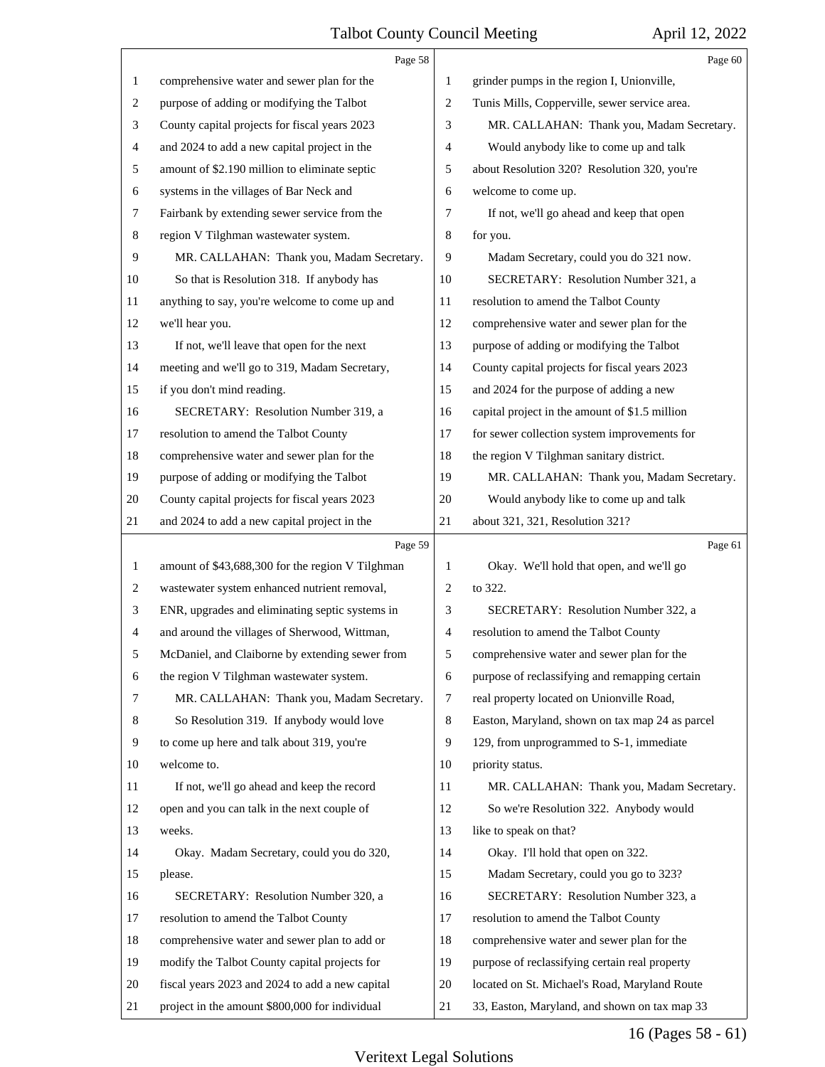comprehensive water and sewer plan for the purpose of adding or modifying the Talbot County capital projects for fiscal years 2023 and 2024 to add a new capital project in the amount of $2.190 million to eliminate septic systems in the villages of Bar Neck and Fairbank by extending sewer service from the region V Tilghman wastewater system.

MR. CALLAHAN: Thank you, Madam Secretary.

So that is Resolution 318. If anybody has anything to say, you're welcome to come up and we'll hear you.

If not, we'll leave that open for the next meeting and we'll go to 319, Madam Secretary, if you don't mind reading.

SECRETARY: Resolution Number 319, a resolution to amend the Talbot County comprehensive water and sewer plan for the purpose of adding or modifying the Talbot County capital projects for fiscal years 2023 and 2024 to add a new capital project in the amount of $43,688,300 for the region V Tilghman wastewater system enhanced nutrient removal, ENR, upgrades and eliminating septic systems in and around the villages of Sherwood, Wittman, McDaniel, and Claiborne by extending sewer from the region V Tilghman wastewater system.

MR. CALLAHAN: Thank you, Madam Secretary.

So Resolution 319. If anybody would love to come up here and talk about 319, you're welcome to.

If not, we'll go ahead and keep the record open and you can talk in the next couple of weeks.

Okay. Madam Secretary, could you do 320, please.

SECRETARY: Resolution Number 320, a resolution to amend the Talbot County comprehensive water and sewer plan to add or modify the Talbot County capital projects for fiscal years 2023 and 2024 to add a new capital project in the amount $800,000 for individual grinder pumps in the region I, Unionville, Tunis Mills, Copperville, sewer service area.

MR. CALLAHAN: Thank you, Madam Secretary.

Would anybody like to come up and talk about Resolution 320? Resolution 320, you're welcome to come up.

If not, we'll go ahead and keep that open for you.

Madam Secretary, could you do 321 now.

SECRETARY: Resolution Number 321, a resolution to amend the Talbot County comprehensive water and sewer plan for the purpose of adding or modifying the Talbot County capital projects for fiscal years 2023 and 2024 for the purpose of adding a new capital project in the amount of $1.5 million for sewer collection system improvements for the region V Tilghman sanitary district.

MR. CALLAHAN: Thank you, Madam Secretary.

Would anybody like to come up and talk about 321, 321, Resolution 321?

Okay. We'll hold that open, and we'll go to 322.

SECRETARY: Resolution Number 322, a resolution to amend the Talbot County comprehensive water and sewer plan for the purpose of reclassifying and remapping certain real property located on Unionville Road, Easton, Maryland, shown on tax map 24 as parcel 129, from unprogrammed to S-1, immediate priority status.

MR. CALLAHAN: Thank you, Madam Secretary.

So we're Resolution 322. Anybody would like to speak on that?

Okay. I'll hold that open on 322.

Madam Secretary, could you go to 323?

SECRETARY: Resolution Number 323, a resolution to amend the Talbot County comprehensive water and sewer plan for the purpose of reclassifying certain real property located on St. Michael's Road, Maryland Route 33, Easton, Maryland, and shown on tax map 33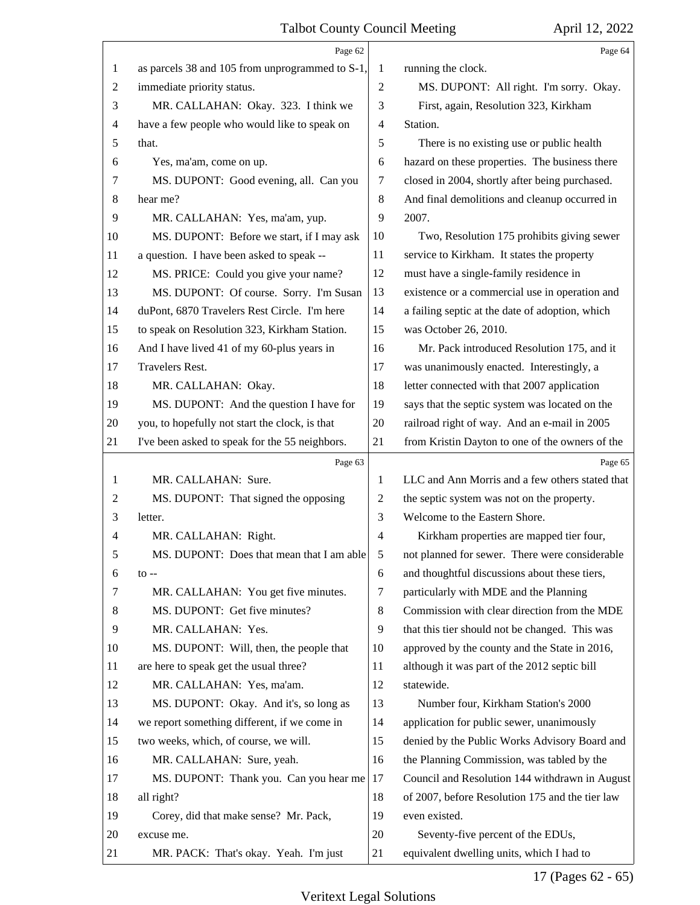Page 62

1 as parcels 38 and 105 from unprogrammed to S-1,
2 immediate priority status.
3 MR. CALLAHAN: Okay. 323. I think we
4 have a few people who would like to speak on
5 that.
6 Yes, ma'am, come on up.
7 MS. DUPONT: Good evening, all. Can you
8 hear me?
9 MR. CALLAHAN: Yes, ma'am, yup.
10 MS. DUPONT: Before we start, if I may ask
11 a question. I have been asked to speak --
12 MS. PRICE: Could you give your name?
13 MS. DUPONT: Of course. Sorry. I'm Susan
14 duPont, 6870 Travelers Rest Circle. I'm here
15 to speak on Resolution 323, Kirkham Station.
16 And I have lived 41 of my 60-plus years in
17 Travelers Rest.
18 MR. CALLAHAN: Okay.
19 MS. DUPONT: And the question I have for
20 you, to hopefully not start the clock, is that
21 I've been asked to speak for the 55 neighbors.

Page 63

1 MR. CALLAHAN: Sure.
2 MS. DUPONT: That signed the opposing
3 letter.
4 MR. CALLAHAN: Right.
5 MS. DUPONT: Does that mean that I am able
6 to --
7 MR. CALLAHAN: You get five minutes.
8 MS. DUPONT: Get five minutes?
9 MR. CALLAHAN: Yes.
10 MS. DUPONT: Will, then, the people that
11 are here to speak get the usual three?
12 MR. CALLAHAN: Yes, ma'am.
13 MS. DUPONT: Okay. And it's, so long as
14 we report something different, if we come in
15 two weeks, which, of course, we will.
16 MR. CALLAHAN: Sure, yeah.
17 MS. DUPONT: Thank you. Can you hear me
18 all right?
19 Corey, did that make sense? Mr. Pack,
20 excuse me.
21 MR. PACK: That's okay. Yeah. I'm just

Page 64

1 running the clock.
2 MS. DUPONT: All right. I'm sorry. Okay.
3 First, again, Resolution 323, Kirkham
4 Station.
5 There is no existing use or public health
6 hazard on these properties. The business there
7 closed in 2004, shortly after being purchased.
8 And final demolitions and cleanup occurred in
9 2007.
10 Two, Resolution 175 prohibits giving sewer
11 service to Kirkham. It states the property
12 must have a single-family residence in
13 existence or a commercial use in operation and
14 a failing septic at the date of adoption, which
15 was October 26, 2010.
16 Mr. Pack introduced Resolution 175, and it
17 was unanimously enacted. Interestingly, a
18 letter connected with that 2007 application
19 says that the septic system was located on the
20 railroad right of way. And an e-mail in 2005
21 from Kristin Dayton to one of the owners of the

Page 65

1 LLC and Ann Morris and a few others stated that
2 the septic system was not on the property.
3 Welcome to the Eastern Shore.
4 Kirkham properties are mapped tier four,
5 not planned for sewer. There were considerable
6 and thoughtful discussions about these tiers,
7 particularly with MDE and the Planning
8 Commission with clear direction from the MDE
9 that this tier should not be changed. This was
10 approved by the county and the State in 2016,
11 although it was part of the 2012 septic bill
12 statewide.
13 Number four, Kirkham Station's 2000
14 application for public sewer, unanimously
15 denied by the Public Works Advisory Board and
16 the Planning Commission, was tabled by the
17 Council and Resolution 144 withdrawn in August
18 of 2007, before Resolution 175 and the tier law
19 even existed.
20 Seventy-five percent of the EDUs,
21 equivalent dwelling units, which I had to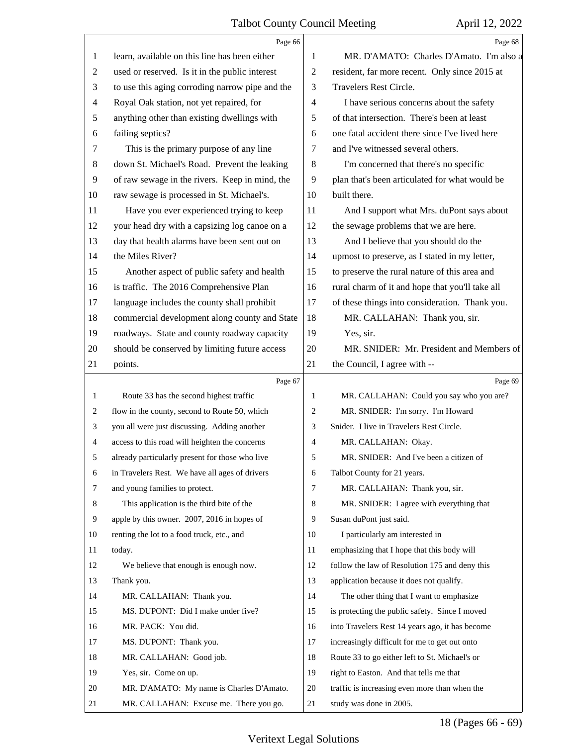learn, available on this line has been either used or reserved. Is it in the public interest to use this aging corroding narrow pipe and the Royal Oak station, not yet repaired, for anything other than existing dwellings with failing septics?

This is the primary purpose of any line down St. Michael's Road. Prevent the leaking of raw sewage in the rivers. Keep in mind, the raw sewage is processed in St. Michael's.

Have you ever experienced trying to keep your head dry with a capsizing log canoe on a day that health alarms have been sent out on the Miles River?

Another aspect of public safety and health is traffic. The 2016 Comprehensive Plan language includes the county shall prohibit commercial development along county and State roadways. State and county roadway capacity should be conserved by limiting future access points.

Route 33 has the second highest traffic flow in the county, second to Route 50, which you all were just discussing. Adding another access to this road will heighten the concerns already particularly present for those who live in Travelers Rest. We have all ages of drivers and young families to protect.

This application is the third bite of the apple by this owner. 2007, 2016 in hopes of renting the lot to a food truck, etc., and today.

We believe that enough is enough now. Thank you.

MR. CALLAHAN: Thank you.

MS. DUPONT: Did I make under five?

MR. PACK: You did.

MS. DUPONT: Thank you.

MR. CALLAHAN: Good job.

Yes, sir. Come on up.

MR. D'AMATO: My name is Charles D'Amato.

MR. CALLAHAN: Excuse me. There you go.

MR. D'AMATO: Charles D'Amato. I'm also a resident, far more recent. Only since 2015 at Travelers Rest Circle.

I have serious concerns about the safety of that intersection. There's been at least one fatal accident there since I've lived here and I've witnessed several others.

I'm concerned that there's no specific plan that's been articulated for what would be built there.

And I support what Mrs. duPont says about the sewage problems that we are here.

And I believe that you should do the upmost to preserve, as I stated in my letter, to preserve the rural nature of this area and rural charm of it and hope that you'll take all of these things into consideration. Thank you.

MR. CALLAHAN: Thank you, sir.

Yes, sir.

MR. SNIDER: Mr. President and Members of the Council, I agree with --

MR. CALLAHAN: Could you say who you are?

MR. SNIDER: I'm sorry. I'm Howard Snider. I live in Travelers Rest Circle.

MR. CALLAHAN: Okay.

MR. SNIDER: And I've been a citizen of Talbot County for 21 years.

MR. CALLAHAN: Thank you, sir.

MR. SNIDER: I agree with everything that Susan duPont just said.

I particularly am interested in emphasizing that I hope that this body will follow the law of Resolution 175 and deny this application because it does not qualify.

The other thing that I want to emphasize is protecting the public safety. Since I moved into Travelers Rest 14 years ago, it has become increasingly difficult for me to get out onto Route 33 to go either left to St. Michael's or right to Easton. And that tells me that traffic is increasing even more than when the study was done in 2005.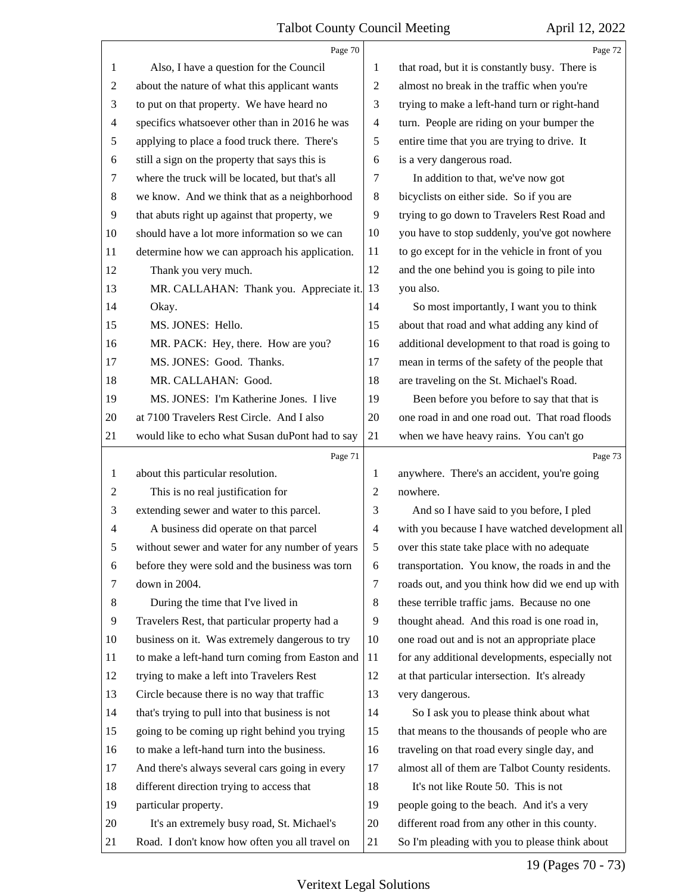Also, I have a question for the Council about the nature of what this applicant wants to put on that property. We have heard no specifics whatsoever other than in 2016 he was applying to place a food truck there. There's still a sign on the property that says this is where the truck will be located, but that's all we know. And we think that as a neighborhood that abuts right up against that property, we should have a lot more information so we can determine how we can approach his application.

Thank you very much.

MR. CALLAHAN: Thank you. Appreciate it. Okay.

MS. JONES: Hello.

MR. PACK: Hey, there. How are you?

MS. JONES: Good. Thanks.

MR. CALLAHAN: Good.

MS. JONES: I'm Katherine Jones. I live at 7100 Travelers Rest Circle. And I also would like to echo what Susan duPont had to say about this particular resolution.

This is no real justification for extending sewer and water to this parcel.

A business did operate on that parcel without sewer and water for any number of years before they were sold and the business was torn down in 2004.

During the time that I've lived in Travelers Rest, that particular property had a business on it. Was extremely dangerous to try to make a left-hand turn coming from Easton and trying to make a left into Travelers Rest Circle because there is no way that traffic that's trying to pull into that business is not going to be coming up right behind you trying to make a left-hand turn into the business. And there's always several cars going in every different direction trying to access that particular property.

It's an extremely busy road, St. Michael's Road. I don't know how often you all travel on that road, but it is constantly busy. There is almost no break in the traffic when you're trying to make a left-hand turn or right-hand turn. People are riding on your bumper the entire time that you are trying to drive. It is a very dangerous road.

In addition to that, we've now got bicyclists on either side. So if you are trying to go down to Travelers Rest Road and you have to stop suddenly, you've got nowhere to go except for in the vehicle in front of you and the one behind you is going to pile into you also.

So most importantly, I want you to think about that road and what adding any kind of additional development to that road is going to mean in terms of the safety of the people that are traveling on the St. Michael's Road.

Been before you before to say that that is one road in and one road out. That road floods when we have heavy rains. You can't go anywhere. There's an accident, you're going nowhere.

And so I have said to you before, I pled with you because I have watched development all over this state take place with no adequate transportation. You know, the roads in and the roads out, and you think how did we end up with these terrible traffic jams. Because no one thought ahead. And this road is one road in, one road out and is not an appropriate place for any additional developments, especially not at that particular intersection. It's already very dangerous.

So I ask you to please think about what that means to the thousands of people who are traveling on that road every single day, and almost all of them are Talbot County residents.

It's not like Route 50. This is not people going to the beach. And it's a very different road from any other in this county. So I'm pleading with you to please think about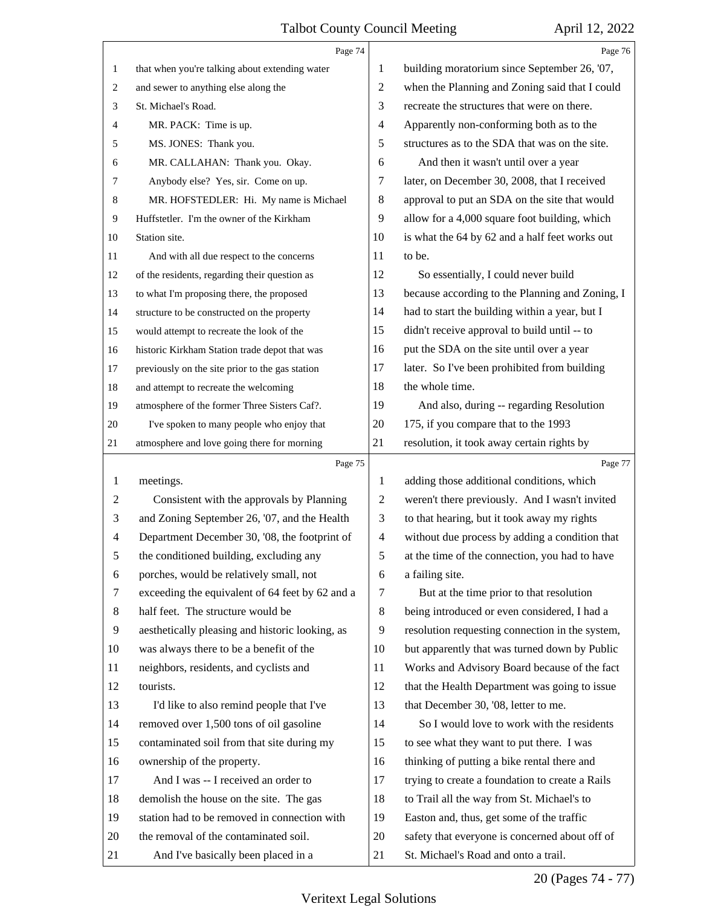that when you're talking about extending water and sewer to anything else along the St. Michael's Road.

MR. PACK: Time is up.

MS. JONES: Thank you.

MR. CALLAHAN: Thank you. Okay. Anybody else? Yes, sir. Come on up.

MR. HOFSTEDLER: Hi. My name is Michael Huffstetler. I'm the owner of the Kirkham Station site.

And with all due respect to the concerns of the residents, regarding their question as to what I'm proposing there, the proposed structure to be constructed on the property would attempt to recreate the look of the historic Kirkham Station trade depot that was previously on the site prior to the gas station and attempt to recreate the welcoming atmosphere of the former Three Sisters Caf?.

I've spoken to many people who enjoy that atmosphere and love going there for morning meetings.

Consistent with the approvals by Planning and Zoning September 26, '07, and the Health Department December 30, '08, the footprint of the conditioned building, excluding any porches, would be relatively small, not exceeding the equivalent of 64 feet by 62 and a half feet. The structure would be aesthetically pleasing and historic looking, as was always there to be a benefit of the neighbors, residents, and cyclists and tourists.

I'd like to also remind people that I've removed over 1,500 tons of oil gasoline contaminated soil from that site during my ownership of the property.

And I was -- I received an order to demolish the house on the site. The gas station had to be removed in connection with the removal of the contaminated soil.

And I've basically been placed in a building moratorium since September 26, '07, when the Planning and Zoning said that I could recreate the structures that were on there. Apparently non-conforming both as to the structures as to the SDA that was on the site.

And then it wasn't until over a year later, on December 30, 2008, that I received approval to put an SDA on the site that would allow for a 4,000 square foot building, which is what the 64 by 62 and a half feet works out to be.

So essentially, I could never build because according to the Planning and Zoning, I had to start the building within a year, but I didn't receive approval to build until -- to put the SDA on the site until over a year later. So I've been prohibited from building the whole time.

And also, during -- regarding Resolution 175, if you compare that to the 1993 resolution, it took away certain rights by adding those additional conditions, which weren't there previously. And I wasn't invited to that hearing, but it took away my rights without due process by adding a condition that at the time of the connection, you had to have a failing site.

But at the time prior to that resolution being introduced or even considered, I had a resolution requesting connection in the system, but apparently that was turned down by Public Works and Advisory Board because of the fact that the Health Department was going to issue that December 30, '08, letter to me.

So I would love to work with the residents to see what they want to put there. I was thinking of putting a bike rental there and trying to create a foundation to create a Rails to Trail all the way from St. Michael's to Easton and, thus, get some of the traffic safety that everyone is concerned about off of St. Michael's Road and onto a trail.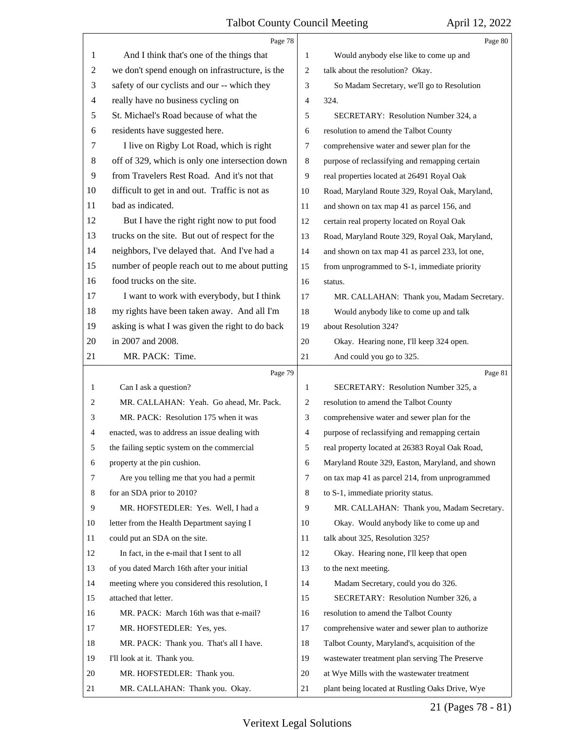Page 78

And I think that's one of the things that we don't spend enough on infrastructure, is the safety of our cyclists and our -- which they really have no business cycling on St. Michael's Road because of what the residents have suggested here.

I live on Rigby Lot Road, which is right off of 329, which is only one intersection down from Travelers Rest Road. And it's not that difficult to get in and out. Traffic is not as bad as indicated.

But I have the right right now to put food trucks on the site. But out of respect for the neighbors, I've delayed that. And I've had a number of people reach out to me about putting food trucks on the site.

I want to work with everybody, but I think my rights have been taken away. And all I'm asking is what I was given the right to do back in 2007 and 2008.

MR. PACK: Time.

Page 79

Can I ask a question?

MR. CALLAHAN: Yeah. Go ahead, Mr. Pack.

MR. PACK: Resolution 175 when it was enacted, was to address an issue dealing with the failing septic system on the commercial property at the pin cushion.

Are you telling me that you had a permit for an SDA prior to 2010?

MR. HOFSTEDLER: Yes. Well, I had a letter from the Health Department saying I could put an SDA on the site.

In fact, in the e-mail that I sent to all of you dated March 16th after your initial meeting where you considered this resolution, I attached that letter.

MR. PACK: March 16th was that e-mail?

MR. HOFSTEDLER: Yes, yes.

MR. PACK: Thank you. That's all I have. I'll look at it. Thank you.

MR. HOFSTEDLER: Thank you.

MR. CALLAHAN: Thank you. Okay.

Page 80

Would anybody else like to come up and talk about the resolution? Okay.

So Madam Secretary, we'll go to Resolution 324.

SECRETARY: Resolution Number 324, a resolution to amend the Talbot County comprehensive water and sewer plan for the purpose of reclassifying and remapping certain real properties located at 26491 Royal Oak Road, Maryland Route 329, Royal Oak, Maryland, and shown on tax map 41 as parcel 156, and certain real property located on Royal Oak Road, Maryland Route 329, Royal Oak, Maryland, and shown on tax map 41 as parcel 233, lot one, from unprogrammed to S-1, immediate priority status.

MR. CALLAHAN: Thank you, Madam Secretary.

Would anybody like to come up and talk about Resolution 324?

Okay. Hearing none, I'll keep 324 open.

And could you go to 325.

Page 81

SECRETARY: Resolution Number 325, a resolution to amend the Talbot County comprehensive water and sewer plan for the purpose of reclassifying and remapping certain real property located at 26383 Royal Oak Road, Maryland Route 329, Easton, Maryland, and shown on tax map 41 as parcel 214, from unprogrammed to S-1, immediate priority status.

MR. CALLAHAN: Thank you, Madam Secretary.

Okay. Would anybody like to come up and talk about 325, Resolution 325?

Okay. Hearing none, I'll keep that open to the next meeting.

Madam Secretary, could you do 326.

SECRETARY: Resolution Number 326, a resolution to amend the Talbot County comprehensive water and sewer plan to authorize Talbot County, Maryland's, acquisition of the wastewater treatment plan serving The Preserve at Wye Mills with the wastewater treatment plant being located at Rustling Oaks Drive, Wye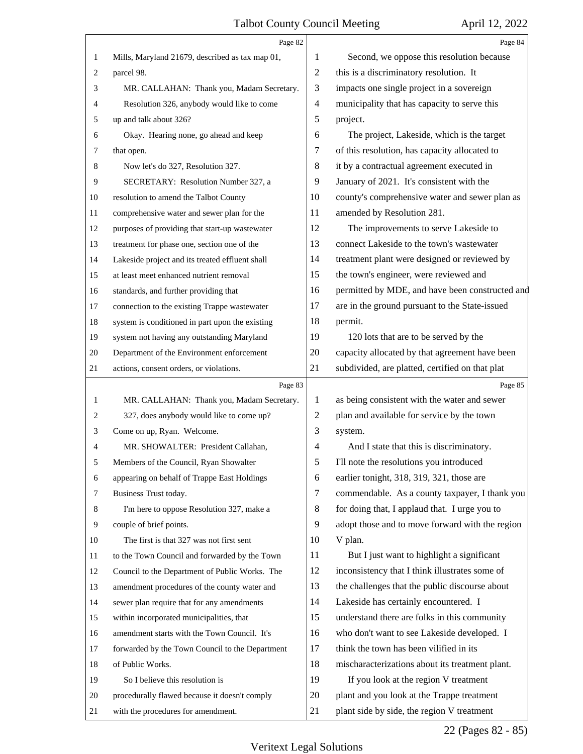Mills, Maryland 21679, described as tax map 01, parcel 98.

MR. CALLAHAN: Thank you, Madam Secretary.

Resolution 326, anybody would like to come up and talk about 326?

Okay. Hearing none, go ahead and keep that open.

Now let's do 327, Resolution 327.

SECRETARY: Resolution Number 327, a resolution to amend the Talbot County comprehensive water and sewer plan for the purposes of providing that start-up wastewater treatment for phase one, section one of the Lakeside project and its treated effluent shall at least meet enhanced nutrient removal standards, and further providing that connection to the existing Trappe wastewater system is conditioned in part upon the existing system not having any outstanding Maryland Department of the Environment enforcement actions, consent orders, or violations.

MR. CALLAHAN: Thank you, Madam Secretary.

327, does anybody would like to come up? Come on up, Ryan. Welcome.

MR. SHOWALTER: President Callahan, Members of the Council, Ryan Showalter appearing on behalf of Trappe East Holdings Business Trust today.

I'm here to oppose Resolution 327, make a couple of brief points.

The first is that 327 was not first sent to the Town Council and forwarded by the Town Council to the Department of Public Works. The amendment procedures of the county water and sewer plan require that for any amendments within incorporated municipalities, that amendment starts with the Town Council. It's forwarded by the Town Council to the Department of Public Works.

So I believe this resolution is procedurally flawed because it doesn't comply with the procedures for amendment.

Second, we oppose this resolution because this is a discriminatory resolution. It impacts one single project in a sovereign municipality that has capacity to serve this project.

The project, Lakeside, which is the target of this resolution, has capacity allocated to it by a contractual agreement executed in January of 2021. It's consistent with the county's comprehensive water and sewer plan as amended by Resolution 281.

The improvements to serve Lakeside to connect Lakeside to the town's wastewater treatment plant were designed or reviewed by the town's engineer, were reviewed and permitted by MDE, and have been constructed and are in the ground pursuant to the State-issued permit.

120 lots that are to be served by the capacity allocated by that agreement have been subdivided, are platted, certified on that plat as being consistent with the water and sewer plan and available for service by the town system.

And I state that this is discriminatory. I'll note the resolutions you introduced earlier tonight, 318, 319, 321, those are commendable. As a county taxpayer, I thank you for doing that, I applaud that. I urge you to adopt those and to move forward with the region V plan.

But I just want to highlight a significant inconsistency that I think illustrates some of the challenges that the public discourse about Lakeside has certainly encountered. I understand there are folks in this community who don't want to see Lakeside developed. I think the town has been vilified in its mischaracterizations about its treatment plant.

If you look at the region V treatment plant and you look at the Trappe treatment plant side by side, the region V treatment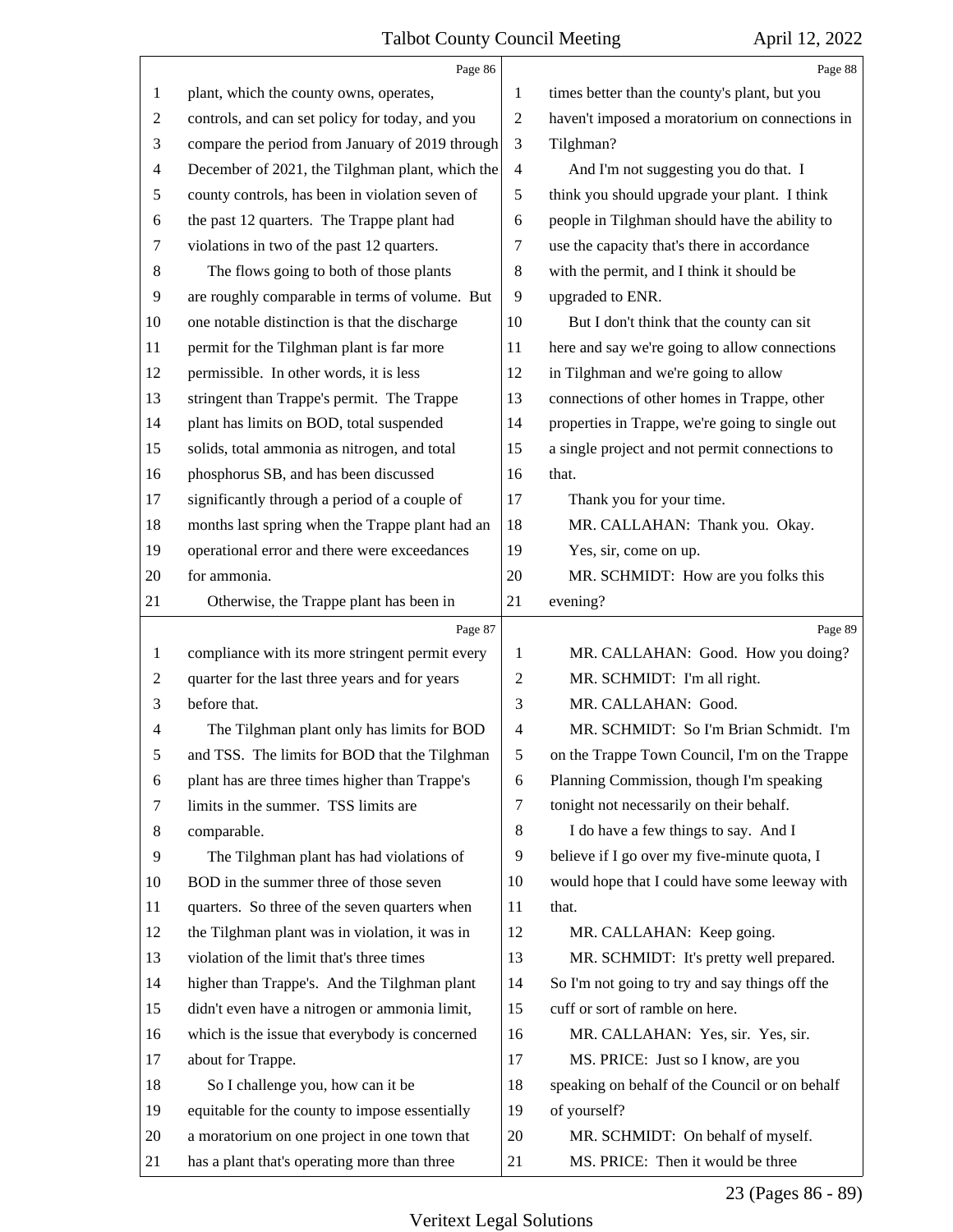plant, which the county owns, operates, controls, and can set policy for today, and you compare the period from January of 2019 through December of 2021, the Tilghman plant, which the county controls, has been in violation seven of the past 12 quarters. The Trappe plant had violations in two of the past 12 quarters.

The flows going to both of those plants are roughly comparable in terms of volume. But one notable distinction is that the discharge permit for the Tilghman plant is far more permissible. In other words, it is less stringent than Trappe's permit. The Trappe plant has limits on BOD, total suspended solids, total ammonia as nitrogen, and total phosphorus SB, and has been discussed significantly through a period of a couple of months last spring when the Trappe plant had an operational error and there were exceedances for ammonia.

Otherwise, the Trappe plant has been in compliance with its more stringent permit every quarter for the last three years and for years before that.

The Tilghman plant only has limits for BOD and TSS. The limits for BOD that the Tilghman plant has are three times higher than Trappe's limits in the summer. TSS limits are comparable.

The Tilghman plant has had violations of BOD in the summer three of those seven quarters. So three of the seven quarters when the Tilghman plant was in violation, it was in violation of the limit that's three times higher than Trappe's. And the Tilghman plant didn't even have a nitrogen or ammonia limit, which is the issue that everybody is concerned about for Trappe.

So I challenge you, how can it be equitable for the county to impose essentially a moratorium on one project in one town that has a plant that's operating more than three times better than the county's plant, but you haven't imposed a moratorium on connections in Tilghman?

And I'm not suggesting you do that. I think you should upgrade your plant. I think people in Tilghman should have the ability to use the capacity that's there in accordance with the permit, and I think it should be upgraded to ENR.

But I don't think that the county can sit here and say we're going to allow connections in Tilghman and we're going to allow connections of other homes in Trappe, other properties in Trappe, we're going to single out a single project and not permit connections to that.

Thank you for your time.

MR. CALLAHAN: Thank you. Okay.

Yes, sir, come on up.

MR. SCHMIDT: How are you folks this evening?

MR. CALLAHAN: Good. How you doing?

MR. SCHMIDT: I'm all right.

MR. CALLAHAN: Good.

MR. SCHMIDT: So I'm Brian Schmidt. I'm on the Trappe Town Council, I'm on the Trappe Planning Commission, though I'm speaking tonight not necessarily on their behalf.

I do have a few things to say. And I believe if I go over my five-minute quota, I would hope that I could have some leeway with that.

MR. CALLAHAN: Keep going.

MR. SCHMIDT: It's pretty well prepared. So I'm not going to try and say things off the cuff or sort of ramble on here.

MR. CALLAHAN: Yes, sir. Yes, sir.

MS. PRICE: Just so I know, are you speaking on behalf of the Council or on behalf of yourself?

MR. SCHMIDT: On behalf of myself.

MS. PRICE: Then it would be three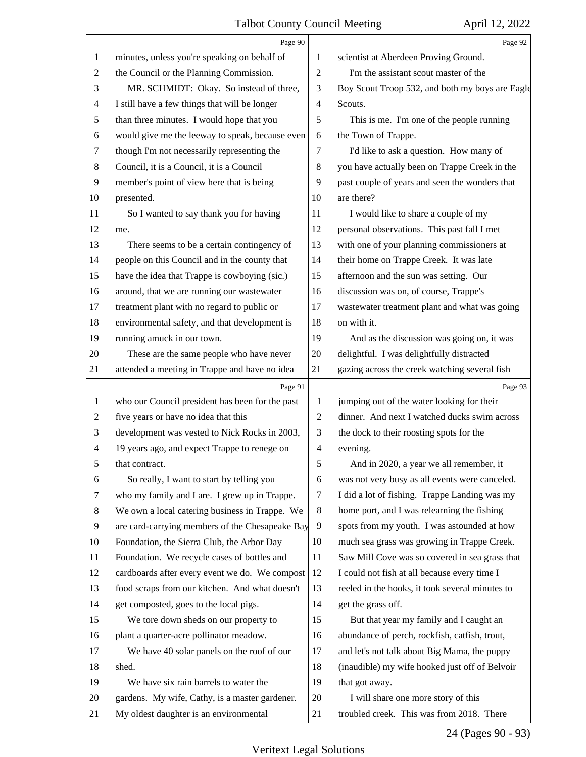minutes, unless you're speaking on behalf of the Council or the Planning Commission.

MR. SCHMIDT: Okay. So instead of three, I still have a few things that will be longer than three minutes. I would hope that you would give me the leeway to speak, because even though I'm not necessarily representing the Council, it is a Council, it is a Council member's point of view here that is being presented.

So I wanted to say thank you for having me.

There seems to be a certain contingency of people on this Council and in the county that have the idea that Trappe is cowboying (sic.) around, that we are running our wastewater treatment plant with no regard to public or environmental safety, and that development is running amuck in our town.

These are the same people who have never attended a meeting in Trappe and have no idea who our Council president has been for the past five years or have no idea that this development was vested to Nick Rocks in 2003, 19 years ago, and expect Trappe to renege on that contract.

So really, I want to start by telling you who my family and I are. I grew up in Trappe. We own a local catering business in Trappe. We are card-carrying members of the Chesapeake Bay Foundation, the Sierra Club, the Arbor Day Foundation. We recycle cases of bottles and cardboards after every event we do. We compost food scraps from our kitchen. And what doesn't get composted, goes to the local pigs.

We tore down sheds on our property to plant a quarter-acre pollinator meadow.

We have 40 solar panels on the roof of our shed.

We have six rain barrels to water the gardens. My wife, Cathy, is a master gardener. My oldest daughter is an environmental scientist at Aberdeen Proving Ground.

I'm the assistant scout master of the Boy Scout Troop 532, and both my boys are Eagle Scouts.

This is me. I'm one of the people running the Town of Trappe.

I'd like to ask a question. How many of you have actually been on Trappe Creek in the past couple of years and seen the wonders that are there?

I would like to share a couple of my personal observations. This past fall I met with one of your planning commissioners at their home on Trappe Creek. It was late afternoon and the sun was setting. Our discussion was on, of course, Trappe's wastewater treatment plant and what was going on with it.

And as the discussion was going on, it was delightful. I was delightfully distracted gazing across the creek watching several fish jumping out of the water looking for their dinner. And next I watched ducks swim across the dock to their roosting spots for the evening.

And in 2020, a year we all remember, it was not very busy as all events were canceled. I did a lot of fishing. Trappe Landing was my home port, and I was relearning the fishing spots from my youth. I was astounded at how much sea grass was growing in Trappe Creek. Saw Mill Cove was so covered in sea grass that I could not fish at all because every time I reeled in the hooks, it took several minutes to get the grass off.

But that year my family and I caught an abundance of perch, rockfish, catfish, trout, and let's not talk about Big Mama, the puppy (inaudible) my wife hooked just off of Belvoir that got away.

I will share one more story of this troubled creek. This was from 2018. There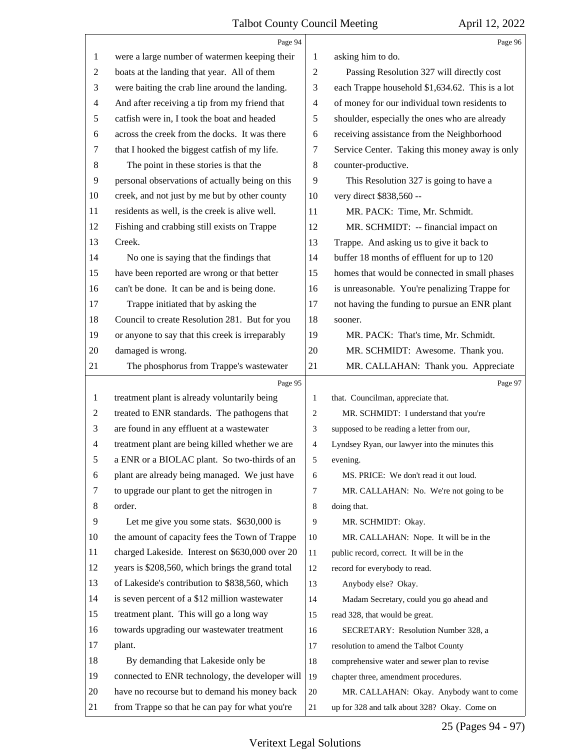were a large number of watermen keeping their boats at the landing that year. All of them were baiting the crab line around the landing. And after receiving a tip from my friend that catfish were in, I took the boat and headed across the creek from the docks. It was there that I hooked the biggest catfish of my life.

The point in these stories is that the personal observations of actually being on this creek, and not just by me but by other county residents as well, is the creek is alive well. Fishing and crabbing still exists on Trappe Creek.

No one is saying that the findings that have been reported are wrong or that better can't be done. It can be and is being done.

Trappe initiated that by asking the Council to create Resolution 281. But for you or anyone to say that this creek is irreparably damaged is wrong.

The phosphorus from Trappe's wastewater treatment plant is already voluntarily being treated to ENR standards. The pathogens that are found in any effluent at a wastewater treatment plant are being killed whether we are a ENR or a BIOLAC plant. So two-thirds of an plant are already being managed. We just have to upgrade our plant to get the nitrogen in order.

Let me give you some stats. $630,000 is the amount of capacity fees the Town of Trappe charged Lakeside. Interest on $630,000 over 20 years is $208,560, which brings the grand total of Lakeside's contribution to $838,560, which is seven percent of a $12 million wastewater treatment plant. This will go a long way towards upgrading our wastewater treatment plant.

By demanding that Lakeside only be connected to ENR technology, the developer will have no recourse but to demand his money back from Trappe so that he can pay for what you're asking him to do.

Passing Resolution 327 will directly cost each Trappe household $1,634.62. This is a lot of money for our individual town residents to shoulder, especially the ones who are already receiving assistance from the Neighborhood Service Center. Taking this money away is only counter-productive.

This Resolution 327 is going to have a very direct $838,560 --

MR. PACK: Time, Mr. Schmidt.

MR. SCHMIDT: -- financial impact on Trappe. And asking us to give it back to buffer 18 months of effluent for up to 120 homes that would be connected in small phases is unreasonable. You're penalizing Trappe for not having the funding to pursue an ENR plant sooner.

MR. PACK: That's time, Mr. Schmidt.

MR. SCHMIDT: Awesome. Thank you.

MR. CALLAHAN: Thank you. Appreciate that. Councilman, appreciate that.

MR. SCHMIDT: I understand that you're supposed to be reading a letter from our, Lyndsey Ryan, our lawyer into the minutes this evening.

MS. PRICE: We don't read it out loud.

MR. CALLAHAN: No. We're not going to be doing that.

MR. SCHMIDT: Okay.

MR. CALLAHAN: Nope. It will be in the public record, correct. It will be in the record for everybody to read.

Anybody else? Okay.

Madam Secretary, could you go ahead and read 328, that would be great.

SECRETARY: Resolution Number 328, a resolution to amend the Talbot County comprehensive water and sewer plan to revise chapter three, amendment procedures.

MR. CALLAHAN: Okay. Anybody want to come up for 328 and talk about 328? Okay. Come on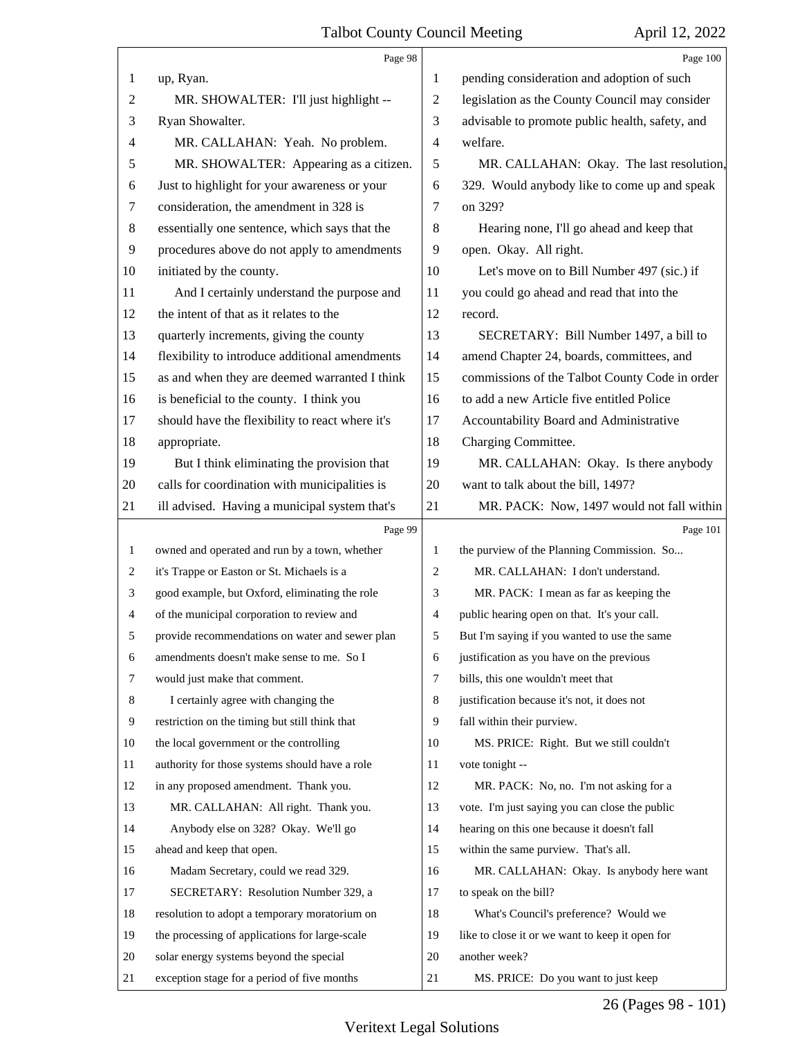Page 98

up, Ryan.

MR. SHOWALTER: I'll just highlight -- Ryan Showalter.

MR. CALLAHAN: Yeah. No problem.

MR. SHOWALTER: Appearing as a citizen. Just to highlight for your awareness or your consideration, the amendment in 328 is essentially one sentence, which says that the procedures above do not apply to amendments initiated by the county.

And I certainly understand the purpose and the intent of that as it relates to the quarterly increments, giving the county flexibility to introduce additional amendments as and when they are deemed warranted I think is beneficial to the county. I think you should have the flexibility to react where it's appropriate.

But I think eliminating the provision that calls for coordination with municipalities is ill advised. Having a municipal system that's

Page 99

owned and operated and run by a town, whether it's Trappe or Easton or St. Michaels is a good example, but Oxford, eliminating the role of the municipal corporation to review and provide recommendations on water and sewer plan amendments doesn't make sense to me. So I would just make that comment.

I certainly agree with changing the restriction on the timing but still think that the local government or the controlling authority for those systems should have a role in any proposed amendment. Thank you.

MR. CALLAHAN: All right. Thank you.

Anybody else on 328? Okay. We'll go ahead and keep that open.

Madam Secretary, could we read 329.

SECRETARY: Resolution Number 329, a resolution to adopt a temporary moratorium on the processing of applications for large-scale solar energy systems beyond the special exception stage for a period of five months

Page 100

pending consideration and adoption of such legislation as the County Council may consider advisable to promote public health, safety, and welfare.

MR. CALLAHAN: Okay. The last resolution, 329. Would anybody like to come up and speak on 329?

Hearing none, I'll go ahead and keep that open. Okay. All right.

Let's move on to Bill Number 497 (sic.) if you could go ahead and read that into the record.

SECRETARY: Bill Number 1497, a bill to amend Chapter 24, boards, committees, and commissions of the Talbot County Code in order to add a new Article five entitled Police Accountability Board and Administrative Charging Committee.

MR. CALLAHAN: Okay. Is there anybody want to talk about the bill, 1497?

MR. PACK: Now, 1497 would not fall within

Page 101

the purview of the Planning Commission. So...

MR. CALLAHAN: I don't understand.

MR. PACK: I mean as far as keeping the public hearing open on that. It's your call. But I'm saying if you wanted to use the same justification as you have on the previous bills, this one wouldn't meet that justification because it's not, it does not fall within their purview.

MS. PRICE: Right. But we still couldn't vote tonight --

MR. PACK: No, no. I'm not asking for a vote. I'm just saying you can close the public hearing on this one because it doesn't fall within the same purview. That's all.

MR. CALLAHAN: Okay. Is anybody here want to speak on the bill?

What's Council's preference? Would we like to close it or we want to keep it open for another week?

MS. PRICE: Do you want to just keep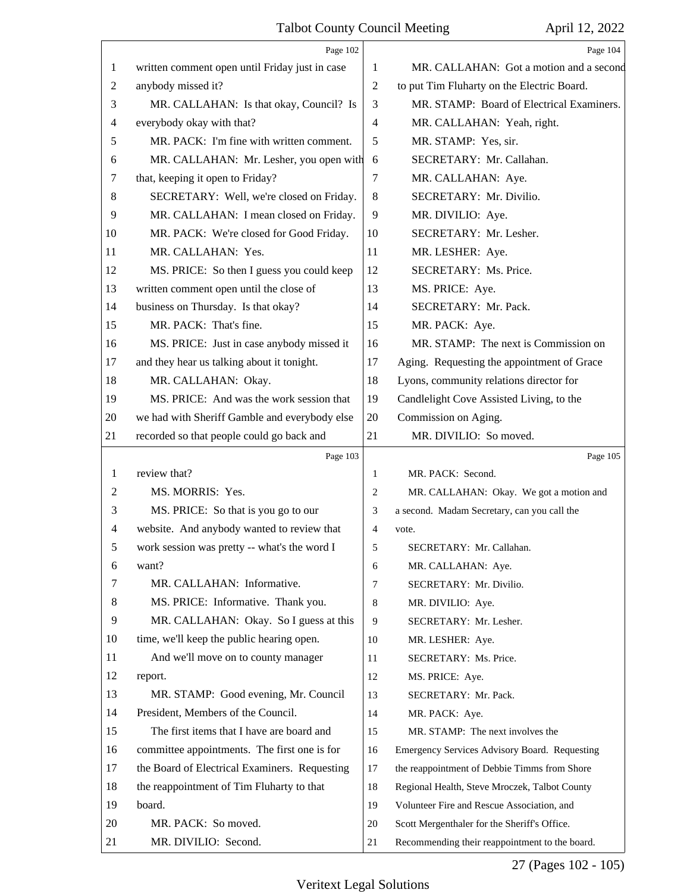Page 102

1 written comment open until Friday just in case
2 anybody missed it?
3 MR. CALLAHAN: Is that okay, Council? Is
4 everybody okay with that?
5 MR. PACK: I'm fine with written comment.
6 MR. CALLAHAN: Mr. Lesher, you open with
7 that, keeping it open to Friday?
8 SECRETARY: Well, we're closed on Friday.
9 MR. CALLAHAN: I mean closed on Friday.
10 MR. PACK: We're closed for Good Friday.
11 MR. CALLAHAN: Yes.
12 MS. PRICE: So then I guess you could keep
13 written comment open until the close of
14 business on Thursday. Is that okay?
15 MR. PACK: That's fine.
16 MS. PRICE: Just in case anybody missed it
17 and they hear us talking about it tonight.
18 MR. CALLAHAN: Okay.
19 MS. PRICE: And was the work session that
20 we had with Sheriff Gamble and everybody else
21 recorded so that people could go back and

Page 103

1 review that?
2 MS. MORRIS: Yes.
3 MS. PRICE: So that is you go to our
4 website. And anybody wanted to review that
5 work session was pretty -- what's the word I
6 want?
7 MR. CALLAHAN: Informative.
8 MS. PRICE: Informative. Thank you.
9 MR. CALLAHAN: Okay. So I guess at this
10 time, we'll keep the public hearing open.
11 And we'll move on to county manager
12 report.
13 MR. STAMP: Good evening, Mr. Council
14 President, Members of the Council.
15 The first items that I have are board and
16 committee appointments. The first one is for
17 the Board of Electrical Examiners. Requesting
18 the reappointment of Tim Fluharty to that
19 board.
20 MR. PACK: So moved.
21 MR. DIVILIO: Second.

Page 104

1 MR. CALLAHAN: Got a motion and a second
2 to put Tim Fluharty on the Electric Board.
3 MR. STAMP: Board of Electrical Examiners.
4 MR. CALLAHAN: Yeah, right.
5 MR. STAMP: Yes, sir.
6 SECRETARY: Mr. Callahan.
7 MR. CALLAHAN: Aye.
8 SECRETARY: Mr. Divilio.
9 MR. DIVILIO: Aye.
10 SECRETARY: Mr. Lesher.
11 MR. LESHER: Aye.
12 SECRETARY: Ms. Price.
13 MS. PRICE: Aye.
14 SECRETARY: Mr. Pack.
15 MR. PACK: Aye.
16 MR. STAMP: The next is Commission on
17 Aging. Requesting the appointment of Grace
18 Lyons, community relations director for
19 Candlelight Cove Assisted Living, to the
20 Commission on Aging.
21 MR. DIVILIO: So moved.

Page 105

1 MR. PACK: Second.
2 MR. CALLAHAN: Okay. We got a motion and
3 a second. Madam Secretary, can you call the
4 vote.
5 SECRETARY: Mr. Callahan.
6 MR. CALLAHAN: Aye.
7 SECRETARY: Mr. Divilio.
8 MR. DIVILIO: Aye.
9 SECRETARY: Mr. Lesher.
10 MR. LESHER: Aye.
11 SECRETARY: Ms. Price.
12 MS. PRICE: Aye.
13 SECRETARY: Mr. Pack.
14 MR. PACK: Aye.
15 MR. STAMP: The next involves the
16 Emergency Services Advisory Board. Requesting
17 the reappointment of Debbie Timms from Shore
18 Regional Health, Steve Mroczek, Talbot County
19 Volunteer Fire and Rescue Association, and
20 Scott Mergenthaler for the Sheriff's Office.
21 Recommending their reappointment to the board.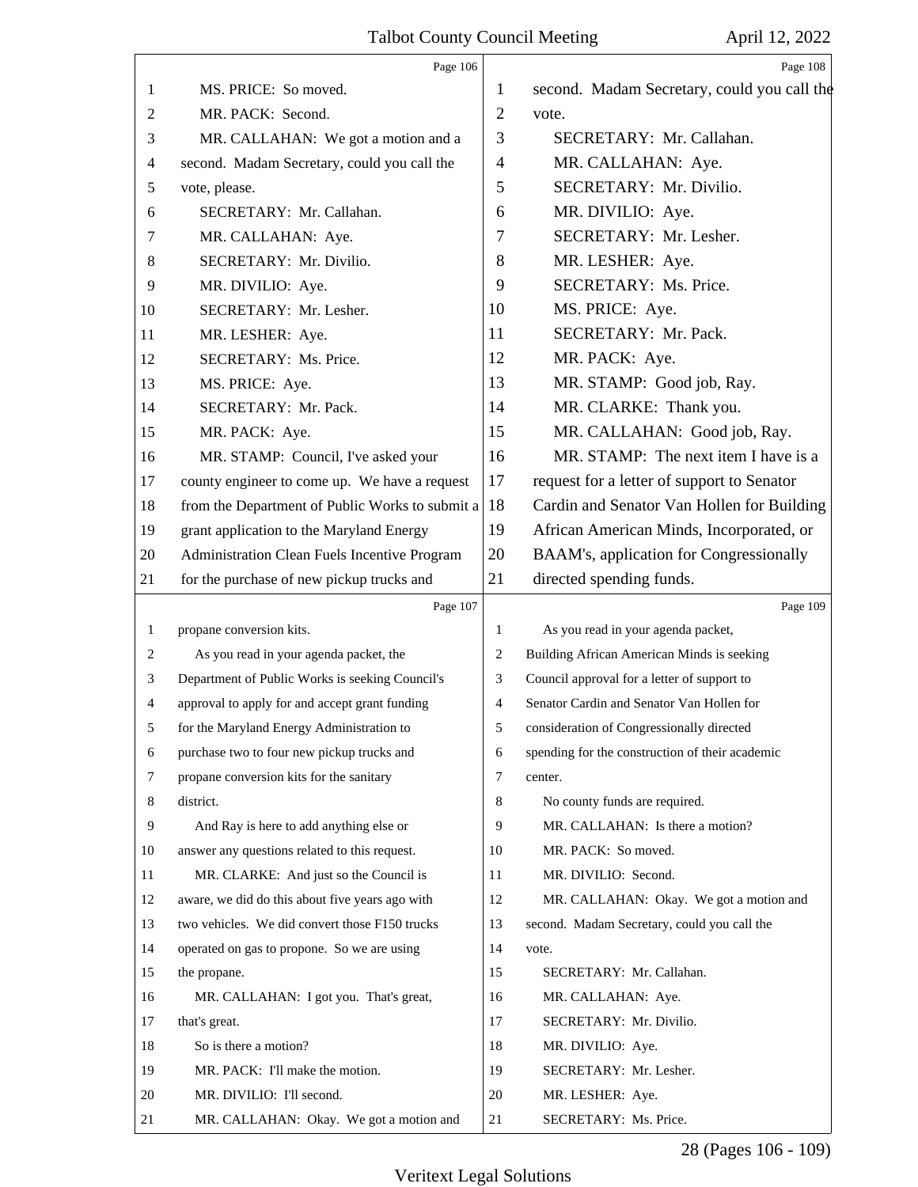Page 106

1 MS. PRICE: So moved.
2 MR. PACK: Second.
3 MR. CALLAHAN: We got a motion and a
4 second. Madam Secretary, could you call the
5 vote, please.
6 SECRETARY: Mr. Callahan.
7 MR. CALLAHAN: Aye.
8 SECRETARY: Mr. Divilio.
9 MR. DIVILIO: Aye.
10 SECRETARY: Mr. Lesher.
11 MR. LESHER: Aye.
12 SECRETARY: Ms. Price.
13 MS. PRICE: Aye.
14 SECRETARY: Mr. Pack.
15 MR. PACK: Aye.
16 MR. STAMP: Council, I've asked your
17 county engineer to come up. We have a request
18 from the Department of Public Works to submit a
19 grant application to the Maryland Energy
20 Administration Clean Fuels Incentive Program
21 for the purchase of new pickup trucks and

Page 107

1 propane conversion kits.
2 As you read in your agenda packet, the
3 Department of Public Works is seeking Council's
4 approval to apply for and accept grant funding
5 for the Maryland Energy Administration to
6 purchase two to four new pickup trucks and
7 propane conversion kits for the sanitary
8 district.
9 And Ray is here to add anything else or
10 answer any questions related to this request.
11 MR. CLARKE: And just so the Council is
12 aware, we did do this about five years ago with
13 two vehicles. We did convert those F150 trucks
14 operated on gas to propone. So we are using
15 the propane.
16 MR. CALLAHAN: I got you. That's great,
17 that's great.
18 So is there a motion?
19 MR. PACK: I'll make the motion.
20 MR. DIVILIO: I'll second.
21 MR. CALLAHAN: Okay. We got a motion and

Page 108

1 second. Madam Secretary, could you call the
2 vote.
3 SECRETARY: Mr. Callahan.
4 MR. CALLAHAN: Aye.
5 SECRETARY: Mr. Divilio.
6 MR. DIVILIO: Aye.
7 SECRETARY: Mr. Lesher.
8 MR. LESHER: Aye.
9 SECRETARY: Ms. Price.
10 MS. PRICE: Aye.
11 SECRETARY: Mr. Pack.
12 MR. PACK: Aye.
13 MR. STAMP: Good job, Ray.
14 MR. CLARKE: Thank you.
15 MR. CALLAHAN: Good job, Ray.
16 MR. STAMP: The next item I have is a
17 request for a letter of support to Senator
18 Cardin and Senator Van Hollen for Building
19 African American Minds, Incorporated, or
20 BAAM's, application for Congressionally
21 directed spending funds.

Page 109

1 As you read in your agenda packet,
2 Building African American Minds is seeking
3 Council approval for a letter of support to
4 Senator Cardin and Senator Van Hollen for
5 consideration of Congressionally directed
6 spending for the construction of their academic
7 center.
8 No county funds are required.
9 MR. CALLAHAN: Is there a motion?
10 MR. PACK: So moved.
11 MR. DIVILIO: Second.
12 MR. CALLAHAN: Okay. We got a motion and
13 second. Madam Secretary, could you call the
14 vote.
15 SECRETARY: Mr. Callahan.
16 MR. CALLAHAN: Aye.
17 SECRETARY: Mr. Divilio.
18 MR. DIVILIO: Aye.
19 SECRETARY: Mr. Lesher.
20 MR. LESHER: Aye.
21 SECRETARY: Ms. Price.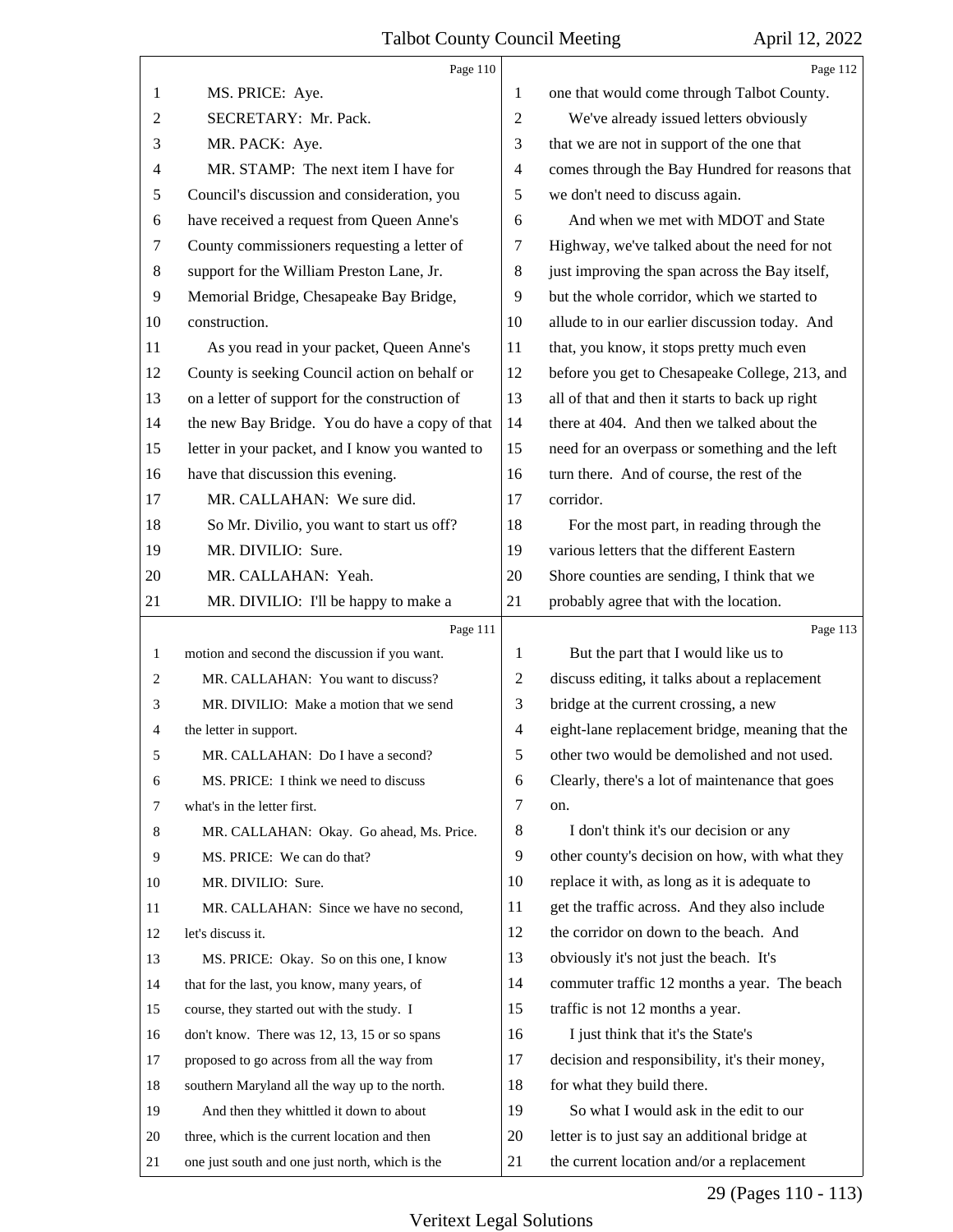Page 110

1 MS. PRICE: Aye.
2 SECRETARY: Mr. Pack.
3 MR. PACK: Aye.
4 MR. STAMP: The next item I have for
5 Council's discussion and consideration, you
6 have received a request from Queen Anne's
7 County commissioners requesting a letter of
8 support for the William Preston Lane, Jr.
9 Memorial Bridge, Chesapeake Bay Bridge,
10 construction.
11 As you read in your packet, Queen Anne's
12 County is seeking Council action on behalf or
13 on a letter of support for the construction of
14 the new Bay Bridge. You do have a copy of that
15 letter in your packet, and I know you wanted to
16 have that discussion this evening.
17 MR. CALLAHAN: We sure did.
18 So Mr. Divilio, you want to start us off?
19 MR. DIVILIO: Sure.
20 MR. CALLAHAN: Yeah.
21 MR. DIVILIO: I'll be happy to make a

Page 111

1 motion and second the discussion if you want.
2 MR. CALLAHAN: You want to discuss?
3 MR. DIVILIO: Make a motion that we send
4 the letter in support.
5 MR. CALLAHAN: Do I have a second?
6 MS. PRICE: I think we need to discuss
7 what's in the letter first.
8 MR. CALLAHAN: Okay. Go ahead, Ms. Price.
9 MS. PRICE: We can do that?
10 MR. DIVILIO: Sure.
11 MR. CALLAHAN: Since we have no second,
12 let's discuss it.
13 MS. PRICE: Okay. So on this one, I know
14 that for the last, you know, many years, of
15 course, they started out with the study. I
16 don't know. There was 12, 13, 15 or so spans
17 proposed to go across from all the way from
18 southern Maryland all the way up to the north.
19 And then they whittled it down to about
20 three, which is the current location and then
21 one just south and one just north, which is the

Page 112

1 one that would come through Talbot County.
2 We've already issued letters obviously
3 that we are not in support of the one that
4 comes through the Bay Hundred for reasons that
5 we don't need to discuss again.
6 And when we met with MDOT and State
7 Highway, we've talked about the need for not
8 just improving the span across the Bay itself,
9 but the whole corridor, which we started to
10 allude to in our earlier discussion today. And
11 that, you know, it stops pretty much even
12 before you get to Chesapeake College, 213, and
13 all of that and then it starts to back up right
14 there at 404. And then we talked about the
15 need for an overpass or something and the left
16 turn there. And of course, the rest of the
17 corridor.
18 For the most part, in reading through the
19 various letters that the different Eastern
20 Shore counties are sending, I think that we
21 probably agree that with the location.

Page 113

1 But the part that I would like us to
2 discuss editing, it talks about a replacement
3 bridge at the current crossing, a new
4 eight-lane replacement bridge, meaning that the
5 other two would be demolished and not used.
6 Clearly, there's a lot of maintenance that goes
7 on.
8 I don't think it's our decision or any
9 other county's decision on how, with what they
10 replace it with, as long as it is adequate to
11 get the traffic across. And they also include
12 the corridor on down to the beach. And
13 obviously it's not just the beach. It's
14 commuter traffic 12 months a year. The beach
15 traffic is not 12 months a year.
16 I just think that it's the State's
17 decision and responsibility, it's their money,
18 for what they build there.
19 So what I would ask in the edit to our
20 letter is to just say an additional bridge at
21 the current location and/or a replacement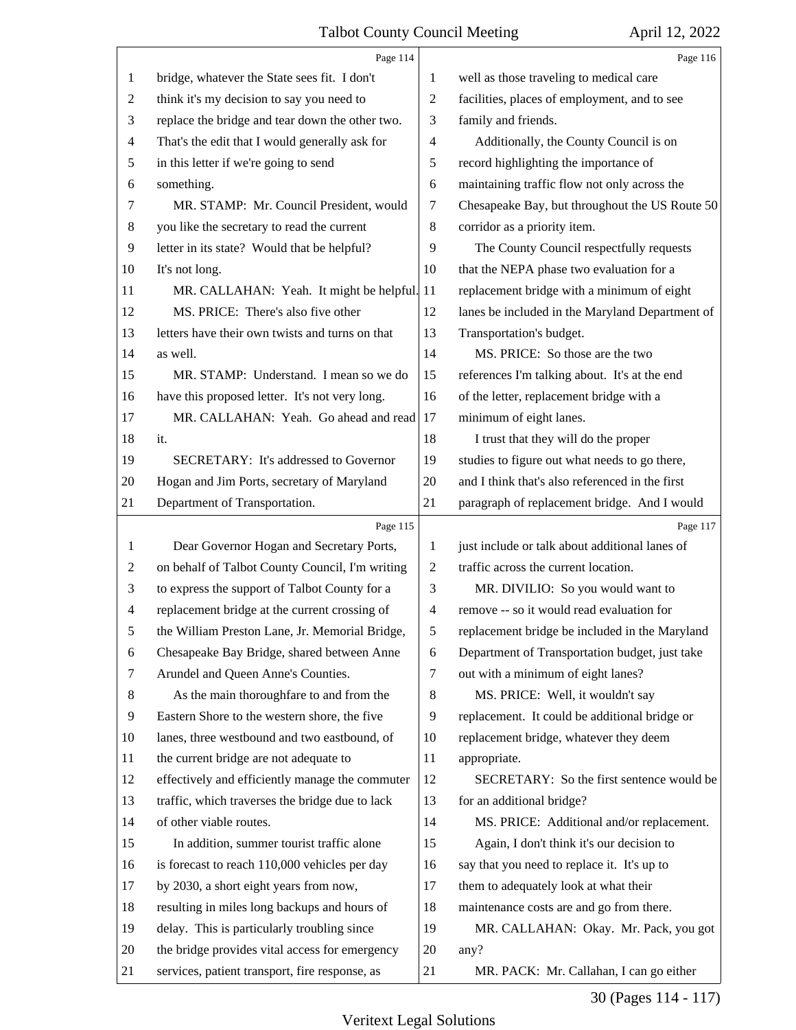bridge, whatever the State sees fit. I don't think it's my decision to say you need to replace the bridge and tear down the other two. That's the edit that I would generally ask for in this letter if we're going to send something.

MR. STAMP: Mr. Council President, would you like the secretary to read the current letter in its state? Would that be helpful? It's not long.

MR. CALLAHAN: Yeah. It might be helpful.

MS. PRICE: There's also five other letters have their own twists and turns on that as well.

MR. STAMP: Understand. I mean so we do have this proposed letter. It's not very long.

MR. CALLAHAN: Yeah. Go ahead and read it.

SECRETARY: It's addressed to Governor Hogan and Jim Ports, secretary of Maryland Department of Transportation.

Dear Governor Hogan and Secretary Ports, on behalf of Talbot County Council, I'm writing to express the support of Talbot County for a replacement bridge at the current crossing of the William Preston Lane, Jr. Memorial Bridge, Chesapeake Bay Bridge, shared between Anne Arundel and Queen Anne's Counties.

As the main thoroughfare to and from the Eastern Shore to the western shore, the five lanes, three westbound and two eastbound, of the current bridge are not adequate to effectively and efficiently manage the commuter traffic, which traverses the bridge due to lack of other viable routes.

In addition, summer tourist traffic alone is forecast to reach 110,000 vehicles per day by 2030, a short eight years from now, resulting in miles long backups and hours of delay. This is particularly troubling since the bridge provides vital access for emergency services, patient transport, fire response, as well as those traveling to medical care facilities, places of employment, and to see family and friends.

Additionally, the County Council is on record highlighting the importance of maintaining traffic flow not only across the Chesapeake Bay, but throughout the US Route 50 corridor as a priority item.

The County Council respectfully requests that the NEPA phase two evaluation for a replacement bridge with a minimum of eight lanes be included in the Maryland Department of Transportation's budget.

MS. PRICE: So those are the two references I'm talking about. It's at the end of the letter, replacement bridge with a minimum of eight lanes.

I trust that they will do the proper studies to figure out what needs to go there, and I think that's also referenced in the first paragraph of replacement bridge. And I would just include or talk about additional lanes of traffic across the current location.

MR. DIVILIO: So you would want to remove -- so it would read evaluation for replacement bridge be included in the Maryland Department of Transportation budget, just take out with a minimum of eight lanes?

MS. PRICE: Well, it wouldn't say replacement. It could be additional bridge or replacement bridge, whatever they deem appropriate.

SECRETARY: So the first sentence would be for an additional bridge?

MS. PRICE: Additional and/or replacement. Again, I don't think it's our decision to say that you need to replace it. It's up to them to adequately look at what their maintenance costs are and go from there.

MR. CALLAHAN: Okay. Mr. Pack, you got any?

MR. PACK: Mr. Callahan, I can go either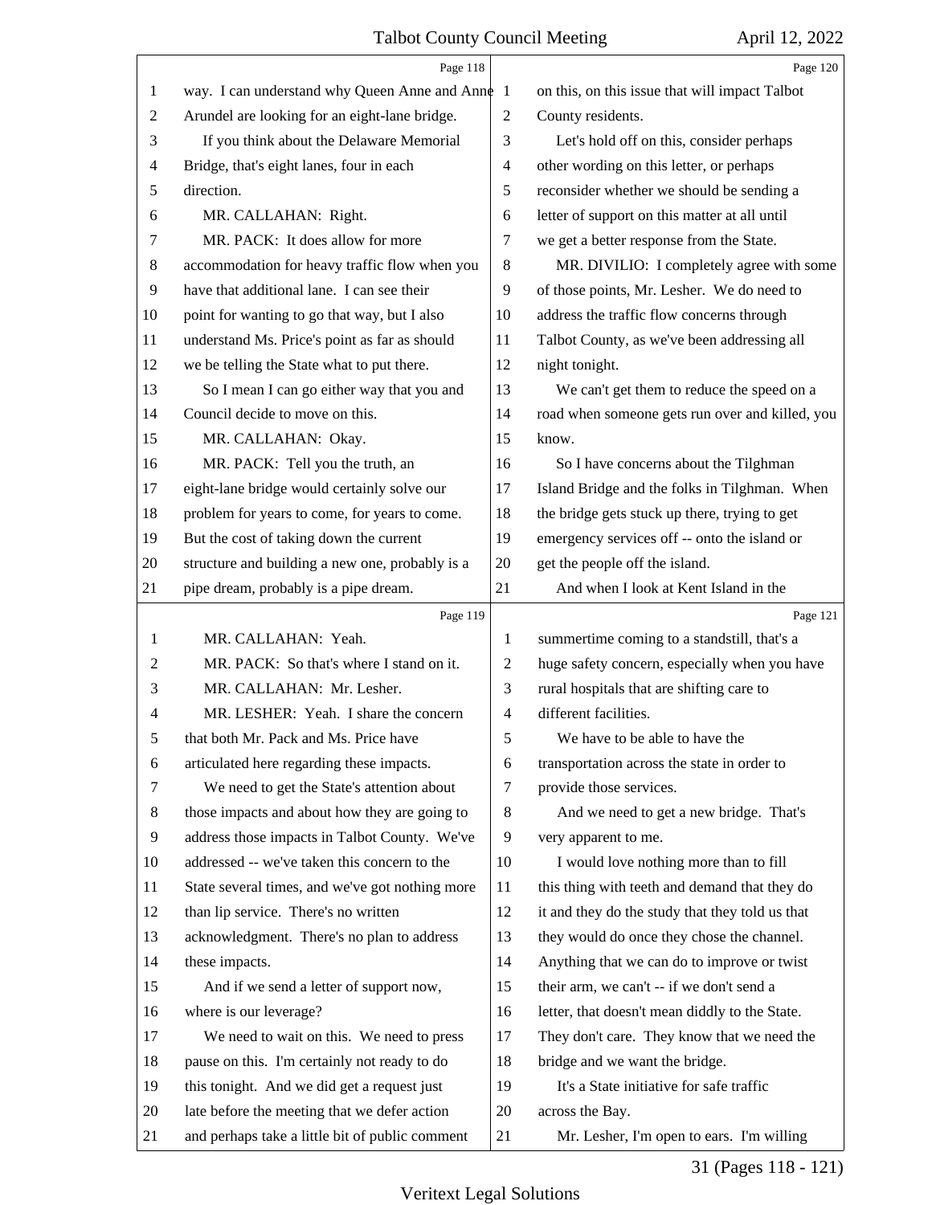Page 118

1 way. I can understand why Queen Anne and Anne
2 Arundel are looking for an eight-lane bridge.
3 If you think about the Delaware Memorial
4 Bridge, that's eight lanes, four in each
5 direction.
6 MR. CALLAHAN: Right.
7 MR. PACK: It does allow for more
8 accommodation for heavy traffic flow when you
9 have that additional lane. I can see their
10 point for wanting to go that way, but I also
11 understand Ms. Price's point as far as should
12 we be telling the State what to put there.
13 So I mean I can go either way that you and
14 Council decide to move on this.
15 MR. CALLAHAN: Okay.
16 MR. PACK: Tell you the truth, an
17 eight-lane bridge would certainly solve our
18 problem for years to come, for years to come.
19 But the cost of taking down the current
20 structure and building a new one, probably is a
21 pipe dream, probably is a pipe dream.

Page 119

1 MR. CALLAHAN: Yeah.
2 MR. PACK: So that's where I stand on it.
3 MR. CALLAHAN: Mr. Lesher.
4 MR. LESHER: Yeah. I share the concern
5 that both Mr. Pack and Ms. Price have
6 articulated here regarding these impacts.
7 We need to get the State's attention about
8 those impacts and about how they are going to
9 address those impacts in Talbot County. We've
10 addressed -- we've taken this concern to the
11 State several times, and we've got nothing more
12 than lip service. There's no written
13 acknowledgment. There's no plan to address
14 these impacts.
15 And if we send a letter of support now,
16 where is our leverage?
17 We need to wait on this. We need to press
18 pause on this. I'm certainly not ready to do
19 this tonight. And we did get a request just
20 late before the meeting that we defer action
21 and perhaps take a little bit of public comment

Page 120

1 on this, on this issue that will impact Talbot
2 County residents.
3 Let's hold off on this, consider perhaps
4 other wording on this letter, or perhaps
5 reconsider whether we should be sending a
6 letter of support on this matter at all until
7 we get a better response from the State.
8 MR. DIVILIO: I completely agree with some
9 of those points, Mr. Lesher. We do need to
10 address the traffic flow concerns through
11 Talbot County, as we've been addressing all
12 night tonight.
13 We can't get them to reduce the speed on a
14 road when someone gets run over and killed, you
15 know.
16 So I have concerns about the Tilghman
17 Island Bridge and the folks in Tilghman. When
18 the bridge gets stuck up there, trying to get
19 emergency services off -- onto the island or
20 get the people off the island.
21 And when I look at Kent Island in the

Page 121

1 summertime coming to a standstill, that's a
2 huge safety concern, especially when you have
3 rural hospitals that are shifting care to
4 different facilities.
5 We have to be able to have the
6 transportation across the state in order to
7 provide those services.
8 And we need to get a new bridge. That's
9 very apparent to me.
10 I would love nothing more than to fill
11 this thing with teeth and demand that they do
12 it and they do the study that they told us that
13 they would do once they chose the channel.
14 Anything that we can do to improve or twist
15 their arm, we can't -- if we don't send a
16 letter, that doesn't mean diddly to the State.
17 They don't care. They know that we need the
18 bridge and we want the bridge.
19 It's a State initiative for safe traffic
20 across the Bay.
21 Mr. Lesher, I'm open to ears. I'm willing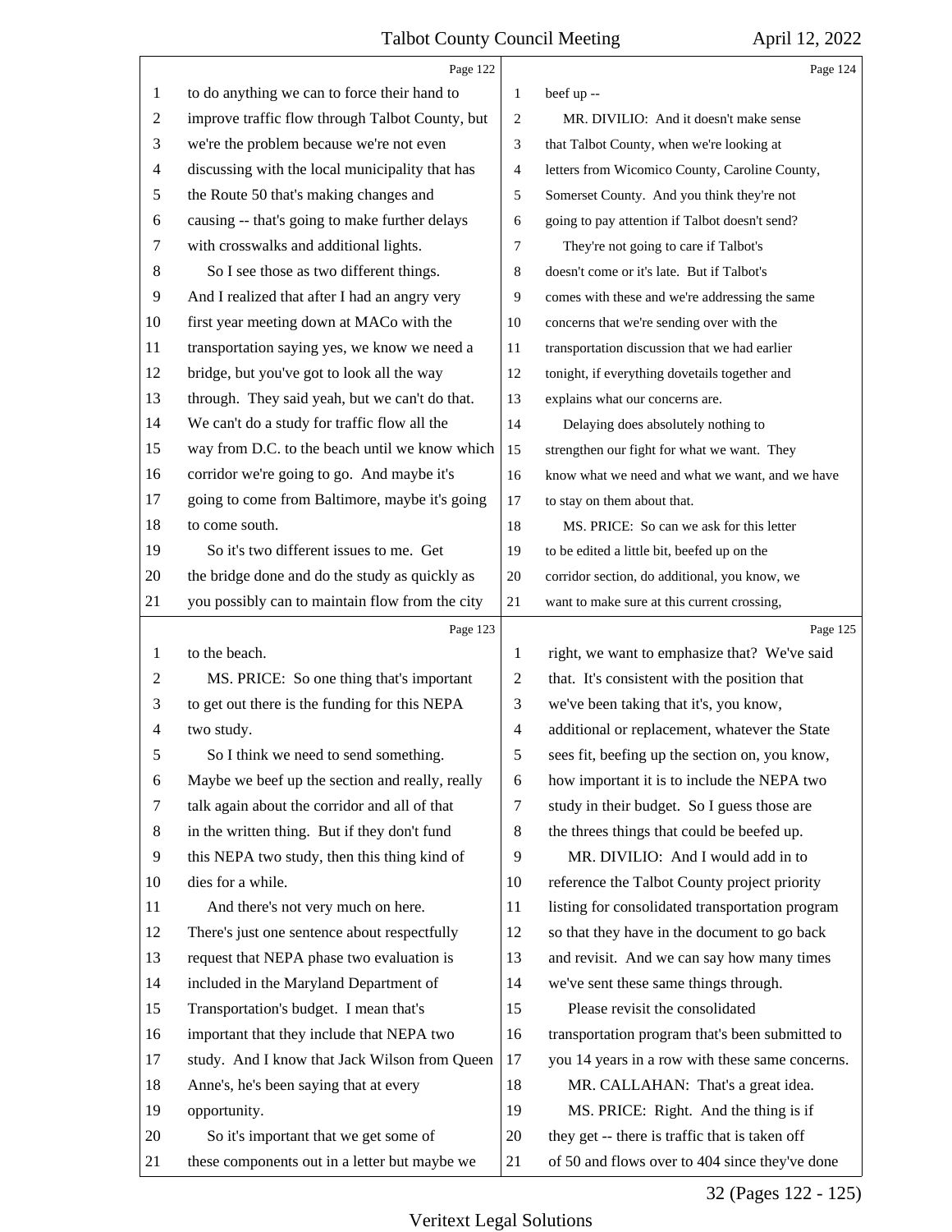Page 122

to do anything we can to force their hand to improve traffic flow through Talbot County, but we're the problem because we're not even discussing with the local municipality that has the Route 50 that's making changes and causing -- that's going to make further delays with crosswalks and additional lights.

So I see those as two different things. And I realized that after I had an angry very first year meeting down at MACo with the transportation saying yes, we know we need a bridge, but you've got to look all the way through. They said yeah, but we can't do that. We can't do a study for traffic flow all the way from D.C. to the beach until we know which corridor we're going to go. And maybe it's going to come from Baltimore, maybe it's going to come south.

So it's two different issues to me. Get the bridge done and do the study as quickly as you possibly can to maintain flow from the city

Page 123

to the beach.

MS. PRICE: So one thing that's important to get out there is the funding for this NEPA two study.

So I think we need to send something. Maybe we beef up the section and really, really talk again about the corridor and all of that in the written thing. But if they don't fund this NEPA two study, then this thing kind of dies for a while.

And there's not very much on here. There's just one sentence about respectfully request that NEPA phase two evaluation is included in the Maryland Department of Transportation's budget. I mean that's important that they include that NEPA two study. And I know that Jack Wilson from Queen Anne's, he's been saying that at every opportunity.

So it's important that we get some of these components out in a letter but maybe we

Page 124

beef up --

MR. DIVILIO: And it doesn't make sense that Talbot County, when we're looking at letters from Wicomico County, Caroline County, Somerset County. And you think they're not going to pay attention if Talbot doesn't send?

They're not going to care if Talbot's doesn't come or it's late. But if Talbot's comes with these and we're addressing the same concerns that we're sending over with the transportation discussion that we had earlier tonight, if everything dovetails together and explains what our concerns are.

Delaying does absolutely nothing to strengthen our fight for what we want. They know what we need and what we want, and we have to stay on them about that.

MS. PRICE: So can we ask for this letter to be edited a little bit, beefed up on the corridor section, do additional, you know, we want to make sure at this current crossing,

Page 125

right, we want to emphasize that? We've said that. It's consistent with the position that we've been taking that it's, you know, additional or replacement, whatever the State sees fit, beefing up the section on, you know, how important it is to include the NEPA two study in their budget. So I guess those are the threes things that could be beefed up.

MR. DIVILIO: And I would add in to reference the Talbot County project priority listing for consolidated transportation program so that they have in the document to go back and revisit. And we can say how many times we've sent these same things through.

Please revisit the consolidated transportation program that's been submitted to you 14 years in a row with these same concerns.

MR. CALLAHAN: That's a great idea.

MS. PRICE: Right. And the thing is if they get -- there is traffic that is taken off of 50 and flows over to 404 since they've done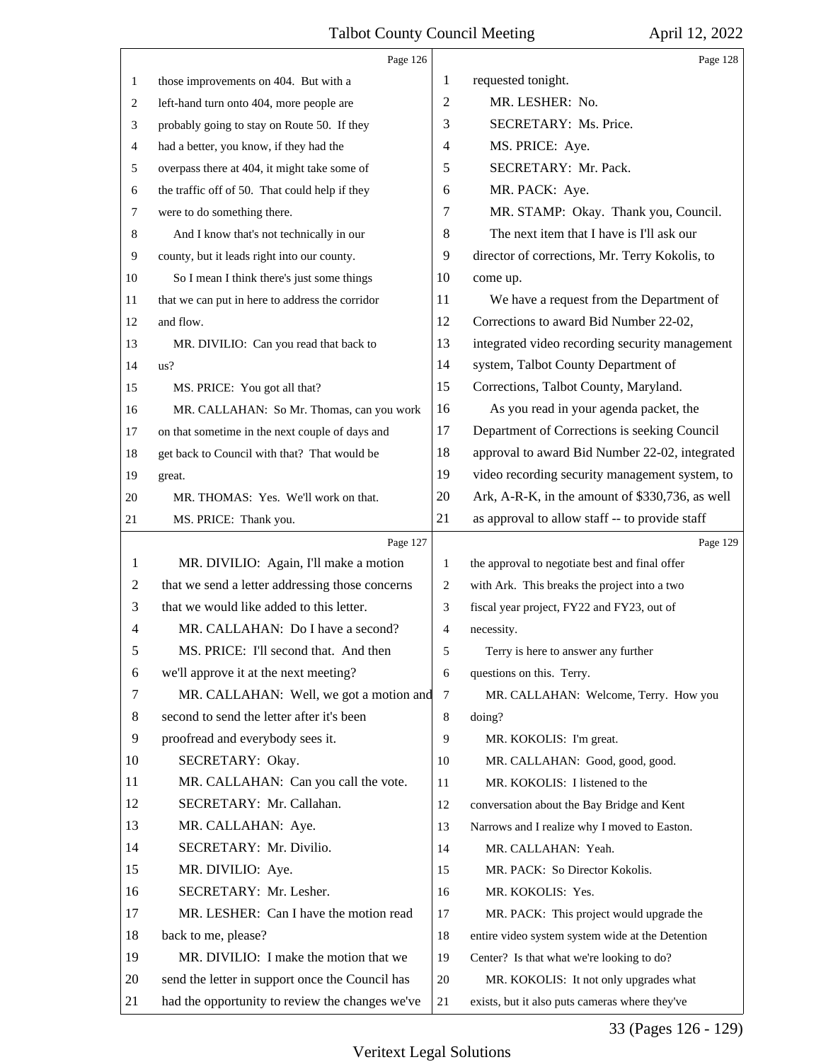Page 126

those improvements on 404. But with a left-hand turn onto 404, more people are probably going to stay on Route 50. If they had a better, you know, if they had the overpass there at 404, it might take some of the traffic off of 50. That could help if they were to do something there.

And I know that's not technically in our county, but it leads right into our county.

So I mean I think there's just some things that we can put in here to address the corridor and flow.

MR. DIVILIO: Can you read that back to us?

MS. PRICE: You got all that?

MR. CALLAHAN: So Mr. Thomas, can you work on that sometime in the next couple of days and get back to Council with that? That would be great.

MR. THOMAS: Yes. We'll work on that.

MS. PRICE: Thank you.

Page 127

MR. DIVILIO: Again, I'll make a motion that we send a letter addressing those concerns that we would like added to this letter.

MR. CALLAHAN: Do I have a second?

MS. PRICE: I'll second that. And then we'll approve it at the next meeting?

MR. CALLAHAN: Well, we got a motion and second to send the letter after it's been proofread and everybody sees it.

SECRETARY: Okay.

MR. CALLAHAN: Can you call the vote.

SECRETARY: Mr. Callahan.

MR. CALLAHAN: Aye.

SECRETARY: Mr. Divilio.

MR. DIVILIO: Aye.

SECRETARY: Mr. Lesher.

MR. LESHER: Can I have the motion read back to me, please?

MR. DIVILIO: I make the motion that we send the letter in support once the Council has had the opportunity to review the changes we've

Page 128

requested tonight.

MR. LESHER: No.

SECRETARY: Ms. Price.

MS. PRICE: Aye.

SECRETARY: Mr. Pack.

MR. PACK: Aye.

MR. STAMP: Okay. Thank you, Council.

The next item that I have is I'll ask our director of corrections, Mr. Terry Kokolis, to come up.

We have a request from the Department of Corrections to award Bid Number 22-02, integrated video recording security management system, Talbot County Department of Corrections, Talbot County, Maryland.

As you read in your agenda packet, the Department of Corrections is seeking Council approval to award Bid Number 22-02, integrated video recording security management system, to Ark, A-R-K, in the amount of $330,736, as well as approval to allow staff -- to provide staff

Page 129

the approval to negotiate best and final offer with Ark. This breaks the project into a two fiscal year project, FY22 and FY23, out of necessity.

Terry is here to answer any further questions on this. Terry.

MR. CALLAHAN: Welcome, Terry. How you doing?

MR. KOKOLIS: I'm great.

MR. CALLAHAN: Good, good, good.

MR. KOKOLIS: I listened to the conversation about the Bay Bridge and Kent Narrows and I realize why I moved to Easton.

MR. CALLAHAN: Yeah.

MR. PACK: So Director Kokolis.

MR. KOKOLIS: Yes.

MR. PACK: This project would upgrade the entire video system system wide at the Detention Center? Is that what we're looking to do?

MR. KOKOLIS: It not only upgrades what exists, but it also puts cameras where they've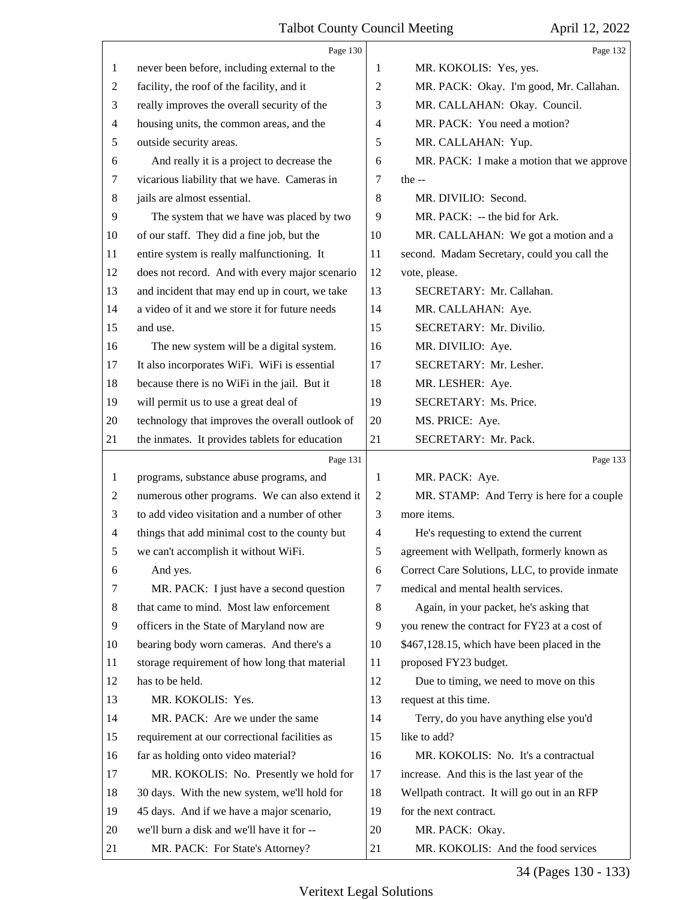Page 130

never been before, including external to the facility, the roof of the facility, and it really improves the overall security of the housing units, the common areas, and the outside security areas.

And really it is a project to decrease the vicarious liability that we have. Cameras in jails are almost essential.

The system that we have was placed by two of our staff. They did a fine job, but the entire system is really malfunctioning. It does not record. And with every major scenario and incident that may end up in court, we take a video of it and we store it for future needs and use.

The new system will be a digital system. It also incorporates WiFi. WiFi is essential because there is no WiFi in the jail. But it will permit us to use a great deal of technology that improves the overall outlook of the inmates. It provides tablets for education

Page 131

programs, substance abuse programs, and numerous other programs. We can also extend it to add video visitation and a number of other things that add minimal cost to the county but we can't accomplish it without WiFi.

And yes.

MR. PACK: I just have a second question that came to mind. Most law enforcement officers in the State of Maryland now are bearing body worn cameras. And there's a storage requirement of how long that material has to be held.

MR. KOKOLIS: Yes.

MR. PACK: Are we under the same requirement at our correctional facilities as far as holding onto video material?

MR. KOKOLIS: No. Presently we hold for 30 days. With the new system, we'll hold for 45 days. And if we have a major scenario, we'll burn a disk and we'll have it for --

MR. PACK: For State's Attorney?

Page 132

MR. KOKOLIS: Yes, yes.

MR. PACK: Okay. I'm good, Mr. Callahan.

MR. CALLAHAN: Okay. Council.

MR. PACK: You need a motion?

MR. CALLAHAN: Yup.

MR. PACK: I make a motion that we approve the --

MR. DIVILIO: Second.

MR. PACK: -- the bid for Ark.

MR. CALLAHAN: We got a motion and a second. Madam Secretary, could you call the vote, please.

SECRETARY: Mr. Callahan.

MR. CALLAHAN: Aye.

SECRETARY: Mr. Divilio.

MR. DIVILIO: Aye.

SECRETARY: Mr. Lesher.

MR. LESHER: Aye.

SECRETARY: Ms. Price.

MS. PRICE: Aye.

SECRETARY: Mr. Pack.

Page 133

MR. PACK: Aye.

MR. STAMP: And Terry is here for a couple more items.

He's requesting to extend the current agreement with Wellpath, formerly known as Correct Care Solutions, LLC, to provide inmate medical and mental health services.

Again, in your packet, he's asking that you renew the contract for FY23 at a cost of $467,128.15, which have been placed in the proposed FY23 budget.

Due to timing, we need to move on this request at this time.

Terry, do you have anything else you'd like to add?

MR. KOKOLIS: No. It's a contractual increase. And this is the last year of the Wellpath contract. It will go out in an RFP for the next contract.

MR. PACK: Okay.

MR. KOKOLIS: And the food services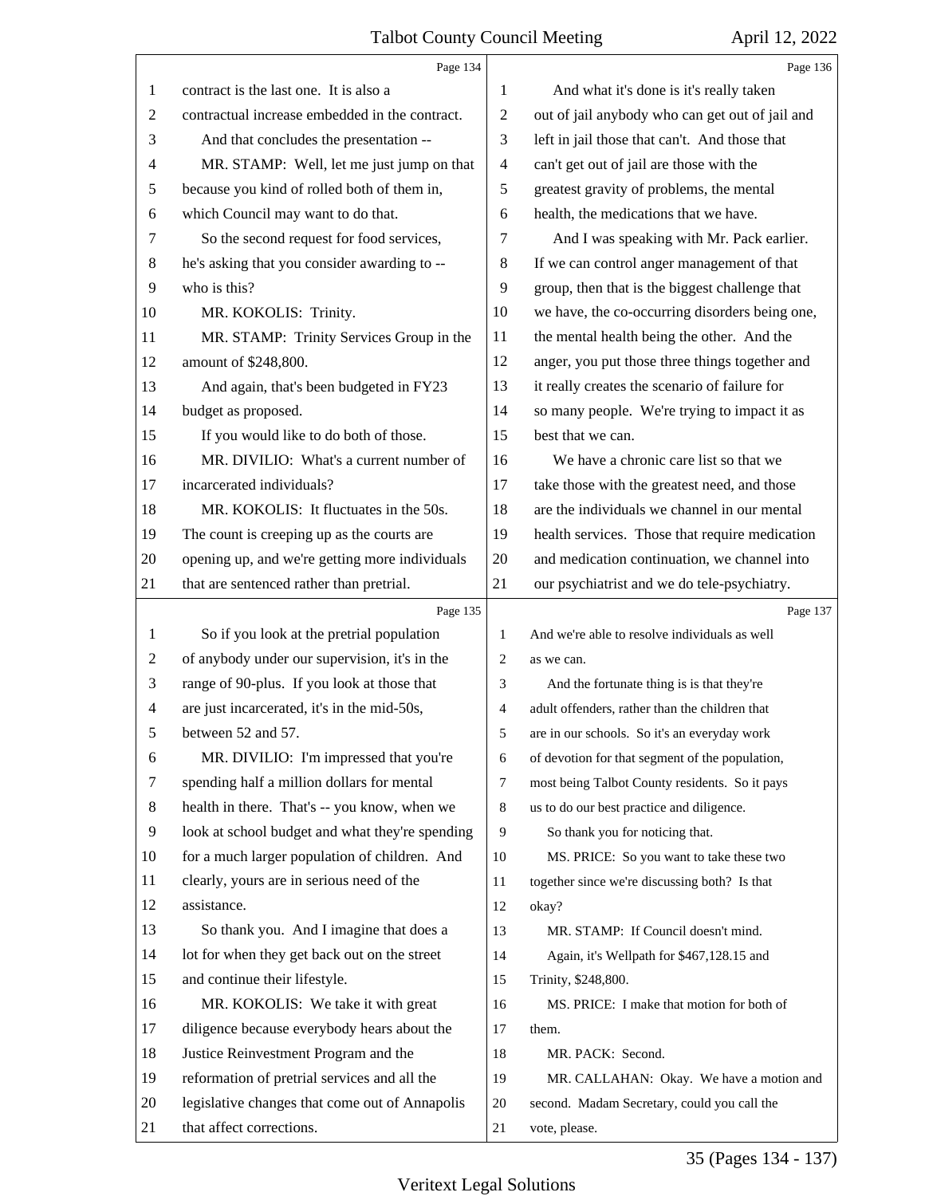Page 134

contract is the last one. It is also a contractual increase embedded in the contract.

And that concludes the presentation --

MR. STAMP: Well, let me just jump on that because you kind of rolled both of them in, which Council may want to do that.

So the second request for food services, he's asking that you consider awarding to -- who is this?

MR. KOKOLIS: Trinity.

MR. STAMP: Trinity Services Group in the amount of $248,800.

And again, that's been budgeted in FY23 budget as proposed.

If you would like to do both of those.

MR. DIVILIO: What's a current number of incarcerated individuals?

MR. KOKOLIS: It fluctuates in the 50s. The count is creeping up as the courts are opening up, and we're getting more individuals that are sentenced rather than pretrial.

Page 135

So if you look at the pretrial population of anybody under our supervision, it's in the range of 90-plus. If you look at those that are just incarcerated, it's in the mid-50s, between 52 and 57.

MR. DIVILIO: I'm impressed that you're spending half a million dollars for mental health in there. That's -- you know, when we look at school budget and what they're spending for a much larger population of children. And clearly, yours are in serious need of the assistance.

So thank you. And I imagine that does a lot for when they get back out on the street and continue their lifestyle.

MR. KOKOLIS: We take it with great diligence because everybody hears about the Justice Reinvestment Program and the reformation of pretrial services and all the legislative changes that come out of Annapolis that affect corrections.

Page 136

And what it's done is it's really taken out of jail anybody who can get out of jail and left in jail those that can't. And those that can't get out of jail are those with the greatest gravity of problems, the mental health, the medications that we have.

And I was speaking with Mr. Pack earlier. If we can control anger management of that group, then that is the biggest challenge that we have, the co-occurring disorders being one, the mental health being the other. And the anger, you put those three things together and it really creates the scenario of failure for so many people. We're trying to impact it as best that we can.

We have a chronic care list so that we take those with the greatest need, and those are the individuals we channel in our mental health services. Those that require medication and medication continuation, we channel into our psychiatrist and we do tele-psychiatry.

Page 137

And we're able to resolve individuals as well as we can.

And the fortunate thing is is that they're adult offenders, rather than the children that are in our schools. So it's an everyday work of devotion for that segment of the population, most being Talbot County residents. So it pays us to do our best practice and diligence.

So thank you for noticing that.

MS. PRICE: So you want to take these two together since we're discussing both? Is that okay?

MR. STAMP: If Council doesn't mind.

Again, it's Wellpath for $467,128.15 and Trinity, $248,800.

MS. PRICE: I make that motion for both of them.

MR. PACK: Second.

MR. CALLAHAN: Okay. We have a motion and second. Madam Secretary, could you call the vote, please.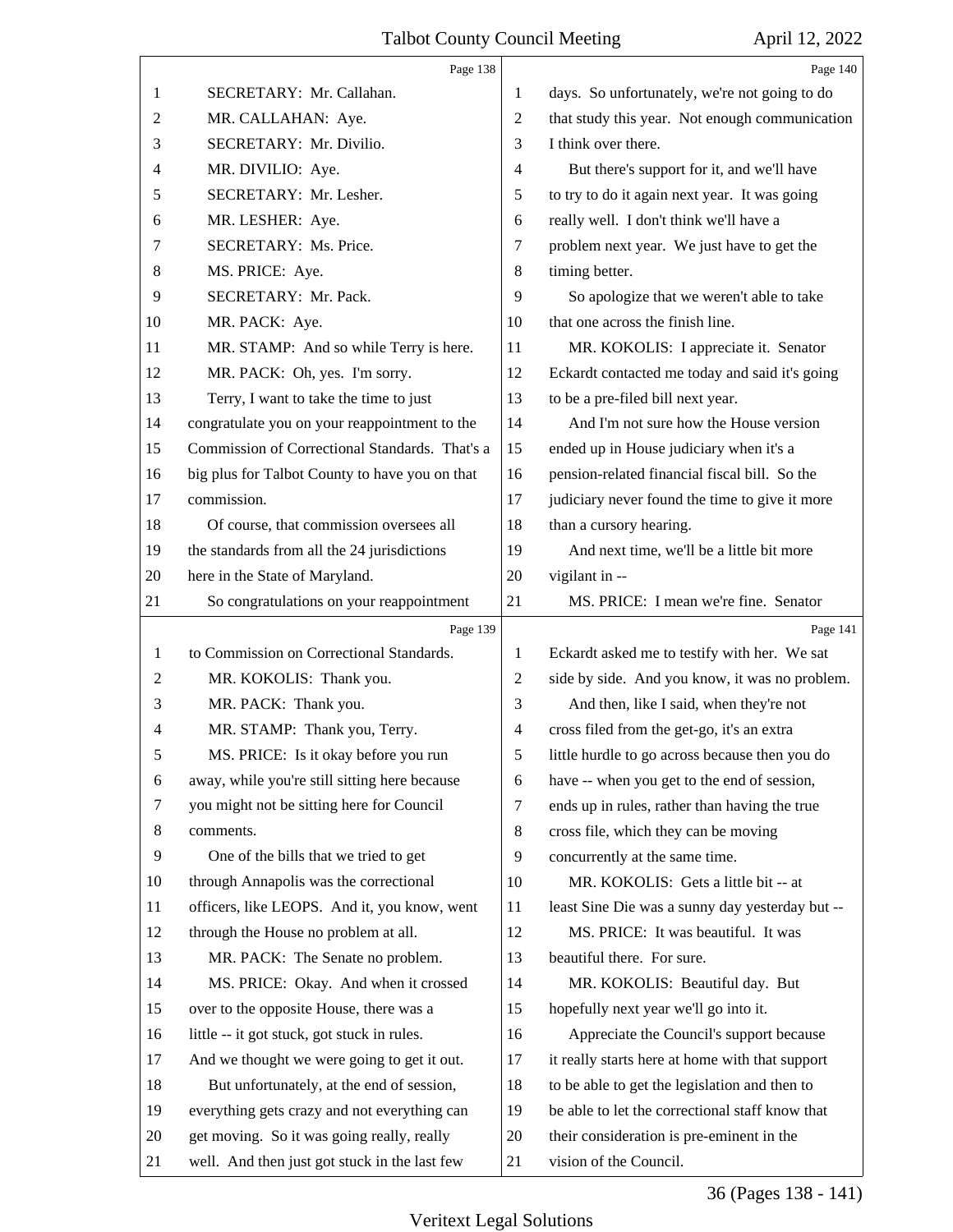SECRETARY: Mr. Callahan.

MR. CALLAHAN: Aye.

SECRETARY: Mr. Divilio.

MR. DIVILIO: Aye.

SECRETARY: Mr. Lesher.

MR. LESHER: Aye.

SECRETARY: Ms. Price.

MS. PRICE: Aye.

SECRETARY: Mr. Pack.

MR. PACK: Aye.

MR. STAMP: And so while Terry is here.

MR. PACK: Oh, yes. I'm sorry.

Terry, I want to take the time to just congratulate you on your reappointment to the Commission of Correctional Standards. That's a big plus for Talbot County to have you on that commission.

Of course, that commission oversees all the standards from all the 24 jurisdictions here in the State of Maryland.

So congratulations on your reappointment to Commission on Correctional Standards.

MR. KOKOLIS: Thank you.

MR. PACK: Thank you.

MR. STAMP: Thank you, Terry.

MS. PRICE: Is it okay before you run away, while you're still sitting here because you might not be sitting here for Council comments.

One of the bills that we tried to get through Annapolis was the correctional officers, like LEOPS. And it, you know, went through the House no problem at all.

MR. PACK: The Senate no problem.

MS. PRICE: Okay. And when it crossed over to the opposite House, there was a little -- it got stuck, got stuck in rules. And we thought we were going to get it out.

But unfortunately, at the end of session, everything gets crazy and not everything can get moving. So it was going really, really well. And then just got stuck in the last few days. So unfortunately, we're not going to do that study this year. Not enough communication I think over there.

But there's support for it, and we'll have to try to do it again next year. It was going really well. I don't think we'll have a problem next year. We just have to get the timing better.

So apologize that we weren't able to take that one across the finish line.

MR. KOKOLIS: I appreciate it. Senator Eckardt contacted me today and said it's going to be a pre-filed bill next year.

And I'm not sure how the House version ended up in House judiciary when it's a pension-related financial fiscal bill. So the judiciary never found the time to give it more than a cursory hearing.

And next time, we'll be a little bit more vigilant in --

MS. PRICE: I mean we're fine. Senator Eckardt asked me to testify with her. We sat side by side. And you know, it was no problem.

And then, like I said, when they're not cross filed from the get-go, it's an extra little hurdle to go across because then you do have -- when you get to the end of session, ends up in rules, rather than having the true cross file, which they can be moving concurrently at the same time.

MR. KOKOLIS: Gets a little bit -- at least Sine Die was a sunny day yesterday but --

MS. PRICE: It was beautiful. It was beautiful there. For sure.

MR. KOKOLIS: Beautiful day. But hopefully next year we'll go into it.

Appreciate the Council's support because it really starts here at home with that support to be able to get the legislation and then to be able to let the correctional staff know that their consideration is pre-eminent in the vision of the Council.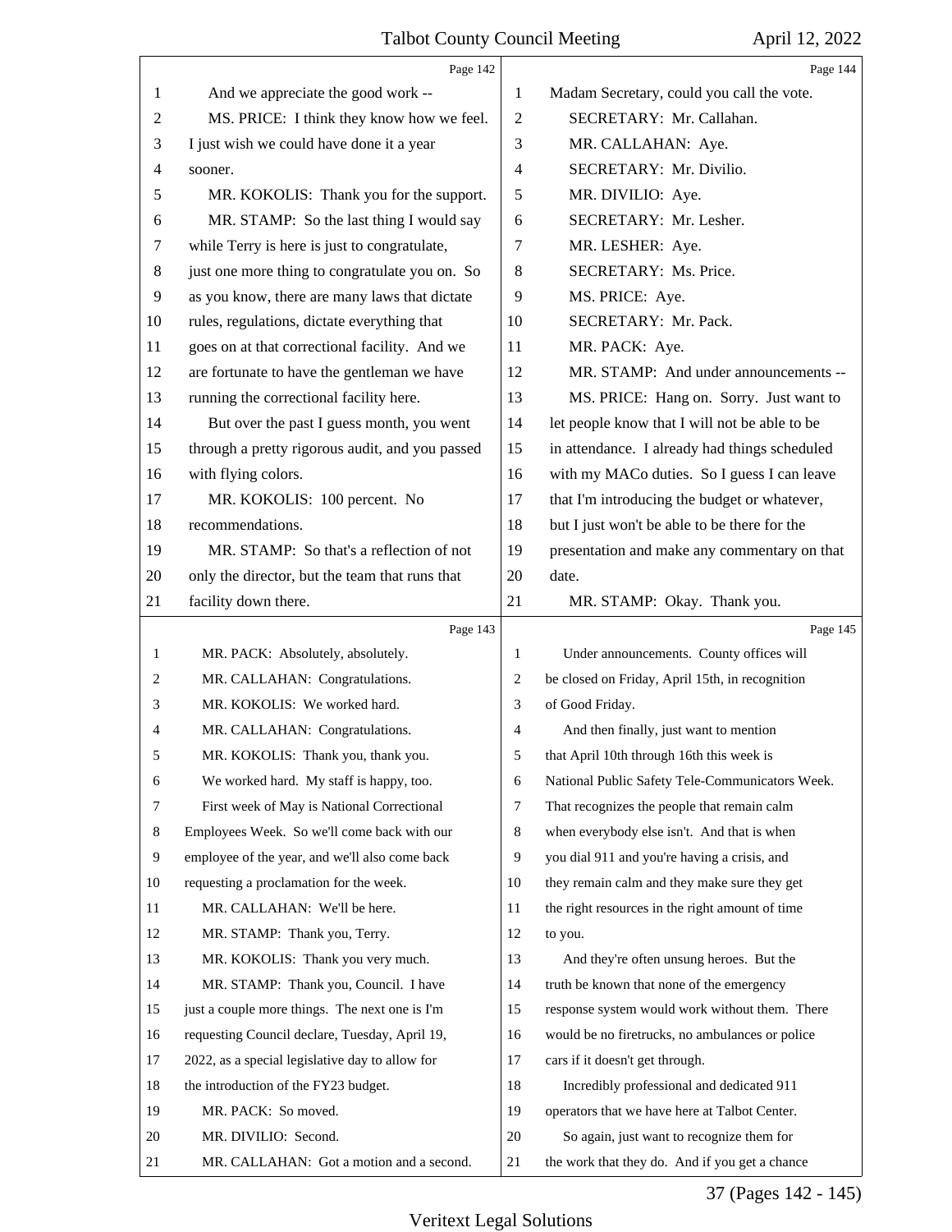Page 142

1 And we appreciate the good work --
2 MS. PRICE: I think they know how we feel.
3 I just wish we could have done it a year
4 sooner.
5 MR. KOKOLIS: Thank you for the support.
6 MR. STAMP: So the last thing I would say
7 while Terry is here is just to congratulate,
8 just one more thing to congratulate you on. So
9 as you know, there are many laws that dictate
10 rules, regulations, dictate everything that
11 goes on at that correctional facility. And we
12 are fortunate to have the gentleman we have
13 running the correctional facility here.
14 But over the past I guess month, you went
15 through a pretty rigorous audit, and you passed
16 with flying colors.
17 MR. KOKOLIS: 100 percent. No
18 recommendations.
19 MR. STAMP: So that's a reflection of not
20 only the director, but the team that runs that
21 facility down there.

Page 143

1 MR. PACK: Absolutely, absolutely.
2 MR. CALLAHAN: Congratulations.
3 MR. KOKOLIS: We worked hard.
4 MR. CALLAHAN: Congratulations.
5 MR. KOKOLIS: Thank you, thank you.
6 We worked hard. My staff is happy, too.
7 First week of May is National Correctional
8 Employees Week. So we'll come back with our
9 employee of the year, and we'll also come back
10 requesting a proclamation for the week.
11 MR. CALLAHAN: We'll be here.
12 MR. STAMP: Thank you, Terry.
13 MR. KOKOLIS: Thank you very much.
14 MR. STAMP: Thank you, Council. I have
15 just a couple more things. The next one is I'm
16 requesting Council declare, Tuesday, April 19,
17 2022, as a special legislative day to allow for
18 the introduction of the FY23 budget.
19 MR. PACK: So moved.
20 MR. DIVILIO: Second.
21 MR. CALLAHAN: Got a motion and a second.

Page 144

1 Madam Secretary, could you call the vote.
2 SECRETARY: Mr. Callahan.
3 MR. CALLAHAN: Aye.
4 SECRETARY: Mr. Divilio.
5 MR. DIVILIO: Aye.
6 SECRETARY: Mr. Lesher.
7 MR. LESHER: Aye.
8 SECRETARY: Ms. Price.
9 MS. PRICE: Aye.
10 SECRETARY: Mr. Pack.
11 MR. PACK: Aye.
12 MR. STAMP: And under announcements --
13 MS. PRICE: Hang on. Sorry. Just want to
14 let people know that I will not be able to be
15 in attendance. I already had things scheduled
16 with my MACo duties. So I guess I can leave
17 that I'm introducing the budget or whatever,
18 but I just won't be able to be there for the
19 presentation and make any commentary on that
20 date.
21 MR. STAMP: Okay. Thank you.

Page 145

1 Under announcements. County offices will
2 be closed on Friday, April 15th, in recognition
3 of Good Friday.
4 And then finally, just want to mention
5 that April 10th through 16th this week is
6 National Public Safety Tele-Communicators Week.
7 That recognizes the people that remain calm
8 when everybody else isn't. And that is when
9 you dial 911 and you're having a crisis, and
10 they remain calm and they make sure they get
11 the right resources in the right amount of time
12 to you.
13 And they're often unsung heroes. But the
14 truth be known that none of the emergency
15 response system would work without them. There
16 would be no firetrucks, no ambulances or police
17 cars if it doesn't get through.
18 Incredibly professional and dedicated 911
19 operators that we have here at Talbot Center.
20 So again, just want to recognize them for
21 the work that they do. And if you get a chance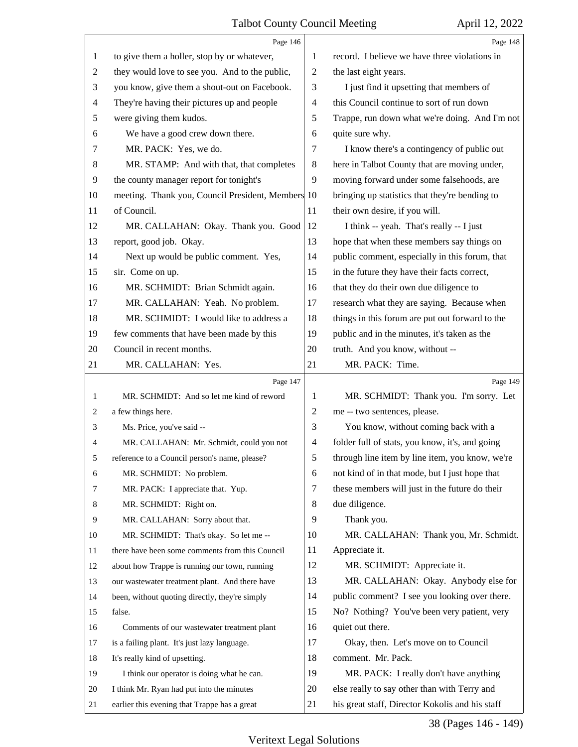Page 146

1 to give them a holler, stop by or whatever,
2 they would love to see you. And to the public,
3 you know, give them a shout-out on Facebook.
4 They're having their pictures up and people
5 were giving them kudos.
6 We have a good crew down there.
7 MR. PACK: Yes, we do.
8 MR. STAMP: And with that, that completes
9 the county manager report for tonight's
10 meeting. Thank you, Council President, Members
11 of Council.
12 MR. CALLAHAN: Okay. Thank you. Good
13 report, good job. Okay.
14 Next up would be public comment. Yes,
15 sir. Come on up.
16 MR. SCHMIDT: Brian Schmidt again.
17 MR. CALLAHAN: Yeah. No problem.
18 MR. SCHMIDT: I would like to address a
19 few comments that have been made by this
20 Council in recent months.
21 MR. CALLAHAN: Yes.

Page 147

1 MR. SCHMIDT: And so let me kind of reword
2 a few things here.
3 Ms. Price, you've said --
4 MR. CALLAHAN: Mr. Schmidt, could you not
5 reference to a Council person's name, please?
6 MR. SCHMIDT: No problem.
7 MR. PACK: I appreciate that. Yup.
8 MR. SCHMIDT: Right on.
9 MR. CALLAHAN: Sorry about that.
10 MR. SCHMIDT: That's okay. So let me --
11 there have been some comments from this Council
12 about how Trappe is running our town, running
13 our wastewater treatment plant. And there have
14 been, without quoting directly, they're simply
15 false.
16 Comments of our wastewater treatment plant
17 is a failing plant. It's just lazy language.
18 It's really kind of upsetting.
19 I think our operator is doing what he can.
20 I think Mr. Ryan had put into the minutes
21 earlier this evening that Trappe has a great

Page 148

1 record. I believe we have three violations in
2 the last eight years.
3 I just find it upsetting that members of
4 this Council continue to sort of run down
5 Trappe, run down what we're doing. And I'm not
6 quite sure why.
7 I know there's a contingency of public out
8 here in Talbot County that are moving under,
9 moving forward under some falsehoods, are
10 bringing up statistics that they're bending to
11 their own desire, if you will.
12 I think -- yeah. That's really -- I just
13 hope that when these members say things on
14 public comment, especially in this forum, that
15 in the future they have their facts correct,
16 that they do their own due diligence to
17 research what they are saying. Because when
18 things in this forum are put out forward to the
19 public and in the minutes, it's taken as the
20 truth. And you know, without --
21 MR. PACK: Time.

Page 149

1 MR. SCHMIDT: Thank you. I'm sorry. Let
2 me -- two sentences, please.
3 You know, without coming back with a
4 folder full of stats, you know, it's, and going
5 through line item by line item, you know, we're
6 not kind of in that mode, but I just hope that
7 these members will just in the future do their
8 due diligence.
9 Thank you.
10 MR. CALLAHAN: Thank you, Mr. Schmidt.
11 Appreciate it.
12 MR. SCHMIDT: Appreciate it.
13 MR. CALLAHAN: Okay. Anybody else for
14 public comment? I see you looking over there.
15 No? Nothing? You've been very patient, very
16 quiet out there.
17 Okay, then. Let's move on to Council
18 comment. Mr. Pack.
19 MR. PACK: I really don't have anything
20 else really to say other than with Terry and
21 his great staff, Director Kokolis and his staff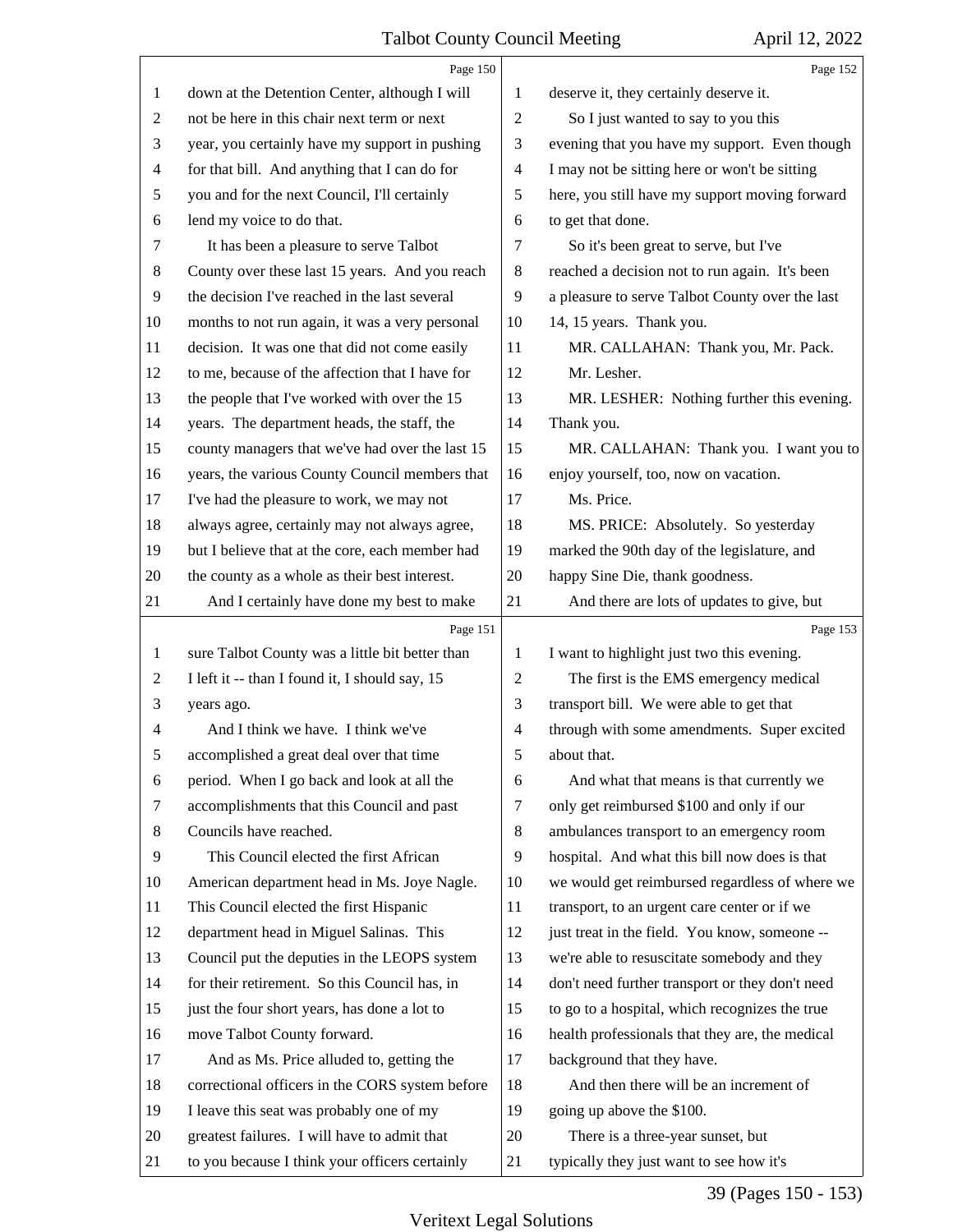Page 150

down at the Detention Center, although I will not be here in this chair next term or next year, you certainly have my support in pushing for that bill. And anything that I can do for you and for the next Council, I'll certainly lend my voice to do that.

It has been a pleasure to serve Talbot County over these last 15 years. And you reach the decision I've reached in the last several months to not run again, it was a very personal decision. It was one that did not come easily to me, because of the affection that I have for the people that I've worked with over the 15 years. The department heads, the staff, the county managers that we've had over the last 15 years, the various County Council members that I've had the pleasure to work, we may not always agree, certainly may not always agree, but I believe that at the core, each member had the county as a whole as their best interest.

And I certainly have done my best to make

Page 151

sure Talbot County was a little bit better than I left it -- than I found it, I should say, 15 years ago.

And I think we have. I think we've accomplished a great deal over that time period. When I go back and look at all the accomplishments that this Council and past Councils have reached.

This Council elected the first African American department head in Ms. Joye Nagle. This Council elected the first Hispanic department head in Miguel Salinas. This Council put the deputies in the LEOPS system for their retirement. So this Council has, in just the four short years, has done a lot to move Talbot County forward.

And as Ms. Price alluded to, getting the correctional officers in the CORS system before I leave this seat was probably one of my greatest failures. I will have to admit that to you because I think your officers certainly

Page 152

deserve it, they certainly deserve it.

So I just wanted to say to you this evening that you have my support. Even though I may not be sitting here or won't be sitting here, you still have my support moving forward to get that done.

So it's been great to serve, but I've reached a decision not to run again. It's been a pleasure to serve Talbot County over the last 14, 15 years. Thank you.

MR. CALLAHAN: Thank you, Mr. Pack.

Mr. Lesher.

MR. LESHER: Nothing further this evening. Thank you.

MR. CALLAHAN: Thank you. I want you to enjoy yourself, too, now on vacation.

Ms. Price.

MS. PRICE: Absolutely. So yesterday marked the 90th day of the legislature, and happy Sine Die, thank goodness.

And there are lots of updates to give, but

Page 153

I want to highlight just two this evening.

The first is the EMS emergency medical transport bill. We were able to get that through with some amendments. Super excited about that.

And what that means is that currently we only get reimbursed $100 and only if our ambulances transport to an emergency room hospital. And what this bill now does is that we would get reimbursed regardless of where we transport, to an urgent care center or if we just treat in the field. You know, someone -- we're able to resuscitate somebody and they don't need further transport or they don't need to go to a hospital, which recognizes the true health professionals that they are, the medical background that they have.

And then there will be an increment of going up above the $100.

There is a three-year sunset, but typically they just want to see how it's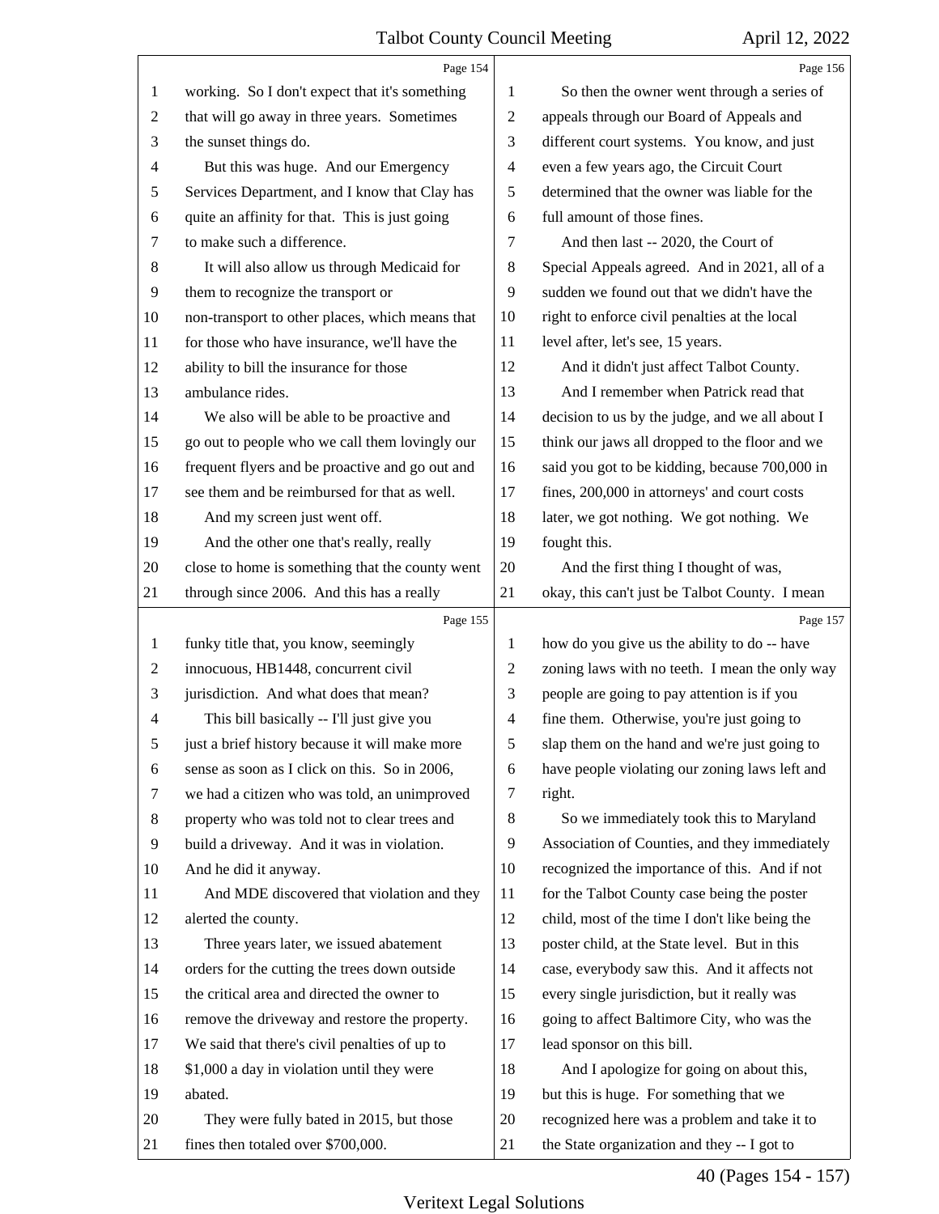working. So I don't expect that it's something that will go away in three years. Sometimes the sunset things do.

But this was huge. And our Emergency Services Department, and I know that Clay has quite an affinity for that. This is just going to make such a difference.

It will also allow us through Medicaid for them to recognize the transport or non-transport to other places, which means that for those who have insurance, we'll have the ability to bill the insurance for those ambulance rides.

We also will be able to be proactive and go out to people who we call them lovingly our frequent flyers and be proactive and go out and see them and be reimbursed for that as well.

And my screen just went off.

And the other one that's really, really close to home is something that the county went through since 2006. And this has a really funky title that, you know, seemingly innocuous, HB1448, concurrent civil jurisdiction. And what does that mean?

This bill basically -- I'll just give you just a brief history because it will make more sense as soon as I click on this. So in 2006, we had a citizen who was told, an unimproved property who was told not to clear trees and build a driveway. And it was in violation. And he did it anyway.

And MDE discovered that violation and they alerted the county.

Three years later, we issued abatement orders for the cutting the trees down outside the critical area and directed the owner to remove the driveway and restore the property. We said that there's civil penalties of up to $1,000 a day in violation until they were abated.

They were fully bated in 2015, but those fines then totaled over $700,000.

So then the owner went through a series of appeals through our Board of Appeals and different court systems. You know, and just even a few years ago, the Circuit Court determined that the owner was liable for the full amount of those fines.

And then last -- 2020, the Court of Special Appeals agreed. And in 2021, all of a sudden we found out that we didn't have the right to enforce civil penalties at the local level after, let's see, 15 years.

And it didn't just affect Talbot County.

And I remember when Patrick read that decision to us by the judge, and we all about I think our jaws all dropped to the floor and we said you got to be kidding, because 700,000 in fines, 200,000 in attorneys' and court costs later, we got nothing. We got nothing. We fought this.

And the first thing I thought of was, okay, this can't just be Talbot County. I mean how do you give us the ability to do -- have zoning laws with no teeth. I mean the only way people are going to pay attention is if you fine them. Otherwise, you're just going to slap them on the hand and we're just going to have people violating our zoning laws left and right.

So we immediately took this to Maryland Association of Counties, and they immediately recognized the importance of this. And if not for the Talbot County case being the poster child, most of the time I don't like being the poster child, at the State level. But in this case, everybody saw this. And it affects not every single jurisdiction, but it really was going to affect Baltimore City, who was the lead sponsor on this bill.

And I apologize for going on about this, but this is huge. For something that we recognized here was a problem and take it to the State organization and they -- I got to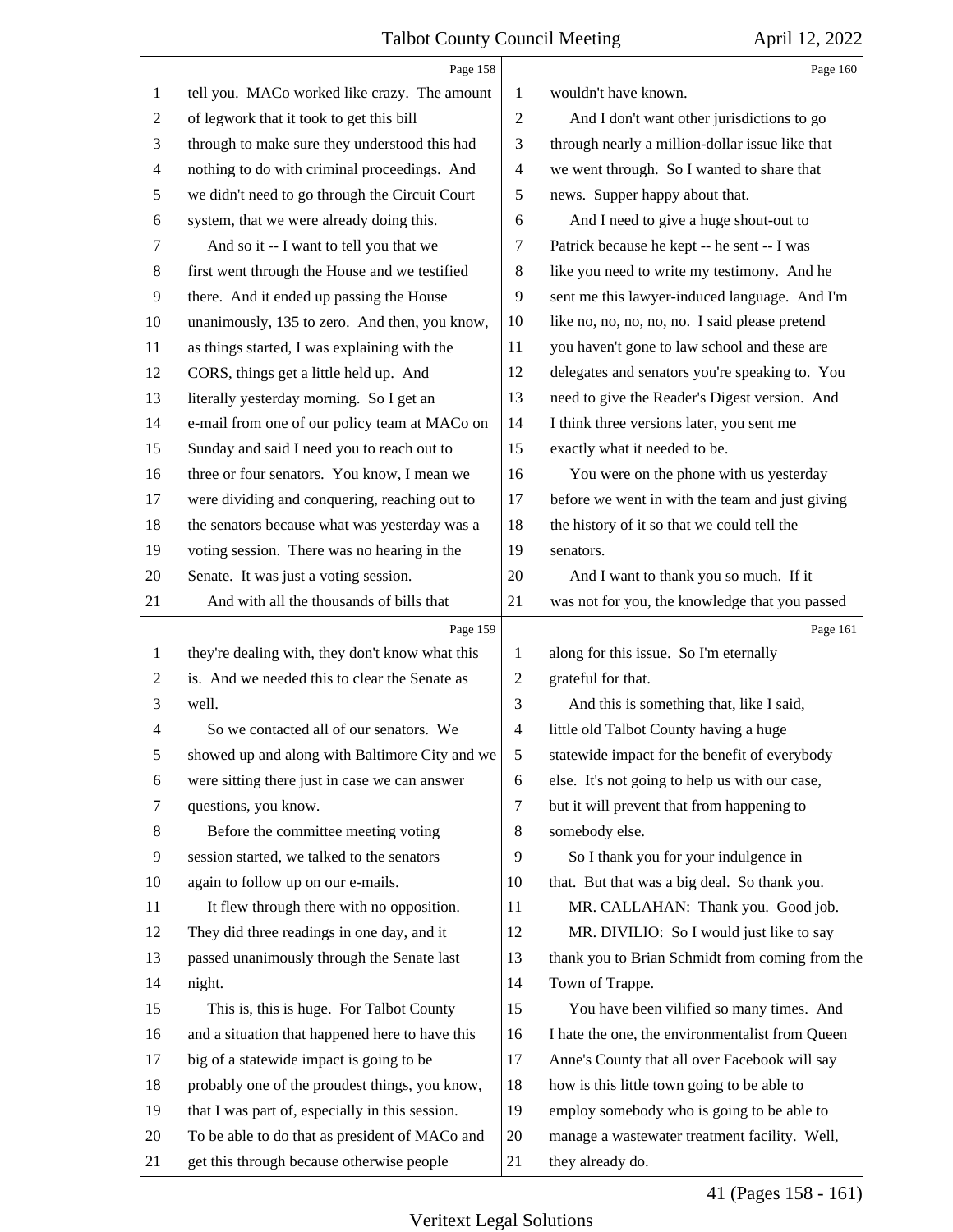tell you. MACo worked like crazy. The amount of legwork that it took to get this bill through to make sure they understood this had nothing to do with criminal proceedings. And we didn't need to go through the Circuit Court system, that we were already doing this.

And so it -- I want to tell you that we first went through the House and we testified there. And it ended up passing the House unanimously, 135 to zero. And then, you know, as things started, I was explaining with the CORS, things get a little held up. And literally yesterday morning. So I get an e-mail from one of our policy team at MACo on Sunday and said I need you to reach out to three or four senators. You know, I mean we were dividing and conquering, reaching out to the senators because what was yesterday was a voting session. There was no hearing in the Senate. It was just a voting session.

And with all the thousands of bills that they're dealing with, they don't know what this is. And we needed this to clear the Senate as well.

So we contacted all of our senators. We showed up and along with Baltimore City and we were sitting there just in case we can answer questions, you know.

Before the committee meeting voting session started, we talked to the senators again to follow up on our e-mails.

It flew through there with no opposition. They did three readings in one day, and it passed unanimously through the Senate last night.

This is, this is huge. For Talbot County and a situation that happened here to have this big of a statewide impact is going to be probably one of the proudest things, you know, that I was part of, especially in this session. To be able to do that as president of MACo and get this through because otherwise people wouldn't have known.

And I don't want other jurisdictions to go through nearly a million-dollar issue like that we went through. So I wanted to share that news. Supper happy about that.

And I need to give a huge shout-out to Patrick because he kept -- he sent -- I was like you need to write my testimony. And he sent me this lawyer-induced language. And I'm like no, no, no, no, no. I said please pretend you haven't gone to law school and these are delegates and senators you're speaking to. You need to give the Reader's Digest version. And I think three versions later, you sent me exactly what it needed to be.

You were on the phone with us yesterday before we went in with the team and just giving the history of it so that we could tell the senators.

And I want to thank you so much. If it was not for you, the knowledge that you passed along for this issue. So I'm eternally grateful for that.

And this is something that, like I said, little old Talbot County having a huge statewide impact for the benefit of everybody else. It's not going to help us with our case, but it will prevent that from happening to somebody else.

So I thank you for your indulgence in that. But that was a big deal. So thank you.

MR. CALLAHAN: Thank you. Good job.

MR. DIVILIO: So I would just like to say thank you to Brian Schmidt from coming from the Town of Trappe.

You have been vilified so many times. And I hate the one, the environmentalist from Queen Anne's County that all over Facebook will say how is this little town going to be able to employ somebody who is going to be able to manage a wastewater treatment facility. Well, they already do.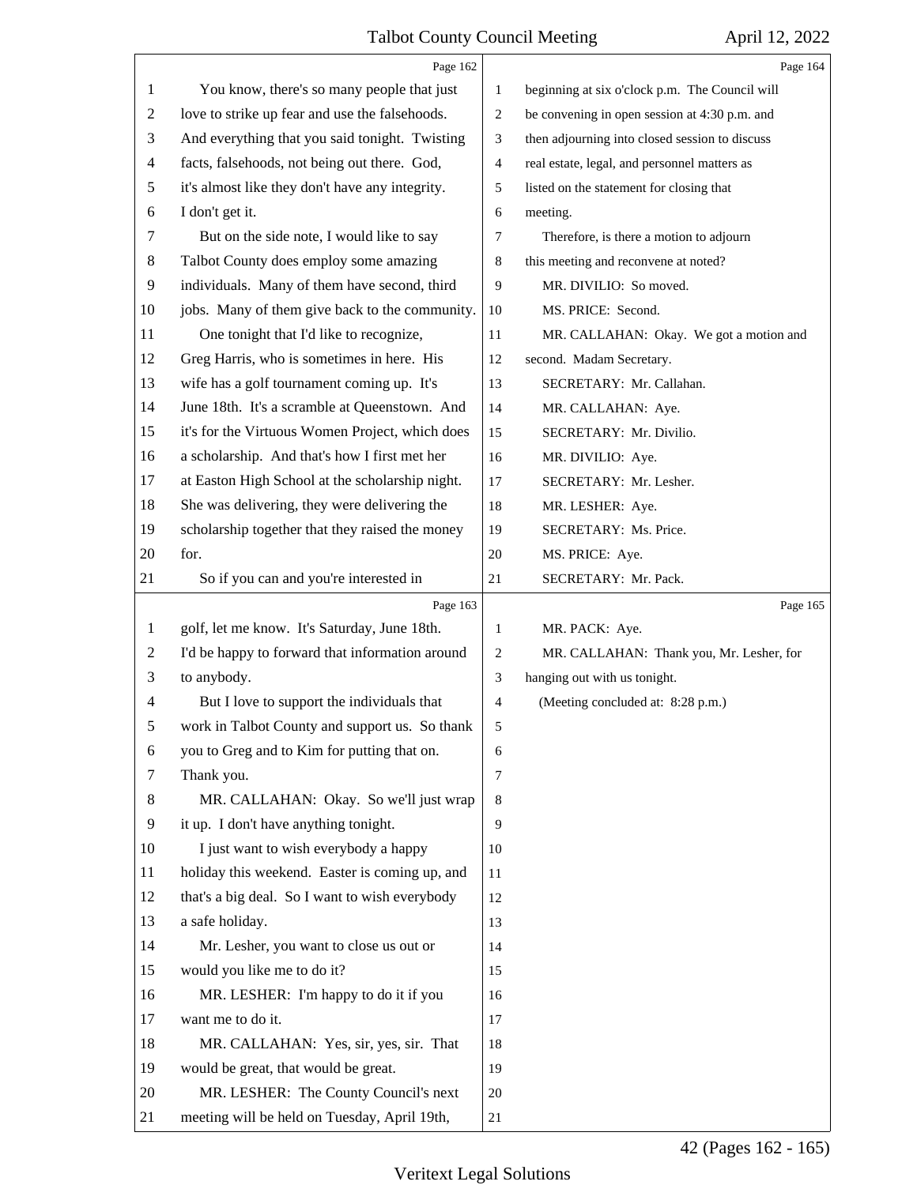Page 162

1 You know, there's so many people that just
2 love to strike up fear and use the falsehoods.
3 And everything that you said tonight. Twisting
4 facts, falsehoods, not being out there. God,
5 it's almost like they don't have any integrity.
6 I don't get it.
7 But on the side note, I would like to say
8 Talbot County does employ some amazing
9 individuals. Many of them have second, third
10 jobs. Many of them give back to the community.
11 One tonight that I'd like to recognize,
12 Greg Harris, who is sometimes in here. His
13 wife has a golf tournament coming up. It's
14 June 18th. It's a scramble at Queenstown. And
15 it's for the Virtuous Women Project, which does
16 a scholarship. And that's how I first met her
17 at Easton High School at the scholarship night.
18 She was delivering, they were delivering the
19 scholarship together that they raised the money
20 for.
21 So if you can and you're interested in

Page 163

1 golf, let me know. It's Saturday, June 18th.
2 I'd be happy to forward that information around
3 to anybody.
4 But I love to support the individuals that
5 work in Talbot County and support us. So thank
6 you to Greg and to Kim for putting that on.
7 Thank you.
8 MR. CALLAHAN: Okay. So we'll just wrap
9 it up. I don't have anything tonight.
10 I just want to wish everybody a happy
11 holiday this weekend. Easter is coming up, and
12 that's a big deal. So I want to wish everybody
13 a safe holiday.
14 Mr. Lesher, you want to close us out or
15 would you like me to do it?
16 MR. LESHER: I'm happy to do it if you
17 want me to do it.
18 MR. CALLAHAN: Yes, sir, yes, sir. That
19 would be great, that would be great.
20 MR. LESHER: The County Council's next
21 meeting will be held on Tuesday, April 19th,

Page 164

1 beginning at six o'clock p.m. The Council will
2 be convening in open session at 4:30 p.m. and
3 then adjourning into closed session to discuss
4 real estate, legal, and personnel matters as
5 listed on the statement for closing that
6 meeting.
7 Therefore, is there a motion to adjourn
8 this meeting and reconvene at noted?
9 MR. DIVILIO: So moved.
10 MS. PRICE: Second.
11 MR. CALLAHAN: Okay. We got a motion and
12 second. Madam Secretary.
13 SECRETARY: Mr. Callahan.
14 MR. CALLAHAN: Aye.
15 SECRETARY: Mr. Divilio.
16 MR. DIVILIO: Aye.
17 SECRETARY: Mr. Lesher.
18 MR. LESHER: Aye.
19 SECRETARY: Ms. Price.
20 MS. PRICE: Aye.
21 SECRETARY: Mr. Pack.

Page 165

1 MR. PACK: Aye.
2 MR. CALLAHAN: Thank you, Mr. Lesher, for
3 hanging out with us tonight.
4 (Meeting concluded at: 8:28 p.m.)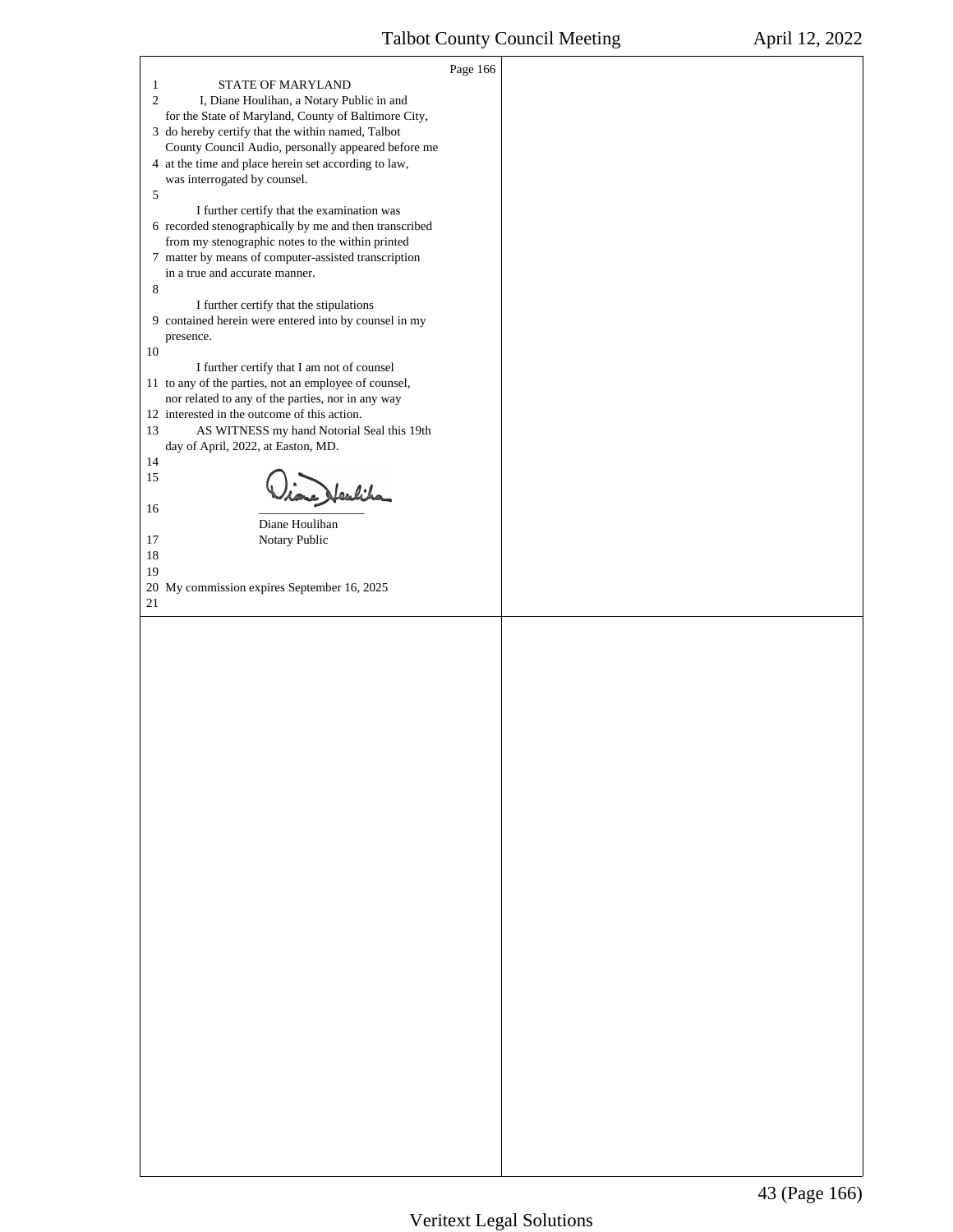STATE OF MARYLAND

I, Diane Houlihan, a Notary Public in and for the State of Maryland, County of Baltimore City, do hereby certify that the within named, Talbot County Council Audio, personally appeared before me at the time and place herein set according to law, was interrogated by counsel.

I further certify that the examination was recorded stenographically by me and then transcribed from my stenographic notes to the within printed matter by means of computer-assisted transcription in a true and accurate manner.

I further certify that the stipulations contained herein were entered into by counsel in my presence.

I further certify that I am not of counsel to any of the parties, not an employee of counsel, nor related to any of the parties, nor in any way interested in the outcome of this action.

AS WITNESS my hand Notorial Seal this 19th day of April, 2022, at Easton, MD.

Diane Houlihan

\_\_\_\_\_\_\_\_\_\_\_\_\_\_\_\_\_\_\_\_

Diane Houlihan
Notary Public

My commission expires September 16, 2025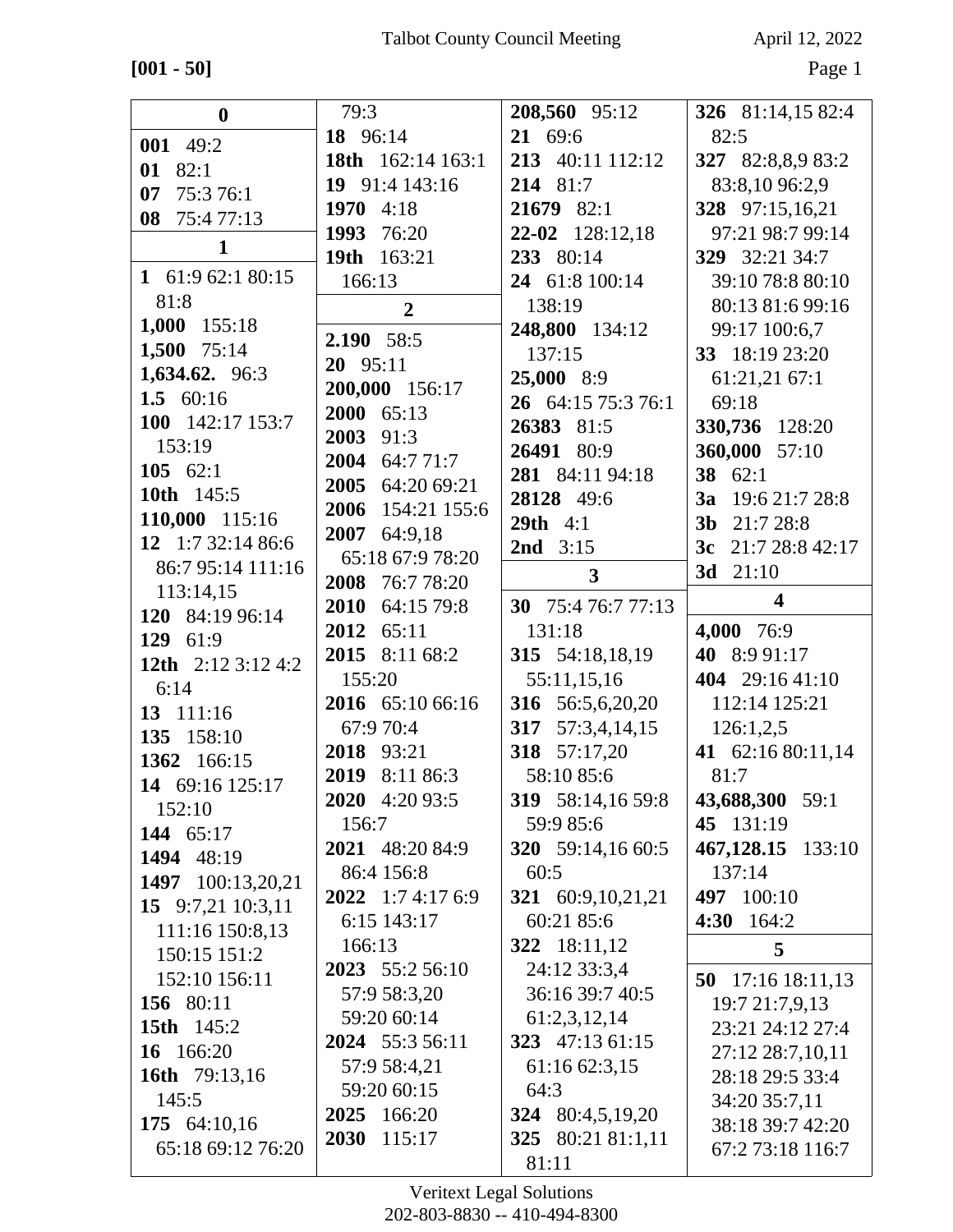**[001 - 50]**

**0**

**001** 49:2
**01** 82:1
**07** 75:3 76:1
**08** 75:4 77:13

**1**

**1** 61:9 62:1 80:15 81:8
**1,000** 155:18
**1,500** 75:14
**1,634.62.** 96:3
**1.5** 60:16
**100** 142:17 153:7 153:19
**105** 62:1
**10th** 145:5
**110,000** 115:16
**12** 1:7 32:14 86:6 86:7 95:14 111:16 113:14,15
**120** 84:19 96:14
**129** 61:9
**12th** 2:12 3:12 4:2 6:14
**13** 111:16
**135** 158:10
**1362** 166:15
**14** 69:16 125:17 152:10
**144** 65:17
**1494** 48:19
**1497** 100:13,20,21
**15** 9:7,21 10:3,11 111:16 150:8,13 150:15 151:2 152:10 156:11
**156** 80:11
**15th** 145:2
**16** 166:20
**16th** 79:13,16 145:5
**175** 64:10,16 65:18 69:12 76:20 79:3
**18** 96:14
**18th** 162:14 163:1
**19** 91:4 143:16
**1970** 4:18
**1993** 76:20
**19th** 163:21 166:13

**2**

**2.190** 58:5
**20** 95:11
**200,000** 156:17
**2000** 65:13
**2003** 91:3
**2004** 64:7 71:7
**2005** 64:20 69:21
**2006** 154:21 155:6
**2007** 64:9,18 65:18 67:9 78:20
**2008** 76:7 78:20
**2010** 64:15 79:8
**2012** 65:11
**2015** 8:11 68:2 155:20
**2016** 65:10 66:16 67:9 70:4
**2018** 93:21
**2019** 8:11 86:3
**2020** 4:20 93:5 156:7
**2021** 48:20 84:9 86:4 156:8
**2022** 1:7 4:17 6:9 6:15 143:17 166:13
**2023** 55:2 56:10 57:9 58:3,20 59:20 60:14
**2024** 55:3 56:11 57:9 58:4,21 59:20 60:15
**2025** 166:20
**2030** 115:17
**208,560** 95:12
**21** 69:6
**213** 40:11 112:12
**214** 81:7
**21679** 82:1
**22-02** 128:12,18
**233** 80:14
**24** 61:8 100:14 138:19
**248,800** 134:12 137:15
**25,000** 8:9
**26** 64:15 75:3 76:1
**26383** 81:5
**26491** 80:9
**281** 84:11 94:18
**28128** 49:6
**29th** 4:1
**2nd** 3:15

**3**

**30** 75:4 76:7 77:13 131:18
**315** 54:18,18,19 55:11,15,16
**316** 56:5,6,20,20
**317** 57:3,4,14,15
**318** 57:17,20 58:10 85:6
**319** 58:14,16 59:8 59:9 85:6
**320** 59:14,16 60:5 60:5
**321** 60:9,10,21,21 60:21 85:6
**322** 18:11,12 24:12 33:3,4 36:16 39:7 40:5 61:2,3,12,14
**323** 47:13 61:15 61:16 62:3,15 64:3
**324** 80:4,5,19,20
**325** 80:21 81:1,11 81:11
**326** 81:14,15 82:4 82:5
**327** 82:8,8,9 83:2 83:8,10 96:2,9
**328** 97:15,16,21 97:21 98:7 99:14
**329** 32:21 34:7 39:10 78:8 80:10 80:13 81:6 99:16 99:17 100:6,7
**33** 18:19 23:20 61:21,21 67:1 69:18
**330,736** 128:20
**360,000** 57:10
**38** 62:1
**3a** 19:6 21:7 28:8
**3b** 21:7 28:8
**3c** 21:7 28:8 42:17
**3d** 21:10

**4**

**4,000** 76:9
**40** 8:9 91:17
**404** 29:16 41:10 112:14 125:21 126:1,2,5
**41** 62:16 80:11,14 81:7
**43,688,300** 59:1
**45** 131:19
**467,128.15** 133:10 137:14
**497** 100:10
**4:30** 164:2

**5**

**50** 17:16 18:11,13 19:7 21:7,9,13 23:21 24:12 27:4 27:12 28:7,10,11 28:18 29:5 33:4 34:20 35:7,11 38:18 39:7 42:20 67:2 73:18 116:7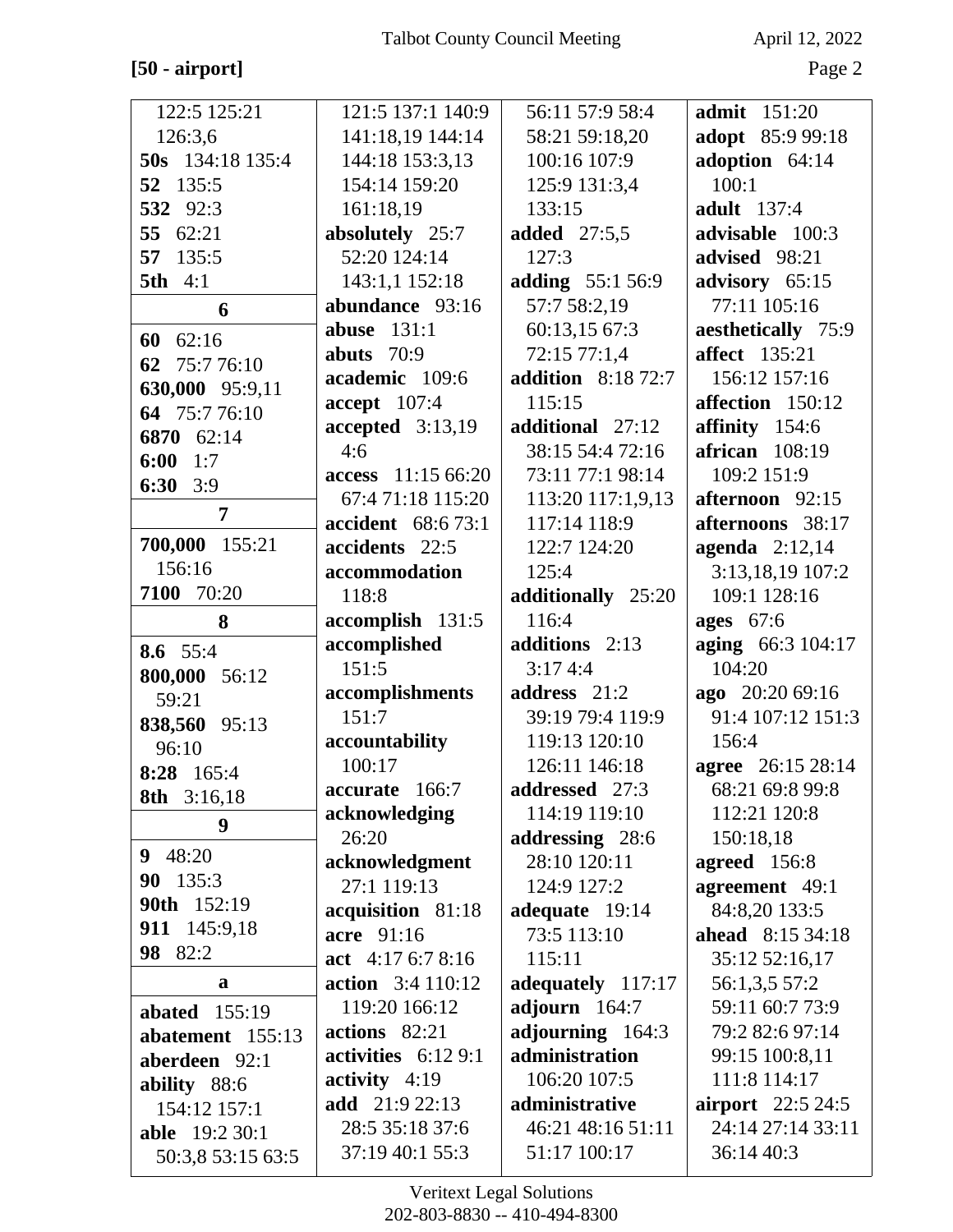**[50 - airport]**

122:5 125:21 126:3,6
**50s** 134:18 135:4
**52** 135:5
**532** 92:3
**55** 62:21
**57** 135:5
**5th** 4:1

**6**

**60** 62:16
**62** 75:7 76:10
**630,000** 95:9,11
**64** 75:7 76:10
**6870** 62:14
**6:00** 1:7
**6:30** 3:9

**7**

**700,000** 155:21 156:16
**7100** 70:20

**8**

**8.6** 55:4
**800,000** 56:12 59:21
**838,560** 95:13 96:10
**8:28** 165:4
**8th** 3:16,18

**9**

**9** 48:20
**90** 135:3
**90th** 152:19
**911** 145:9,18
**98** 82:2

**a**

**abated** 155:19
**abatement** 155:13
**aberdeen** 92:1
**ability** 88:6 154:12 157:1
**able** 19:2 30:1 50:3,8 53:15 63:5 121:5 137:1 140:9 141:18,19 144:14 144:18 153:3,13 154:14 159:20 161:18,19
**absolutely** 25:7 52:20 124:14 143:1,1 152:18
**abundance** 93:16
**abuse** 131:1
**abuts** 70:9
**academic** 109:6
**accept** 107:4
**accepted** 3:13,19 4:6
**access** 11:15 66:20 67:4 71:18 115:20
**accident** 68:6 73:1
**accidents** 22:5
**accommodation** 118:8
**accomplish** 131:5
**accomplished** 151:5
**accomplishments** 151:7
**accountability** 100:17
**accurate** 166:7
**acknowledging** 26:20
**acknowledgment** 27:1 119:13
**acquisition** 81:18
**acre** 91:16
**act** 4:17 6:7 8:16
**action** 3:4 110:12 119:20 166:12
**actions** 82:21
**activities** 6:12 9:1
**activity** 4:19
**add** 21:9 22:13 28:5 35:18 37:6 37:19 40:1 55:3 56:11 57:9 58:4 58:21 59:18,20 100:16 107:9 125:9 131:3,4 133:15
**added** 27:5,5 127:3
**adding** 55:1 56:9 57:7 58:2,19 60:13,15 67:3 72:15 77:1,4
**addition** 8:18 72:7 115:15
**additional** 27:12 38:15 54:4 72:16 73:11 77:1 98:14 113:20 117:1,9,13 117:14 118:9 122:7 124:20 125:4
**additionally** 25:20 116:4
**additions** 2:13 3:17 4:4
**address** 21:2 39:19 79:4 119:9 119:13 120:10 126:11 146:18
**addressed** 27:3 114:19 119:10
**addressing** 28:6 28:10 120:11 124:9 127:2
**adequate** 19:14 73:5 113:10 115:11
**adequately** 117:17
**adjourn** 164:7
**adjourning** 164:3
**administration** 106:20 107:5
**administrative** 46:21 48:16 51:11 51:17 100:17
**admit** 151:20
**adopt** 85:9 99:18
**adoption** 64:14 100:1
**adult** 137:4
**advisable** 100:3
**advised** 98:21
**advisory** 65:15 77:11 105:16
**aesthetically** 75:9
**affect** 135:21 156:12 157:16
**affection** 150:12
**affinity** 154:6
**african** 108:19 109:2 151:9
**afternoon** 92:15
**afternoons** 38:17
**agenda** 2:12,14 3:13,18,19 107:2 109:1 128:16
**ages** 67:6
**aging** 66:3 104:17 104:20
**ago** 20:20 69:16 91:4 107:12 151:3 156:4
**agree** 26:15 28:14 68:21 69:8 99:8 112:21 120:8 150:18,18
**agreed** 156:8
**agreement** 49:1 84:8,20 133:5
**ahead** 8:15 34:18 35:12 52:16,17 56:1,3,5 57:2 59:11 60:7 73:9 79:2 82:6 97:14 99:15 100:8,11 111:8 114:17
**airport** 22:5 24:5 24:14 27:14 33:11 36:14 40:3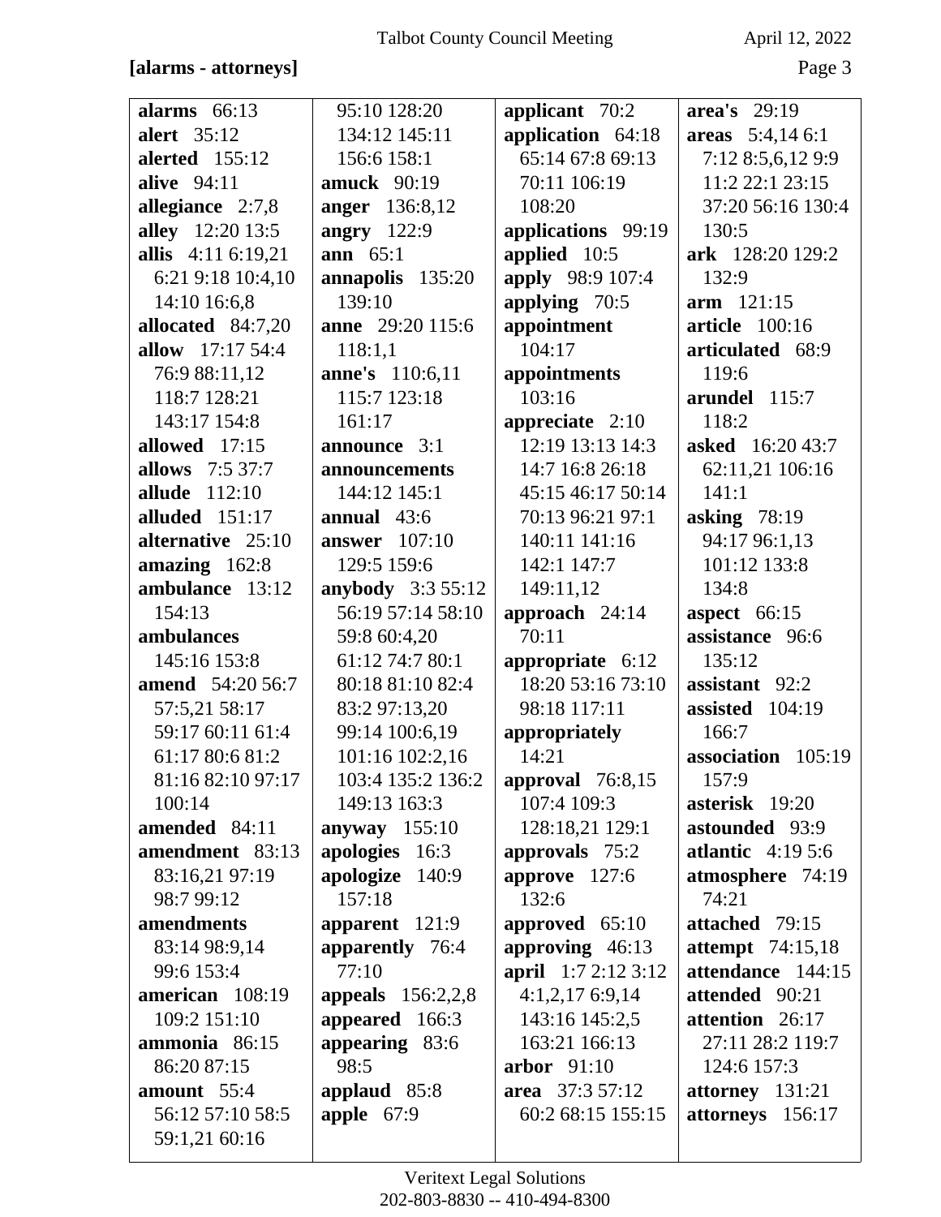**[alarms - attorneys]**

**alarms** 66:13
**alert** 35:12
**alerted** 155:12
**alive** 94:11
**allegiance** 2:7,8
**alley** 12:20 13:5
**allis** 4:11 6:19,21 6:21 9:18 10:4,10 14:10 16:6,8
**allocated** 84:7,20
**allow** 17:17 54:4 76:9 88:11,12 118:7 128:21 143:17 154:8
**allowed** 17:15
**allows** 7:5 37:7
**allude** 112:10
**alluded** 151:17
**alternative** 25:10
**amazing** 162:8
**ambulance** 13:12 154:13
**ambulances** 145:16 153:8
**amend** 54:20 56:7 57:5,21 58:17 59:17 60:11 61:4 61:17 80:6 81:2 81:16 82:10 97:17 100:14
**amended** 84:11
**amendment** 83:13 83:16,21 97:19 98:7 99:12
**amendments** 83:14 98:9,14 99:6 153:4
**american** 108:19 109:2 151:10
**ammonia** 86:15 86:20 87:15
**amount** 55:4 56:12 57:10 58:5 59:1,21 60:16 95:10 128:20 134:12 145:11 156:6 158:1
**amuck** 90:19
**anger** 136:8,12
**angry** 122:9
**ann** 65:1
**annapolis** 135:20 139:10
**anne** 29:20 115:6 118:1,1
**anne's** 110:6,11 115:7 123:18 161:17
**announce** 3:1
**announcements** 144:12 145:1
**annual** 43:6
**answer** 107:10 129:5 159:6
**anybody** 3:3 55:12 56:19 57:14 58:10 59:8 60:4,20 61:12 74:7 80:1 80:18 81:10 82:4 83:2 97:13,20 99:14 100:6,19 101:16 102:2,16 103:4 135:2 136:2 149:13 163:3
**anyway** 155:10
**apologies** 16:3
**apologize** 140:9 157:18
**apparent** 121:9
**apparently** 76:4 77:10
**appeals** 156:2,2,8
**appeared** 166:3
**appearing** 83:6 98:5
**applaud** 85:8
**apple** 67:9
**applicant** 70:2
**application** 64:18 65:14 67:8 69:13 70:11 106:19 108:20
**applications** 99:19
**applied** 10:5
**apply** 98:9 107:4
**applying** 70:5
**appointment** 104:17
**appointments** 103:16
**appreciate** 2:10 12:19 13:13 14:3 14:7 16:8 26:18 45:15 46:17 50:14 70:13 96:21 97:1 140:11 141:16 142:1 147:7 149:11,12
**approach** 24:14 70:11
**appropriate** 6:12 18:20 53:16 73:10 98:18 117:11
**appropriately** 14:21
**approval** 76:8,15 107:4 109:3 128:18,21 129:1
**approvals** 75:2
**approve** 127:6 132:6
**approved** 65:10
**approving** 46:13
**april** 1:7 2:12 3:12 4:1,2,17 6:9,14 143:16 145:2,5 163:21 166:13
**arbor** 91:10
**area** 37:3 57:12 60:2 68:15 155:15
**area's** 29:19
**areas** 5:4,14 6:1 7:12 8:5,6,12 9:9 11:2 22:1 23:15 37:20 56:16 130:4 130:5
**ark** 128:20 129:2 132:9
**arm** 121:15
**article** 100:16
**articulated** 68:9 119:6
**arundel** 115:7 118:2
**asked** 16:20 43:7 62:11,21 106:16 141:1
**asking** 78:19 94:17 96:1,13 101:12 133:8 134:8
**aspect** 66:15
**assistance** 96:6 135:12
**assistant** 92:2
**assisted** 104:19 166:7
**association** 105:19 157:9
**asterisk** 19:20
**astounded** 93:9
**atlantic** 4:19 5:6
**atmosphere** 74:19 74:21
**attached** 79:15
**attempt** 74:15,18
**attendance** 144:15
**attended** 90:21
**attention** 26:17 27:11 28:2 119:7 124:6 157:3
**attorney** 131:21
**attorneys** 156:17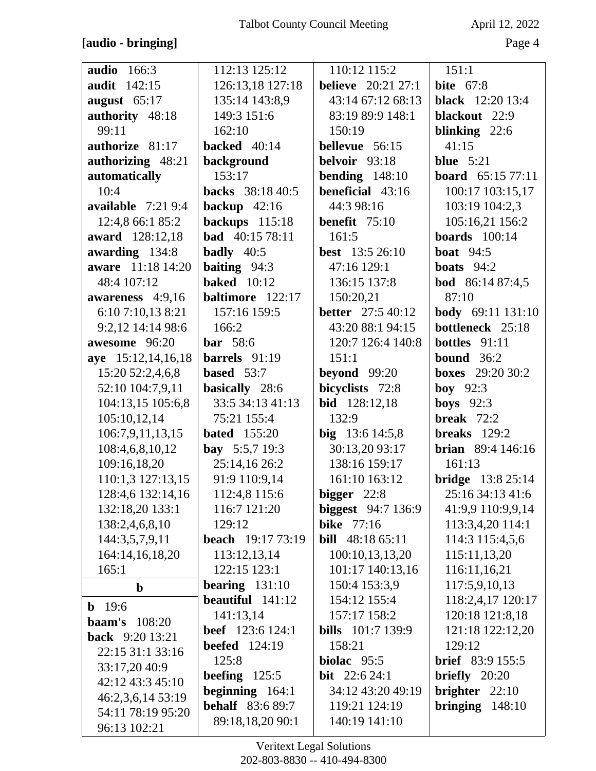**[audio - bringing]**

**audio** 166:3
**audit** 142:15
**august** 65:17
**authority** 48:18 99:11
**authorize** 81:17
**authorizing** 48:21
**automatically** 10:4
**available** 7:21 9:4 12:4,8 66:1 85:2
**award** 128:12,18
**awarding** 134:8
**aware** 11:18 14:20 48:4 107:12
**awareness** 4:9,16 6:10 7:10,13 8:21 9:2,12 14:14 98:6
**awesome** 96:20
**aye** 15:12,14,16,18 15:20 52:2,4,6,8 52:10 104:7,9,11 104:13,15 105:6,8 105:10,12,14 106:7,9,11,13,15 108:4,6,8,10,12 109:16,18,20 110:1,3 127:13,15 128:4,6 132:14,16 132:18,20 133:1 138:2,4,6,8,10 144:3,5,7,9,11 164:14,16,18,20 165:1

**b**

**b** 19:6
**baam's** 108:20
**back** 9:20 13:21 22:15 31:1 33:16 33:17,20 40:9 42:12 43:3 45:10 46:2,3,6,14 53:19 54:11 78:19 95:20 96:13 102:21 112:13 125:12 126:13,18 127:18 135:14 143:8,9 149:3 151:6 162:10
**backed** 40:14
**background** 153:17
**backs** 38:18 40:5
**backup** 42:16
**backups** 115:18
**bad** 40:15 78:11
**badly** 40:5
**baiting** 94:3
**baked** 10:12
**baltimore** 122:17 157:16 159:5 166:2
**bar** 58:6
**barrels** 91:19
**based** 53:7
**basically** 28:6 33:5 34:13 41:13 75:21 155:4
**bated** 155:20
**bay** 5:5,7 19:3 25:14,16 26:2 91:9 110:9,14 112:4,8 115:6 116:7 121:20 129:12
**beach** 19:17 73:19 113:12,13,14 122:15 123:1
**bearing** 131:10
**beautiful** 141:12 141:13,14
**beef** 123:6 124:1
**beefed** 124:19 125:8
**beefing** 125:5
**beginning** 164:1
**behalf** 83:6 89:7 89:18,18,20 90:1 110:12 115:2
**believe** 20:21 27:1 43:14 67:12 68:13 83:19 89:9 148:1 150:19
**bellevue** 56:15
**belvoir** 93:18
**bending** 148:10
**beneficial** 43:16 44:3 98:16
**benefit** 75:10 161:5
**best** 13:5 26:10 47:16 129:1 136:15 137:8 150:20,21
**better** 27:5 40:12 43:20 88:1 94:15 120:7 126:4 140:8 151:1
**beyond** 99:20
**bicyclists** 72:8
**bid** 128:12,18 132:9
**big** 13:6 14:5,8 30:13,20 93:17 138:16 159:17 161:10 163:12
**bigger** 22:8
**biggest** 94:7 136:9
**bike** 77:16
**bill** 48:18 65:11 100:10,13,13,20 101:17 140:13,16 150:4 153:3,9 154:12 155:4 157:17 158:2
**bills** 101:7 139:9 158:21
**biolac** 95:5
**bit** 22:6 24:1 34:12 43:20 49:19 119:21 124:19 140:19 141:10 151:1
**bite** 67:8
**black** 12:20 13:4
**blackout** 22:9
**blinking** 22:6 41:15
**blue** 5:21
**board** 65:15 77:11 100:17 103:15,17 103:19 104:2,3 105:16,21 156:2
**boards** 100:14
**boat** 94:5
**boats** 94:2
**bod** 86:14 87:4,5 87:10
**body** 69:11 131:10
**bottleneck** 25:18
**bottles** 91:11
**bound** 36:2
**boxes** 29:20 30:2
**boy** 92:3
**boys** 92:3
**break** 72:2
**breaks** 129:2
**brian** 89:4 146:16 161:13
**bridge** 13:8 25:14 25:16 34:13 41:6 41:9,9 110:9,9,14 113:3,4,20 114:1 114:3 115:4,5,6 115:11,13,20 116:11,16,21 117:5,9,10,13 118:2,4,17 120:17 120:18 121:8,18 121:18 122:12,20 129:12
**brief** 83:9 155:5
**briefly** 20:20
**brighter** 22:10
**bringing** 148:10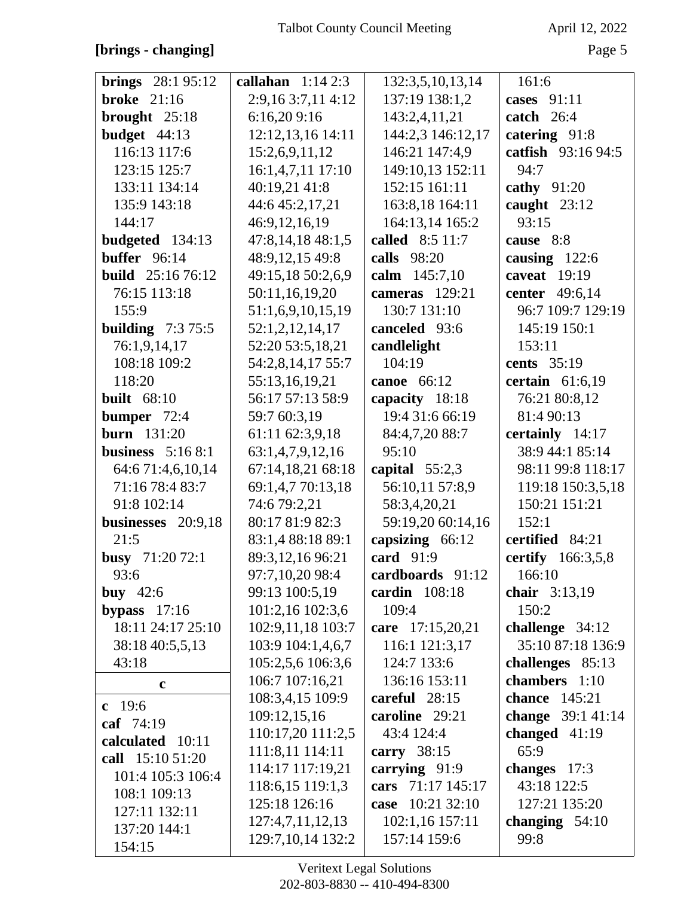**[brings - changing]**

**brings** 28:1 95:12
**broke** 21:16
**brought** 25:18
**budget** 44:13 116:13 117:6 123:15 125:7 133:11 134:14 135:9 143:18 144:17
**budgeted** 134:13
**buffer** 96:14
**build** 25:16 76:12 76:15 113:18 155:9
**building** 7:3 75:5 76:1,9,14,17 108:18 109:2 118:20
**built** 68:10
**bumper** 72:4
**burn** 131:20
**business** 5:16 8:1 64:6 71:4,6,10,14 71:16 78:4 83:7 91:8 102:14
**businesses** 20:9,18 21:5
**busy** 71:20 72:1 93:6
**buy** 42:6
**bypass** 17:16 18:11 24:17 25:10 38:18 40:5,5,13 43:18

**c**

**c** 19:6
**caf** 74:19
**calculated** 10:11
**call** 15:10 51:20 101:4 105:3 106:4 108:1 109:13 127:11 132:11 137:20 144:1 154:15
**callahan** 1:14 2:3 2:9,16 3:7,11 4:12 6:16,20 9:16 12:12,13,16 14:11 15:2,6,9,11,12 16:1,4,7,11 17:10 40:19,21 41:8 44:6 45:2,17,21 46:9,12,16,19 47:8,14,18 48:1,5 48:9,12,15 49:8 49:15,18 50:2,6,9 50:11,16,19,20 51:1,6,9,10,15,19 52:1,2,12,14,17 52:20 53:5,18,21 54:2,8,14,17 55:7 55:13,16,19,21 56:17 57:13 58:9 59:7 60:3,19 61:11 62:3,9,18 63:1,4,7,9,12,16 67:14,18,21 68:18 69:1,4,7 70:13,18 74:6 79:2,21 80:17 81:9 82:3 83:1,4 88:18 89:1 89:3,12,16 96:21 97:7,10,20 98:4 99:13 100:5,19 101:2,16 102:3,6 102:9,11,18 103:7 103:9 104:1,4,6,7 105:2,5,6 106:3,6 106:7 107:16,21 108:3,4,15 109:9 109:12,15,16 110:17,20 111:2,5 111:8,11 114:11 114:17 117:19,21 118:6,15 119:1,3 125:18 126:16 127:4,7,11,12,13 129:7,10,14 132:2 132:3,5,10,13,14 137:19 138:1,2 143:2,4,11,21 144:2,3 146:12,17 146:21 147:4,9 149:10,13 152:11 152:15 161:11 163:8,18 164:11 164:13,14 165:2
**called** 8:5 11:7
**calls** 98:20
**calm** 145:7,10
**cameras** 129:21 130:7 131:10
**canceled** 93:6
**candlelight** 104:19
**canoe** 66:12
**capacity** 18:18 19:4 31:6 66:19 84:4,7,20 88:7 95:10
**capital** 55:2,3 56:10,11 57:8,9 58:3,4,20,21 59:19,20 60:14,16
**capsizing** 66:12
**card** 91:9
**cardboards** 91:12
**cardin** 108:18 109:4
**care** 17:15,20,21 116:1 121:3,17 124:7 133:6 136:16 153:11
**careful** 28:15
**caroline** 29:21 43:4 124:4
**carry** 38:15
**carrying** 91:9
**cars** 71:17 145:17
**case** 10:21 32:10 102:1,16 157:11 157:14 159:6 161:6
**cases** 91:11
**catch** 26:4
**catering** 91:8
**catfish** 93:16 94:5 94:7
**cathy** 91:20
**caught** 23:12 93:15
**cause** 8:8
**causing** 122:6
**caveat** 19:19
**center** 49:6,14 96:7 109:7 129:19 145:19 150:1 153:11
**cents** 35:19
**certain** 61:6,19 76:21 80:8,12 81:4 90:13
**certainly** 14:17 38:9 44:1 85:14 98:11 99:8 118:17 119:18 150:3,5,18 150:21 151:21 152:1
**certified** 84:21
**certify** 166:3,5,8 166:10
**chair** 3:13,19 150:2
**challenge** 34:12 35:10 87:18 136:9
**challenges** 85:13
**chambers** 1:10
**chance** 145:21
**change** 39:1 41:14
**changed** 41:19 65:9
**changes** 17:3 43:18 122:5 127:21 135:20
**changing** 54:10 99:8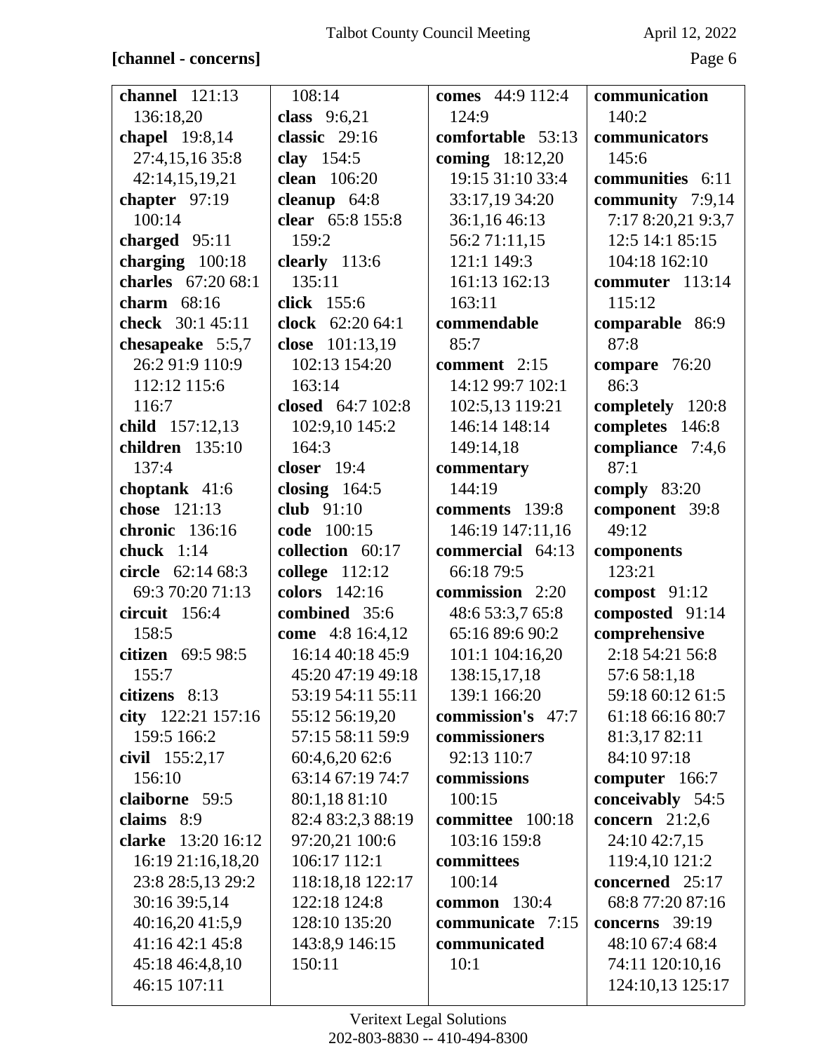**[channel - concerns]**

**channel** 121:13 136:18,20
**chapel** 19:8,14 27:4,15,16 35:8 42:14,15,19,21
**chapter** 97:19 100:14
**charged** 95:11
**charging** 100:18
**charles** 67:20 68:1
**charm** 68:16
**check** 30:1 45:11
**chesapeake** 5:5,7 26:2 91:9 110:9 112:12 115:6 116:7
**child** 157:12,13
**children** 135:10 137:4
**choptank** 41:6
**chose** 121:13
**chronic** 136:16
**chuck** 1:14
**circle** 62:14 68:3 69:3 70:20 71:13
**circuit** 156:4 158:5
**citizen** 69:5 98:5 155:7
**citizens** 8:13
**city** 122:21 157:16 159:5 166:2
**civil** 155:2,17 156:10
**claiborne** 59:5
**claims** 8:9
**clarke** 13:20 16:12 16:19 21:16,18,20 23:8 28:5,13 29:2 30:16 39:5,14 40:16,20 41:5,9 41:16 42:1 45:8 45:18 46:4,8,10 46:15 107:11 108:14
**class** 9:6,21
**classic** 29:16
**clay** 154:5
**clean** 106:20
**cleanup** 64:8
**clear** 65:8 155:8 159:2
**clearly** 113:6 135:11
**click** 155:6
**clock** 62:20 64:1
**close** 101:13,19 102:13 154:20 163:14
**closed** 64:7 102:8 102:9,10 145:2 164:3
**closer** 19:4
**closing** 164:5
**club** 91:10
**code** 100:15
**collection** 60:17
**college** 112:12
**colors** 142:16
**combined** 35:6
**come** 4:8 16:4,12 16:14 40:18 45:9 45:20 47:19 49:18 53:19 54:11 55:11 55:12 56:19,20 57:15 58:11 59:9 60:4,6,20 62:6 63:14 67:19 74:7 80:1,18 81:10 82:4 83:2,3 88:19 97:20,21 100:6 106:17 112:1 118:18,18 122:17 122:18 124:8 128:10 135:20 143:8,9 146:15 150:11
**comes** 44:9 112:4 124:9
**comfortable** 53:13
**coming** 18:12,20 19:15 31:10 33:4 33:17,19 34:20 36:1,16 46:13 56:2 71:11,15 121:1 149:3 161:13 162:13 163:11
**commendable** 85:7
**comment** 2:15 14:12 99:7 102:1 102:5,13 119:21 146:14 148:14 149:14,18
**commentary** 144:19
**comments** 139:8 146:19 147:11,16
**commercial** 64:13 66:18 79:5
**commission** 2:20 48:6 53:3,7 65:8 65:16 89:6 90:2 101:1 104:16,20 138:15,17,18 139:1 166:20
**commission's** 47:7
**commissioners** 92:13 110:7
**commissions** 100:15
**committee** 100:18 103:16 159:8
**committees** 100:14
**common** 130:4
**communicate** 7:15
**communicated** 10:1
**communication** 140:2
**communicators** 145:6
**communities** 6:11
**community** 7:9,14 7:17 8:20,21 9:3,7 12:5 14:1 85:15 104:18 162:10
**commuter** 113:14 115:12
**comparable** 86:9 87:8
**compare** 76:20 86:3
**completely** 120:8
**completes** 146:8
**compliance** 7:4,6 87:1
**comply** 83:20
**component** 39:8 49:12
**components** 123:21
**compost** 91:12
**composted** 91:14
**comprehensive** 2:18 54:21 56:8 57:6 58:1,18 59:18 60:12 61:5 61:18 66:16 80:7 81:3,17 82:11 84:10 97:18
**computer** 166:7
**conceivably** 54:5
**concern** 21:2,6 24:10 42:7,15 119:4,10 121:2
**concerned** 25:17 68:8 77:20 87:16
**concerns** 39:19 48:10 67:4 68:4 74:11 120:10,16 124:10,13 125:17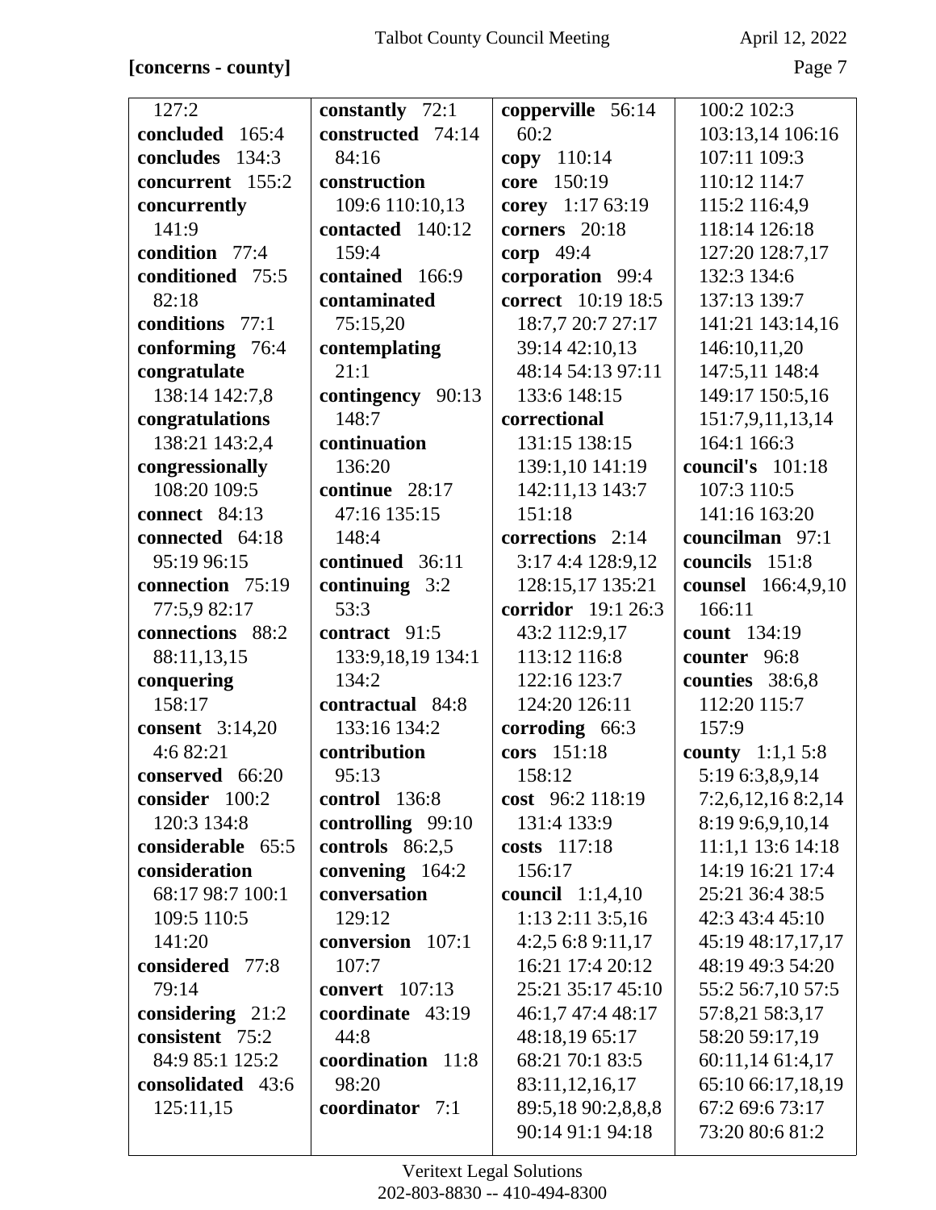**[concerns - county]**

127:2
**concluded** 165:4
**concludes** 134:3
**concurrent** 155:2
**concurrently** 141:9
**condition** 77:4
**conditioned** 75:5 82:18
**conditions** 77:1
**conforming** 76:4
**congratulate** 138:14 142:7,8
**congratulations** 138:21 143:2,4
**congressionally** 108:20 109:5
**connect** 84:13
**connected** 64:18 95:19 96:15
**connection** 75:19 77:5,9 82:17
**connections** 88:2 88:11,13,15
**conquering** 158:17
**consent** 3:14,20 4:6 82:21
**conserved** 66:20
**consider** 100:2 120:3 134:8
**considerable** 65:5
**consideration** 68:17 98:7 100:1 109:5 110:5 141:20
**considered** 77:8 79:14
**considering** 21:2
**consistent** 75:2 84:9 85:1 125:2
**consolidated** 43:6 125:11,15
**constantly** 72:1
**constructed** 74:14 84:16
**construction** 109:6 110:10,13
**contacted** 140:12 159:4
**contained** 166:9
**contaminated** 75:15,20
**contemplating** 21:1
**contingency** 90:13 148:7
**continuation** 136:20
**continue** 28:17 47:16 135:15 148:4
**continued** 36:11
**continuing** 3:2 53:3
**contract** 91:5 133:9,18,19 134:1 134:2
**contractual** 84:8 133:16 134:2
**contribution** 95:13
**control** 136:8
**controlling** 99:10
**controls** 86:2,5
**convening** 164:2
**conversation** 129:12
**conversion** 107:1 107:7
**convert** 107:13
**coordinate** 43:19 44:8
**coordination** 11:8 98:20
**coordinator** 7:1
**copperville** 56:14 60:2
**copy** 110:14
**core** 150:19
**corey** 1:17 63:19
**corners** 20:18
**corp** 49:4
**corporation** 99:4
**correct** 10:19 18:5 18:7,7 20:7 27:17 39:14 42:10,13 48:14 54:13 97:11 133:6 148:15
**correctional** 131:15 138:15 139:1,10 141:19 142:11,13 143:7 151:18
**corrections** 2:14 3:17 4:4 128:9,12 128:15,17 135:21
**corridor** 19:1 26:3 43:2 112:9,17 113:12 116:8 122:16 123:7 124:20 126:11
**corroding** 66:3
**cors** 151:18 158:12
**cost** 96:2 118:19 131:4 133:9
**costs** 117:18 156:17
**council** 1:1,4,10 1:13 2:11 3:5,16 4:2,5 6:8 9:11,17 16:21 17:4 20:12 25:21 35:17 45:10 46:1,7 47:4 48:17 48:18,19 65:17 68:21 70:1 83:5 83:11,12,16,17 89:5,18 90:2,8,8,8 90:14 91:1 94:18 100:2 102:3 103:13,14 106:16 107:11 109:3 110:12 114:7 115:2 116:4,9 118:14 126:18 127:20 128:7,17 132:3 134:6 137:13 139:7 141:21 143:14,16 146:10,11,20 147:5,11 148:4 149:17 150:5,16 151:7,9,11,13,14 164:1 166:3
**council's** 101:18 107:3 110:5 141:16 163:20
**councilman** 97:1
**councils** 151:8
**counsel** 166:4,9,10 166:11
**count** 134:19
**counter** 96:8
**counties** 38:6,8 112:20 115:7 157:9
**county** 1:1,1 5:8 5:19 6:3,8,9,14 7:2,6,12,16 8:2,14 8:19 9:6,9,10,14 11:1,1 13:6 14:18 14:19 16:21 17:4 25:21 36:4 38:5 42:3 43:4 45:10 45:19 48:17,17,17 48:19 49:3 54:20 55:2 56:7,10 57:5 57:8,21 58:3,17 58:20 59:17,19 60:11,14 61:4,17 65:10 66:17,18,19 67:2 69:6 73:17 73:20 80:6 81:2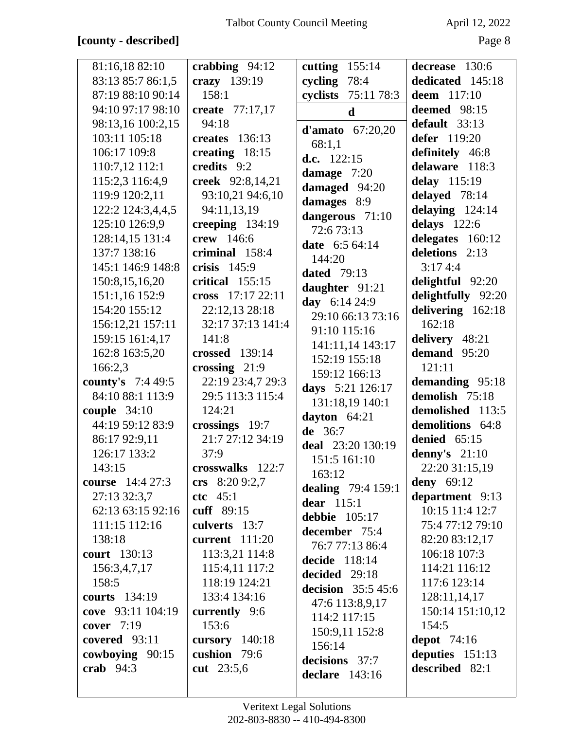**[county - described]**

81:16,18 82:10
83:13 85:7 86:1,5
87:19 88:10 90:14
94:10 97:17 98:10
98:13,16 100:2,15
103:11 105:18
106:17 109:8
110:7,12 112:1
115:2,3 116:4,9
119:9 120:2,11
122:2 124:3,4,4,5
125:10 126:9,9
128:14,15 131:4
137:7 138:16
145:1 146:9 148:8
150:8,15,16,20
151:1,16 152:9
154:20 155:12
156:12,21 157:11
159:15 161:4,17
162:8 163:5,20
166:2,3

**county's** 7:4 49:5
84:10 88:1 113:9

**couple** 34:10
44:19 59:12 83:9
86:17 92:9,11
126:17 133:2
143:15

**course** 14:4 27:3
27:13 32:3,7
62:13 63:15 92:16
111:15 112:16
138:18

**court** 130:13
156:3,4,7,17
158:5

**courts** 134:19

**cove** 93:11 104:19

**cover** 7:19

**covered** 93:11

**cowboying** 90:15

**crab** 94:3

**crabbing** 94:12

**crazy** 139:19
158:1

**create** 77:17,17
94:18

**creates** 136:13

**creating** 18:15

**credits** 9:2

**creek** 92:8,14,21
93:10,21 94:6,10
94:11,13,19

**creeping** 134:19

**crew** 146:6

**criminal** 158:4

**crisis** 145:9

**critical** 155:15

**cross** 17:17 22:11
22:12,13 28:18
32:17 37:13 141:4
141:8

**crossed** 139:14

**crossing** 21:9
22:19 23:4,7 29:3
29:5 113:3 115:4
124:21

**crossings** 19:7
21:7 27:12 34:19
37:9

**crosswalks** 122:7

**crs** 8:20 9:2,7

**ctc** 45:1

**cuff** 89:15

**culverts** 13:7

**current** 111:20
113:3,21 114:8
115:4,11 117:2
118:19 124:21
133:4 134:16

**currently** 9:6
153:6

**cursory** 140:18

**cushion** 79:6

**cut** 23:5,6

**cutting** 155:14

**cycling** 78:4

**cyclists** 75:11 78:3

**d**

**d'amato** 67:20,20
68:1,1

**d.c.** 122:15

**damage** 7:20

**damaged** 94:20

**damages** 8:9

**dangerous** 71:10
72:6 73:13

**date** 6:5 64:14
144:20

**dated** 79:13

**daughter** 91:21

**day** 6:14 24:9
29:10 66:13 73:16
91:10 115:16
141:11,14 143:17
152:19 155:18
159:12 166:13

**days** 5:21 126:17
131:18,19 140:1

**dayton** 64:21

**de** 36:7

**deal** 23:20 130:19
151:5 161:10
163:12

**dealing** 79:4 159:1

**dear** 115:1

**debbie** 105:17

**december** 75:4
76:7 77:13 86:4

**decide** 118:14

**decided** 29:18

**decision** 35:5 45:6
47:6 113:8,9,17
114:2 117:15
150:9,11 152:8
156:14

**decisions** 37:7

**declare** 143:16

**decrease** 130:6

**dedicated** 145:18

**deem** 117:10

**deemed** 98:15

**default** 33:13

**defer** 119:20

**definitely** 46:8

**delaware** 118:3

**delay** 115:19

**delayed** 78:14

**delaying** 124:14

**delays** 122:6

**delegates** 160:12

**deletions** 2:13
3:17 4:4

**delightful** 92:20

**delightfully** 92:20

**delivering** 162:18
162:18

**delivery** 48:21

**demand** 95:20
121:11

**demanding** 95:18

**demolish** 75:18

**demolished** 113:5

**demolitions** 64:8

**denied** 65:15

**denny's** 21:10
22:20 31:15,19

**deny** 69:12

**department** 9:13
10:15 11:4 12:7
75:4 77:12 79:10
82:20 83:12,17
106:18 107:3
114:21 116:12
117:6 123:14
128:11,14,17
150:14 151:10,12
154:5

**depot** 74:16

**deputies** 151:13

**described** 82:1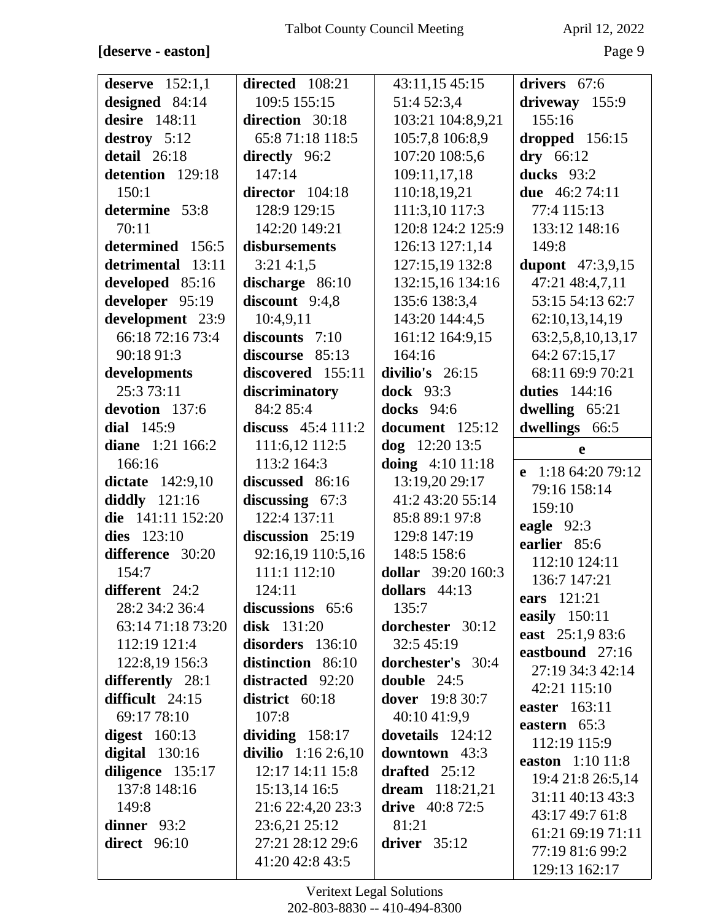**[deserve - easton]**

**deserve** 152:1,1
**designed** 84:14
**desire** 148:11
**destroy** 5:12
**detail** 26:18
**detention** 129:18 150:1
**determine** 53:8 70:11
**determined** 156:5
**detrimental** 13:11
**developed** 85:16
**developer** 95:19
**development** 23:9 66:18 72:16 73:4 90:18 91:3
**developments** 25:3 73:11
**devotion** 137:6
**dial** 145:9
**diane** 1:21 166:2 166:16
**dictate** 142:9,10
**diddly** 121:16
**die** 141:11 152:20
**dies** 123:10
**difference** 30:20 154:7
**different** 24:2 28:2 34:2 36:4 63:14 71:18 73:20 112:19 121:4 122:8,19 156:3
**differently** 28:1
**difficult** 24:15 69:17 78:10
**digest** 160:13
**digital** 130:16
**diligence** 135:17 137:8 148:16 149:8
**dinner** 93:2
**direct** 96:10
**directed** 108:21 109:5 155:15
**direction** 30:18 65:8 71:18 118:5
**directly** 96:2 147:14
**director** 104:18 128:9 129:15 142:20 149:21
**disbursements** 3:21 4:1,5
**discharge** 86:10
**discount** 9:4,8 10:4,9,11
**discounts** 7:10
**discourse** 85:13
**discovered** 155:11
**discriminatory** 84:2 85:4
**discuss** 45:4 111:2 111:6,12 112:5 113:2 164:3
**discussed** 86:16
**discussing** 67:3 122:4 137:11
**discussion** 25:19 92:16,19 110:5,16 111:1 112:10 124:11
**discussions** 65:6
**disk** 131:20
**disorders** 136:10
**distinction** 86:10
**distracted** 92:20
**district** 60:18 107:8
**dividing** 158:17
**divilio** 1:16 2:6,10 12:17 14:11 15:8 15:13,14 16:5 21:6 22:4,20 23:3 23:6,21 25:12 27:21 28:12 29:6 41:20 42:8 43:5 43:11,15 45:15 51:4 52:3,4 103:21 104:8,9,21 105:7,8 106:8,9 107:20 108:5,6 109:11,17,18 110:18,19,21 111:3,10 117:3 120:8 124:2 125:9 126:13 127:1,14 127:15,19 132:8 132:15,16 134:16 135:6 138:3,4 143:20 144:4,5 161:12 164:9,15 164:16
**divilio's** 26:15
**dock** 93:3
**docks** 94:6
**document** 125:12
**dog** 12:20 13:5
**doing** 4:10 11:18 13:19,20 29:17 41:2 43:20 55:14 85:8 89:1 97:8 129:8 147:19 148:5 158:6
**dollar** 39:20 160:3
**dollars** 44:13 135:7
**dorchester** 30:12 32:5 45:19
**dorchester's** 30:4
**double** 24:5
**dover** 19:8 30:7 40:10 41:9,9
**dovetails** 124:12
**downtown** 43:3
**drafted** 25:12
**dream** 118:21,21
**drive** 40:8 72:5 81:21
**driver** 35:12
**drivers** 67:6
**driveway** 155:9 155:16
**dropped** 156:15
**dry** 66:12
**ducks** 93:2
**due** 46:2 74:11 77:4 115:13 133:12 148:16 149:8
**dupont** 47:3,9,15 47:21 48:4,7,11 53:15 54:13 62:7 62:10,13,14,19 63:2,5,8,10,13,17 64:2 67:15,17 68:11 69:9 70:21
**duties** 144:16
**dwelling** 65:21
**dwellings** 66:5

**e**

**e** 1:18 64:20 79:12 79:16 158:14 159:10
**eagle** 92:3
**earlier** 85:6 112:10 124:11 136:7 147:21
**ears** 121:21
**easily** 150:11
**east** 25:1,9 83:6
**eastbound** 27:16 27:19 34:3 42:14 42:21 115:10
**easter** 163:11
**eastern** 65:3 112:19 115:9
**easton** 1:10 11:8 19:4 21:8 26:5,14 31:11 40:13 43:3 43:17 49:7 61:8 61:21 69:19 71:11 77:19 81:6 99:2 129:13 162:17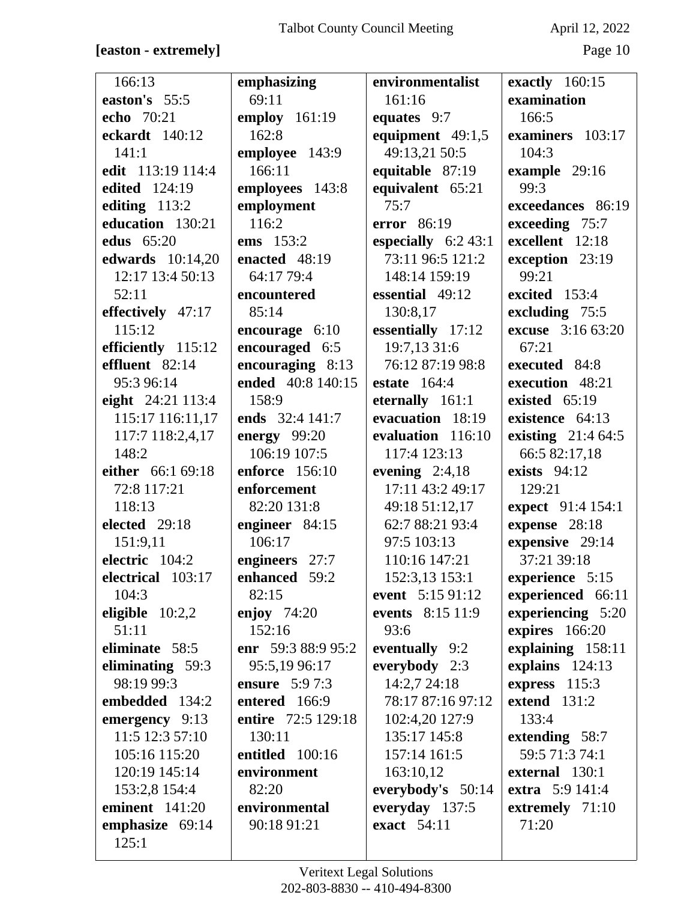**[easton - extremely]**

166:13
**easton's** 55:5
**echo** 70:21
**eckardt** 140:12 141:1
**edit** 113:19 114:4
**edited** 124:19
**editing** 113:2
**education** 130:21
**edus** 65:20
**edwards** 10:14,20 12:17 13:4 50:13 52:11
**effectively** 47:17 115:12
**efficiently** 115:12
**effluent** 82:14 95:3 96:14
**eight** 24:21 113:4 115:17 116:11,17 117:7 118:2,4,17 148:2
**either** 66:1 69:18 72:8 117:21 118:13
**elected** 29:18 151:9,11
**electric** 104:2
**electrical** 103:17 104:3
**eligible** 10:2,2 51:11
**eliminate** 58:5
**eliminating** 59:3 98:19 99:3
**embedded** 134:2
**emergency** 9:13 11:5 12:3 57:10 105:16 115:20 120:19 145:14 153:2,8 154:4
**eminent** 141:20
**emphasize** 69:14 125:1
**emphasizing** 69:11
**employ** 161:19 162:8
**employee** 143:9 166:11
**employees** 143:8
**employment** 116:2
**ems** 153:2
**enacted** 48:19 64:17 79:4
**encountered** 85:14
**encourage** 6:10
**encouraged** 6:5
**encouraging** 8:13
**ended** 40:8 140:15 158:9
**ends** 32:4 141:7
**energy** 99:20 106:19 107:5
**enforce** 156:10
**enforcement** 82:20 131:8
**engineer** 84:15 106:17
**engineers** 27:7
**enhanced** 59:2 82:15
**enjoy** 74:20 152:16
**enr** 59:3 88:9 95:2 95:5,19 96:17
**ensure** 5:9 7:3
**entered** 166:9
**entire** 72:5 129:18 130:11
**entitled** 100:16
**environment** 82:20
**environmental** 90:18 91:21
**environmentalist** 161:16
**equates** 9:7
**equipment** 49:1,5 49:13,21 50:5
**equitable** 87:19
**equivalent** 65:21 75:7
**error** 86:19
**especially** 6:2 43:1 73:11 96:5 121:2 148:14 159:19
**essential** 49:12 130:8,17
**essentially** 17:12 19:7,13 31:6 76:12 87:19 98:8
**estate** 164:4
**eternally** 161:1
**evacuation** 18:19
**evaluation** 116:10 117:4 123:13
**evening** 2:4,18 17:11 43:2 49:17 49:18 51:12,17 62:7 88:21 93:4 97:5 103:13 110:16 147:21 152:3,13 153:1
**event** 5:15 91:12
**events** 8:15 11:9 93:6
**eventually** 9:2
**everybody** 2:3 14:2,7 24:18 78:17 87:16 97:12 102:4,20 127:9 135:17 145:8 157:14 161:5 163:10,12
**everybody's** 50:14
**everyday** 137:5
**exact** 54:11
**exactly** 160:15
**examination** 166:5
**examiners** 103:17 104:3
**example** 29:16 99:3
**exceedances** 86:19
**exceeding** 75:7
**excellent** 12:18
**exception** 23:19 99:21
**excited** 153:4
**excluding** 75:5
**excuse** 3:16 63:20 67:21
**executed** 84:8
**execution** 48:21
**existed** 65:19
**existence** 64:13
**existing** 21:4 64:5 66:5 82:17,18
**exists** 94:12 129:21
**expect** 91:4 154:1
**expense** 28:18
**expensive** 29:14 37:21 39:18
**experience** 5:15
**experienced** 66:11
**experiencing** 5:20
**expires** 166:20
**explaining** 158:11
**explains** 124:13
**express** 115:3
**extend** 131:2 133:4
**extending** 58:7 59:5 71:3 74:1
**external** 130:1
**extra** 5:9 141:4
**extremely** 71:10 71:20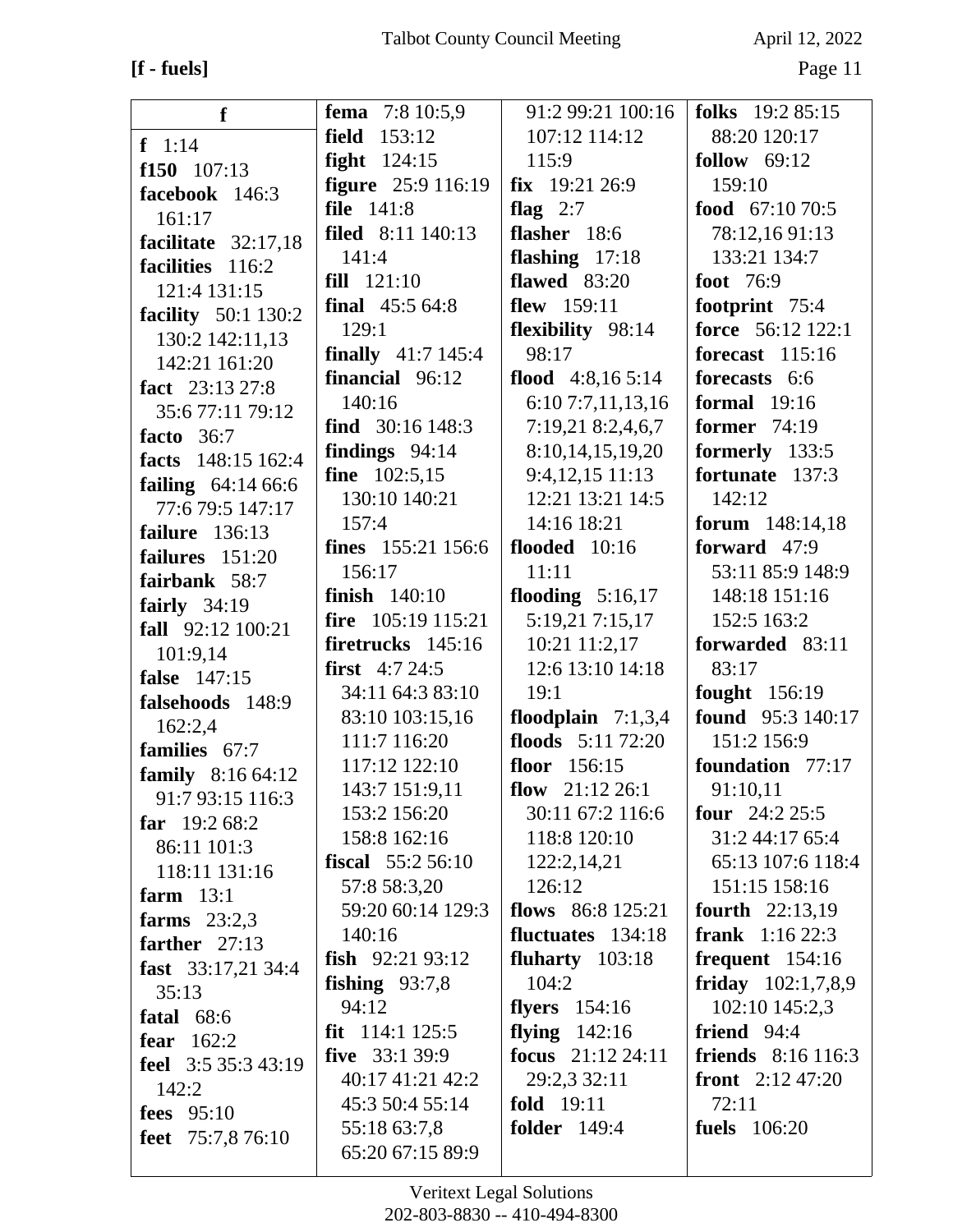**[f - fuels]**

**f**

**f** 1:14
**f150** 107:13
**facebook** 146:3 161:17
**facilitate** 32:17,18
**facilities** 116:2 121:4 131:15
**facility** 50:1 130:2 130:2 142:11,13 142:21 161:20
**fact** 23:13 27:8 35:6 77:11 79:12
**facto** 36:7
**facts** 148:15 162:4
**failing** 64:14 66:6 77:6 79:5 147:17
**failure** 136:13
**failures** 151:20
**fairbank** 58:7
**fairly** 34:19
**fall** 92:12 100:21 101:9,14
**false** 147:15
**falsehoods** 148:9 162:2,4
**families** 67:7
**family** 8:16 64:12 91:7 93:15 116:3
**far** 19:2 68:2 86:11 101:3 118:11 131:16
**farm** 13:1
**farms** 23:2,3
**farther** 27:13
**fast** 33:17,21 34:4 35:13
**fatal** 68:6
**fear** 162:2
**feel** 3:5 35:3 43:19 142:2
**fees** 95:10
**feet** 75:7,8 76:10
**fema** 7:8 10:5,9
**field** 153:12
**fight** 124:15
**figure** 25:9 116:19
**file** 141:8
**filed** 8:11 140:13 141:4
**fill** 121:10
**final** 45:5 64:8 129:1
**finally** 41:7 145:4
**financial** 96:12 140:16
**find** 30:16 148:3
**findings** 94:14
**fine** 102:5,15 130:10 140:21 157:4
**fines** 155:21 156:6 156:17
**finish** 140:10
**fire** 105:19 115:21
**firetrucks** 145:16
**first** 4:7 24:5 34:11 64:3 83:10 83:10 103:15,16 111:7 116:20 117:12 122:10 143:7 151:9,11 153:2 156:20 158:8 162:16
**fiscal** 55:2 56:10 57:8 58:3,20 59:20 60:14 129:3 140:16
**fish** 92:21 93:12
**fishing** 93:7,8 94:12
**fit** 114:1 125:5
**five** 33:1 39:9 40:17 41:21 42:2 45:3 50:4 55:14 55:18 63:7,8 65:20 67:15 89:9 91:2 99:21 100:16 107:12 114:12 115:9
**fix** 19:21 26:9
**flag** 2:7
**flasher** 18:6
**flashing** 17:18
**flawed** 83:20
**flew** 159:11
**flexibility** 98:14 98:17
**flood** 4:8,16 5:14 6:10 7:7,11,13,16 7:19,21 8:2,4,6,7 8:10,14,15,19,20 9:4,12,15 11:13 12:21 13:21 14:5 14:16 18:21
**flooded** 10:16 11:11
**flooding** 5:16,17 5:19,21 7:15,17 10:21 11:2,17 12:6 13:10 14:18 19:1
**floodplain** 7:1,3,4
**floods** 5:11 72:20
**floor** 156:15
**flow** 21:12 26:1 30:11 67:2 116:6 118:8 120:10 122:2,14,21 126:12
**flows** 86:8 125:21
**fluctuates** 134:18
**fluharty** 103:18 104:2
**flyers** 154:16
**flying** 142:16
**focus** 21:12 24:11 29:2,3 32:11
**fold** 19:11
**folder** 149:4
**folks** 19:2 85:15 88:20 120:17
**follow** 69:12 159:10
**food** 67:10 70:5 78:12,16 91:13 133:21 134:7
**foot** 76:9
**footprint** 75:4
**force** 56:12 122:1
**forecast** 115:16
**forecasts** 6:6
**formal** 19:16
**former** 74:19
**formerly** 133:5
**fortunate** 137:3 142:12
**forum** 148:14,18
**forward** 47:9 53:11 85:9 148:9 148:18 151:16 152:5 163:2
**forwarded** 83:11 83:17
**fought** 156:19
**found** 95:3 140:17 151:2 156:9
**foundation** 77:17 91:10,11
**four** 24:2 25:5 31:2 44:17 65:4 65:13 107:6 118:4 151:15 158:16
**fourth** 22:13,19
**frank** 1:16 22:3
**frequent** 154:16
**friday** 102:1,7,8,9 102:10 145:2,3
**friend** 94:4
**friends** 8:16 116:3
**front** 2:12 47:20 72:11
**fuels** 106:20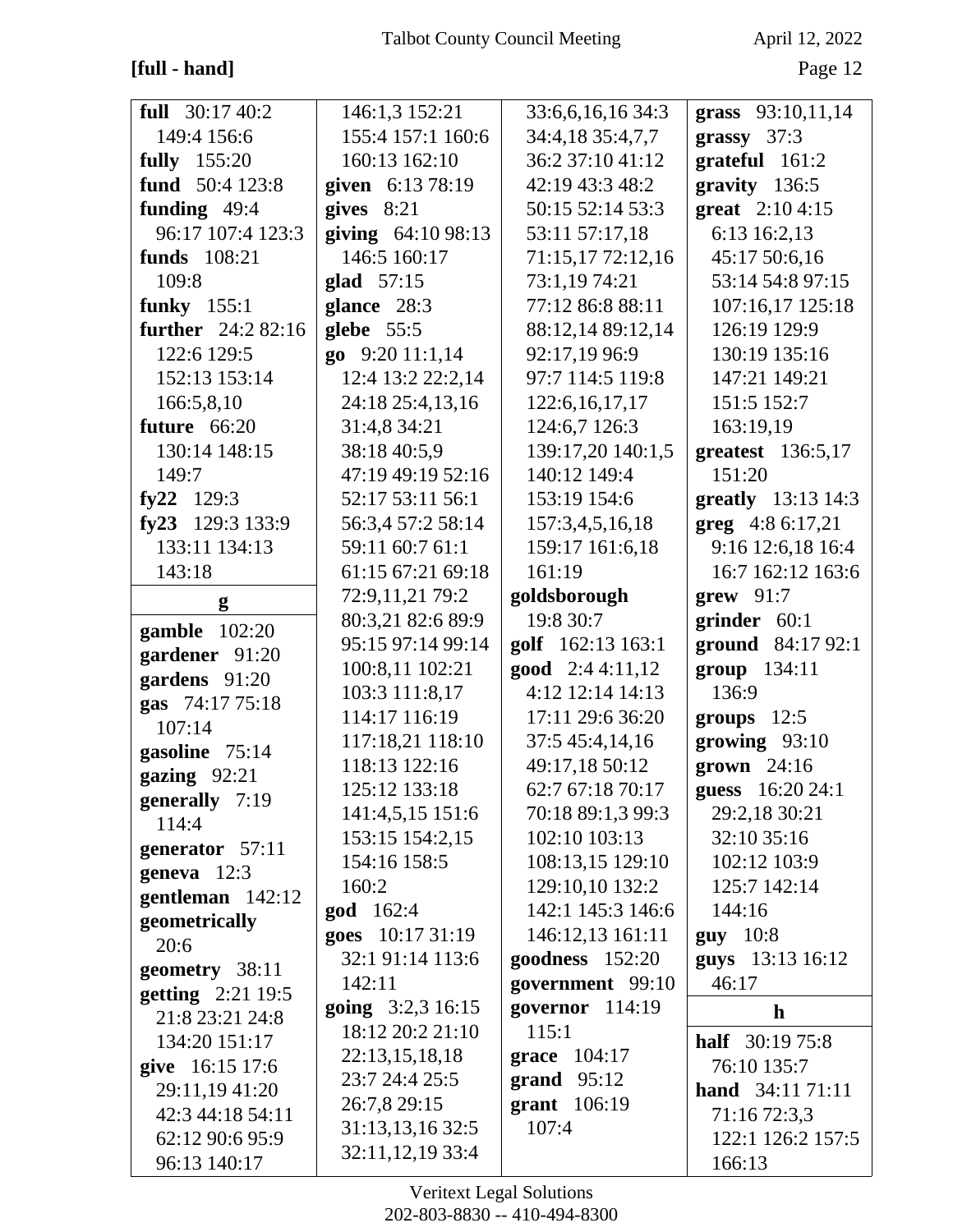**[full - hand]**

**full** 30:17 40:2 149:4 156:6
**fully** 155:20
**fund** 50:4 123:8
**funding** 49:4 96:17 107:4 123:3
**funds** 108:21 109:8
**funky** 155:1
**further** 24:2 82:16 122:6 129:5 152:13 153:14 166:5,8,10
**future** 66:20 130:14 148:15 149:7
**fy22** 129:3
**fy23** 129:3 133:9 133:11 134:13 143:18

**g**

**gamble** 102:20
**gardener** 91:20
**gardens** 91:20
**gas** 74:17 75:18 107:14
**gasoline** 75:14
**gazing** 92:21
**generally** 7:19 114:4
**generator** 57:11
**geneva** 12:3
**gentleman** 142:12
**geometrically** 20:6
**geometry** 38:11
**getting** 2:21 19:5 21:8 23:21 24:8 134:20 151:17
**give** 16:15 17:6 29:11,19 41:20 42:3 44:18 54:11 62:12 90:6 95:9 96:13 140:17 146:1,3 152:21 155:4 157:1 160:6 160:13 162:10
**given** 6:13 78:19
**gives** 8:21
**giving** 64:10 98:13 146:5 160:17
**glad** 57:15
**glance** 28:3
**glebe** 55:5
**go** 9:20 11:1,14 12:4 13:2 22:2,14 24:18 25:4,13,16 31:4,8 34:21 38:18 40:5,9 47:19 49:19 52:16 52:17 53:11 56:1 56:3,4 57:2 58:14 59:11 60:7 61:1 61:15 67:21 69:18 72:9,11,21 79:2 80:3,21 82:6 89:9 95:15 97:14 99:14 100:8,11 102:21 103:3 111:8,17 114:17 116:19 117:18,21 118:10 118:13 122:16 125:12 133:18 141:4,5,15 151:6 153:15 154:2,15 154:16 158:5 160:2
**god** 162:4
**goes** 10:17 31:19 32:1 91:14 113:6 142:11
**going** 3:2,3 16:15 18:12 20:2 21:10 22:13,15,18,18 23:7 24:4 25:5 26:7,8 29:15 31:13,13,16 32:5 32:11,12,19 33:4 33:6,6,16,16 34:3 34:4,18 35:4,7,7 36:2 37:10 41:12 42:19 43:3 48:2 50:15 52:14 53:3 53:11 57:17,18 71:15,17 72:12,16 73:1,19 74:21 77:12 86:8 88:11 88:12,14 89:12,14 92:17,19 96:9 97:7 114:5 119:8 122:6,16,17,17 124:6,7 126:3 139:17,20 140:1,5 140:12 149:4 153:19 154:6 157:3,4,5,16,18 159:17 161:6,18 161:19
**goldsborough** 19:8 30:7
**golf** 162:13 163:1
**good** 2:4 4:11,12 4:12 12:14 14:13 17:11 29:6 36:20 37:5 45:4,14,16 49:17,18 50:12 62:7 67:18 70:17 70:18 89:1,3 99:3 102:10 103:13 108:13,15 129:10 129:10,10 132:2 142:1 145:3 146:6 146:12,13 161:11
**goodness** 152:20
**government** 99:10
**governor** 114:19 115:1
**grace** 104:17
**grand** 95:12
**grant** 106:19 107:4
**grass** 93:10,11,14
**grassy** 37:3
**grateful** 161:2
**gravity** 136:5
**great** 2:10 4:15 6:13 16:2,13 45:17 50:6,16 53:14 54:8 97:15 107:16,17 125:18 126:19 129:9 130:19 135:16 147:21 149:21 151:5 152:7 163:19,19
**greatest** 136:5,17 151:20
**greatly** 13:13 14:3
**greg** 4:8 6:17,21 9:16 12:6,18 16:4 16:7 162:12 163:6
**grew** 91:7
**grinder** 60:1
**ground** 84:17 92:1
**group** 134:11 136:9
**groups** 12:5
**growing** 93:10
**grown** 24:16
**guess** 16:20 24:1 29:2,18 30:21 32:10 35:16 102:12 103:9 125:7 142:14 144:16
**guy** 10:8
**guys** 13:13 16:12 46:17

**h**

**half** 30:19 75:8 76:10 135:7
**hand** 34:11 71:11 71:16 72:3,3 122:1 126:2 157:5 166:13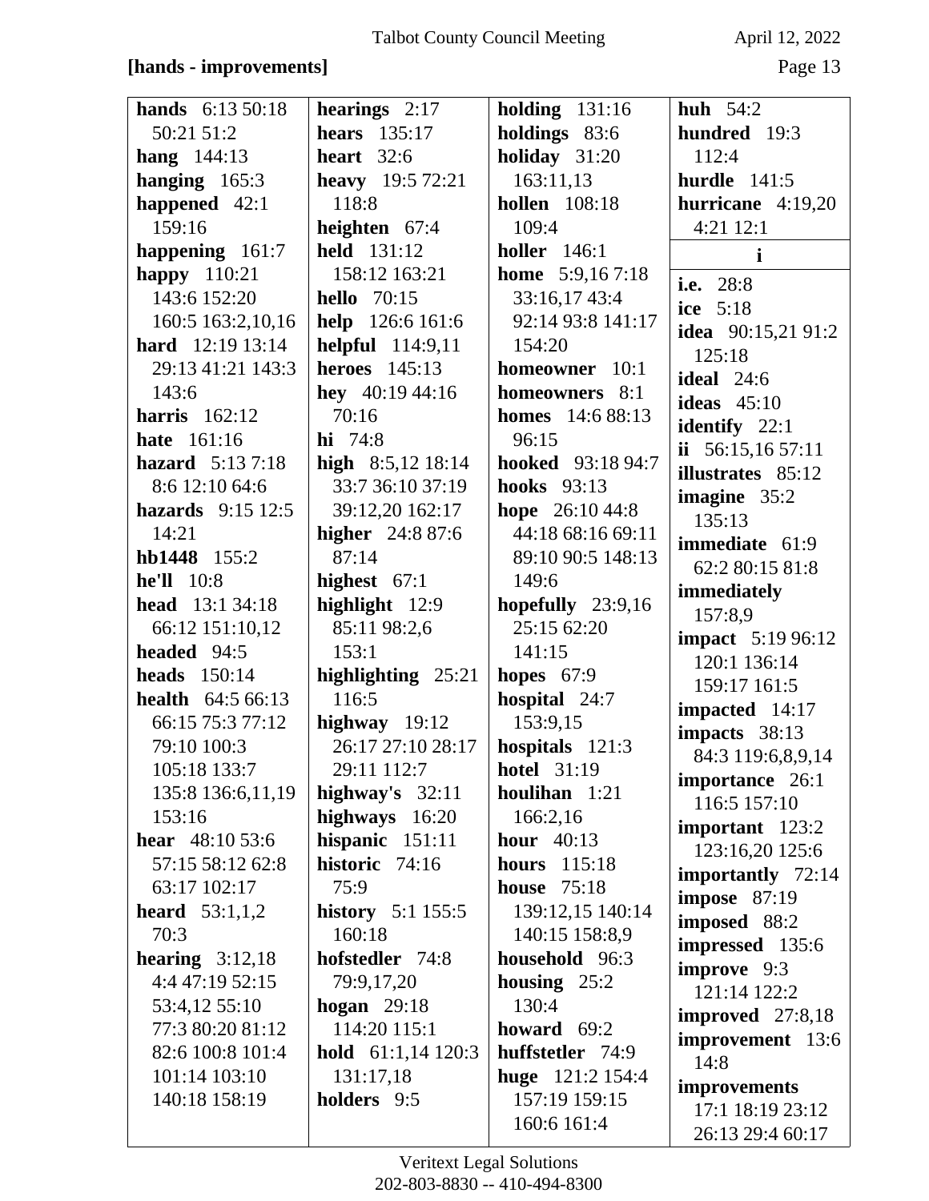**[hands - improvements]**

**hands** 6:13 50:18 50:21 51:2
**hang** 144:13
**hanging** 165:3
**happened** 42:1 159:16
**happening** 161:7
**happy** 110:21 143:6 152:20 160:5 163:2,10,16
**hard** 12:19 13:14 29:13 41:21 143:3 143:6
**harris** 162:12
**hate** 161:16
**hazard** 5:13 7:18 8:6 12:10 64:6
**hazards** 9:15 12:5 14:21
**hb1448** 155:2
**he'll** 10:8
**head** 13:1 34:18 66:12 151:10,12
**headed** 94:5
**heads** 150:14
**health** 64:5 66:13 66:15 75:3 77:12 79:10 100:3 105:18 133:7 135:8 136:6,11,19 153:16
**hear** 48:10 53:6 57:15 58:12 62:8 63:17 102:17
**heard** 53:1,1,2 70:3
**hearing** 3:12,18 4:4 47:19 52:15 53:4,12 55:10 77:3 80:20 81:12 82:6 100:8 101:4 101:14 103:10 140:18 158:19
**hearings** 2:17
**hears** 135:17
**heart** 32:6
**heavy** 19:5 72:21 118:8
**heighten** 67:4
**held** 131:12 158:12 163:21
**hello** 70:15
**help** 126:6 161:6
**helpful** 114:9,11
**heroes** 145:13
**hey** 40:19 44:16 70:16
**hi** 74:8
**high** 8:5,12 18:14 33:7 36:10 37:19 39:12,20 162:17
**higher** 24:8 87:6 87:14
**highest** 67:1
**highlight** 12:9 85:11 98:2,6 153:1
**highlighting** 25:21 116:5
**highway** 19:12 26:17 27:10 28:17 29:11 112:7
**highway's** 32:11
**highways** 16:20
**hispanic** 151:11
**historic** 74:16 75:9
**history** 5:1 155:5 160:18
**hofstedler** 74:8 79:9,17,20
**hogan** 29:18 114:20 115:1
**hold** 61:1,14 120:3 131:17,18
**holders** 9:5
**holding** 131:16
**holdings** 83:6
**holiday** 31:20 163:11,13
**hollen** 108:18 109:4
**holler** 146:1
**home** 5:9,16 7:18 33:16,17 43:4 92:14 93:8 141:17 154:20
**homeowner** 10:1
**homeowners** 8:1
**homes** 14:6 88:13 96:15
**hooked** 93:18 94:7
**hooks** 93:13
**hope** 26:10 44:8 44:18 68:16 69:11 89:10 90:5 148:13 149:6
**hopefully** 23:9,16 25:15 62:20 141:15
**hopes** 67:9
**hospital** 24:7 153:9,15
**hospitals** 121:3
**hotel** 31:19
**houlihan** 1:21 166:2,16
**hour** 40:13
**hours** 115:18
**house** 75:18 139:12,15 140:14 140:15 158:8,9
**household** 96:3
**housing** 25:2 130:4
**howard** 69:2
**huffstetler** 74:9
**huge** 121:2 154:4 157:19 159:15 160:6 161:4
**huh** 54:2
**hundred** 19:3 112:4
**hurdle** 141:5
**hurricane** 4:19,20 4:21 12:1

**i**

**i.e.** 28:8
**ice** 5:18
**idea** 90:15,21 91:2 125:18
**ideal** 24:6
**ideas** 45:10
**identify** 22:1
**ii** 56:15,16 57:11
**illustrates** 85:12
**imagine** 35:2 135:13
**immediate** 61:9 62:2 80:15 81:8
**immediately** 157:8,9
**impact** 5:19 96:12 120:1 136:14 159:17 161:5
**impacted** 14:17
**impacts** 38:13 84:3 119:6,8,9,14
**importance** 26:1 116:5 157:10
**important** 123:2 123:16,20 125:6
**importantly** 72:14
**impose** 87:19
**imposed** 88:2
**impressed** 135:6
**improve** 9:3 121:14 122:2
**improved** 27:8,18
**improvement** 13:6 14:8
**improvements** 17:1 18:19 23:12 26:13 29:4 60:17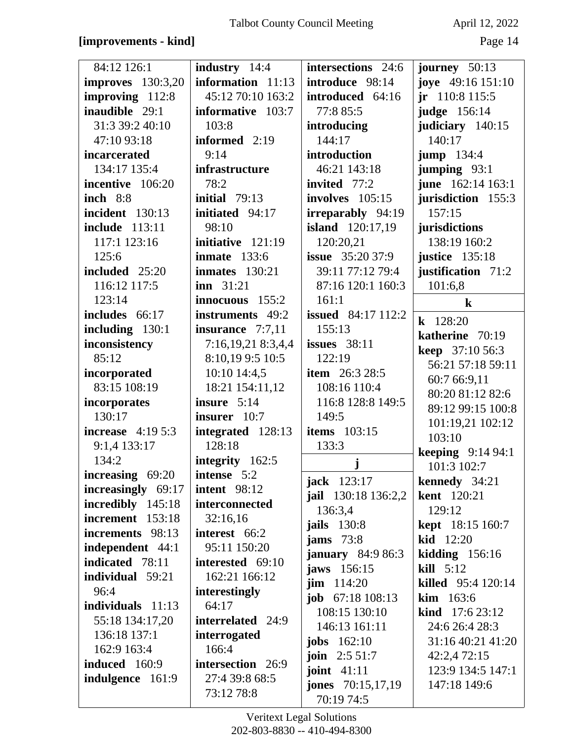**[improvements - kind]**

84:12 126:1
**improves** 130:3,20
**improving** 112:8
**inaudible** 29:1 31:3 39:2 40:10 47:10 93:18
**incarcerated** 134:17 135:4
**incentive** 106:20
**inch** 8:8
**incident** 130:13
**include** 113:11 117:1 123:16 125:6
**included** 25:20 116:12 117:5 123:14
**includes** 66:17
**including** 130:1
**inconsistency** 85:12
**incorporated** 83:15 108:19
**incorporates** 130:17
**increase** 4:19 5:3 9:1,4 133:17 134:2
**increasing** 69:20
**increasingly** 69:17
**incredibly** 145:18
**increment** 153:18
**increments** 98:13
**independent** 44:1
**indicated** 78:11
**individual** 59:21 96:4
**individuals** 11:13 55:18 134:17,20 136:18 137:1 162:9 163:4
**induced** 160:9
**indulgence** 161:9
**industry** 14:4
**information** 11:13 45:12 70:10 163:2
**informative** 103:7 103:8
**informed** 2:19 9:14
**infrastructure** 78:2
**initial** 79:13
**initiated** 94:17 98:10
**initiative** 121:19
**inmate** 133:6
**inmates** 130:21
**inn** 31:21
**innocuous** 155:2
**instruments** 49:2
**insurance** 7:7,11 7:16,19,21 8:3,4,4 8:10,19 9:5 10:5 10:10 14:4,5 18:21 154:11,12
**insure** 5:14
**insurer** 10:7
**integrated** 128:13 128:18
**integrity** 162:5
**intense** 5:2
**intent** 98:12
**interconnected** 32:16,16
**interest** 66:2 95:11 150:20
**interested** 69:10 162:21 166:12
**interestingly** 64:17
**interrelated** 24:9
**interrogated** 166:4
**intersection** 26:9 27:4 39:8 68:5 73:12 78:8
**intersections** 24:6
**introduce** 98:14
**introduced** 64:16 77:8 85:5
**introducing** 144:17
**introduction** 46:21 143:18
**invited** 77:2
**involves** 105:15
**irreparably** 94:19
**island** 120:17,19 120:20,21
**issue** 35:20 37:9 39:11 77:12 79:4 87:16 120:1 160:3 161:1
**issued** 84:17 112:2 155:13
**issues** 38:11 122:19
**item** 26:3 28:5 108:16 110:4 116:8 128:8 149:5 149:5
**items** 103:15 133:3

**j**

**jack** 123:17
**jail** 130:18 136:2,2 136:3,4
**jails** 130:8
**jams** 73:8
**january** 84:9 86:3
**jaws** 156:15
**jim** 114:20
**job** 67:18 108:13 108:15 130:10 146:13 161:11
**jobs** 162:10
**join** 2:5 51:7
**joint** 41:11
**jones** 70:15,17,19 70:19 74:5
**journey** 50:13
**joye** 49:16 151:10
**jr** 110:8 115:5
**judge** 156:14
**judiciary** 140:15 140:17
**jump** 134:4
**jumping** 93:1
**june** 162:14 163:1
**jurisdiction** 155:3 157:15
**jurisdictions** 138:19 160:2
**justice** 135:18
**justification** 71:2 101:6,8

**k**

**k** 128:20
**katherine** 70:19
**keep** 37:10 56:3 56:21 57:18 59:11 60:7 66:9,11 80:20 81:12 82:6 89:12 99:15 100:8 101:19,21 102:12 103:10
**keeping** 9:14 94:1 101:3 102:7
**kennedy** 34:21
**kent** 120:21 129:12
**kept** 18:15 160:7
**kid** 12:20
**kidding** 156:16
**kill** 5:12
**killed** 95:4 120:14
**kim** 163:6
**kind** 17:6 23:12 24:6 26:4 28:3 31:16 40:21 41:20 42:2,4 72:15 123:9 134:5 147:1 147:18 149:6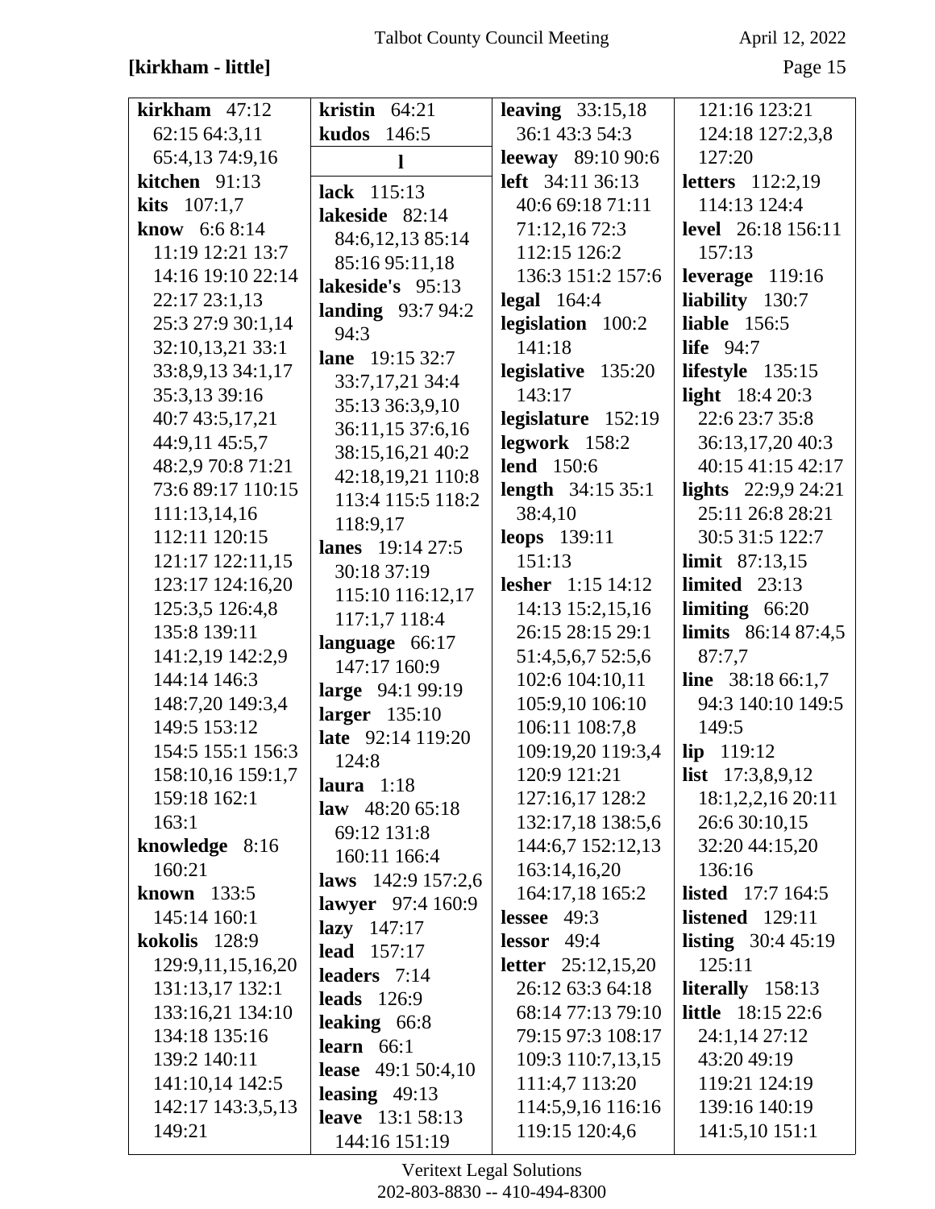**[kirkham - little]**

**kirkham** 47:12 62:15 64:3,11 65:4,13 74:9,16
**kitchen** 91:13
**kits** 107:1,7
**know** 6:6 8:14 11:19 12:21 13:7 14:16 19:10 22:14 22:17 23:1,13 25:3 27:9 30:1,14 32:10,13,21 33:1 33:8,9,13 34:1,17 35:3,13 39:16 40:7 43:5,17,21 44:9,11 45:5,7 48:2,9 70:8 71:21 73:6 89:17 110:15 111:13,14,16 112:11 120:15 121:17 122:11,15 123:17 124:16,20 125:3,5 126:4,8 135:8 139:11 141:2,19 142:2,9 144:14 146:3 148:7,20 149:3,4 149:5 153:12 154:5 155:1 156:3 158:10,16 159:1,7 159:18 162:1 163:1
**knowledge** 8:16 160:21
**known** 133:5 145:14 160:1
**kokolis** 128:9 129:9,11,15,16,20 131:13,17 132:1 133:16,21 134:10 134:18 135:16 139:2 140:11 141:10,14 142:5 142:17 143:3,5,13 149:21
**kristin** 64:21
**kudos** 146:5

**l**

**lack** 115:13
**lakeside** 82:14 84:6,12,13 85:14 85:16 95:11,18
**lakeside's** 95:13
**landing** 93:7 94:2 94:3
**lane** 19:15 32:7 33:7,17,21 34:4 35:13 36:3,9,10 36:11,15 37:6,16 38:15,16,21 40:2 42:18,19,21 110:8 113:4 115:5 118:2 118:9,17
**lanes** 19:14 27:5 30:18 37:19 115:10 116:12,17 117:1,7 118:4
**language** 66:17 147:17 160:9
**large** 94:1 99:19
**larger** 135:10
**late** 92:14 119:20 124:8
**laura** 1:18
**law** 48:20 65:18 69:12 131:8 160:11 166:4
**laws** 142:9 157:2,6
**lawyer** 97:4 160:9
**lazy** 147:17
**lead** 157:17
**leaders** 7:14
**leads** 126:9
**leaking** 66:8
**learn** 66:1
**lease** 49:1 50:4,10
**leasing** 49:13
**leave** 13:1 58:13 144:16 151:19
**leaving** 33:15,18 36:1 43:3 54:3
**leeway** 89:10 90:6
**left** 34:11 36:13 40:6 69:18 71:11 71:12,16 72:3 112:15 126:2 136:3 151:2 157:6
**legal** 164:4
**legislation** 100:2 141:18
**legislative** 135:20 143:17
**legislature** 152:19
**legwork** 158:2
**lend** 150:6
**length** 34:15 35:1 38:4,10
**leops** 139:11 151:13
**lesher** 1:15 14:12 14:13 15:2,15,16 26:15 28:15 29:1 51:4,5,6,7 52:5,6 102:6 104:10,11 105:9,10 106:10 106:11 108:7,8 109:19,20 119:3,4 120:9 121:21 127:16,17 128:2 132:17,18 138:5,6 144:6,7 152:12,13 163:14,16,20 164:17,18 165:2
**lessee** 49:3
**lessor** 49:4
**letter** 25:12,15,20 26:12 63:3 64:18 68:14 77:13 79:10 79:15 97:3 108:17 109:3 110:7,13,15 111:4,7 113:20 114:5,9,16 116:16 119:15 120:4,6 121:16 123:21 124:18 127:2,3,8 127:20
**letters** 112:2,19 114:13 124:4
**level** 26:18 156:11 157:13
**leverage** 119:16
**liability** 130:7
**liable** 156:5
**life** 94:7
**lifestyle** 135:15
**light** 18:4 20:3 22:6 23:7 35:8 36:13,17,20 40:3 40:15 41:15 42:17
**lights** 22:9,9 24:21 25:11 26:8 28:21 30:5 31:5 122:7
**limit** 87:13,15
**limited** 23:13
**limiting** 66:20
**limits** 86:14 87:4,5 87:7,7
**line** 38:18 66:1,7 94:3 140:10 149:5 149:5
**lip** 119:12
**list** 17:3,8,9,12 18:1,2,2,16 20:11 26:6 30:10,15 32:20 44:15,20 136:16
**listed** 17:7 164:5
**listened** 129:11
**listing** 30:4 45:19 125:11
**literally** 158:13
**little** 18:15 22:6 24:1,14 27:12 43:20 49:19 119:21 124:19 139:16 140:19 141:5,10 151:1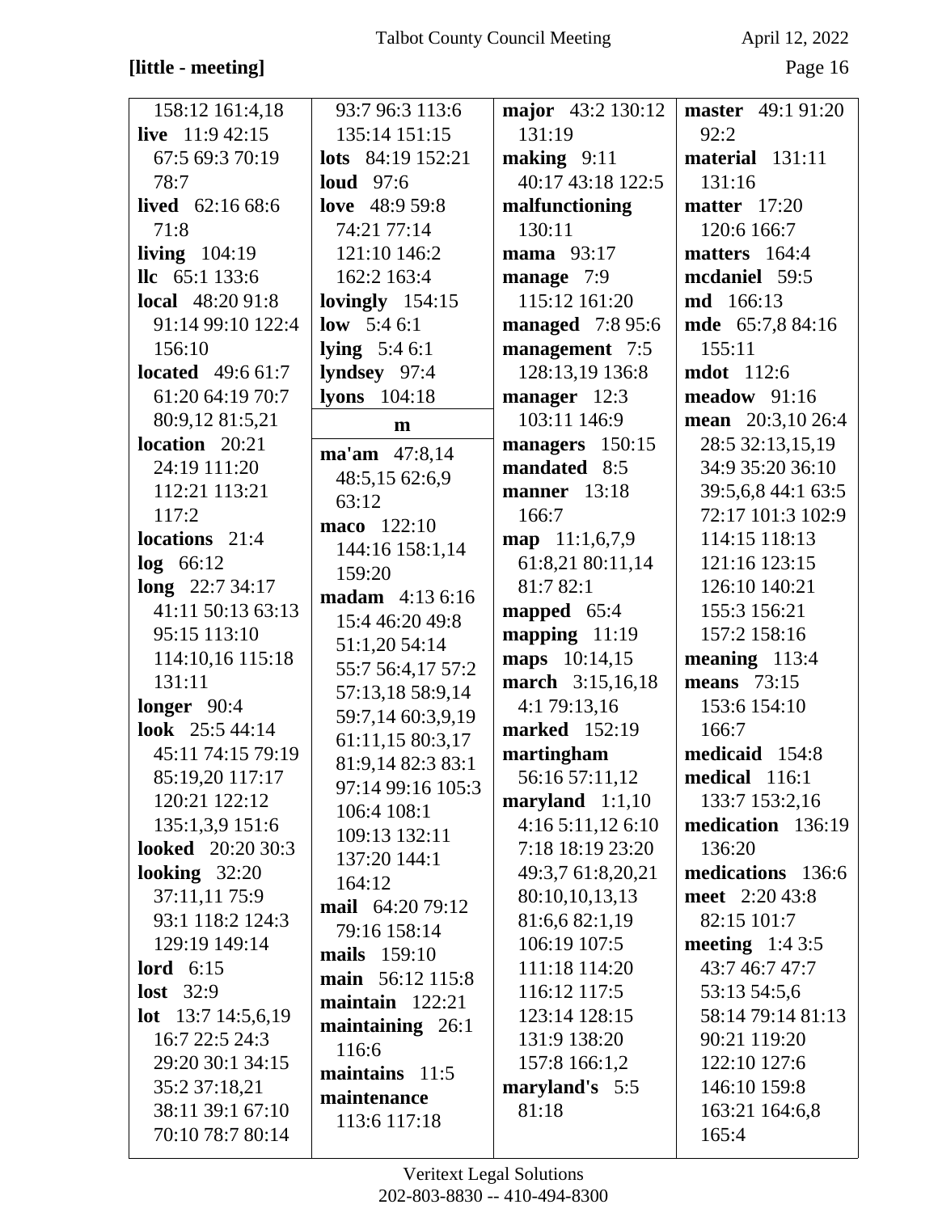**[little - meeting]**

158:12 161:4,18
**live** 11:9 42:15 67:5 69:3 70:19 78:7
**lived** 62:16 68:6 71:8
**living** 104:19
**llc** 65:1 133:6
**local** 48:20 91:8 91:14 99:10 122:4 156:10
**located** 49:6 61:7 61:20 64:19 70:7 80:9,12 81:5,21
**location** 20:21 24:19 111:20 112:21 113:21 117:2
**locations** 21:4
**log** 66:12
**long** 22:7 34:17 41:11 50:13 63:13 95:15 113:10 114:10,16 115:18 131:11
**longer** 90:4
**look** 25:5 44:14 45:11 74:15 79:19 85:19,20 117:17 120:21 122:12 135:1,3,9 151:6
**looked** 20:20 30:3
**looking** 32:20 37:11,11 75:9 93:1 118:2 124:3 129:19 149:14
**lord** 6:15
**lost** 32:9
**lot** 13:7 14:5,6,19 16:7 22:5 24:3 29:20 30:1 34:15 35:2 37:18,21 38:11 39:1 67:10 70:10 78:7 80:14

93:7 96:3 113:6 135:14 151:15
**lots** 84:19 152:21
**loud** 97:6
**love** 48:9 59:8 74:21 77:14 121:10 146:2 162:2 163:4
**lovingly** 154:15
**low** 5:4 6:1
**lying** 5:4 6:1
**lyndsey** 97:4
**lyons** 104:18

**m**

**ma'am** 47:8,14 48:5,15 62:6,9 63:12
**maco** 122:10 144:16 158:1,14 159:20
**madam** 4:13 6:16 15:4 46:20 49:8 51:1,20 54:14 55:7 56:4,17 57:2 57:13,18 58:9,14 59:7,14 60:3,9,19 61:11,15 80:3,17 81:9,14 82:3 83:1 97:14 99:16 105:3 106:4 108:1 109:13 132:11 137:20 144:1 164:12
**mail** 64:20 79:12 79:16 158:14
**mails** 159:10
**main** 56:12 115:8
**maintain** 122:21
**maintaining** 26:1 116:6
**maintains** 11:5
**maintenance** 113:6 117:18

**major** 43:2 130:12 131:19
**making** 9:11 40:17 43:18 122:5
**malfunctioning** 130:11
**mama** 93:17
**manage** 7:9 115:12 161:20
**managed** 7:8 95:6
**management** 7:5 128:13,19 136:8
**manager** 12:3 103:11 146:9
**managers** 150:15
**mandated** 8:5
**manner** 13:18 166:7
**map** 11:1,6,7,9 61:8,21 80:11,14 81:7 82:1
**mapped** 65:4
**mapping** 11:19
**maps** 10:14,15
**march** 3:15,16,18 4:1 79:13,16
**marked** 152:19
**martingham** 56:16 57:11,12
**maryland** 1:1,10 4:16 5:11,12 6:10 7:18 18:19 23:20 49:3,7 61:8,20,21 80:10,10,13,13 81:6,6 82:1,19 106:19 107:5 111:18 114:20 116:12 117:5 123:14 128:15 131:9 138:20 157:8 166:1,2
**maryland's** 5:5 81:18

**master** 49:1 91:20 92:2
**material** 131:11 131:16
**matter** 17:20 120:6 166:7
**matters** 164:4
**mcdaniel** 59:5
**md** 166:13
**mde** 65:7,8 84:16 155:11
**mdot** 112:6
**meadow** 91:16
**mean** 20:3,10 26:4 28:5 32:13,15,19 34:9 35:20 36:10 39:5,6,8 44:1 63:5 72:17 101:3 102:9 114:15 118:13 121:16 123:15 126:10 140:21 155:3 156:21 157:2 158:16
**meaning** 113:4
**means** 73:15 153:6 154:10 166:7
**medicaid** 154:8
**medical** 116:1 133:7 153:2,16
**medication** 136:19 136:20
**medications** 136:6
**meet** 2:20 43:8 82:15 101:7
**meeting** 1:4 3:5 43:7 46:7 47:7 53:13 54:5,6 58:14 79:14 81:13 90:21 119:20 122:10 127:6 146:10 159:8 163:21 164:6,8 165:4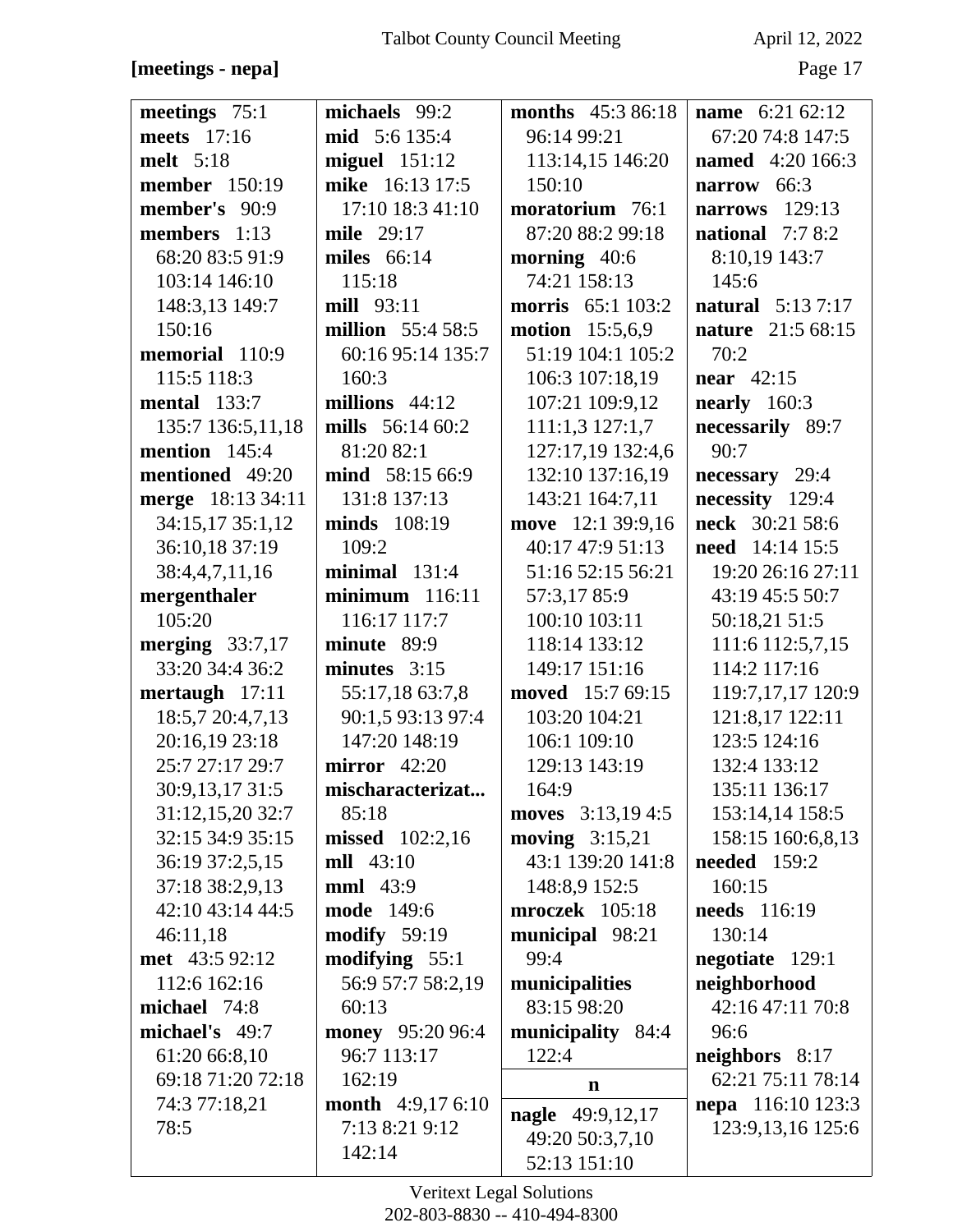**[meetings - nepa]**

**meetings** 75:1
**meets** 17:16
**melt** 5:18
**member** 150:19
**member's** 90:9
**members** 1:13 68:20 83:5 91:9 103:14 146:10 148:3,13 149:7 150:16
**memorial** 110:9 115:5 118:3
**mental** 133:7 135:7 136:5,11,18
**mention** 145:4
**mentioned** 49:20
**merge** 18:13 34:11 34:15,17 35:1,12 36:10,18 37:19 38:4,4,7,11,16
**mergenthaler** 105:20
**merging** 33:7,17 33:20 34:4 36:2
**mertaugh** 17:11 18:5,7 20:4,7,13 20:16,19 23:18 25:7 27:17 29:7 30:9,13,17 31:5 31:12,15,20 32:7 32:15 34:9 35:15 36:19 37:2,5,15 37:18 38:2,9,13 42:10 43:14 44:5 46:11,18
**met** 43:5 92:12 112:6 162:16
**michael** 74:8
**michael's** 49:7 61:20 66:8,10 69:18 71:20 72:18 74:3 77:18,21 78:5
**michaels** 99:2
**mid** 5:6 135:4
**miguel** 151:12
**mike** 16:13 17:5 17:10 18:3 41:10
**mile** 29:17
**miles** 66:14 115:18
**mill** 93:11
**million** 55:4 58:5 60:16 95:14 135:7 160:3
**millions** 44:12
**mills** 56:14 60:2 81:20 82:1
**mind** 58:15 66:9 131:8 137:13
**minds** 108:19 109:2
**minimal** 131:4
**minimum** 116:11 116:17 117:7
**minute** 89:9
**minutes** 3:15 55:17,18 63:7,8 90:1,5 93:13 97:4 147:20 148:19
**mirror** 42:20
**mischaracterizat...** 85:18
**missed** 102:2,16
**mll** 43:10
**mml** 43:9
**mode** 149:6
**modify** 59:19
**modifying** 55:1 56:9 57:7 58:2,19 60:13
**money** 95:20 96:4 96:7 113:17 162:19
**month** 4:9,17 6:10 7:13 8:21 9:12 142:14
**months** 45:3 86:18 96:14 99:21 113:14,15 146:20 150:10
**moratorium** 76:1 87:20 88:2 99:18
**morning** 40:6 74:21 158:13
**morris** 65:1 103:2
**motion** 15:5,6,9 51:19 104:1 105:2 106:3 107:18,19 107:21 109:9,12 111:1,3 127:1,7 127:17,19 132:4,6 132:10 137:16,19 143:21 164:7,11
**move** 12:1 39:9,16 40:17 47:9 51:13 51:16 52:15 56:21 57:3,17 85:9 100:10 103:11 118:14 133:12 149:17 151:16
**moved** 15:7 69:15 103:20 104:21 106:1 109:10 129:13 143:19 164:9
**moves** 3:13,19 4:5
**moving** 3:15,21 43:1 139:20 141:8 148:8,9 152:5
**mroczek** 105:18
**municipal** 98:21 99:4
**municipalities** 83:15 98:20
**municipality** 84:4 122:4

**n**

**nagle** 49:9,12,17 49:20 50:3,7,10 52:13 151:10
**name** 6:21 62:12 67:20 74:8 147:5
**named** 4:20 166:3
**narrow** 66:3
**narrows** 129:13
**national** 7:7 8:2 8:10,19 143:7 145:6
**natural** 5:13 7:17
**nature** 21:5 68:15 70:2
**near** 42:15
**nearly** 160:3
**necessarily** 89:7 90:7
**necessary** 29:4
**necessity** 129:4
**neck** 30:21 58:6
**need** 14:14 15:5 19:20 26:16 27:11 43:19 45:5 50:7 50:18,21 51:5 111:6 112:5,7,15 114:2 117:16 119:7,17,17 120:9 121:8,17 122:11 123:5 124:16 132:4 133:12 135:11 136:17 153:14,14 158:5 158:15 160:6,8,13
**needed** 159:2 160:15
**needs** 116:19 130:14
**negotiate** 129:1
**neighborhood** 42:16 47:11 70:8 96:6
**neighbors** 8:17 62:21 75:11 78:14
**nepa** 116:10 123:3 123:9,13,16 125:6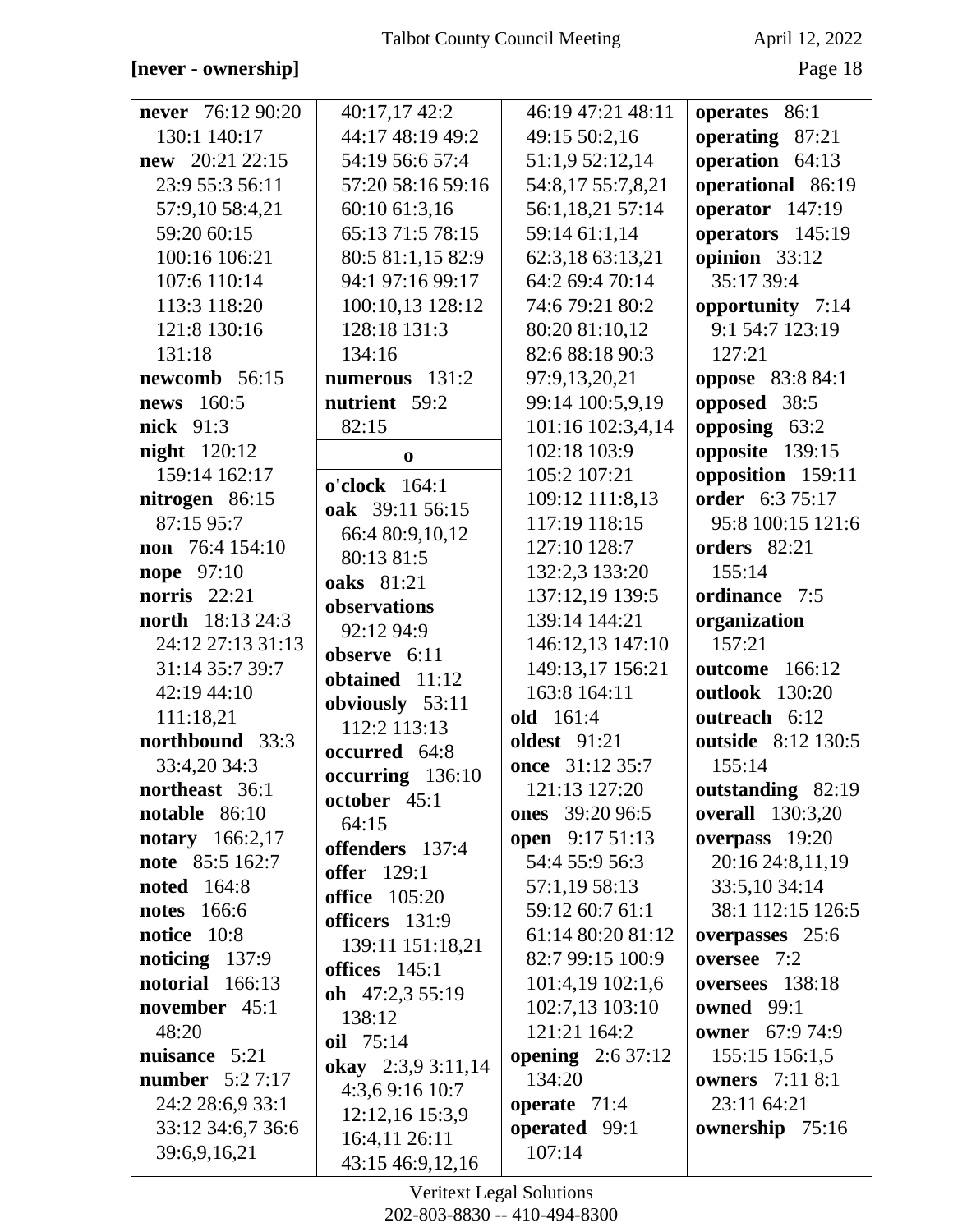**[never - ownership]**

**never** 76:12 90:20 130:1 140:17
**new** 20:21 22:15 23:9 55:3 56:11 57:9,10 58:4,21 59:20 60:15 100:16 106:21 107:6 110:14 113:3 118:20 121:8 130:16 131:18
**newcomb** 56:15
**news** 160:5
**nick** 91:3
**night** 120:12 159:14 162:17
**nitrogen** 86:15 87:15 95:7
**non** 76:4 154:10
**nope** 97:10
**norris** 22:21
**north** 18:13 24:3 24:12 27:13 31:13 31:14 35:7 39:7 42:19 44:10 111:18,21
**northbound** 33:3 33:4,20 34:3
**northeast** 36:1
**notable** 86:10
**notary** 166:2,17
**note** 85:5 162:7
**noted** 164:8
**notes** 166:6
**notice** 10:8
**noticing** 137:9
**notorial** 166:13
**november** 45:1 48:20
**nuisance** 5:21
**number** 5:2 7:17 24:2 28:6,9 33:1 33:12 34:6,7 36:6 39:6,9,16,21 40:17,17 42:2 44:17 48:19 49:2 54:19 56:6 57:4 57:20 58:16 59:16 60:10 61:3,16 65:13 71:5 78:15 80:5 81:1,15 82:9 94:1 97:16 99:17 100:10,13 128:12 128:18 131:3 134:16
**numerous** 131:2
**nutrient** 59:2 82:15

**o**

**o'clock** 164:1
**oak** 39:11 56:15 66:4 80:9,10,12 80:13 81:5
**oaks** 81:21
**observations** 92:12 94:9
**observe** 6:11
**obtained** 11:12
**obviously** 53:11 112:2 113:13
**occurred** 64:8
**occurring** 136:10
**october** 45:1 64:15
**offenders** 137:4
**offer** 129:1
**office** 105:20
**officers** 131:9 139:11 151:18,21
**offices** 145:1
**oh** 47:2,3 55:19 138:12
**oil** 75:14
**okay** 2:3,9 3:11,14 4:3,6 9:16 10:7 12:12,16 15:3,9 16:4,11 26:11 43:15 46:9,12,16 46:19 47:21 48:11 49:15 50:2,16 51:1,9 52:12,14 54:8,17 55:7,8,21 56:1,18,21 57:14 59:14 61:1,14 62:3,18 63:13,21 64:2 69:4 70:14 74:6 79:21 80:2 80:20 81:10,12 82:6 88:18 90:3 97:9,13,20,21 99:14 100:5,9,19 101:16 102:3,4,14 102:18 103:9 105:2 107:21 109:12 111:8,13 117:19 118:15 127:10 128:7 132:2,3 133:20 137:12,19 139:5 139:14 144:21 146:12,13 147:10 149:13,17 156:21 163:8 164:11
**old** 161:4
**oldest** 91:21
**once** 31:12 35:7 121:13 127:20
**ones** 39:20 96:5
**open** 9:17 51:13 54:4 55:9 56:3 57:1,19 58:13 59:12 60:7 61:1 61:14 80:20 81:12 82:7 99:15 100:9 101:4,19 102:1,6 102:7,13 103:10 121:21 164:2
**opening** 2:6 37:12 134:20
**operate** 71:4
**operated** 99:1 107:14
**operates** 86:1
**operating** 87:21
**operation** 64:13
**operational** 86:19
**operator** 147:19
**operators** 145:19
**opinion** 33:12 35:17 39:4
**opportunity** 7:14 9:1 54:7 123:19 127:21
**oppose** 83:8 84:1
**opposed** 38:5
**opposing** 63:2
**opposite** 139:15
**opposition** 159:11
**order** 6:3 75:17 95:8 100:15 121:6
**orders** 82:21 155:14
**ordinance** 7:5
**organization** 157:21
**outcome** 166:12
**outlook** 130:20
**outreach** 6:12
**outside** 8:12 130:5 155:14
**outstanding** 82:19
**overall** 130:3,20
**overpass** 19:20 20:16 24:8,11,19 33:5,10 34:14 38:1 112:15 126:5
**overpasses** 25:6
**oversee** 7:2
**oversees** 138:18
**owned** 99:1
**owner** 67:9 74:9 155:15 156:1,5
**owners** 7:11 8:1 23:11 64:21
**ownership** 75:16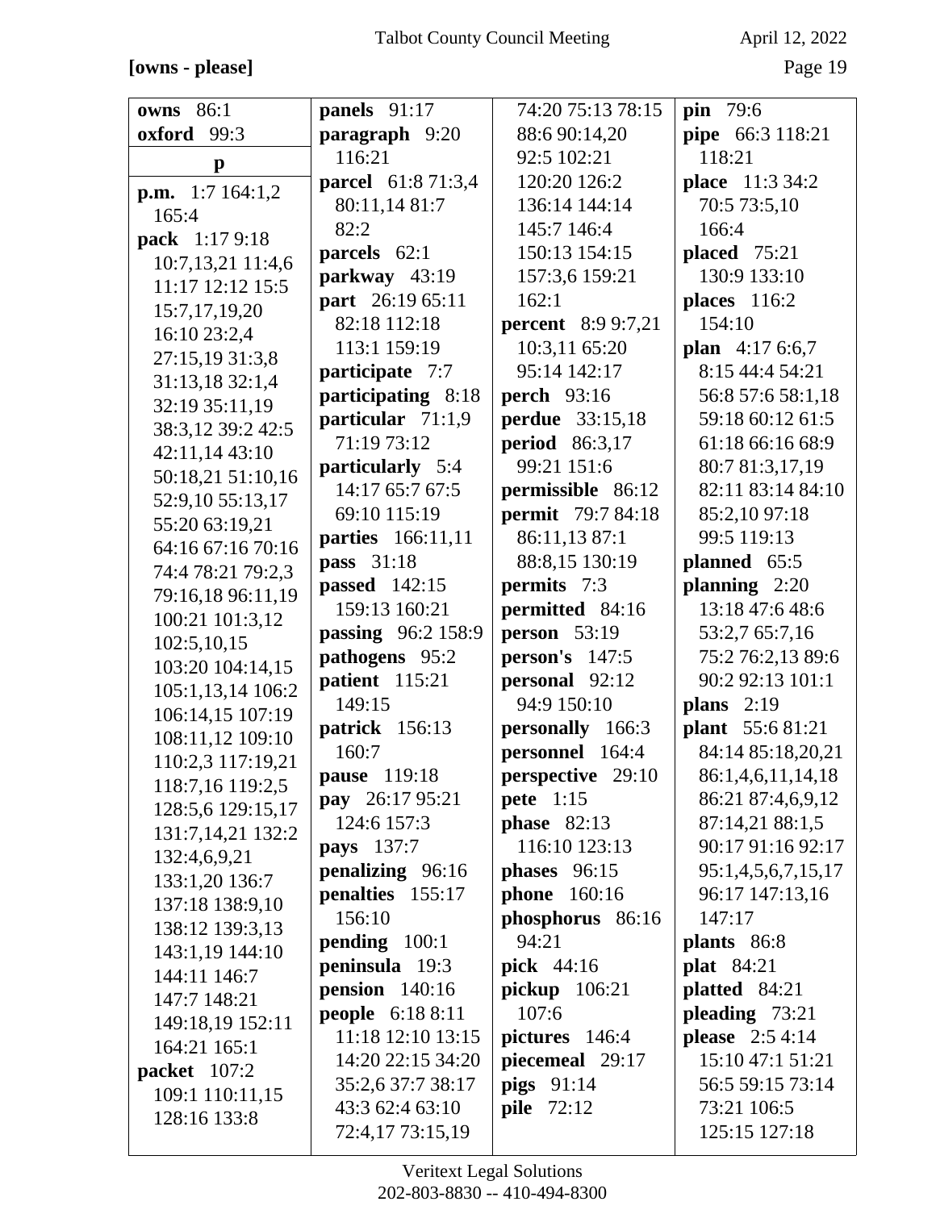**[owns - please]**

**owns** 86:1
**oxford** 99:3

**p**

**p.m.** 1:7 164:1,2 165:4
**pack** 1:17 9:18 10:7,13,21 11:4,6 11:17 12:12 15:5 15:7,17,19,20 16:10 23:2,4 27:15,19 31:3,8 31:13,18 32:1,4 32:19 35:11,19 38:3,12 39:2 42:5 42:11,14 43:10 50:18,21 51:10,16 52:9,10 55:13,17 55:20 63:19,21 64:16 67:16 70:16 74:4 78:21 79:2,3 79:16,18 96:11,19 100:21 101:3,12 102:5,10,15 103:20 104:14,15 105:1,13,14 106:2 106:14,15 107:19 108:11,12 109:10 110:2,3 117:19,21 118:7,16 119:2,5 128:5,6 129:15,17 131:7,14,21 132:2 132:4,6,9,21 133:1,20 136:7 137:18 138:9,10 138:12 139:3,13 143:1,19 144:10 144:11 146:7 147:7 148:21 149:18,19 152:11 164:21 165:1
**packet** 107:2 109:1 110:11,15 128:16 133:8

**panels** 91:17
**paragraph** 9:20 116:21
**parcel** 61:8 71:3,4 80:11,14 81:7 82:2
**parcels** 62:1
**parkway** 43:19
**part** 26:19 65:11 82:18 112:18 113:1 159:19
**participate** 7:7
**participating** 8:18
**particular** 71:1,9 71:19 73:12
**particularly** 5:4 14:17 65:7 67:5 69:10 115:19
**parties** 166:11,11
**pass** 31:18
**passed** 142:15 159:13 160:21
**passing** 96:2 158:9
**pathogens** 95:2
**patient** 115:21 149:15
**patrick** 156:13 160:7
**pause** 119:18
**pay** 26:17 95:21 124:6 157:3
**pays** 137:7
**penalizing** 96:16
**penalties** 155:17 156:10
**pending** 100:1
**peninsula** 19:3
**pension** 140:16
**people** 6:18 8:11 11:18 12:10 13:15 14:20 22:15 34:20 35:2,6 37:7 38:17 43:3 62:4 63:10 72:4,17 73:15,19 74:20 75:13 78:15 88:6 90:14,20 92:5 102:21 120:20 126:2 136:14 144:14 145:7 146:4 150:13 154:15 157:3,6 159:21 162:1
**percent** 8:9 9:7,21 10:3,11 65:20 95:14 142:17
**perch** 93:16
**perdue** 33:15,18
**period** 86:3,17 99:21 151:6
**permissible** 86:12
**permit** 79:7 84:18 86:11,13 87:1 88:8,15 130:19
**permits** 7:3
**permitted** 84:16
**person** 53:19
**person's** 147:5
**personal** 92:12 94:9 150:10
**personally** 166:3
**personnel** 164:4
**perspective** 29:10
**pete** 1:15
**phase** 82:13 116:10 123:13
**phases** 96:15
**phone** 160:16
**phosphorus** 86:16 94:21
**pick** 44:16
**pickup** 106:21 107:6
**pictures** 146:4
**piecemeal** 29:17
**pigs** 91:14
**pile** 72:12

**pin** 79:6
**pipe** 66:3 118:21 118:21
**place** 11:3 34:2 70:5 73:5,10 166:4
**placed** 75:21 130:9 133:10
**places** 116:2 154:10
**plan** 4:17 6:6,7 8:15 44:4 54:21 56:8 57:6 58:1,18 59:18 60:12 61:5 61:18 66:16 68:9 80:7 81:3,17,19 82:11 83:14 84:10 85:2,10 97:18 99:5 119:13
**planned** 65:5
**planning** 2:20 13:18 47:6 48:6 53:2,7 65:7,16 75:2 76:2,13 89:6 90:2 92:13 101:1
**plans** 2:19
**plant** 55:6 81:21 84:14 85:18,20,21 86:1,4,6,11,14,18 86:21 87:4,6,9,12 87:14,21 88:1,5 90:17 91:16 92:17 95:1,4,5,6,7,15,17 96:17 147:13,16 147:17
**plants** 86:8
**plat** 84:21
**platted** 84:21
**pleading** 73:21
**please** 2:5 4:14 15:10 47:1 51:21 56:5 59:15 73:14 73:21 106:5 125:15 127:18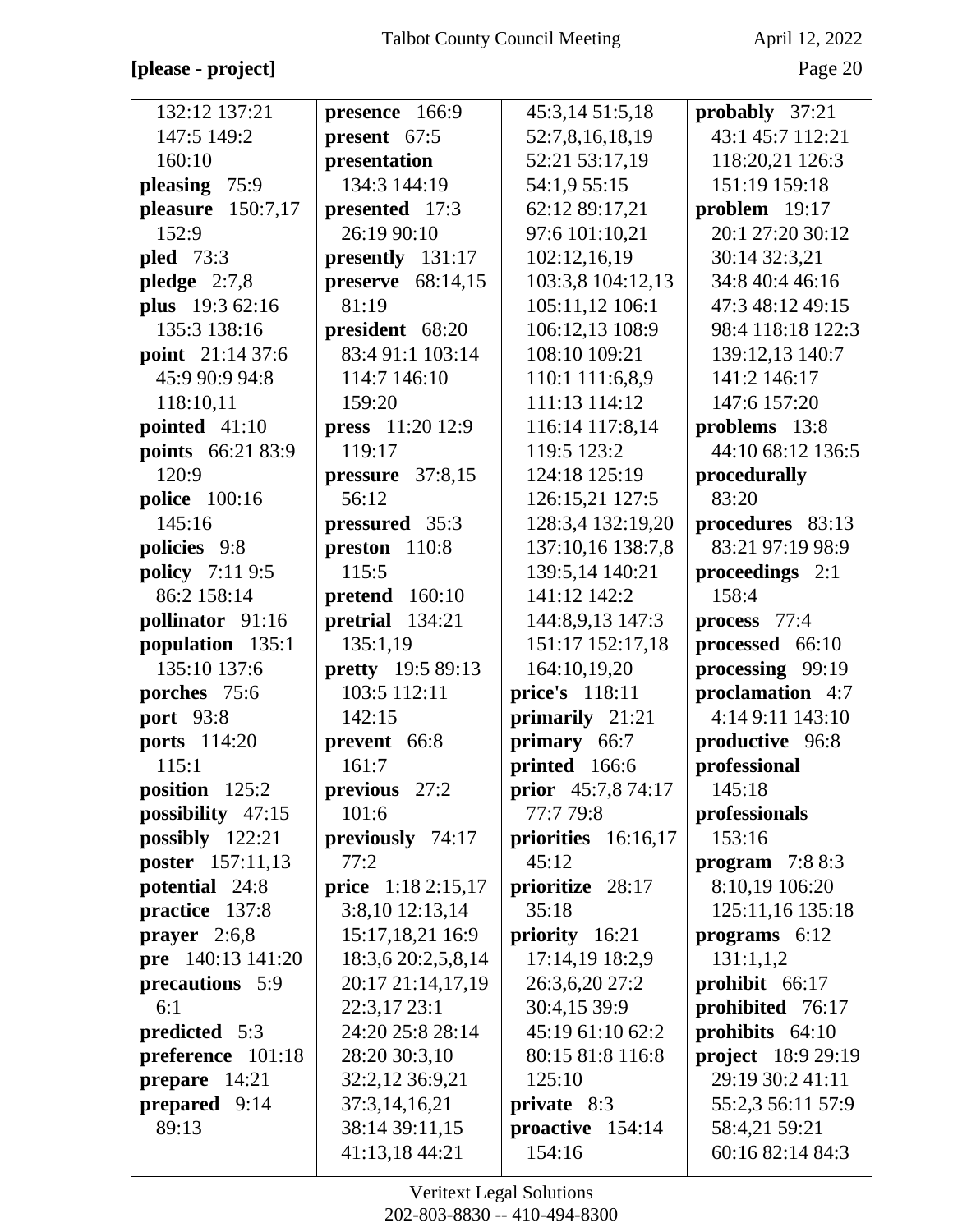**[please - project]**

132:12 137:21 147:5 149:2 160:10
**pleasing** 75:9
**pleasure** 150:7,17 152:9
**pled** 73:3
**pledge** 2:7,8
**plus** 19:3 62:16 135:3 138:16
**point** 21:14 37:6 45:9 90:9 94:8 118:10,11
**pointed** 41:10
**points** 66:21 83:9 120:9
**police** 100:16 145:16
**policies** 9:8
**policy** 7:11 9:5 86:2 158:14
**pollinator** 91:16
**population** 135:1 135:10 137:6
**porches** 75:6
**port** 93:8
**ports** 114:20 115:1
**position** 125:2
**possibility** 47:15
**possibly** 122:21
**poster** 157:11,13
**potential** 24:8
**practice** 137:8
**prayer** 2:6,8
**pre** 140:13 141:20
**precautions** 5:9 6:1
**predicted** 5:3
**preference** 101:18
**prepare** 14:21
**prepared** 9:14 89:13

**presence** 166:9
**present** 67:5
**presentation** 134:3 144:19
**presented** 17:3 26:19 90:10
**presently** 131:17
**preserve** 68:14,15 81:19
**president** 68:20 83:4 91:1 103:14 114:7 146:10 159:20
**press** 11:20 12:9 119:17
**pressure** 37:8,15 56:12
**pressured** 35:3
**preston** 110:8 115:5
**pretend** 160:10
**pretrial** 134:21 135:1,19
**pretty** 19:5 89:13 103:5 112:11 142:15
**prevent** 66:8 161:7
**previous** 27:2 101:6
**previously** 74:17 77:2
**price** 1:18 2:15,17 3:8,10 12:13,14 15:17,18,21 16:9 18:3,6 20:2,5,8,14 20:17 21:14,17,19 22:3,17 23:1 24:20 25:8 28:14 28:20 30:3,10 32:2,12 36:9,21 37:3,14,16,21 38:14 39:11,15 41:13,18 44:21

45:3,14 51:5,18 52:7,8,16,18,19 52:21 53:17,19 54:1,9 55:15 62:12 89:17,21 97:6 101:10,21 102:12,16,19 103:3,8 104:12,13 105:11,12 106:1 106:12,13 108:9 108:10 109:21 110:1 111:6,8,9 111:13 114:12 116:14 117:8,14 119:5 123:2 124:18 125:19 126:15,21 127:5 128:3,4 132:19,20 137:10,16 138:7,8 139:5,14 140:21 141:12 142:2 144:8,9,13 147:3 151:17 152:17,18 164:10,19,20
**price's** 118:11
**primarily** 21:21
**primary** 66:7
**printed** 166:6
**prior** 45:7,8 74:17 77:7 79:8
**priorities** 16:16,17 45:12
**prioritize** 28:17 35:18
**priority** 16:21 17:14,19 18:2,9 26:3,6,20 27:2 30:4,15 39:9 45:19 61:10 62:2 80:15 81:8 116:8 125:10
**private** 8:3
**proactive** 154:14 154:16

**probably** 37:21 43:1 45:7 112:21 118:20,21 126:3 151:19 159:18
**problem** 19:17 20:1 27:20 30:12 30:14 32:3,21 34:8 40:4 46:16 47:3 48:12 49:15 98:4 118:18 122:3 139:12,13 140:7 141:2 146:17 147:6 157:20
**problems** 13:8 44:10 68:12 136:5
**procedurally** 83:20
**procedures** 83:13 83:21 97:19 98:9
**proceedings** 2:1 158:4
**process** 77:4
**processed** 66:10
**processing** 99:19
**proclamation** 4:7 4:14 9:11 143:10
**productive** 96:8
**professional** 145:18
**professionals** 153:16
**program** 7:8 8:3 8:10,19 106:20 125:11,16 135:18
**programs** 6:12 131:1,1,2
**prohibit** 66:17
**prohibited** 76:17
**prohibits** 64:10
**project** 18:9 29:19 29:19 30:2 41:11 55:2,3 56:11 57:9 58:4,21 59:21 60:16 82:14 84:3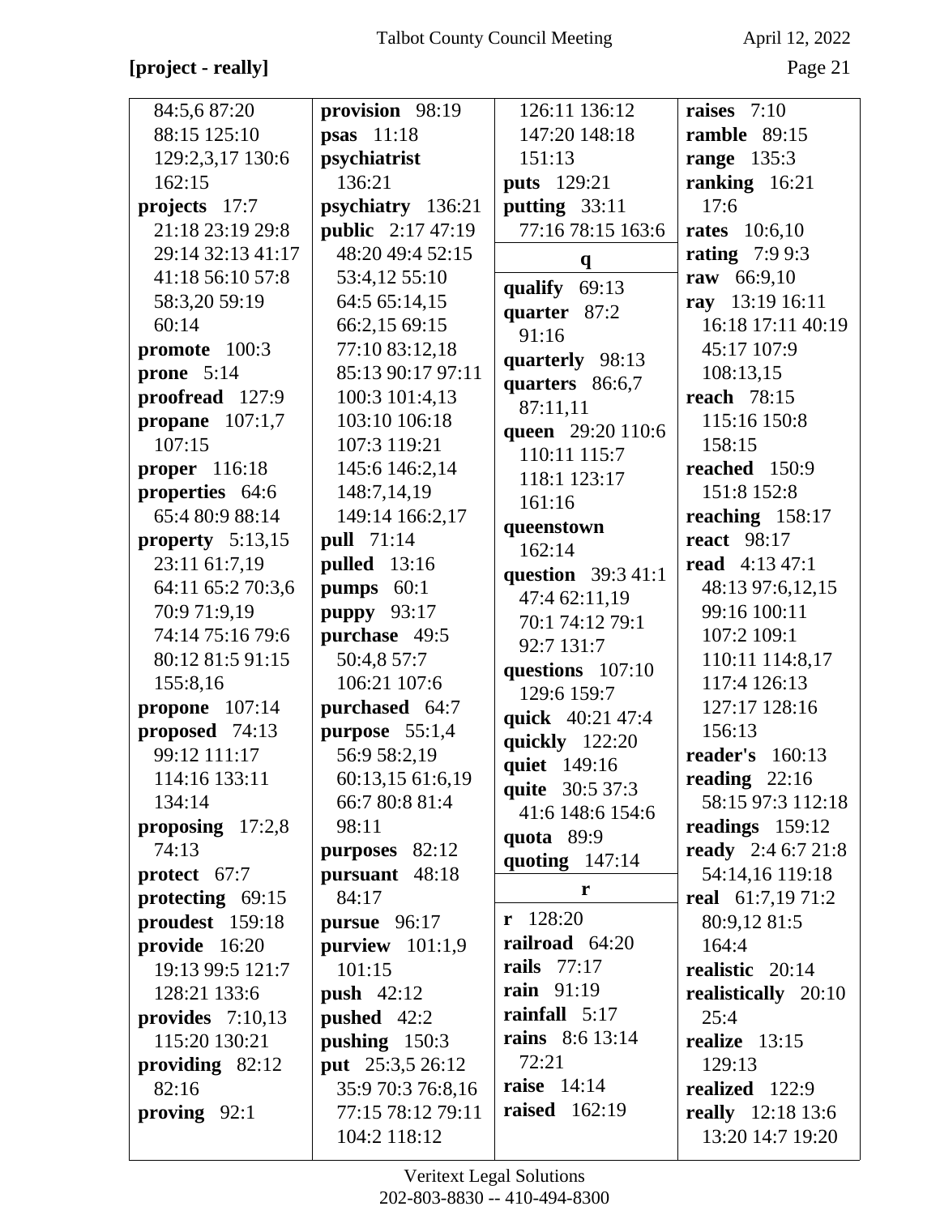**[project - really]**

84:5,6 87:20 88:15 125:10 129:2,3,17 130:6 162:15
**projects** 17:7 21:18 23:19 29:8 29:14 32:13 41:17 41:18 56:10 57:8 58:3,20 59:19 60:14
**promote** 100:3
**prone** 5:14
**proofread** 127:9
**propane** 107:1,7 107:15
**proper** 116:18
**properties** 64:6 65:4 80:9 88:14
**property** 5:13,15 23:11 61:7,19 64:11 65:2 70:3,6 70:9 71:9,19 74:14 75:16 79:6 80:12 81:5 91:15 155:8,16
**propone** 107:14
**proposed** 74:13 99:12 111:17 114:16 133:11 134:14
**proposing** 17:2,8 74:13
**protect** 67:7
**protecting** 69:15
**proudest** 159:18
**provide** 16:20 19:13 99:5 121:7 128:21 133:6
**provides** 7:10,13 115:20 130:21
**providing** 82:12 82:16
**proving** 92:1
**provision** 98:19
**psas** 11:18
**psychiatrist** 136:21
**psychiatry** 136:21
**public** 2:17 47:19 48:20 49:4 52:15 53:4,12 55:10 64:5 65:14,15 66:2,15 69:15 77:10 83:12,18 85:13 90:17 97:11 100:3 101:4,13 103:10 106:18 107:3 119:21 145:6 146:2,14 148:7,14,19 149:14 166:2,17
**pull** 71:14
**pulled** 13:16
**pumps** 60:1
**puppy** 93:17
**purchase** 49:5 50:4,8 57:7 106:21 107:6
**purchased** 64:7
**purpose** 55:1,4 56:9 58:2,19 60:13,15 61:6,19 66:7 80:8 81:4 98:11
**purposes** 82:12
**pursuant** 48:18 84:17
**pursue** 96:17
**purview** 101:1,9 101:15
**push** 42:12
**pushed** 42:2
**pushing** 150:3
**put** 25:3,5 26:12 35:9 70:3 76:8,16 77:15 78:12 79:11 104:2 118:12 126:11 136:12 147:20 148:18 151:13
**puts** 129:21
**putting** 33:11 77:16 78:15 163:6

**q**

**qualify** 69:13
**quarter** 87:2 91:16
**quarterly** 98:13
**quarters** 86:6,7 87:11,11
**queen** 29:20 110:6 110:11 115:7 118:1 123:17 161:16
**queenstown** 162:14
**question** 39:3 41:1 47:4 62:11,19 70:1 74:12 79:1 92:7 131:7
**questions** 107:10 129:6 159:7
**quick** 40:21 47:4
**quickly** 122:20
**quiet** 149:16
**quite** 30:5 37:3 41:6 148:6 154:6
**quota** 89:9
**quoting** 147:14

**r**

**r** 128:20
**railroad** 64:20
**rails** 77:17
**rain** 91:19
**rainfall** 5:17
**rains** 8:6 13:14 72:21
**raise** 14:14
**raised** 162:19
**raises** 7:10
**ramble** 89:15
**range** 135:3
**ranking** 16:21 17:6
**rates** 10:6,10
**rating** 7:9 9:3
**raw** 66:9,10
**ray** 13:19 16:11 16:18 17:11 40:19 45:17 107:9 108:13,15
**reach** 78:15 115:16 150:8 158:15
**reached** 150:9 151:8 152:8
**reaching** 158:17
**react** 98:17
**read** 4:13 47:1 48:13 97:6,12,15 99:16 100:11 107:2 109:1 110:11 114:8,17 117:4 126:13 127:17 128:16 156:13
**reader's** 160:13
**reading** 22:16 58:15 97:3 112:18
**readings** 159:12
**ready** 2:4 6:7 21:8 54:14,16 119:18
**real** 61:7,19 71:2 80:9,12 81:5 164:4
**realistic** 20:14
**realistically** 20:10 25:4
**realize** 13:15 129:13
**realized** 122:9
**really** 12:18 13:6 13:20 14:7 19:20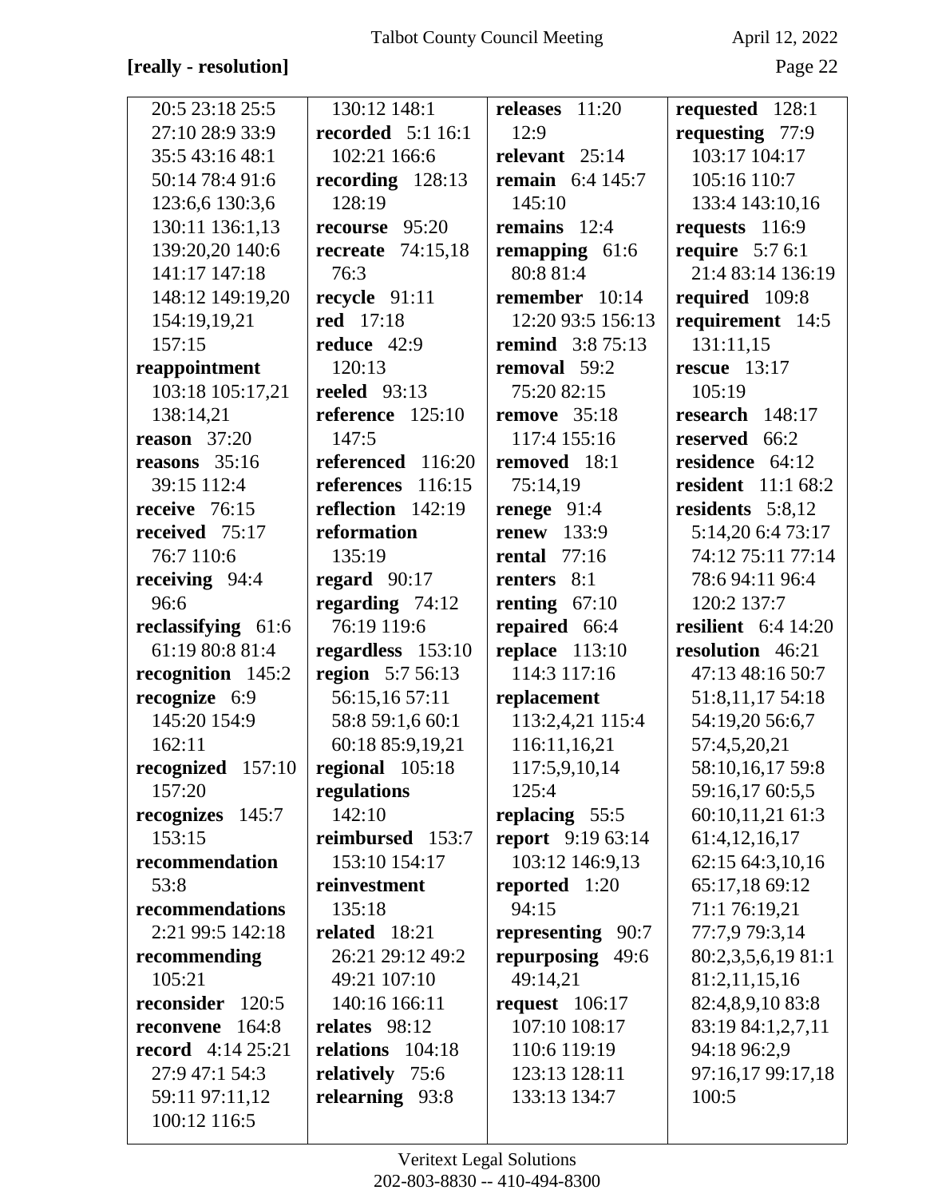**[really - resolution]**

20:5 23:18 25:5 27:10 28:9 33:9 35:5 43:16 48:1 50:14 78:4 91:6 123:6,6 130:3,6 130:11 136:1,13 139:20,20 140:6 141:17 147:18 148:12 149:19,20 154:19,19,21 157:15

**reappointment** 103:18 105:17,21 138:14,21

**reason** 37:20

**reasons** 35:16 39:15 112:4

**receive** 76:15

**received** 75:17 76:7 110:6

**receiving** 94:4 96:6

**reclassifying** 61:6 61:19 80:8 81:4

**recognition** 145:2

**recognize** 6:9 145:20 154:9 162:11

**recognized** 157:10 157:20

**recognizes** 145:7 153:15

**recommendation** 53:8

**recommendations** 2:21 99:5 142:18

**recommending** 105:21

**reconsider** 120:5

**reconvene** 164:8

**record** 4:14 25:21 27:9 47:1 54:3 59:11 97:11,12 100:12 116:5 130:12 148:1

**recorded** 5:1 16:1 102:21 166:6

**recording** 128:13 128:19

**recourse** 95:20

**recreate** 74:15,18 76:3

**recycle** 91:11

**red** 17:18

**reduce** 42:9 120:13

**reeled** 93:13

**reference** 125:10 147:5

**referenced** 116:20

**references** 116:15

**reflection** 142:19

**reformation** 135:19

**regard** 90:17

**regarding** 74:12 76:19 119:6

**regardless** 153:10

**region** 5:7 56:13 56:15,16 57:11 58:8 59:1,6 60:1 60:18 85:9,19,21

**regional** 105:18

**regulations** 142:10

**reimbursed** 153:7 153:10 154:17

**reinvestment** 135:18

**related** 18:21 26:21 29:12 49:2 49:21 107:10 140:16 166:11

**relates** 98:12

**relations** 104:18

**relatively** 75:6

**relearning** 93:8

**releases** 11:20 12:9

**relevant** 25:14

**remain** 6:4 145:7 145:10

**remains** 12:4

**remapping** 61:6 80:8 81:4

**remember** 10:14 12:20 93:5 156:13

**remind** 3:8 75:13

**removal** 59:2 75:20 82:15

**remove** 35:18 117:4 155:16

**removed** 18:1 75:14,19

**renege** 91:4

**renew** 133:9

**rental** 77:16

**renters** 8:1

**renting** 67:10

**repaired** 66:4

**replace** 113:10 114:3 117:16

**replacement** 113:2,4,21 115:4 116:11,16,21 117:5,9,10,14 125:4

**replacing** 55:5

**report** 9:19 63:14 103:12 146:9,13

**reported** 1:20 94:15

**representing** 90:7

**repurposing** 49:6 49:14,21

**request** 106:17 107:10 108:17 110:6 119:19 123:13 128:11 133:13 134:7

**requested** 128:1

**requesting** 77:9 103:17 104:17 105:16 110:7 133:4 143:10,16

**requests** 116:9

**require** 5:7 6:1 21:4 83:14 136:19

**required** 109:8

**requirement** 14:5 131:11,15

**rescue** 13:17 105:19

**research** 148:17

**reserved** 66:2

**residence** 64:12

**resident** 11:1 68:2

**residents** 5:8,12 5:14,20 6:4 73:17 74:12 75:11 77:14 78:6 94:11 96:4 120:2 137:7

**resilient** 6:4 14:20

**resolution** 46:21 47:13 48:16 50:7 51:8,11,17 54:18 54:19,20 56:6,7 57:4,5,20,21 58:10,16,17 59:8 59:16,17 60:5,5 60:10,11,21 61:3 61:4,12,16,17 62:15 64:3,10,16 65:17,18 69:12 71:1 76:19,21 77:7,9 79:3,14 80:2,3,5,6,19 81:1 81:2,11,15,16 82:4,8,9,10 83:8 83:19 84:1,2,7,11 94:18 96:2,9 97:16,17 99:17,18 100:5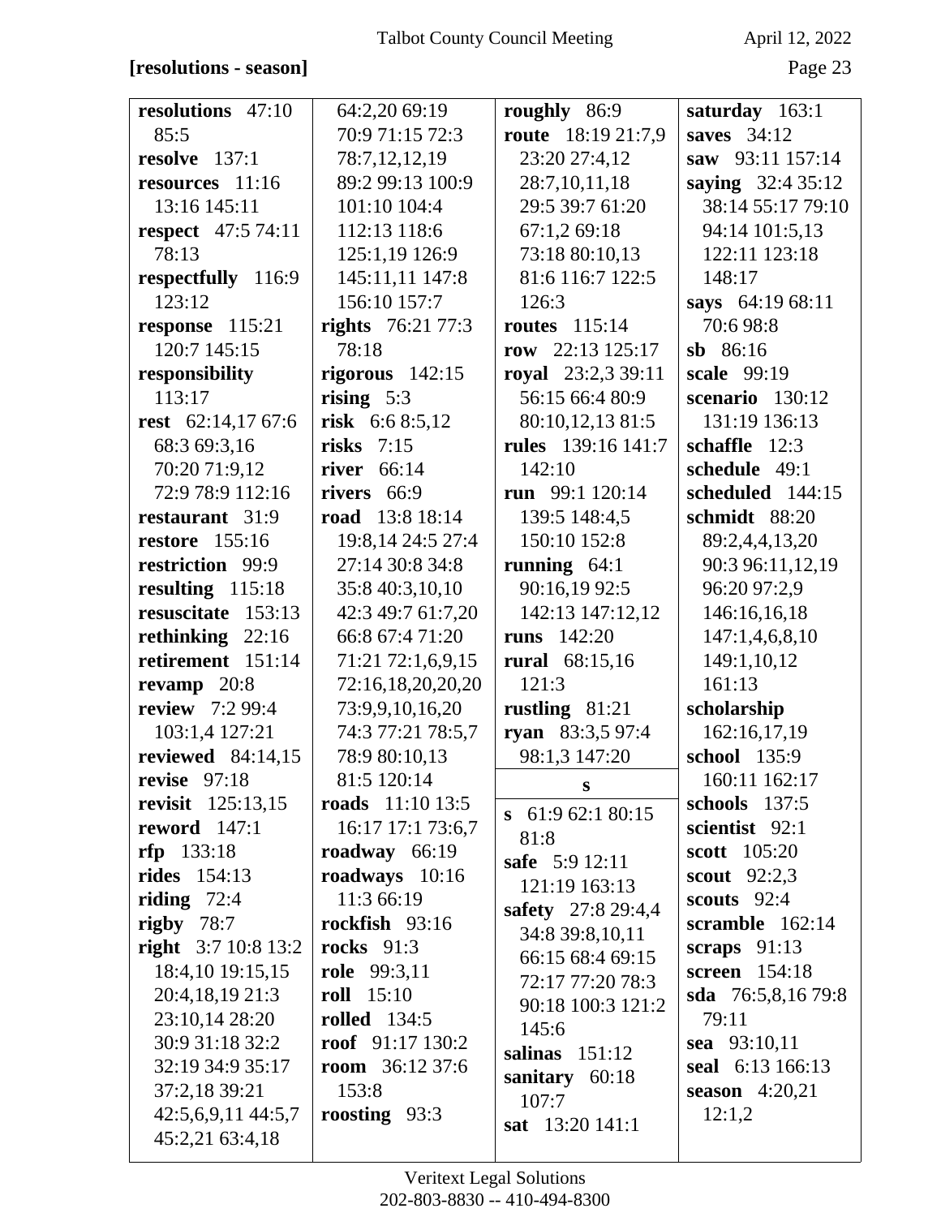**[resolutions - season]**

**resolutions** 47:10 85:5
**resolve** 137:1
**resources** 11:16 13:16 145:11
**respect** 47:5 74:11 78:13
**respectfully** 116:9 123:12
**response** 115:21 120:7 145:15
**responsibility** 113:17
**rest** 62:14,17 67:6 68:3 69:3,16 70:20 71:9,12 72:9 78:9 112:16
**restaurant** 31:9
**restore** 155:16
**restriction** 99:9
**resulting** 115:18
**resuscitate** 153:13
**rethinking** 22:16
**retirement** 151:14
**revamp** 20:8
**review** 7:2 99:4 103:1,4 127:21
**reviewed** 84:14,15
**revise** 97:18
**revisit** 125:13,15
**reword** 147:1
**rfp** 133:18
**rides** 154:13
**riding** 72:4
**rigby** 78:7
**right** 3:7 10:8 13:2 18:4,10 19:15,15 20:4,18,19 21:3 23:10,14 28:20 30:9 31:18 32:2 32:19 34:9 35:17 37:2,18 39:21 42:5,6,9,11 44:5,7 45:2,21 63:4,18 64:2,20 69:19 70:9 71:15 72:3 78:7,12,12,19 89:2 99:13 100:9 101:10 104:4 112:13 118:6 125:1,19 126:9 145:11,11 147:8 156:10 157:7
**rights** 76:21 77:3 78:18
**rigorous** 142:15
**rising** 5:3
**risk** 6:6 8:5,12
**risks** 7:15
**river** 66:14
**rivers** 66:9
**road** 13:8 18:14 19:8,14 24:5 27:4 27:14 30:8 34:8 35:8 40:3,10,10 42:3 49:7 61:7,20 66:8 67:4 71:20 71:21 72:1,6,9,15 72:16,18,20,20,20 73:9,9,10,16,20 74:3 77:21 78:5,7 78:9 80:10,13 81:5 120:14
**roads** 11:10 13:5 16:17 17:1 73:6,7
**roadway** 66:19
**roadways** 10:16 11:3 66:19
**rockfish** 93:16
**rocks** 91:3
**role** 99:3,11
**roll** 15:10
**rolled** 134:5
**roof** 91:17 130:2
**room** 36:12 37:6 153:8
**roosting** 93:3
**roughly** 86:9
**route** 18:19 21:7,9 23:20 27:4,12 28:7,10,11,18 29:5 39:7 61:20 67:1,2 69:18 73:18 80:10,13 81:6 116:7 122:5 126:3
**routes** 115:14
**row** 22:13 125:17
**royal** 23:2,3 39:11 56:15 66:4 80:9 80:10,12,13 81:5
**rules** 139:16 141:7 142:10
**run** 99:1 120:14 139:5 148:4,5 150:10 152:8
**running** 64:1 90:16,19 92:5 142:13 147:12,12
**runs** 142:20
**rural** 68:15,16 121:3
**rustling** 81:21
**ryan** 83:3,5 97:4 98:1,3 147:20

## s

**s** 61:9 62:1 80:15 81:8
**safe** 5:9 12:11 121:19 163:13
**safety** 27:8 29:4,4 34:8 39:8,10,11 66:15 68:4 69:15 72:17 77:20 78:3 90:18 100:3 121:2 145:6
**salinas** 151:12
**sanitary** 60:18 107:7
**sat** 13:20 141:1
**saturday** 163:1
**saves** 34:12
**saw** 93:11 157:14
**saying** 32:4 35:12 38:14 55:17 79:10 94:14 101:5,13 122:11 123:18 148:17
**says** 64:19 68:11 70:6 98:8
**sb** 86:16
**scale** 99:19
**scenario** 130:12 131:19 136:13
**schaffle** 12:3
**schedule** 49:1
**scheduled** 144:15
**schmidt** 88:20 89:2,4,4,13,20 90:3 96:11,12,19 96:20 97:2,9 146:16,16,18 147:1,4,6,8,10 149:1,10,12 161:13
**scholarship** 162:16,17,19
**school** 135:9 160:11 162:17
**schools** 137:5
**scientist** 92:1
**scott** 105:20
**scout** 92:2,3
**scouts** 92:4
**scramble** 162:14
**scraps** 91:13
**screen** 154:18
**sda** 76:5,8,16 79:8 79:11
**sea** 93:10,11
**seal** 6:13 166:13
**season** 4:20,21 12:1,2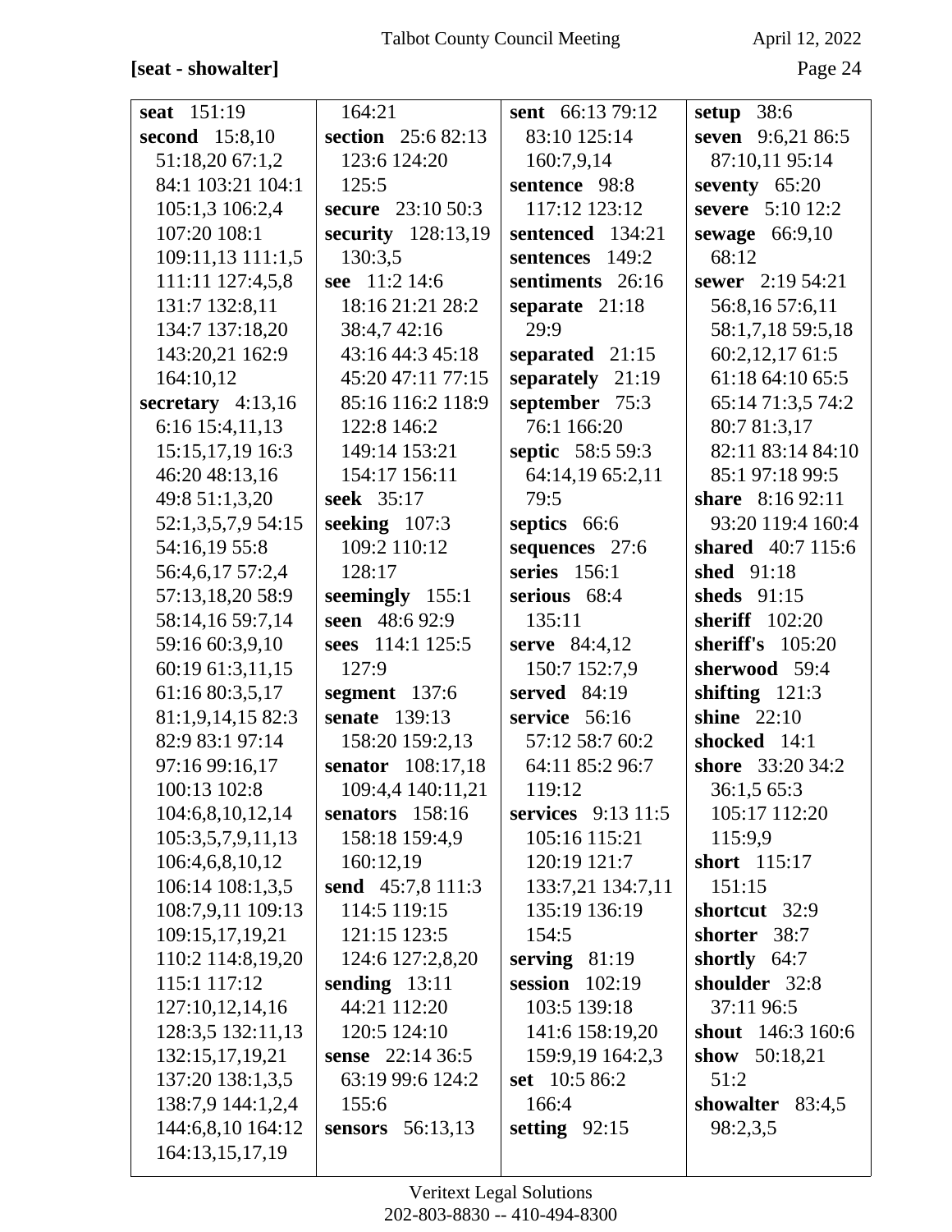**[seat - showalter]**

**seat** 151:19
**second** 15:8,10 51:18,20 67:1,2 84:1 103:21 104:1 105:1,3 106:2,4 107:20 108:1 109:11,13 111:1,5 111:11 127:4,5,8 131:7 132:8,11 134:7 137:18,20 143:20,21 162:9 164:10,12
**secretary** 4:13,16 6:16 15:4,11,13 15:15,17,19 16:3 46:20 48:13,16 49:8 51:1,3,20 52:1,3,5,7,9 54:15 54:16,19 55:8 56:4,6,17 57:2,4 57:13,18,20 58:9 58:14,16 59:7,14 59:16 60:3,9,10 60:19 61:3,11,15 61:16 80:3,5,17 81:1,9,14,15 82:3 82:9 83:1 97:14 97:16 99:16,17 100:13 102:8 104:6,8,10,12,14 105:3,5,7,9,11,13 106:4,6,8,10,12 106:14 108:1,3,5 108:7,9,11 109:13 109:15,17,19,21 110:2 114:8,19,20 115:1 117:12 127:10,12,14,16 128:3,5 132:11,13 132:15,17,19,21 137:20 138:1,3,5 138:7,9 144:1,2,4 144:6,8,10 164:12 164:13,15,17,19 164:21
**section** 25:6 82:13 123:6 124:20 125:5
**secure** 23:10 50:3
**security** 128:13,19 130:3,5
**see** 11:2 14:6 18:16 21:21 28:2 38:4,7 42:16 43:16 44:3 45:18 45:20 47:11 77:15 85:16 116:2 118:9 122:8 146:2 149:14 153:21 154:17 156:11
**seek** 35:17
**seeking** 107:3 109:2 110:12 128:17
**seemingly** 155:1
**seen** 48:6 92:9
**sees** 114:1 125:5 127:9
**segment** 137:6
**senate** 139:13 158:20 159:2,13
**senator** 108:17,18 109:4,4 140:11,21
**senators** 158:16 158:18 159:4,9 160:12,19
**send** 45:7,8 111:3 114:5 119:15 121:15 123:5 124:6 127:2,8,20
**sending** 13:11 44:21 112:20 120:5 124:10
**sense** 22:14 36:5 63:19 99:6 124:2 155:6
**sensors** 56:13,13
**sent** 66:13 79:12 83:10 125:14 160:7,9,14
**sentence** 98:8 117:12 123:12
**sentenced** 134:21
**sentences** 149:2
**sentiments** 26:16
**separate** 21:18 29:9
**separated** 21:15
**separately** 21:19
**september** 75:3 76:1 166:20
**septic** 58:5 59:3 64:14,19 65:2,11 79:5
**septics** 66:6
**sequences** 27:6
**series** 156:1
**serious** 68:4 135:11
**serve** 84:4,12 150:7 152:7,9
**served** 84:19
**service** 56:16 57:12 58:7 60:2 64:11 85:2 96:7 119:12
**services** 9:13 11:5 105:16 115:21 120:19 121:7 133:7,21 134:7,11 135:19 136:19 154:5
**serving** 81:19
**session** 102:19 103:5 139:18 141:6 158:19,20 159:9,19 164:2,3
**set** 10:5 86:2 166:4
**setting** 92:15
**setup** 38:6
**seven** 9:6,21 86:5 87:10,11 95:14
**seventy** 65:20
**severe** 5:10 12:2
**sewage** 66:9,10 68:12
**sewer** 2:19 54:21 56:8,16 57:6,11 58:1,7,18 59:5,18 60:2,12,17 61:5 61:18 64:10 65:5 65:14 71:3,5 74:2 80:7 81:3,17 82:11 83:14 84:10 85:1 97:18 99:5
**share** 8:16 92:11 93:20 119:4 160:4
**shared** 40:7 115:6
**shed** 91:18
**sheds** 91:15
**sheriff** 102:20
**sheriff's** 105:20
**sherwood** 59:4
**shifting** 121:3
**shine** 22:10
**shocked** 14:1
**shore** 33:20 34:2 36:1,5 65:3 105:17 112:20 115:9,9
**short** 115:17 151:15
**shortcut** 32:9
**shorter** 38:7
**shortly** 64:7
**shoulder** 32:8 37:11 96:5
**shout** 146:3 160:6
**show** 50:18,21 51:2
**showalter** 83:4,5 98:2,3,5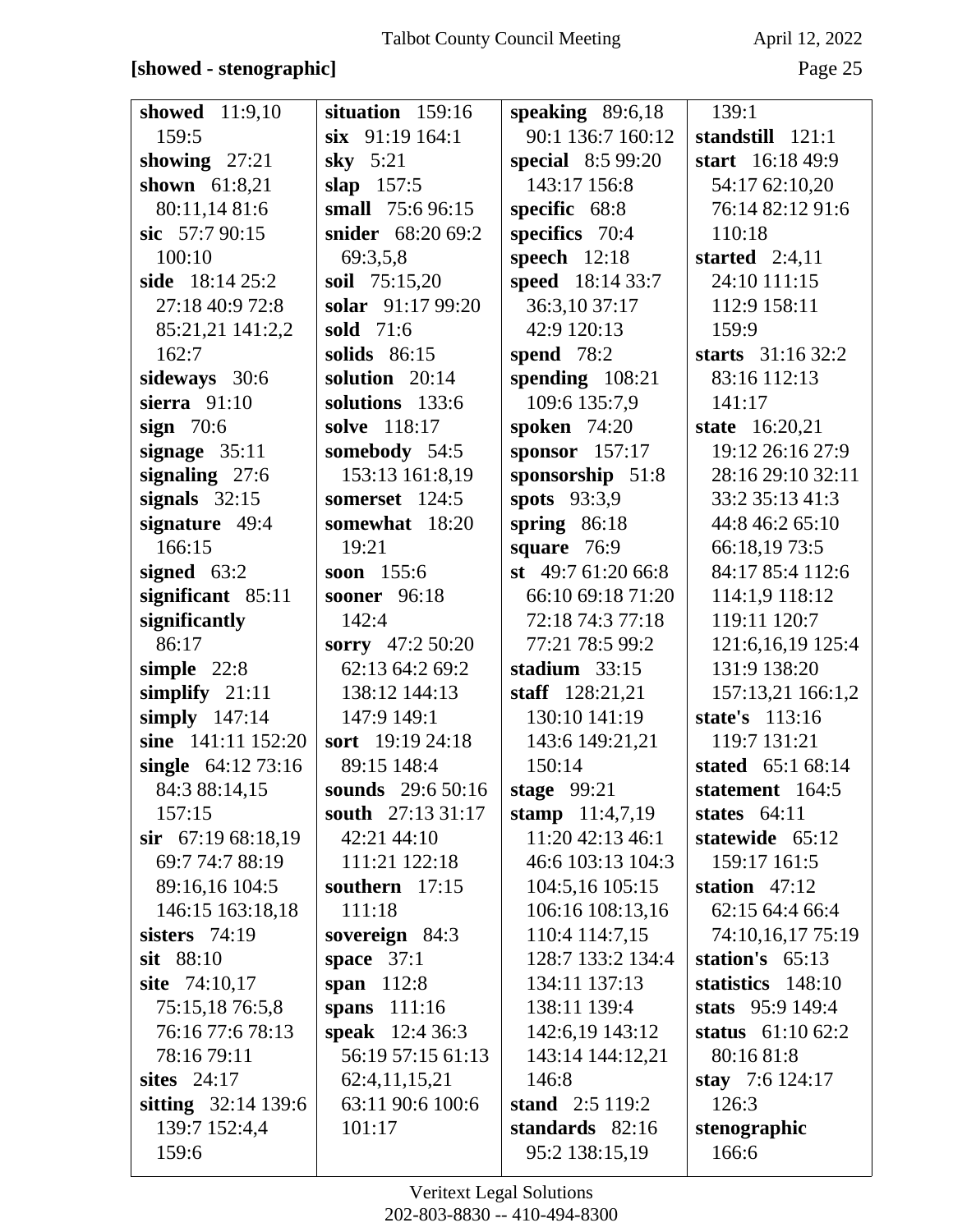**[showed - stenographic]**

**showed** 11:9,10 159:5
**showing** 27:21
**shown** 61:8,21 80:11,14 81:6
**sic** 57:7 90:15 100:10
**side** 18:14 25:2 27:18 40:9 72:8 85:21,21 141:2,2 162:7
**sideways** 30:6
**sierra** 91:10
**sign** 70:6
**signage** 35:11
**signaling** 27:6
**signals** 32:15
**signature** 49:4 166:15
**signed** 63:2
**significant** 85:11
**significantly** 86:17
**simple** 22:8
**simplify** 21:11
**simply** 147:14
**sine** 141:11 152:20
**single** 64:12 73:16 84:3 88:14,15 157:15
**sir** 67:19 68:18,19 69:7 74:7 88:19 89:16,16 104:5 146:15 163:18,18
**sisters** 74:19
**sit** 88:10
**site** 74:10,17 75:15,18 76:5,8 76:16 77:6 78:13 78:16 79:11
**sites** 24:17
**sitting** 32:14 139:6 139:7 152:4,4 159:6
**situation** 159:16
**six** 91:19 164:1
**sky** 5:21
**slap** 157:5
**small** 75:6 96:15
**snider** 68:20 69:2 69:3,5,8
**soil** 75:15,20
**solar** 91:17 99:20
**sold** 71:6
**solids** 86:15
**solution** 20:14
**solutions** 133:6
**solve** 118:17
**somebody** 54:5 153:13 161:8,19
**somerset** 124:5
**somewhat** 18:20 19:21
**soon** 155:6
**sooner** 96:18 142:4
**sorry** 47:2 50:20 62:13 64:2 69:2 138:12 144:13 147:9 149:1
**sort** 19:19 24:18 89:15 148:4
**sounds** 29:6 50:16
**south** 27:13 31:17 42:21 44:10 111:21 122:18
**southern** 17:15 111:18
**sovereign** 84:3
**space** 37:1
**span** 112:8
**spans** 111:16
**speak** 12:4 36:3 56:19 57:15 61:13 62:4,11,15,21 63:11 90:6 100:6 101:17
**speaking** 89:6,18 90:1 136:7 160:12
**special** 8:5 99:20 143:17 156:8
**specific** 68:8
**specifics** 70:4
**speech** 12:18
**speed** 18:14 33:7 36:3,10 37:17 42:9 120:13
**spend** 78:2
**spending** 108:21 109:6 135:7,9
**spoken** 74:20
**sponsor** 157:17
**sponsorship** 51:8
**spots** 93:3,9
**spring** 86:18
**square** 76:9
**st** 49:7 61:20 66:8 66:10 69:18 71:20 72:18 74:3 77:18 77:21 78:5 99:2
**stadium** 33:15
**staff** 128:21,21 130:10 141:19 143:6 149:21,21 150:14
**stage** 99:21
**stamp** 11:4,7,19 11:20 42:13 46:1 46:6 103:13 104:3 104:5,16 105:15 106:16 108:13,16 110:4 114:7,15 128:7 133:2 134:4 134:11 137:13 138:11 139:4 142:6,19 143:12 143:14 144:12,21 146:8
**stand** 2:5 119:2
**standards** 82:16 95:2 138:15,19 139:1
**standstill** 121:1
**start** 16:18 49:9 54:17 62:10,20 76:14 82:12 91:6 110:18
**started** 2:4,11 24:10 111:15 112:9 158:11 159:9
**starts** 31:16 32:2 83:16 112:13 141:17
**state** 16:20,21 19:12 26:16 27:9 28:16 29:10 32:11 33:2 35:13 41:3 44:8 46:2 65:10 66:18,19 73:5 84:17 85:4 112:6 114:1,9 118:12 119:11 120:7 121:6,16,19 125:4 131:9 138:20 157:13,21 166:1,2
**state's** 113:16 119:7 131:21
**stated** 65:1 68:14
**statement** 164:5
**states** 64:11
**statewide** 65:12 159:17 161:5
**station** 47:12 62:15 64:4 66:4 74:10,16,17 75:19
**station's** 65:13
**statistics** 148:10
**stats** 95:9 149:4
**status** 61:10 62:2 80:16 81:8
**stay** 7:6 124:17 126:3
**stenographic** 166:6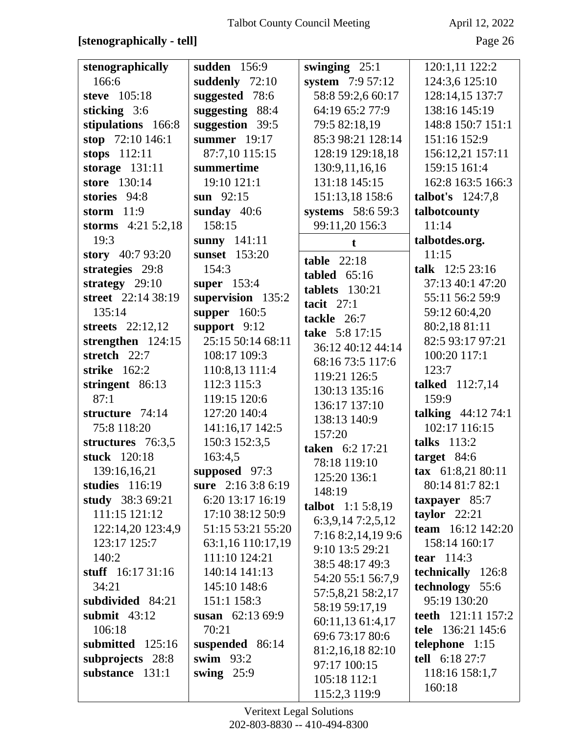**[stenographically - tell]**

**stenographically** 166:6
**steve** 105:18
**sticking** 3:6
**stipulations** 166:8
**stop** 72:10 146:1
**stops** 112:11
**storage** 131:11
**store** 130:14
**stories** 94:8
**storm** 11:9
**storms** 4:21 5:2,18 19:3
**story** 40:7 93:20
**strategies** 29:8
**strategy** 29:10
**street** 22:14 38:19 135:14
**streets** 22:12,12
**strengthen** 124:15
**stretch** 22:7
**strike** 162:2
**stringent** 86:13 87:1
**structure** 74:14 75:8 118:20
**structures** 76:3,5
**stuck** 120:18 139:16,16,21
**studies** 116:19
**study** 38:3 69:21 111:15 121:12 122:14,20 123:4,9 123:17 125:7 140:2
**stuff** 16:17 31:16 34:21
**subdivided** 84:21
**submit** 43:12 106:18
**submitted** 125:16
**subprojects** 28:8
**substance** 131:1
**sudden** 156:9
**suddenly** 72:10
**suggested** 78:6
**suggesting** 88:4
**suggestion** 39:5
**summer** 19:17 87:7,10 115:15
**summertime** 19:10 121:1
**sun** 92:15
**sunday** 40:6 158:15
**sunny** 141:11
**sunset** 153:20 154:3
**super** 153:4
**supervision** 135:2
**supper** 160:5
**support** 9:12 25:15 50:14 68:11 108:17 109:3 110:8,13 111:4 112:3 115:3 119:15 120:6 127:20 140:4 141:16,17 142:5 150:3 152:3,5 163:4,5
**supposed** 97:3
**sure** 2:16 3:8 6:19 6:20 13:17 16:19 17:10 38:12 50:9 51:15 53:21 55:20 63:1,16 110:17,19 111:10 124:21 140:14 141:13 145:10 148:6 151:1 158:3
**susan** 62:13 69:9 70:21
**suspended** 86:14
**swim** 93:2
**swing** 25:9
**swinging** 25:1
**system** 7:9 57:12 58:8 59:2,6 60:17 64:19 65:2 77:9 79:5 82:18,19 85:3 98:21 128:14 128:19 129:18,18 130:9,11,16,16 131:18 145:15 151:13,18 158:6
**systems** 58:6 59:3 99:11,20 156:3

**t**

**table** 22:18
**tabled** 65:16
**tablets** 130:21
**tacit** 27:1
**tackle** 26:7
**take** 5:8 17:15 36:12 40:12 44:14 68:16 73:5 117:6 119:21 126:5 130:13 135:16 136:17 137:10 138:13 140:9 157:20
**taken** 6:2 17:21 78:18 119:10 125:20 136:1 148:19
**talbot** 1:1 5:8,19 6:3,9,14 7:2,5,12 7:16 8:2,14,19 9:6 9:10 13:5 29:21 38:5 48:17 49:3 54:20 55:1 56:7,9 57:5,8,21 58:2,17 58:19 59:17,19 60:11,13 61:4,17 69:6 73:17 80:6 81:2,16,18 82:10 97:17 100:15 105:18 112:1 115:2,3 119:9 120:1,11 122:2 124:3,6 125:10 128:14,15 137:7 138:16 145:19 148:8 150:7 151:1 151:16 152:9 156:12,21 157:11 159:15 161:4 162:8 163:5 166:3
**talbot's** 124:7,8
**talbotcounty** 11:14
**talbotdes.org.** 11:15
**talk** 12:5 23:16 37:13 40:1 47:20 55:11 56:2 59:9 59:12 60:4,20 80:2,18 81:11 82:5 93:17 97:21 100:20 117:1 123:7
**talked** 112:7,14 159:9
**talking** 44:12 74:1 102:17 116:15
**talks** 113:2
**target** 84:6
**tax** 61:8,21 80:11 80:14 81:7 82:1
**taxpayer** 85:7
**taylor** 22:21
**team** 16:12 142:20 158:14 160:17
**tear** 114:3
**technically** 126:8
**technology** 55:6 95:19 130:20
**teeth** 121:11 157:2
**tele** 136:21 145:6
**telephone** 1:15
**tell** 6:18 27:7 118:16 158:1,7 160:18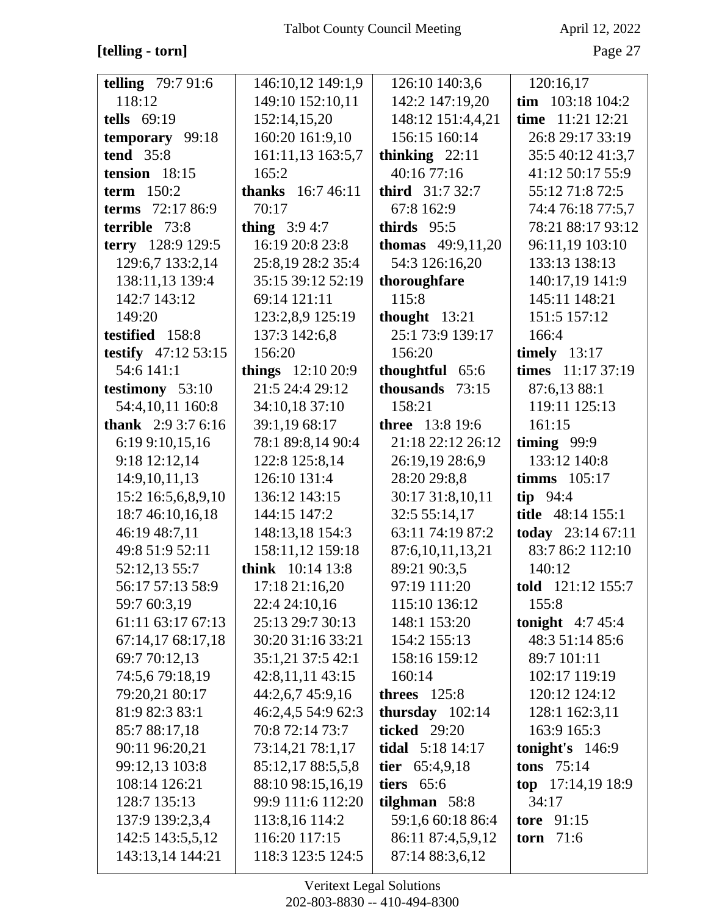**[telling - torn]**

**telling** 79:7 91:6 118:12
**tells** 69:19
**temporary** 99:18
**tend** 35:8
**tension** 18:15
**term** 150:2
**terms** 72:17 86:9
**terrible** 73:8
**terry** 128:9 129:5 129:6,7 133:2,14 138:11,13 139:4 142:7 143:12 149:20
**testified** 158:8
**testify** 47:12 53:15 54:6 141:1
**testimony** 53:10 54:4,10,11 160:8
**thank** 2:9 3:7 6:16 6:19 9:10,15,16 9:18 12:12,14 14:9,10,11,13 15:2 16:5,6,8,9,10 18:7 46:10,16,18 46:19 48:7,11 49:8 51:9 52:11 52:12,13 55:7 56:17 57:13 58:9 59:7 60:3,19 61:11 63:17 67:13 67:14,17 68:17,18 69:7 70:12,13 74:5,6 79:18,19 79:20,21 80:17 81:9 82:3 83:1 85:7 88:17,18 90:11 96:20,21 99:12,13 103:8 108:14 126:21 128:7 135:13 137:9 139:2,3,4 142:5 143:5,5,12 143:13,14 144:21 146:10,12 149:1,9 149:10 152:10,11 152:14,15,20 160:20 161:9,10 161:11,13 163:5,7 165:2
**thanks** 16:7 46:11 70:17
**thing** 3:9 4:7 16:19 20:8 23:8 25:8,19 28:2 35:4 35:15 39:12 52:19 69:14 121:11 123:2,8,9 125:19 137:3 142:6,8 156:20
**things** 12:10 20:9 21:5 24:4 29:12 34:10,18 37:10 39:1,19 68:17 78:1 89:8,14 90:4 122:8 125:8,14 126:10 131:4 136:12 143:15 144:15 147:2 148:13,18 154:3 158:11,12 159:18
**think** 10:14 13:8 17:18 21:16,20 22:4 24:10,16 25:13 29:7 30:13 30:20 31:16 33:21 35:1,21 37:5 42:1 42:8,11,11 43:15 44:2,6,7 45:9,16 46:2,4,5 54:9 62:3 70:8 72:14 73:7 73:14,21 78:1,17 85:12,17 88:5,5,8 88:10 98:15,16,19 99:9 111:6 112:20 113:8,16 114:2 116:20 117:15 118:3 123:5 124:5 126:10 140:3,6 142:2 147:19,20 148:12 151:4,4,21 156:15 160:14
**thinking** 22:11 40:16 77:16
**third** 31:7 32:7 67:8 162:9
**thirds** 95:5
**thomas** 49:9,11,20 54:3 126:16,20
**thoroughfare** 115:8
**thought** 13:21 25:1 73:9 139:17 156:20
**thoughtful** 65:6
**thousands** 73:15 158:21
**three** 13:8 19:6 21:18 22:12 26:12 26:19,19 28:6,9 28:20 29:8,8 30:17 31:8,10,11 32:5 55:14,17 63:11 74:19 87:2 87:6,10,11,13,21 89:21 90:3,5 97:19 111:20 115:10 136:12 148:1 153:20 154:2 155:13 158:16 159:12 160:14
**threes** 125:8
**thursday** 102:14
**ticked** 29:20
**tidal** 5:18 14:17
**tier** 65:4,9,18
**tiers** 65:6
**tilghman** 58:8 59:1,6 60:18 86:4 86:11 87:4,5,9,12 87:14 88:3,6,12 120:16,17
**tim** 103:18 104:2
**time** 11:21 12:21 26:8 29:17 33:19 35:5 40:12 41:3,7 41:12 50:17 55:9 55:12 71:8 72:5 74:4 76:18 77:5,7 78:21 88:17 93:12 96:11,19 103:10 133:13 138:13 140:17,19 141:9 145:11 148:21 151:5 157:12 166:4
**timely** 13:17
**times** 11:17 37:19 87:6,13 88:1 119:11 125:13 161:15
**timing** 99:9 133:12 140:8
**timms** 105:17
**tip** 94:4
**title** 48:14 155:1
**today** 23:14 67:11 83:7 86:2 112:10 140:12
**told** 121:12 155:7 155:8
**tonight** 4:7 45:4 48:3 51:14 85:6 89:7 101:11 102:17 119:19 120:12 124:12 128:1 162:3,11 163:9 165:3
**tonight's** 146:9
**tons** 75:14
**top** 17:14,19 18:9 34:17
**tore** 91:15
**torn** 71:6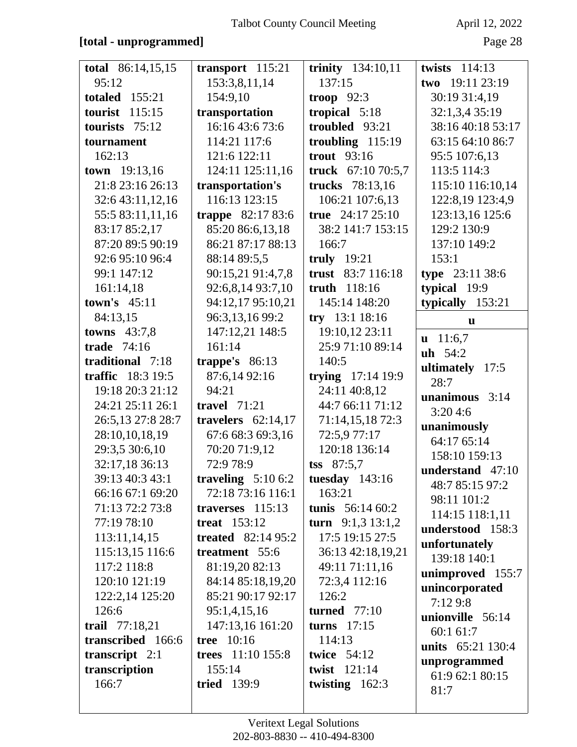[total - unprogrammed]

**total** 86:14,15,15 95:12
**totaled** 155:21
**tourist** 115:15
**tourists** 75:12
**tournament** 162:13
**town** 19:13,16 21:8 23:16 26:13 32:6 43:11,12,16 55:5 83:11,11,16 83:17 85:2,17 87:20 89:5 90:19 92:6 95:10 96:4 99:1 147:12 161:14,18
**town's** 45:11 84:13,15
**towns** 43:7,8
**trade** 74:16
**traditional** 7:18
**traffic** 18:3 19:5 19:18 20:3 21:12 24:21 25:11 26:1 26:5,13 27:8 28:7 28:10,10,18,19 29:3,5 30:6,10 32:17,18 36:13 39:13 40:3 43:1 66:16 67:1 69:20 71:13 72:2 73:8 77:19 78:10 113:11,14,15 115:13,15 116:6 117:2 118:8 120:10 121:19 122:2,14 125:20 126:6
**trail** 77:18,21
**transcribed** 166:6
**transcript** 2:1
**transcription** 166:7
**transport** 115:21 153:3,8,11,14 154:9,10
**transportation** 16:16 43:6 73:6 114:21 117:6 121:6 122:11 124:11 125:11,16
**transportation's** 116:13 123:15
**trappe** 82:17 83:6 85:20 86:6,13,18 86:21 87:17 88:13 88:14 89:5,5 90:15,21 91:4,7,8 92:6,8,14 93:7,10 94:12,17 95:10,21 96:3,13,16 99:2 147:12,21 148:5 161:14
**trappe's** 86:13 87:6,14 92:16 94:21
**travel** 71:21
**travelers** 62:14,17 67:6 68:3 69:3,16 70:20 71:9,12 72:9 78:9
**traveling** 5:10 6:2 72:18 73:16 116:1
**traverses** 115:13
**treat** 153:12
**treated** 82:14 95:2
**treatment** 55:6 81:19,20 82:13 84:14 85:18,19,20 85:21 90:17 92:17 95:1,4,15,16 147:13,16 161:20
**tree** 10:16
**trees** 11:10 155:8 155:14
**tried** 139:9
**trinity** 134:10,11 137:15
**troop** 92:3
**tropical** 5:18
**troubled** 93:21
**troubling** 115:19
**trout** 93:16
**truck** 67:10 70:5,7
**trucks** 78:13,16 106:21 107:6,13
**true** 24:17 25:10 38:2 141:7 153:15 166:7
**truly** 19:21
**trust** 83:7 116:18
**truth** 118:16 145:14 148:20
**try** 13:1 18:16 19:10,12 23:11 25:9 71:10 89:14 140:5
**trying** 17:14 19:9 24:11 40:8,12 44:7 66:11 71:12 71:14,15,18 72:3 72:5,9 77:17 120:18 136:14
**tss** 87:5,7
**tuesday** 143:16 163:21
**tunis** 56:14 60:2
**turn** 9:1,3 13:1,2 17:5 19:15 27:5 36:13 42:18,19,21 49:11 71:11,16 72:3,4 112:16 126:2
**turned** 77:10
**turns** 17:15 114:13
**twice** 54:12
**twist** 121:14
**twisting** 162:3
**twists** 114:13
**two** 19:11 23:19 30:19 31:4,19 32:1,3,4 35:19 38:16 40:18 53:17 63:15 64:10 86:7 95:5 107:6,13 113:5 114:3 115:10 116:10,14 122:8,19 123:4,9 123:13,16 125:6 129:2 130:9 137:10 149:2 153:1
**type** 23:11 38:6
**typical** 19:9
**typically** 153:21

**u**

**u** 11:6,7
**uh** 54:2
**ultimately** 17:5 28:7
**unanimous** 3:14 3:20 4:6
**unanimously** 64:17 65:14 158:10 159:13
**understand** 47:10 48:7 85:15 97:2 98:11 101:2 114:15 118:1,11
**understood** 158:3
**unfortunately** 139:18 140:1
**unimproved** 155:7
**unincorporated** 7:12 9:8
**unionville** 56:14 60:1 61:7
**units** 65:21 130:4
**unprogrammed** 61:9 62:1 80:15 81:7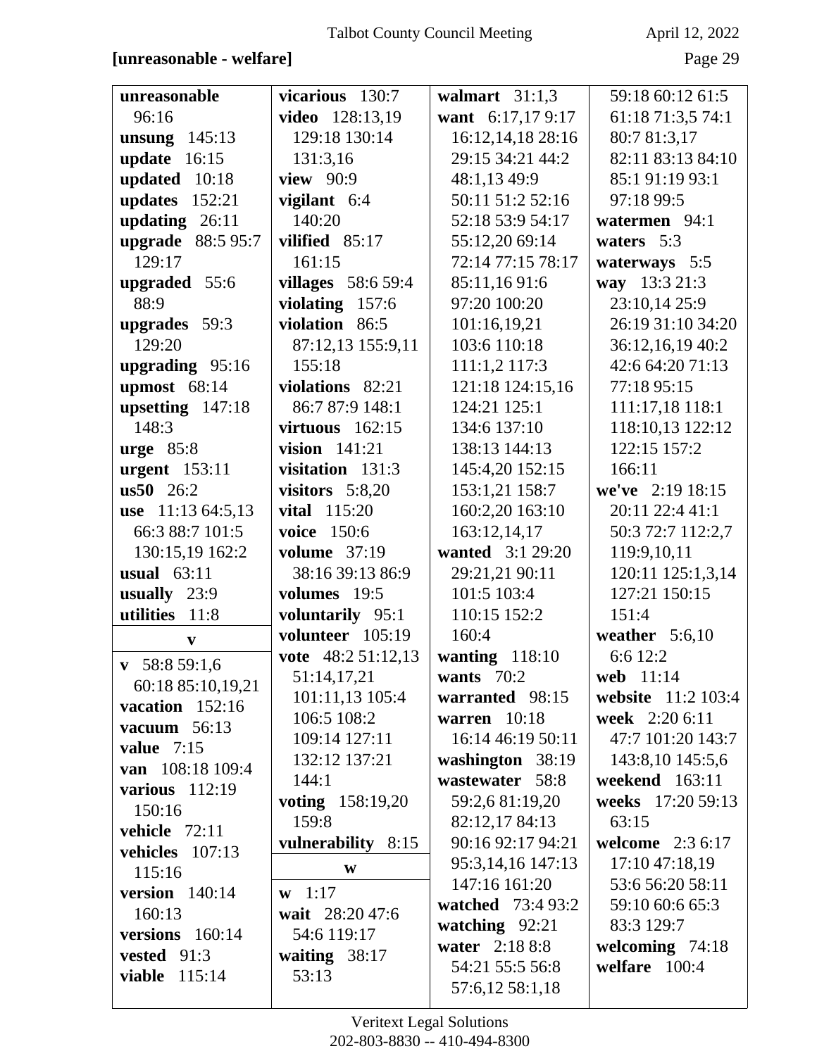**[unreasonable - welfare]**

**unreasonable** 96:16
**unsung** 145:13
**update** 16:15
**updated** 10:18
**updates** 152:21
**updating** 26:11
**upgrade** 88:5 95:7 129:17
**upgraded** 55:6 88:9
**upgrades** 59:3 129:20
**upgrading** 95:16
**upmost** 68:14
**upsetting** 147:18 148:3
**urge** 85:8
**urgent** 153:11
**us50** 26:2
**use** 11:13 64:5,13 66:3 88:7 101:5 130:15,19 162:2
**usual** 63:11
**usually** 23:9
**utilities** 11:8

**v**

**v** 58:8 59:1,6 60:18 85:10,19,21
**vacation** 152:16
**vacuum** 56:13
**value** 7:15
**van** 108:18 109:4
**various** 112:19 150:16
**vehicle** 72:11
**vehicles** 107:13 115:16
**version** 140:14 160:13
**versions** 160:14
**vested** 91:3
**viable** 115:14
**vicarious** 130:7
**video** 128:13,19 129:18 130:14 131:3,16
**view** 90:9
**vigilant** 6:4 140:20
**vilified** 85:17 161:15
**villages** 58:6 59:4
**violating** 157:6
**violation** 86:5 87:12,13 155:9,11 155:18
**violations** 82:21 86:7 87:9 148:1
**virtuous** 162:15
**vision** 141:21
**visitation** 131:3
**visitors** 5:8,20
**vital** 115:20
**voice** 150:6
**volume** 37:19 38:16 39:13 86:9
**volumes** 19:5
**voluntarily** 95:1
**volunteer** 105:19
**vote** 48:2 51:12,13 51:14,17,21 101:11,13 105:4 106:5 108:2 109:14 127:11 132:12 137:21 144:1
**voting** 158:19,20 159:8
**vulnerability** 8:15

**w**

**w** 1:17
**wait** 28:20 47:6 54:6 119:17
**waiting** 38:17 53:13
**walmart** 31:1,3
**want** 6:17,17 9:17 16:12,14,18 28:16 29:15 34:21 44:2 48:1,13 49:9 50:11 51:2 52:16 52:18 53:9 54:17 55:12,20 69:14 72:14 77:15 78:17 85:11,16 91:6 97:20 100:20 101:16,19,21 103:6 110:18 111:1,2 117:3 121:18 124:15,16 124:21 125:1 134:6 137:10 138:13 144:13 145:4,20 152:15 153:1,21 158:7 160:2,20 163:10 163:12,14,17
**wanted** 3:1 29:20 29:21,21 90:11 101:5 103:4 110:15 152:2 160:4
**wanting** 118:10
**wants** 70:2
**warranted** 98:15
**warren** 10:18 16:14 46:19 50:11
**washington** 38:19
**wastewater** 58:8 59:2,6 81:19,20 82:12,17 84:13 90:16 92:17 94:21 95:3,14,16 147:13 147:16 161:20
**watched** 73:4 93:2
**watching** 92:21
**water** 2:18 8:8 54:21 55:5 56:8 57:6,12 58:1,18 59:18 60:12 61:5 61:18 71:3,5 74:1 80:7 81:3,17 82:11 83:13 84:10 85:1 91:19 93:1 97:18 99:5
**watermen** 94:1
**waters** 5:3
**waterways** 5:5
**way** 13:3 21:3 23:10,14 25:9 26:19 31:10 34:20 36:12,16,19 40:2 42:6 64:20 71:13 77:18 95:15 111:17,18 118:1 118:10,13 122:12 122:15 157:2 166:11
**we've** 2:19 18:15 20:11 22:4 41:1 50:3 72:7 112:2,7 119:9,10,11 120:11 125:1,3,14 127:21 150:15 151:4
**weather** 5:6,10 6:6 12:2
**web** 11:14
**website** 11:2 103:4
**week** 2:20 6:11 47:7 101:20 143:7 143:8,10 145:5,6
**weekend** 163:11
**weeks** 17:20 59:13 63:15
**welcome** 2:3 6:17 17:10 47:18,19 53:6 56:20 58:11 59:10 60:6 65:3 83:3 129:7
**welcoming** 74:18
**welfare** 100:4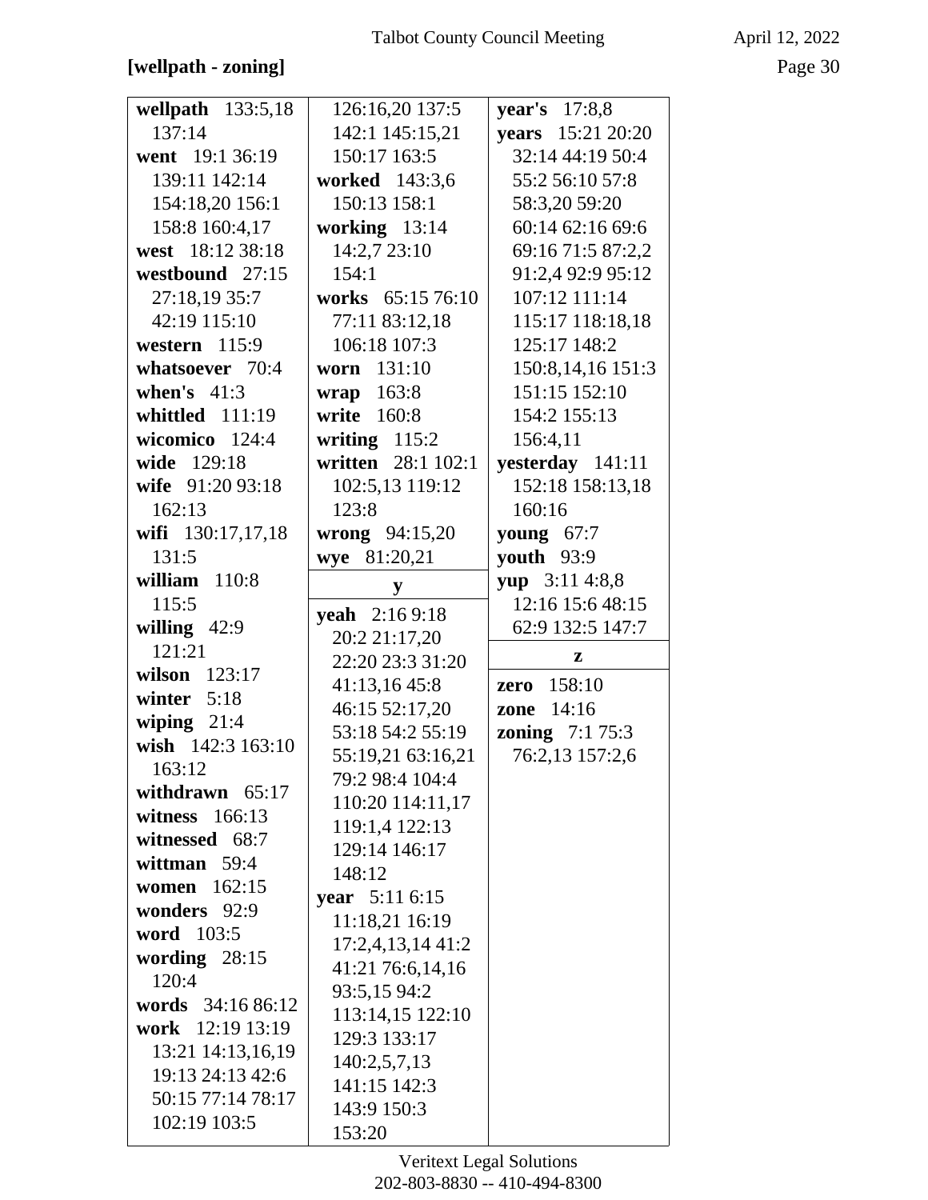[wellpath - zoning]

**wellpath** 133:5,18 137:14
**went** 19:1 36:19 139:11 142:14 154:18,20 156:1 158:8 160:4,17
**west** 18:12 38:18
**westbound** 27:15 27:18,19 35:7 42:19 115:10
**western** 115:9
**whatsoever** 70:4
**when's** 41:3
**whittled** 111:19
**wicomico** 124:4
**wide** 129:18
**wife** 91:20 93:18 162:13
**wifi** 130:17,17,18 131:5
**william** 110:8 115:5
**willing** 42:9 121:21
**wilson** 123:17
**winter** 5:18
**wiping** 21:4
**wish** 142:3 163:10 163:12
**withdrawn** 65:17
**witness** 166:13
**witnessed** 68:7
**wittman** 59:4
**women** 162:15
**wonders** 92:9
**word** 103:5
**wording** 28:15 120:4
**words** 34:16 86:12
**work** 12:19 13:19 13:21 14:13,16,19 19:13 24:13 42:6 50:15 77:14 78:17 102:19 103:5 126:16,20 137:5 142:1 145:15,21 150:17 163:5
**worked** 143:3,6 150:13 158:1
**working** 13:14 14:2,7 23:10 154:1
**works** 65:15 76:10 77:11 83:12,18 106:18 107:3
**worn** 131:10
**wrap** 163:8
**write** 160:8
**writing** 115:2
**written** 28:1 102:1 102:5,13 119:12 123:8
**wrong** 94:15,20
**wye** 81:20,21

**y**

**yeah** 2:16 9:18 20:2 21:17,20 22:20 23:3 31:20 41:13,16 45:8 46:15 52:17,20 53:18 54:2 55:19 55:19,21 63:16,21 79:2 98:4 104:4 110:20 114:11,17 119:1,4 122:13 129:14 146:17 148:12
**year** 5:11 6:15 11:18,21 16:19 17:2,4,13,14 41:2 41:21 76:6,14,16 93:5,15 94:2 113:14,15 122:10 129:3 133:17 140:2,5,7,13 141:15 142:3 143:9 150:3 153:20
**year's** 17:8,8
**years** 15:21 20:20 32:14 44:19 50:4 55:2 56:10 57:8 58:3,20 59:20 60:14 62:16 69:6 69:16 71:5 87:2,2 91:2,4 92:9 95:12 107:12 111:14 115:17 118:18,18 125:17 148:2 150:8,14,16 151:3 151:15 152:10 154:2 155:13 156:4,11
**yesterday** 141:11 152:18 158:13,18 160:16
**young** 67:7
**youth** 93:9
**yup** 3:11 4:8,8 12:16 15:6 48:15 62:9 132:5 147:7

**z**

**zero** 158:10
**zone** 14:16
**zoning** 7:1 75:3 76:2,13 157:2,6